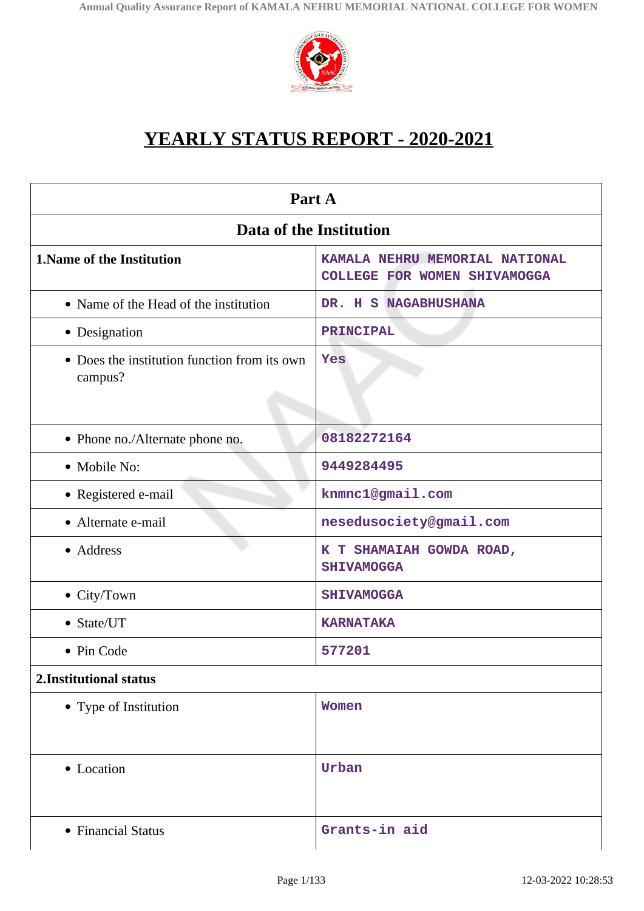# YEARLY STATUS REPORT - 2020-2021

| Part A | |
|---|---|
| **Data of the Institution** | |
| **1.Name of the Institution** | KAMALA NEHRU MEMORIAL NATIONAL COLLEGE FOR WOMEN SHIVAMOGGA |
| • Name of the Head of the institution | DR. H S NAGABHUSHANA |
| • Designation | PRINCIPAL |
| • Does the institution function from its own campus? | Yes |
| • Phone no./Alternate phone no. | 08182272164 |
| • Mobile No: | 9449284495 |
| • Registered e-mail | knmnc1@gmail.com |
| • Alternate e-mail | nesedusociety@gmail.com |
| • Address | K T SHAMAIAH GOWDA ROAD, SHIVAMOGGA |
| • City/Town | SHIVAMOGGA |
| • State/UT | KARNATAKA |
| • Pin Code | 577201 |
| **2.Institutional status** | |
| • Type of Institution | Women |
| • Location | Urban |
| • Financial Status | Grants-in aid |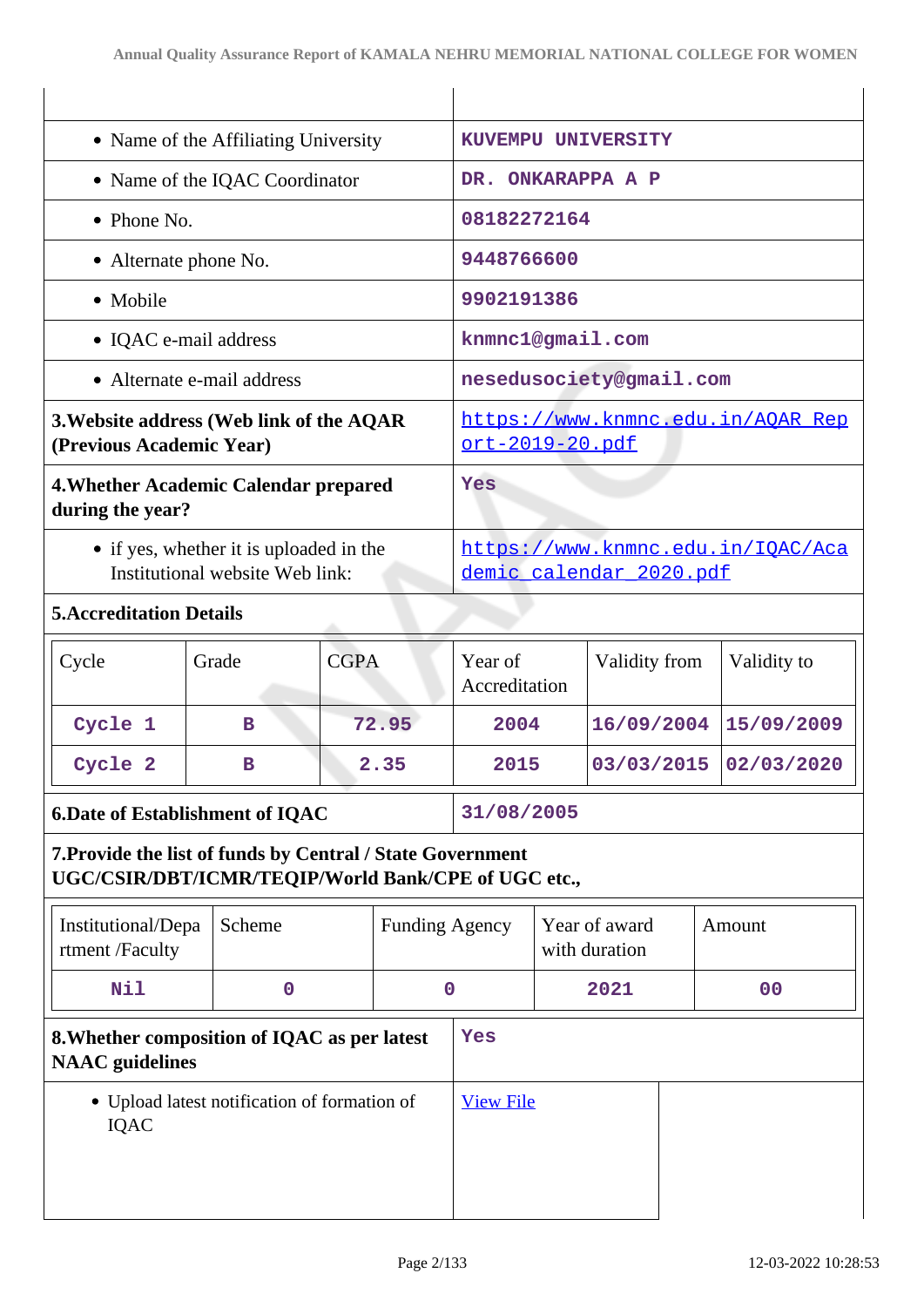| | |
|---|---|
| • Name of the Affiliating University | KUVEMPU UNIVERSITY |
| • Name of the IQAC Coordinator | DR. ONKARAPPA A P |
| • Phone No. | 08182272164 |
| • Alternate phone No. | 9448766600 |
| • Mobile | 9902191386 |
| • IQAC e-mail address | knmnc1@gmail.com |
| • Alternate e-mail address | nesedusociety@gmail.com |
| **3.Website address (Web link of the AQAR (Previous Academic Year)** | https://www.knmnc.edu.in/AQAR_Report-2019-20.pdf |
| **4.Whether Academic Calendar prepared during the year?** | Yes |
| • if yes, whether it is uploaded in the Institutional website Web link: | https://www.knmnc.edu.in/IQAC/Academic_calendar_2020.pdf |

**5.Accreditation Details**

| Cycle | Grade | CGPA | Year of Accreditation | Validity from | Validity to |
|---|---|---|---|---|---|
| Cycle 1 | B | 72.95 | 2004 | 16/09/2004 | 15/09/2009 |
| Cycle 2 | B | 2.35 | 2015 | 03/03/2015 | 02/03/2020 |

| | |
|---|---|
| **6.Date of Establishment of IQAC** | 31/08/2005 |

**7.Provide the list of funds by Central / State Government UGC/CSIR/DBT/ICMR/TEQIP/World Bank/CPE of UGC etc.,**

| Institutional/Department /Faculty | Scheme | Funding Agency | Year of award with duration | Amount |
|---|---|---|---|---|
| Nil | 0 | 0 | 2021 | 00 |

| | |
|---|---|
| **8.Whether composition of IQAC as per latest NAAC guidelines** | Yes |
| • Upload latest notification of formation of IQAC | View File |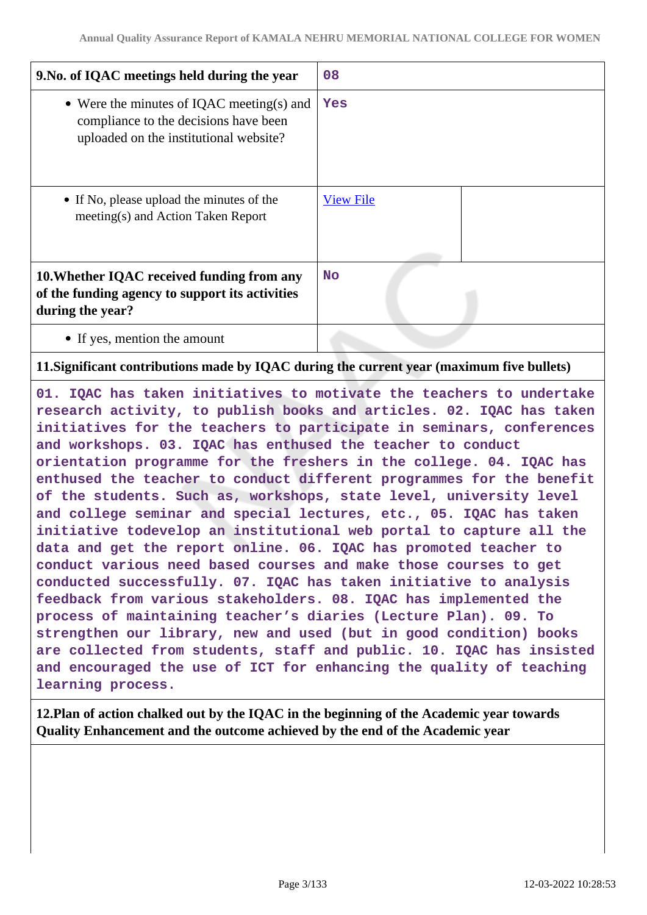| 9.No. of IQAC meetings held during the year | 08 | |
|---|---|---|
| • Were the minutes of IQAC meeting(s) and compliance to the decisions have been uploaded on the institutional website? | Yes | |
| • If No, please upload the minutes of the meeting(s) and Action Taken Report | View File | |
| **10.Whether IQAC received funding from any of the funding agency to support its activities during the year?** | No | |
| • If yes, mention the amount | | |

**11.Significant contributions made by IQAC during the current year (maximum five bullets)**

01. IQAC has taken initiatives to motivate the teachers to undertake research activity, to publish books and articles. 02. IQAC has taken initiatives for the teachers to participate in seminars, conferences and workshops. 03. IQAC has enthused the teacher to conduct orientation programme for the freshers in the college. 04. IQAC has enthused the teacher to conduct different programmes for the benefit of the students. Such as, workshops, state level, university level and college seminar and special lectures, etc., 05. IQAC has taken initiative todevelop an institutional web portal to capture all the data and get the report online. 06. IQAC has promoted teacher to conduct various need based courses and make those courses to get conducted successfully. 07. IQAC has taken initiative to analysis feedback from various stakeholders. 08. IQAC has implemented the process of maintaining teacher's diaries (Lecture Plan). 09. To strengthen our library, new and used (but in good condition) books are collected from students, staff and public. 10. IQAC has insisted and encouraged the use of ICT for enhancing the quality of teaching learning process.

**12.Plan of action chalked out by the IQAC in the beginning of the Academic year towards Quality Enhancement and the outcome achieved by the end of the Academic year**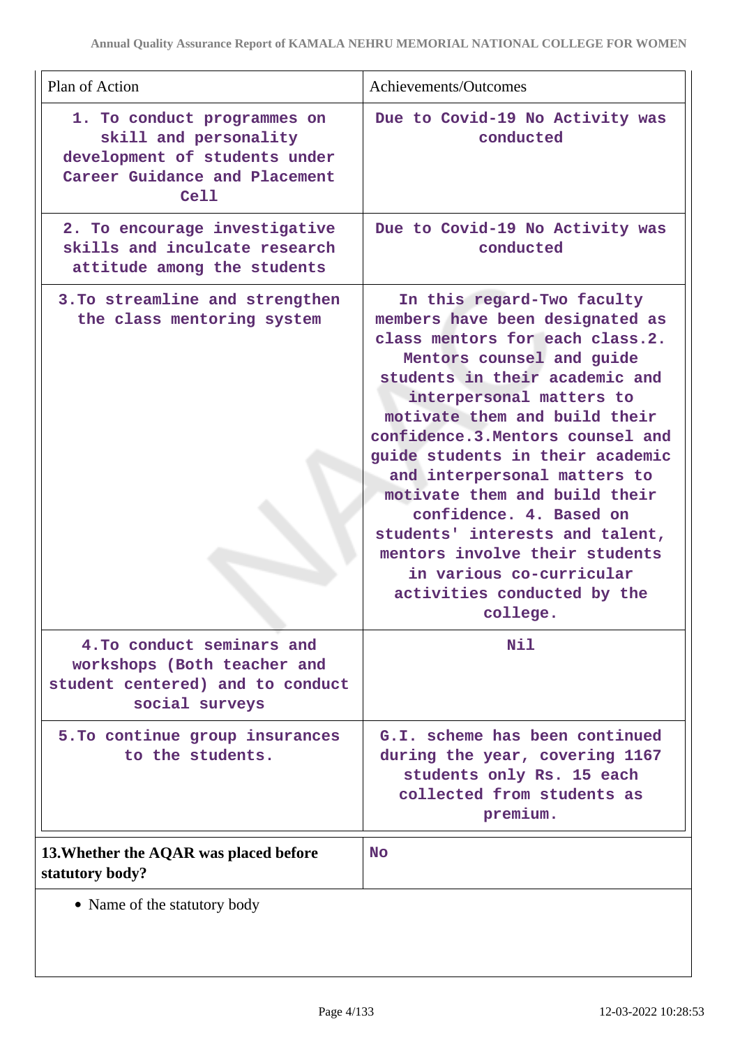| Plan of Action | Achievements/Outcomes |
| --- | --- |
| 1. To conduct programmes on skill and personality development of students under Career Guidance and Placement Cell | Due to Covid-19 No Activity was conducted |
| 2. To encourage investigative skills and inculcate research attitude among the students | Due to Covid-19 No Activity was conducted |
| 3.To streamline and strengthen the class mentoring system | In this regard-Two faculty members have been designated as class mentors for each class.2. Mentors counsel and guide students in their academic and interpersonal matters to motivate them and build their confidence.3.Mentors counsel and guide students in their academic and interpersonal matters to motivate them and build their confidence. 4. Based on students' interests and talent, mentors involve their students in various co-curricular activities conducted by the college. |
| 4.To conduct seminars and workshops (Both teacher and student centered) and to conduct social surveys | Nil |
| 5.To continue group insurances to the students. | G.I. scheme has been continued during the year, covering 1167 students only Rs. 15 each collected from students as premium. |

| **13.Whether the AQAR was placed before statutory body?** | **No** |
| --- | --- |

- Name of the statutory body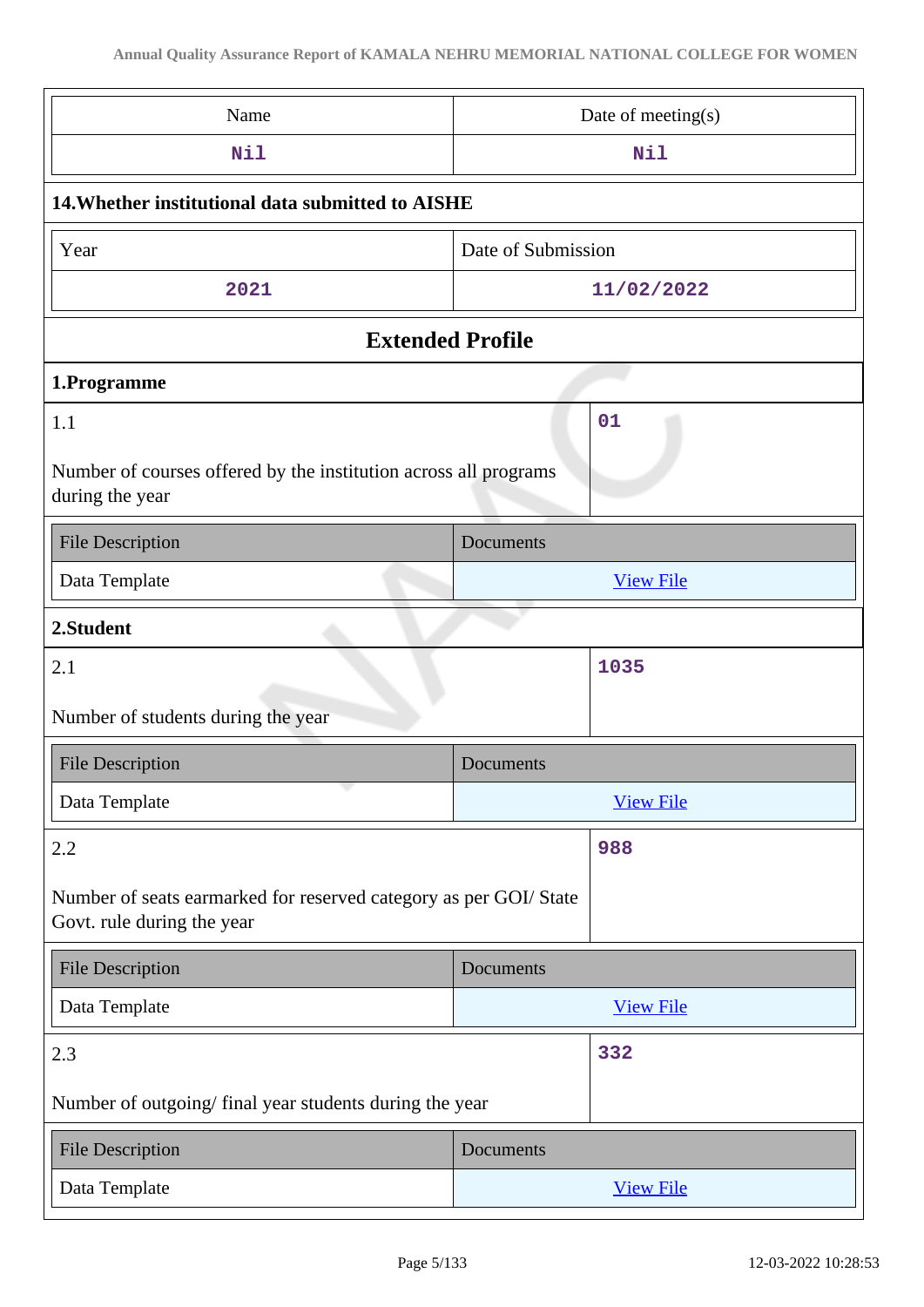| Name | Date of meeting(s) |
| --- | --- |
| Nil | Nil |

**14.Whether institutional data submitted to AISHE**

| Year | Date of Submission |
| --- | --- |
| 2021 | 11/02/2022 |

## Extended Profile

### 1.Programme

| 1.1<br><br>Number of courses offered by the institution across all programs during the year | 01 |
| --- | --- |

| File Description | Documents |
| --- | --- |
| Data Template | View File |

### 2.Student

| 2.1<br><br>Number of students during the year | 1035 |
| --- | --- |

| File Description | Documents |
| --- | --- |
| Data Template | View File |

| 2.2<br><br>Number of seats earmarked for reserved category as per GOI/ State Govt. rule during the year | 988 |
| --- | --- |

| File Description | Documents |
| --- | --- |
| Data Template | View File |

| 2.3<br><br>Number of outgoing/ final year students during the year | 332 |
| --- | --- |

| File Description | Documents |
| --- | --- |
| Data Template | View File |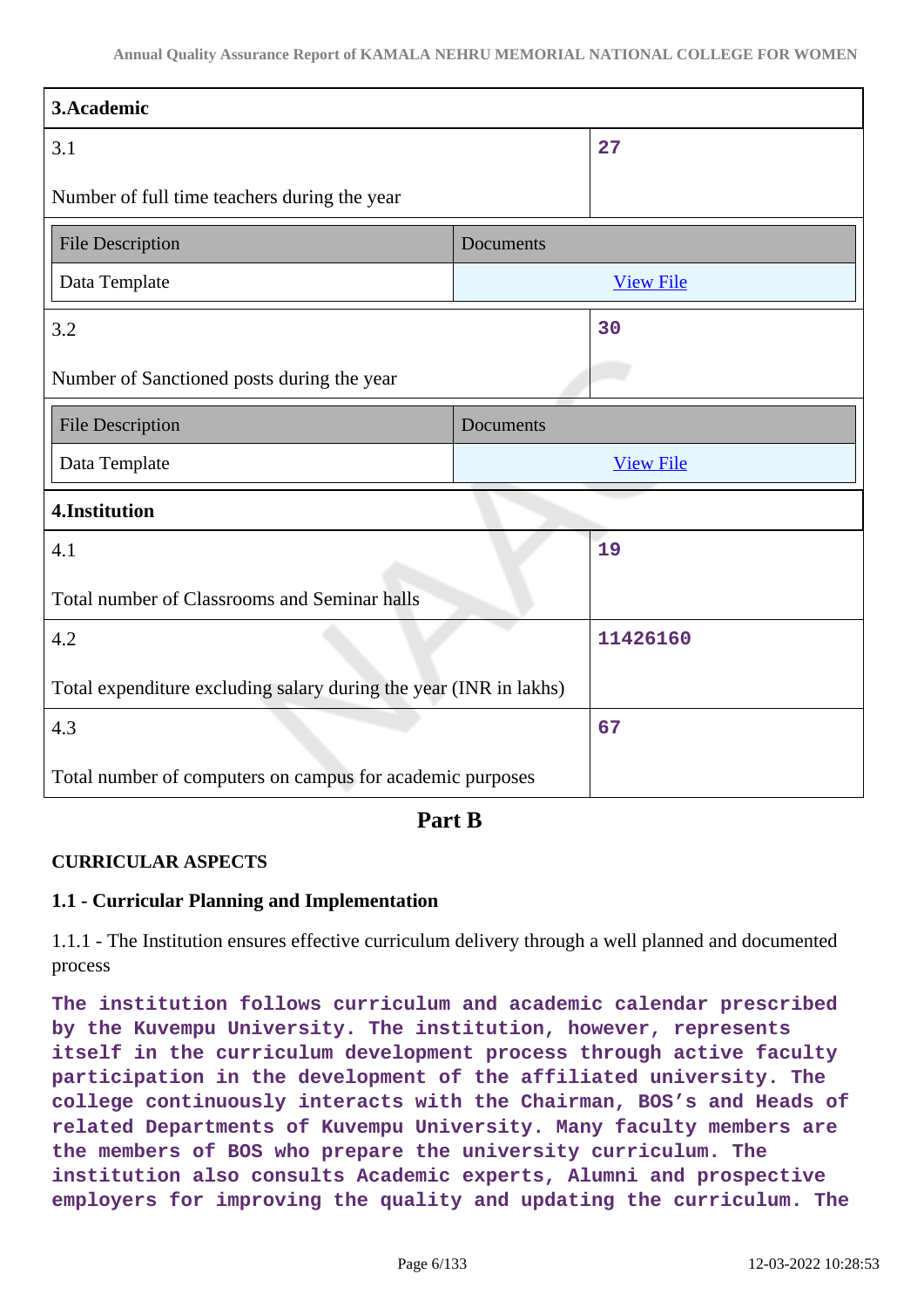| 3.Academic | |
|---|---|
| 3.1<br><br>Number of full time teachers during the year | 27 |

| File Description | Documents |
|---|---|
| Data Template | View File |

| | |
|---|---|
| 3.2<br><br>Number of Sanctioned posts during the year | 30 |

| File Description | Documents |
|---|---|
| Data Template | View File |

| 4.Institution | |
|---|---|
| 4.1<br><br>Total number of Classrooms and Seminar halls | 19 |
| 4.2<br><br>Total expenditure excluding salary during the year (INR in lakhs) | 11426160 |
| 4.3<br><br>Total number of computers on campus for academic purposes | 67 |

## Part B

**CURRICULAR ASPECTS**

**1.1 - Curricular Planning and Implementation**

1.1.1 - The Institution ensures effective curriculum delivery through a well planned and documented process

**The institution follows curriculum and academic calendar prescribed by the Kuvempu University. The institution, however, represents itself in the curriculum development process through active faculty participation in the development of the affiliated university. The college continuously interacts with the Chairman, BOS's and Heads of related Departments of Kuvempu University. Many faculty members are the members of BOS who prepare the university curriculum. The institution also consults Academic experts, Alumni and prospective employers for improving the quality and updating the curriculum. The**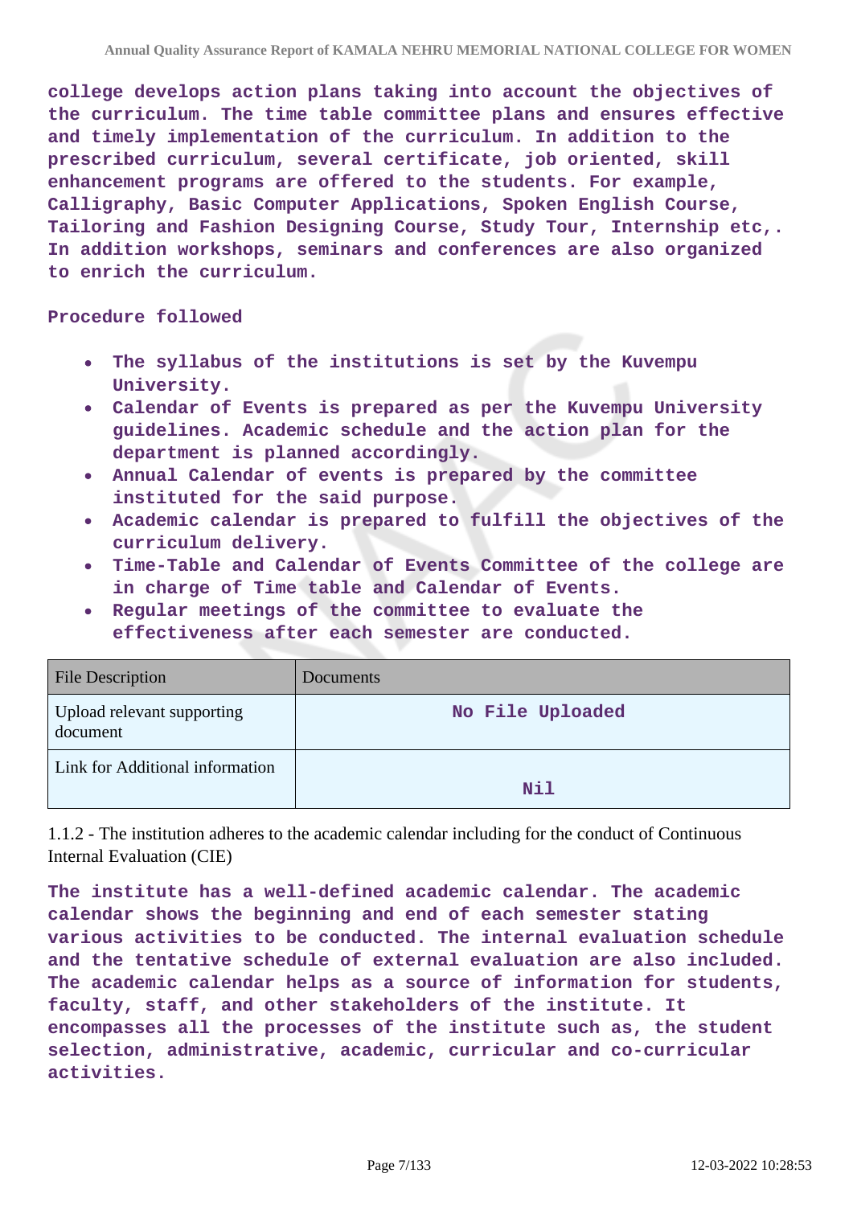**college develops action plans taking into account the objectives of the curriculum. The time table committee plans and ensures effective and timely implementation of the curriculum. In addition to the prescribed curriculum, several certificate, job oriented, skill enhancement programs are offered to the students. For example, Calligraphy, Basic Computer Applications, Spoken English Course, Tailoring and Fashion Designing Course, Study Tour, Internship etc,. In addition workshops, seminars and conferences are also organized to enrich the curriculum.**

**Procedure followed**

- **The syllabus of the institutions is set by the Kuvempu University.**
- **Calendar of Events is prepared as per the Kuvempu University guidelines. Academic schedule and the action plan for the department is planned accordingly.**
- **Annual Calendar of events is prepared by the committee instituted for the said purpose.**
- **Academic calendar is prepared to fulfill the objectives of the curriculum delivery.**
- **Time-Table and Calendar of Events Committee of the college are in charge of Time table and Calendar of Events.**
- **Regular meetings of the committee to evaluate the effectiveness after each semester are conducted.**

| File Description | Documents |
|---|---|
| Upload relevant supporting document | No File Uploaded |
| Link for Additional information | Nil |

1.1.2 - The institution adheres to the academic calendar including for the conduct of Continuous Internal Evaluation (CIE)

**The institute has a well-defined academic calendar. The academic calendar shows the beginning and end of each semester stating various activities to be conducted. The internal evaluation schedule and the tentative schedule of external evaluation are also included. The academic calendar helps as a source of information for students, faculty, staff, and other stakeholders of the institute. It encompasses all the processes of the institute such as, the student selection, administrative, academic, curricular and co-curricular activities.**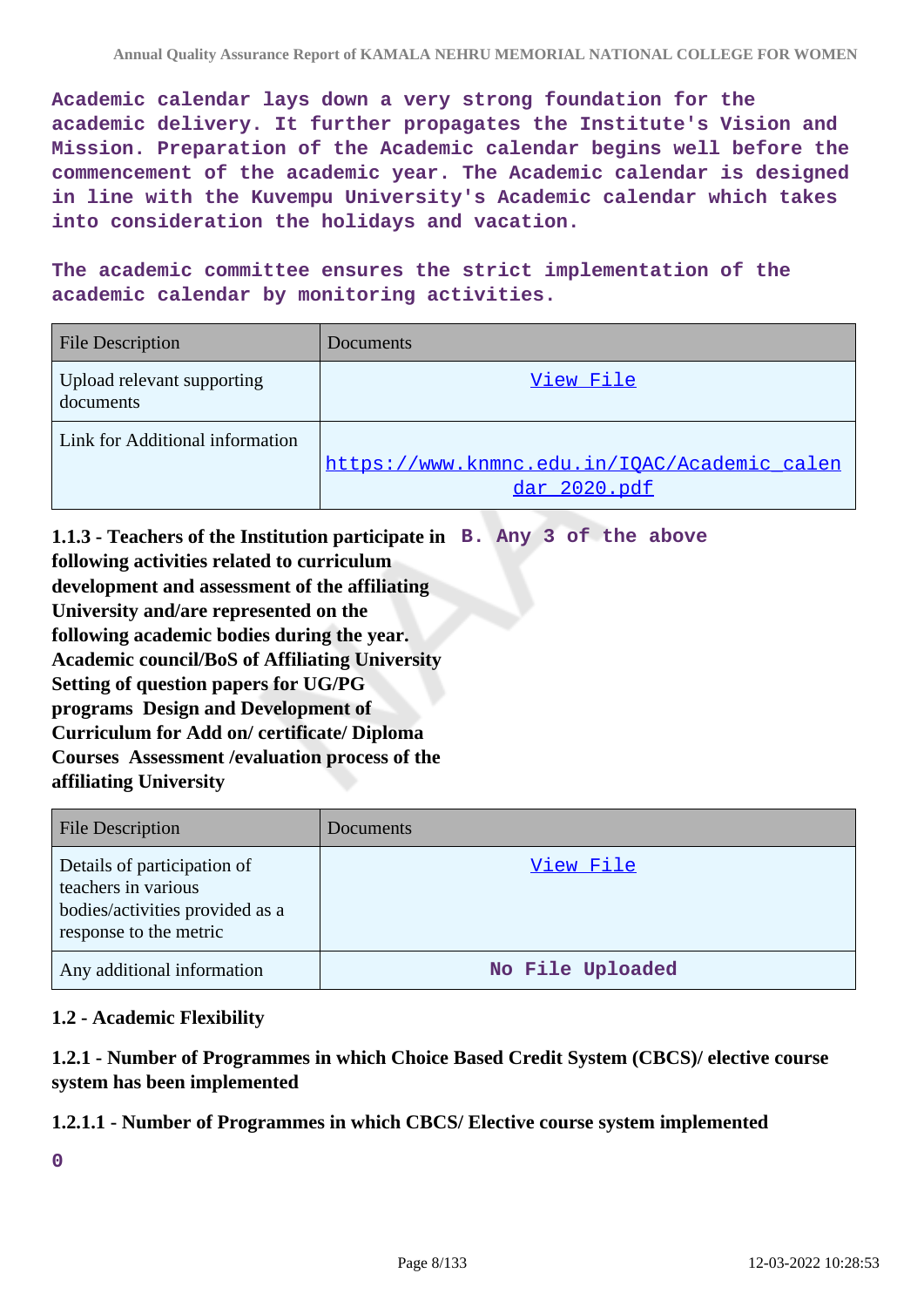Academic calendar lays down a very strong foundation for the academic delivery. It further propagates the Institute's Vision and Mission. Preparation of the Academic calendar begins well before the commencement of the academic year. The Academic calendar is designed in line with the Kuvempu University's Academic calendar which takes into consideration the holidays and vacation.

The academic committee ensures the strict implementation of the academic calendar by monitoring activities.

| File Description | Documents |
|---|---|
| Upload relevant supporting documents | View File |
| Link for Additional information | https://www.knmnc.edu.in/IQAC/Academic_calendar_2020.pdf |

**1.1.3 - Teachers of the Institution participate in following activities related to curriculum development and assessment of the affiliating University and/are represented on the following academic bodies during the year. Academic council/BoS of Affiliating University Setting of question papers for UG/PG programs Design and Development of Curriculum for Add on/ certificate/ Diploma Courses Assessment /evaluation process of the affiliating University**

B. Any 3 of the above

| File Description | Documents |
|---|---|
| Details of participation of teachers in various bodies/activities provided as a response to the metric | View File |
| Any additional information | No File Uploaded |

### 1.2 - Academic Flexibility

**1.2.1 - Number of Programmes in which Choice Based Credit System (CBCS)/ elective course system has been implemented**

**1.2.1.1 - Number of Programmes in which CBCS/ Elective course system implemented**

0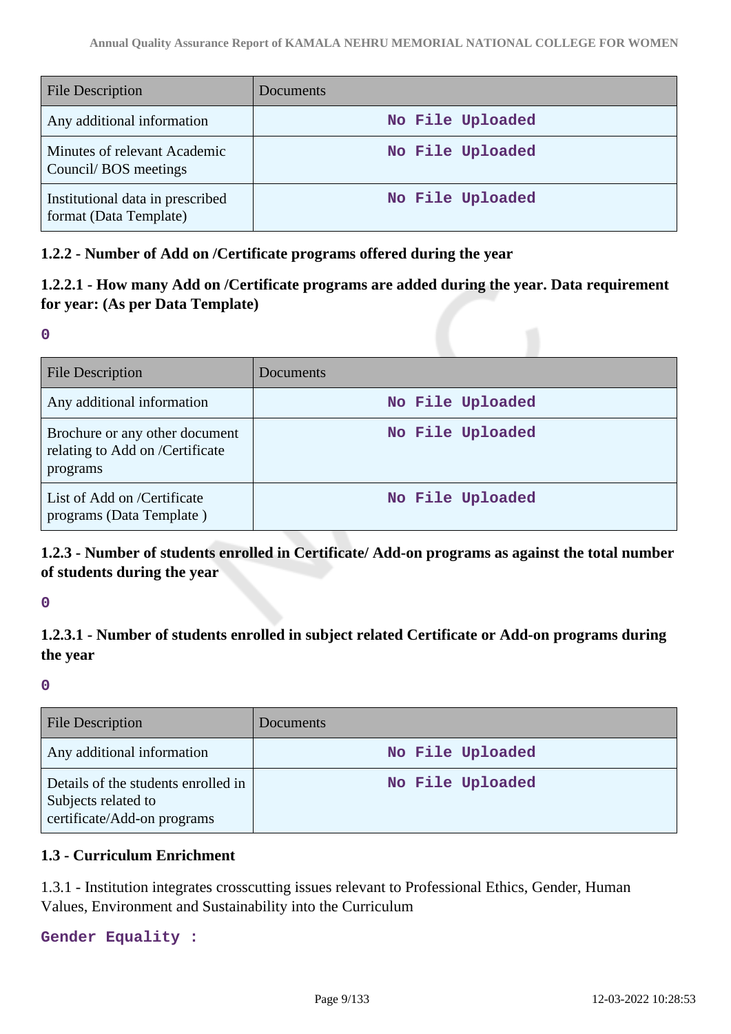| File Description | Documents |
| --- | --- |
| Any additional information | No File Uploaded |
| Minutes of relevant Academic Council/ BOS meetings | No File Uploaded |
| Institutional data in prescribed format (Data Template) | No File Uploaded |

### 1.2.2 - Number of Add on /Certificate programs offered during the year

### 1.2.2.1 - How many Add on /Certificate programs are added during the year. Data requirement for year: (As per Data Template)

0

| File Description | Documents |
| --- | --- |
| Any additional information | No File Uploaded |
| Brochure or any other document relating to Add on /Certificate programs | No File Uploaded |
| List of Add on /Certificate programs (Data Template ) | No File Uploaded |

### 1.2.3 - Number of students enrolled in Certificate/ Add-on programs as against the total number of students during the year

0

### 1.2.3.1 - Number of students enrolled in subject related Certificate or Add-on programs during the year

0

| File Description | Documents |
| --- | --- |
| Any additional information | No File Uploaded |
| Details of the students enrolled in Subjects related to certificate/Add-on programs | No File Uploaded |

### 1.3 - Curriculum Enrichment

1.3.1 - Institution integrates crosscutting issues relevant to Professional Ethics, Gender, Human Values, Environment and Sustainability into the Curriculum

Gender Equality :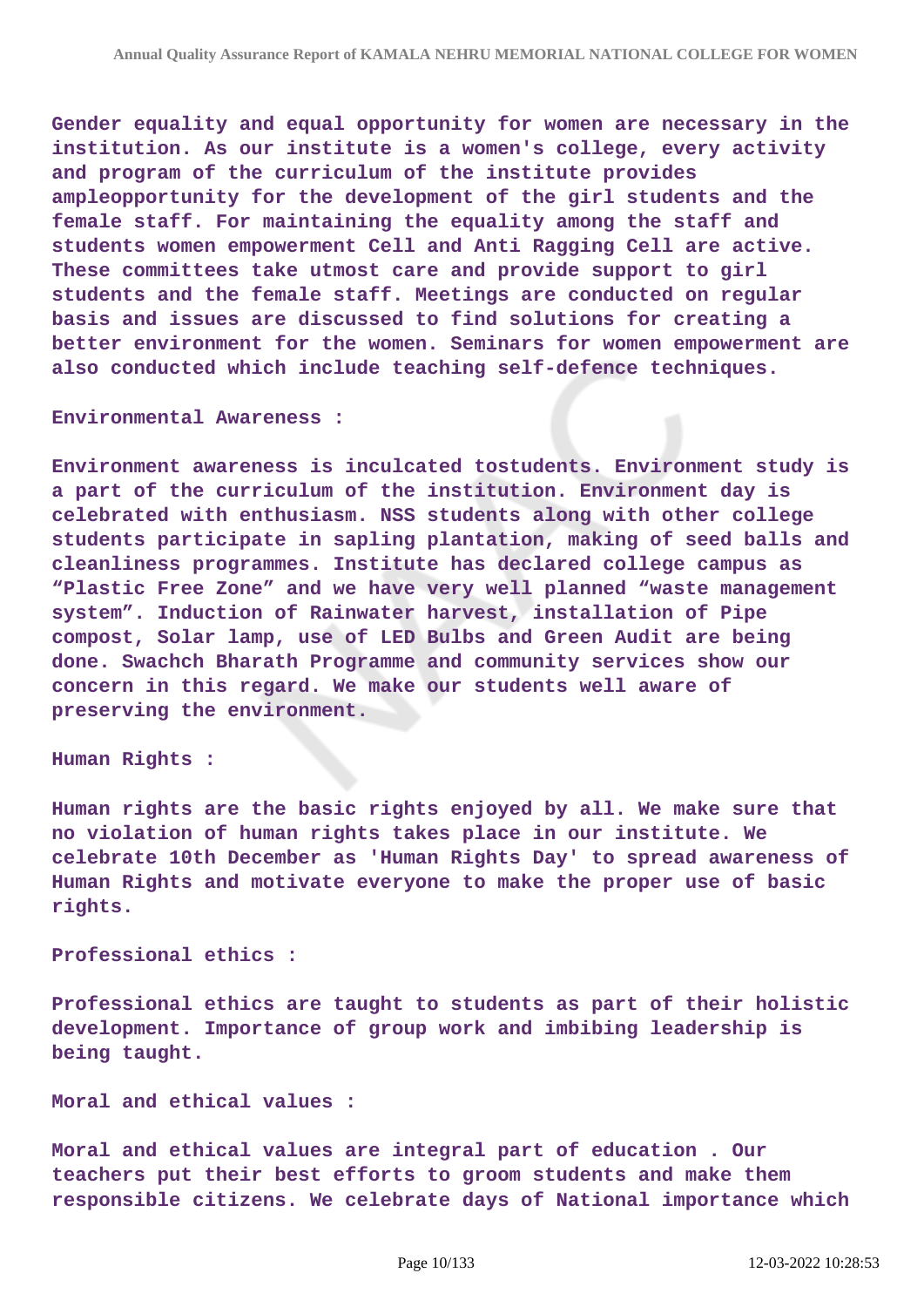Gender equality and equal opportunity for women are necessary in the institution. As our institute is a women's college, every activity and program of the curriculum of the institute provides ampleopportunity for the development of the girl students and the female staff. For maintaining the equality among the staff and students women empowerment Cell and Anti Ragging Cell are active. These committees take utmost care and provide support to girl students and the female staff. Meetings are conducted on regular basis and issues are discussed to find solutions for creating a better environment for the women. Seminars for women empowerment are also conducted which include teaching self-defence techniques.

Environmental Awareness :

Environment awareness is inculcated tostudents. Environment study is a part of the curriculum of the institution. Environment day is celebrated with enthusiasm. NSS students along with other college students participate in sapling plantation, making of seed balls and cleanliness programmes. Institute has declared college campus as “Plastic Free Zone” and we have very well planned “waste management system”. Induction of Rainwater harvest, installation of Pipe compost, Solar lamp, use of LED Bulbs and Green Audit are being done. Swachch Bharath Programme and community services show our concern in this regard. We make our students well aware of preserving the environment.

Human Rights :

Human rights are the basic rights enjoyed by all. We make sure that no violation of human rights takes place in our institute. We celebrate 10th December as 'Human Rights Day' to spread awareness of Human Rights and motivate everyone to make the proper use of basic rights.

Professional ethics :

Professional ethics are taught to students as part of their holistic development. Importance of group work and imbibing leadership is being taught.

Moral and ethical values :

Moral and ethical values are integral part of education . Our teachers put their best efforts to groom students and make them responsible citizens. We celebrate days of National importance which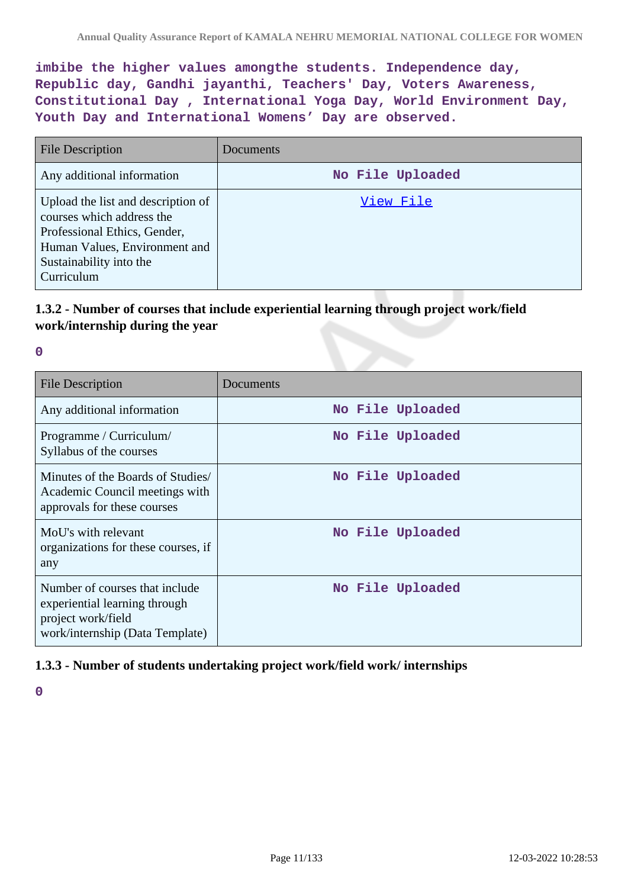**imbibe the higher values amongthe students. Independence day, Republic day, Gandhi jayanthi, Teachers' Day, Voters Awareness, Constitutional Day , International Yoga Day, World Environment Day, Youth Day and International Womens' Day are observed.**

| File Description | Documents |
|---|---|
| Any additional information | No File Uploaded |
| Upload the list and description of courses which address the Professional Ethics, Gender, Human Values, Environment and Sustainability into the Curriculum | View File |

### 1.3.2 - Number of courses that include experiential learning through project work/field work/internship during the year

**0**

| File Description | Documents |
|---|---|
| Any additional information | No File Uploaded |
| Programme / Curriculum/ Syllabus of the courses | No File Uploaded |
| Minutes of the Boards of Studies/ Academic Council meetings with approvals for these courses | No File Uploaded |
| MoU's with relevant organizations for these courses, if any | No File Uploaded |
| Number of courses that include experiential learning through project work/field work/internship (Data Template) | No File Uploaded |

### 1.3.3 - Number of students undertaking project work/field work/ internships

**0**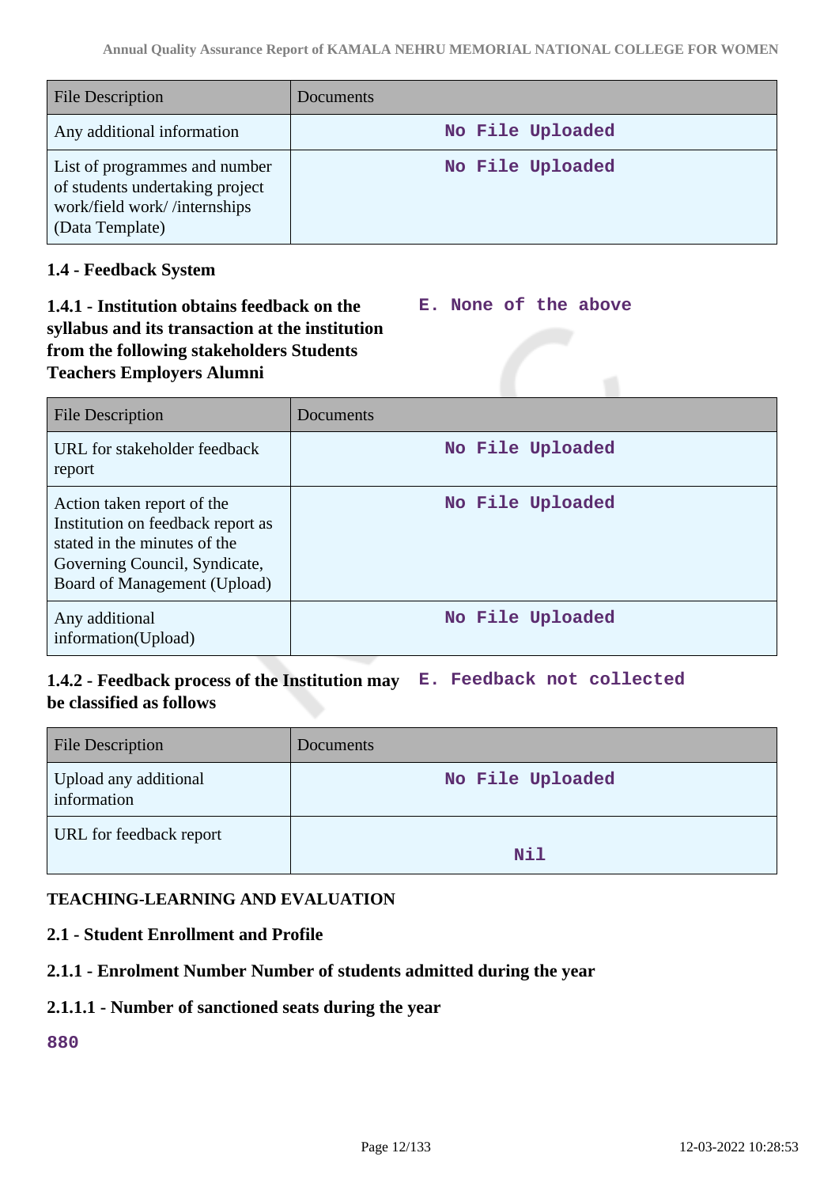| File Description | Documents |
|---|---|
| Any additional information | No File Uploaded |
| List of programmes and number of students undertaking project work/field work/ /internships (Data Template) | No File Uploaded |

**1.4 - Feedback System**

**1.4.1 - Institution obtains feedback on the syllabus and its transaction at the institution from the following stakeholders Students Teachers Employers Alumni**

E. None of the above

| File Description | Documents |
|---|---|
| URL for stakeholder feedback report | No File Uploaded |
| Action taken report of the Institution on feedback report as stated in the minutes of the Governing Council, Syndicate, Board of Management (Upload) | No File Uploaded |
| Any additional information(Upload) | No File Uploaded |

**1.4.2 - Feedback process of the Institution may be classified as follows**

E. Feedback not collected

| File Description | Documents |
|---|---|
| Upload any additional information | No File Uploaded |
| URL for feedback report | Nil |

**TEACHING-LEARNING AND EVALUATION**

**2.1 - Student Enrollment and Profile**

**2.1.1 - Enrolment Number Number of students admitted during the year**

**2.1.1.1 - Number of sanctioned seats during the year**

880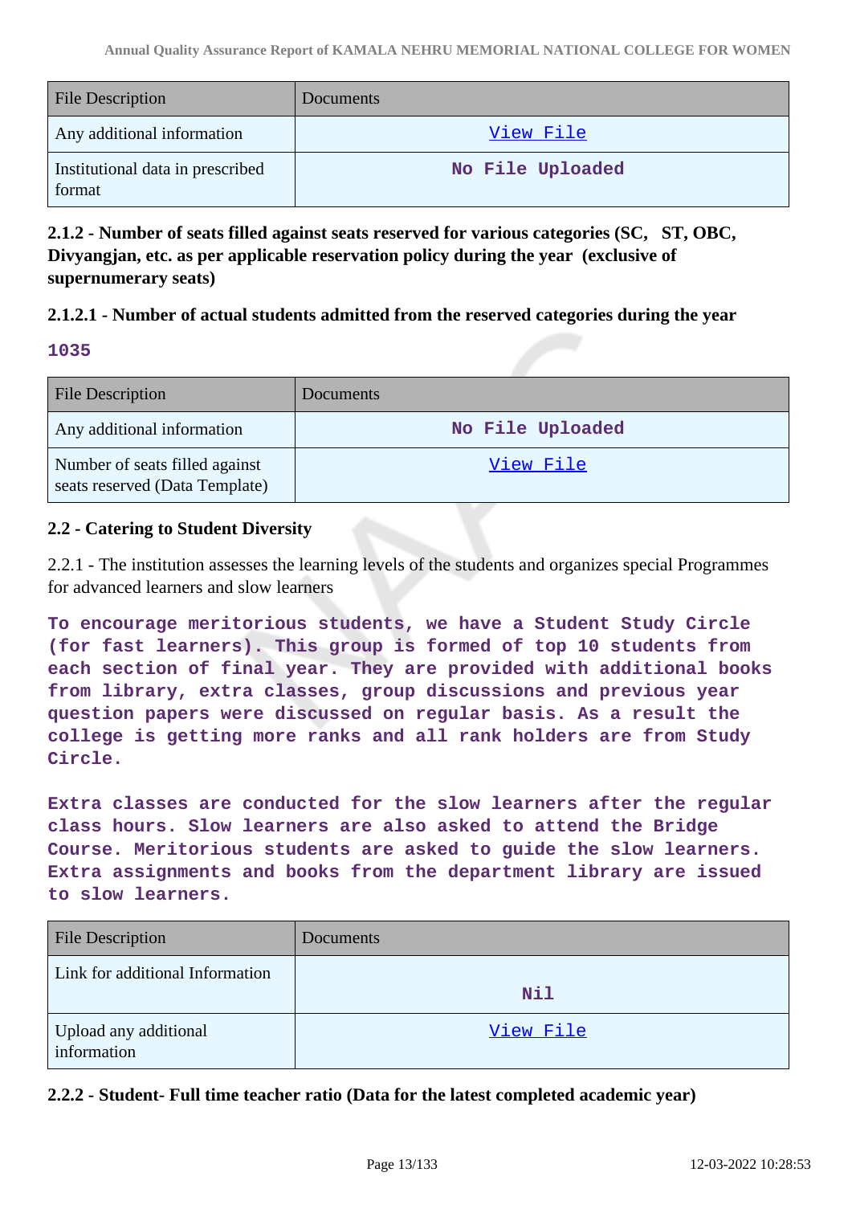| File Description | Documents |
| --- | --- |
| Any additional information | View File |
| Institutional data in prescribed format | No File Uploaded |

**2.1.2 - Number of seats filled against seats reserved for various categories (SC, ST, OBC, Divyangjan, etc. as per applicable reservation policy during the year (exclusive of supernumerary seats)**

**2.1.2.1 - Number of actual students admitted from the reserved categories during the year**

**1035**

| File Description | Documents |
| --- | --- |
| Any additional information | No File Uploaded |
| Number of seats filled against seats reserved (Data Template) | View File |

**2.2 - Catering to Student Diversity**

2.2.1 - The institution assesses the learning levels of the students and organizes special Programmes for advanced learners and slow learners

**To encourage meritorious students, we have a Student Study Circle (for fast learners). This group is formed of top 10 students from each section of final year. They are provided with additional books from library, extra classes, group discussions and previous year question papers were discussed on regular basis. As a result the college is getting more ranks and all rank holders are from Study Circle.**

**Extra classes are conducted for the slow learners after the regular class hours. Slow learners are also asked to attend the Bridge Course. Meritorious students are asked to guide the slow learners. Extra assignments and books from the department library are issued to slow learners.**

| File Description | Documents |
| --- | --- |
| Link for additional Information | Nil |
| Upload any additional information | View File |

**2.2.2 - Student- Full time teacher ratio (Data for the latest completed academic year)**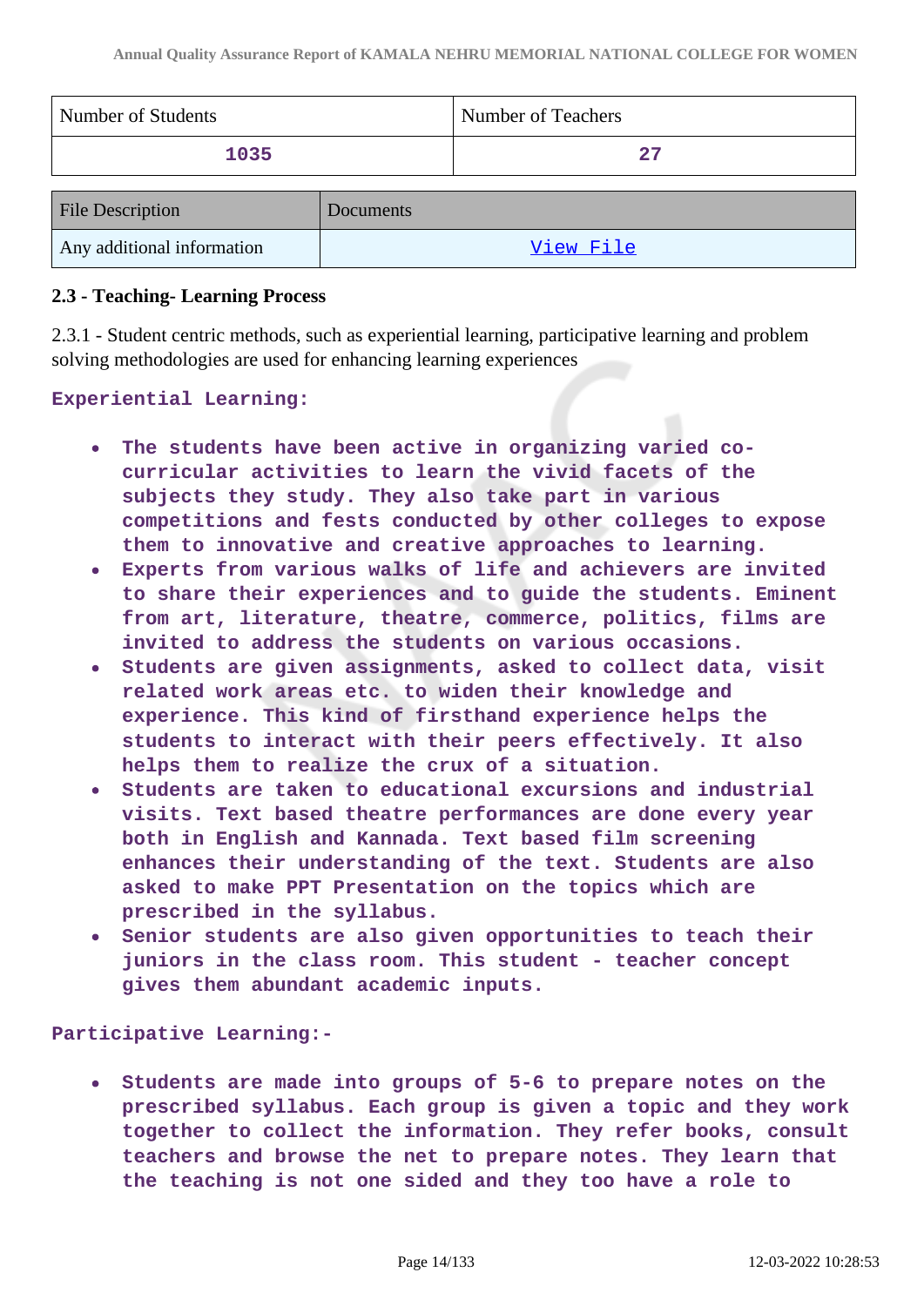| Number of Students | Number of Teachers |
| --- | --- |
| 1035 | 27 |

| File Description | Documents |
| --- | --- |
| Any additional information | View File |

### 2.3 - Teaching- Learning Process

2.3.1 - Student centric methods, such as experiential learning, participative learning and problem solving methodologies are used for enhancing learning experiences

**Experiential Learning:**

- **The students have been active in organizing varied co-curricular activities to learn the vivid facets of the subjects they study. They also take part in various competitions and fests conducted by other colleges to expose them to innovative and creative approaches to learning.**
- **Experts from various walks of life and achievers are invited to share their experiences and to guide the students. Eminent from art, literature, theatre, commerce, politics, films are invited to address the students on various occasions.**
- **Students are given assignments, asked to collect data, visit related work areas etc. to widen their knowledge and experience. This kind of firsthand experience helps the students to interact with their peers effectively. It also helps them to realize the crux of a situation.**
- **Students are taken to educational excursions and industrial visits. Text based theatre performances are done every year both in English and Kannada. Text based film screening enhances their understanding of the text. Students are also asked to make PPT Presentation on the topics which are prescribed in the syllabus.**
- **Senior students are also given opportunities to teach their juniors in the class room. This student - teacher concept gives them abundant academic inputs.**

**Participative Learning:-**

- **Students are made into groups of 5-6 to prepare notes on the prescribed syllabus. Each group is given a topic and they work together to collect the information. They refer books, consult teachers and browse the net to prepare notes. They learn that the teaching is not one sided and they too have a role to**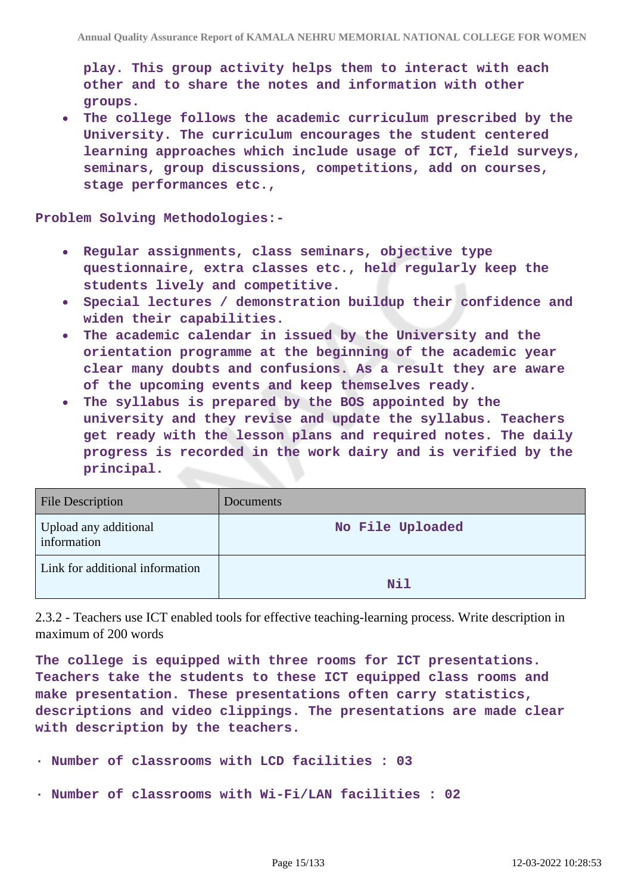**play. This group activity helps them to interact with each other and to share the notes and information with other groups.**

- **The college follows the academic curriculum prescribed by the University. The curriculum encourages the student centered learning approaches which include usage of ICT, field surveys, seminars, group discussions, competitions, add on courses, stage performances etc.,**

**Problem Solving Methodologies:-**

- **Regular assignments, class seminars, objective type questionnaire, extra classes etc., held regularly keep the students lively and competitive.**
- **Special lectures / demonstration buildup their confidence and widen their capabilities.**
- **The academic calendar in issued by the University and the orientation programme at the beginning of the academic year clear many doubts and confusions. As a result they are aware of the upcoming events and keep themselves ready.**
- **The syllabus is prepared by the BOS appointed by the university and they revise and update the syllabus. Teachers get ready with the lesson plans and required notes. The daily progress is recorded in the work dairy and is verified by the principal.**

| File Description | Documents |
| --- | --- |
| Upload any additional information | No File Uploaded |
| Link for additional information | Nil |

2.3.2 - Teachers use ICT enabled tools for effective teaching-learning process. Write description in maximum of 200 words

**The college is equipped with three rooms for ICT presentations. Teachers take the students to these ICT equipped class rooms and make presentation. These presentations often carry statistics, descriptions and video clippings. The presentations are made clear with description by the teachers.**

**· Number of classrooms with LCD facilities : 03**

**· Number of classrooms with Wi-Fi/LAN facilities : 02**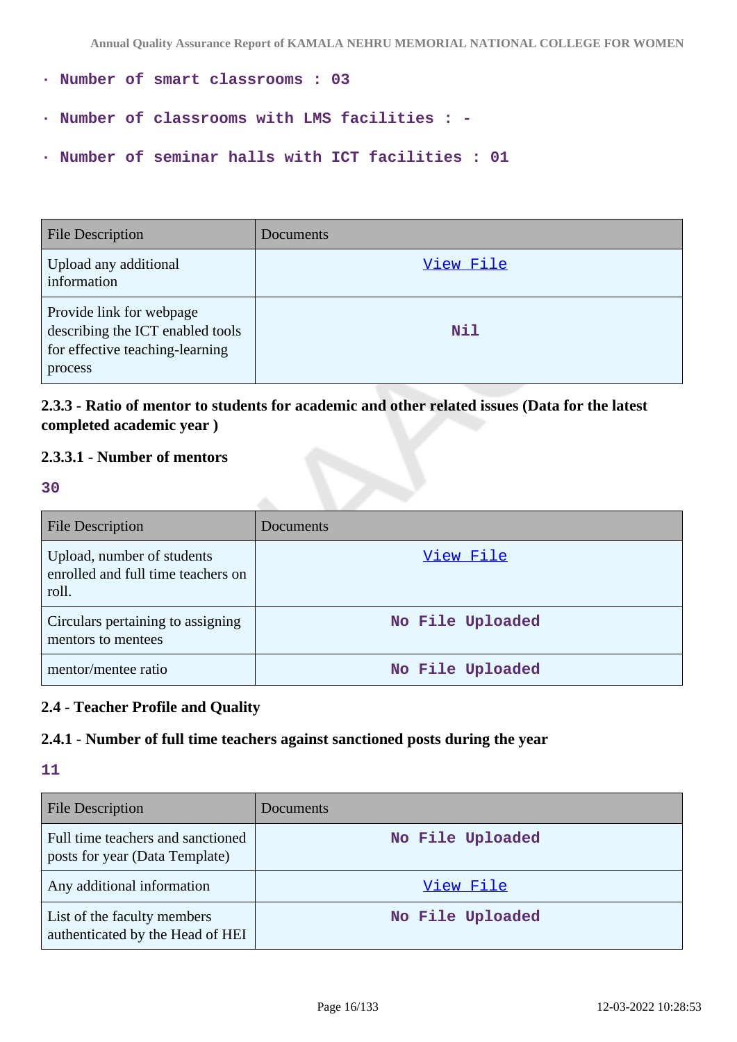- **Number of smart classrooms : 03**
- **Number of classrooms with LMS facilities : -**
- **Number of seminar halls with ICT facilities : 01**

| File Description | Documents |
|---|---|
| Upload any additional information | View File |
| Provide link for webpage describing the ICT enabled tools for effective teaching-learning process | Nil |

### 2.3.3 - Ratio of mentor to students for academic and other related issues (Data for the latest completed academic year )

### 2.3.3.1 - Number of mentors

**30**

| File Description | Documents |
|---|---|
| Upload, number of students enrolled and full time teachers on roll. | View File |
| Circulars pertaining to assigning mentors to mentees | No File Uploaded |
| mentor/mentee ratio | No File Uploaded |

### 2.4 - Teacher Profile and Quality

### 2.4.1 - Number of full time teachers against sanctioned posts during the year

**11**

| File Description | Documents |
|---|---|
| Full time teachers and sanctioned posts for year (Data Template) | No File Uploaded |
| Any additional information | View File |
| List of the faculty members authenticated by the Head of HEI | No File Uploaded |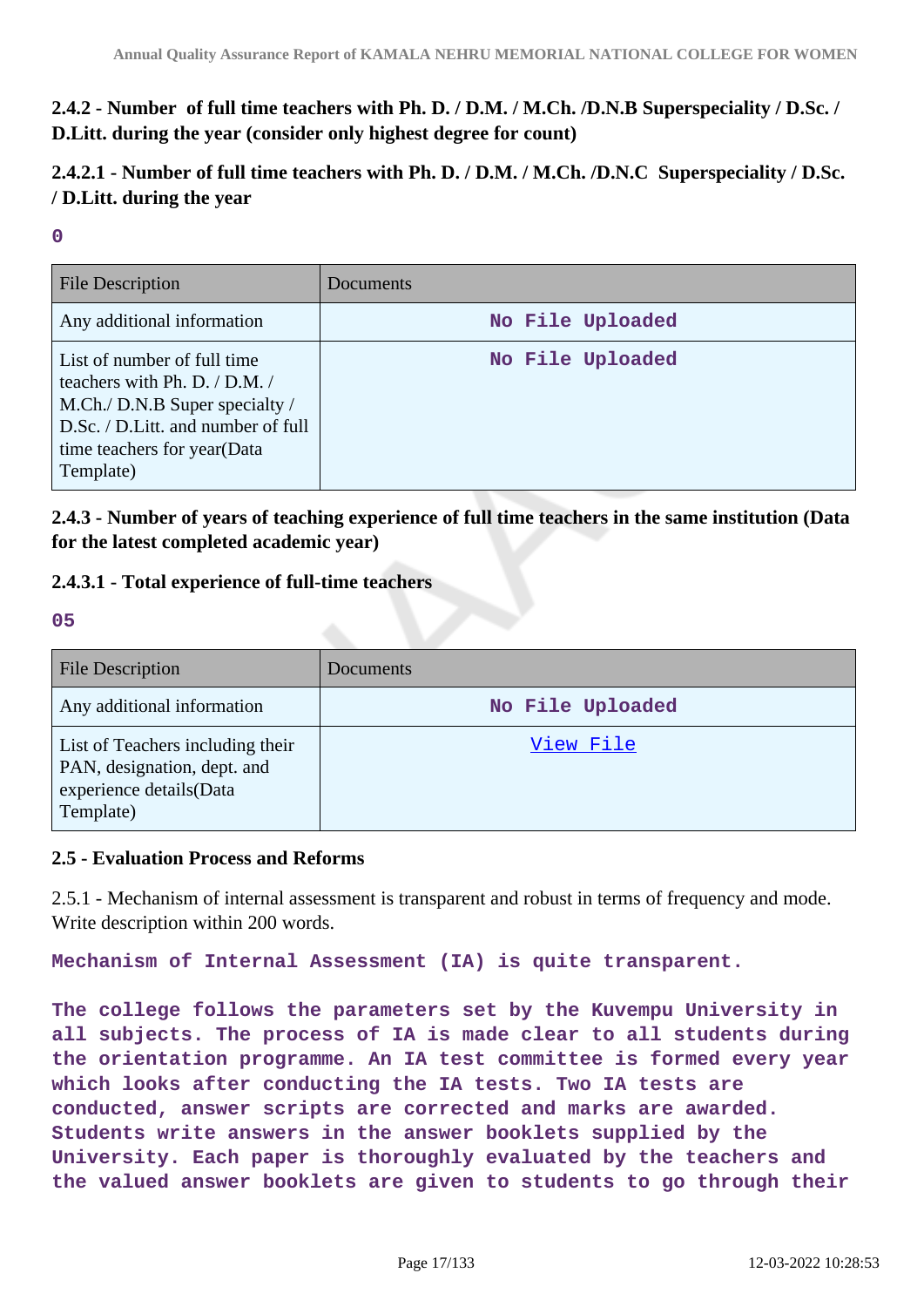### 2.4.2 - Number of full time teachers with Ph. D. / D.M. / M.Ch. /D.N.B Superspeciality / D.Sc. / D.Litt. during the year (consider only highest degree for count)

### 2.4.2.1 - Number of full time teachers with Ph. D. / D.M. / M.Ch. /D.N.C Superspeciality / D.Sc. / D.Litt. during the year

**0**

| File Description | Documents |
| --- | --- |
| Any additional information | No File Uploaded |
| List of number of full time teachers with Ph. D. / D.M. / M.Ch./ D.N.B Super specialty / D.Sc. / D.Litt. and number of full time teachers for year(Data Template) | No File Uploaded |

### 2.4.3 - Number of years of teaching experience of full time teachers in the same institution (Data for the latest completed academic year)

### 2.4.3.1 - Total experience of full-time teachers

**05**

| File Description | Documents |
| --- | --- |
| Any additional information | No File Uploaded |
| List of Teachers including their PAN, designation, dept. and experience details(Data Template) | View File |

### 2.5 - Evaluation Process and Reforms

2.5.1 - Mechanism of internal assessment is transparent and robust in terms of frequency and mode. Write description within 200 words.

**Mechanism of Internal Assessment (IA) is quite transparent.**

**The college follows the parameters set by the Kuvempu University in all subjects. The process of IA is made clear to all students during the orientation programme. An IA test committee is formed every year which looks after conducting the IA tests. Two IA tests are conducted, answer scripts are corrected and marks are awarded. Students write answers in the answer booklets supplied by the University. Each paper is thoroughly evaluated by the teachers and the valued answer booklets are given to students to go through their**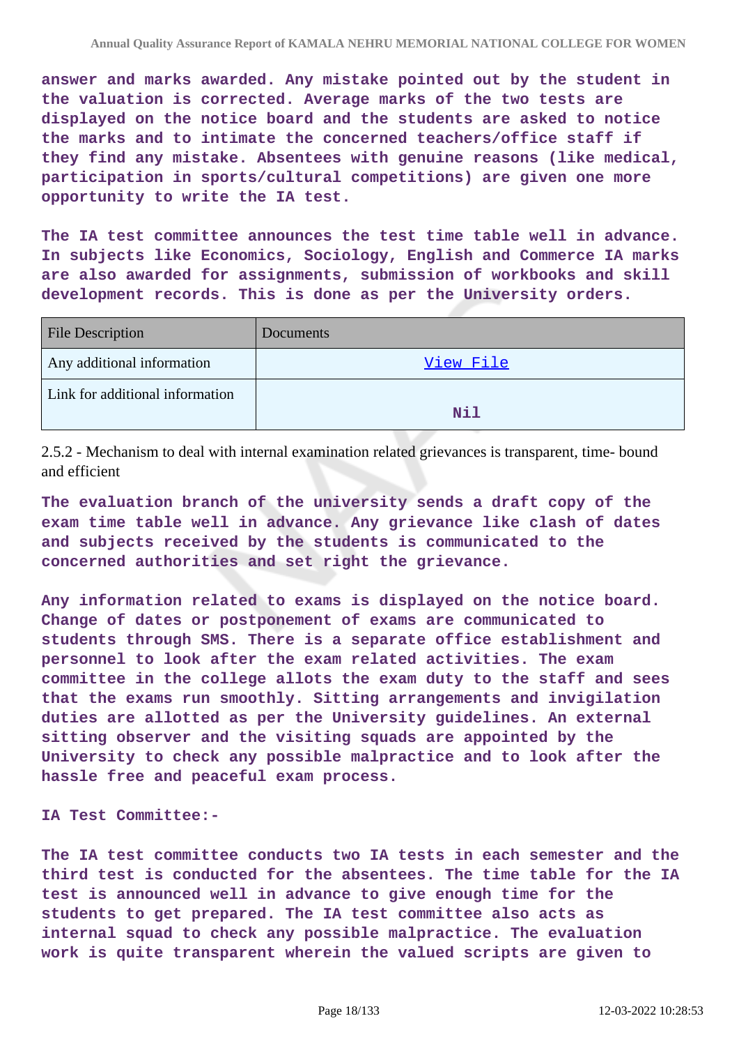**answer and marks awarded. Any mistake pointed out by the student in the valuation is corrected. Average marks of the two tests are displayed on the notice board and the students are asked to notice the marks and to intimate the concerned teachers/office staff if they find any mistake. Absentees with genuine reasons (like medical, participation in sports/cultural competitions) are given one more opportunity to write the IA test.**

**The IA test committee announces the test time table well in advance. In subjects like Economics, Sociology, English and Commerce IA marks are also awarded for assignments, submission of workbooks and skill development records. This is done as per the University orders.**

| File Description | Documents |
|---|---|
| Any additional information | View File |
| Link for additional information | Nil |

2.5.2 - Mechanism to deal with internal examination related grievances is transparent, time- bound and efficient

**The evaluation branch of the university sends a draft copy of the exam time table well in advance. Any grievance like clash of dates and subjects received by the students is communicated to the concerned authorities and set right the grievance.**

**Any information related to exams is displayed on the notice board. Change of dates or postponement of exams are communicated to students through SMS. There is a separate office establishment and personnel to look after the exam related activities. The exam committee in the college allots the exam duty to the staff and sees that the exams run smoothly. Sitting arrangements and invigilation duties are allotted as per the University guidelines. An external sitting observer and the visiting squads are appointed by the University to check any possible malpractice and to look after the hassle free and peaceful exam process.**

**IA Test Committee:-**

**The IA test committee conducts two IA tests in each semester and the third test is conducted for the absentees. The time table for the IA test is announced well in advance to give enough time for the students to get prepared. The IA test committee also acts as internal squad to check any possible malpractice. The evaluation work is quite transparent wherein the valued scripts are given to**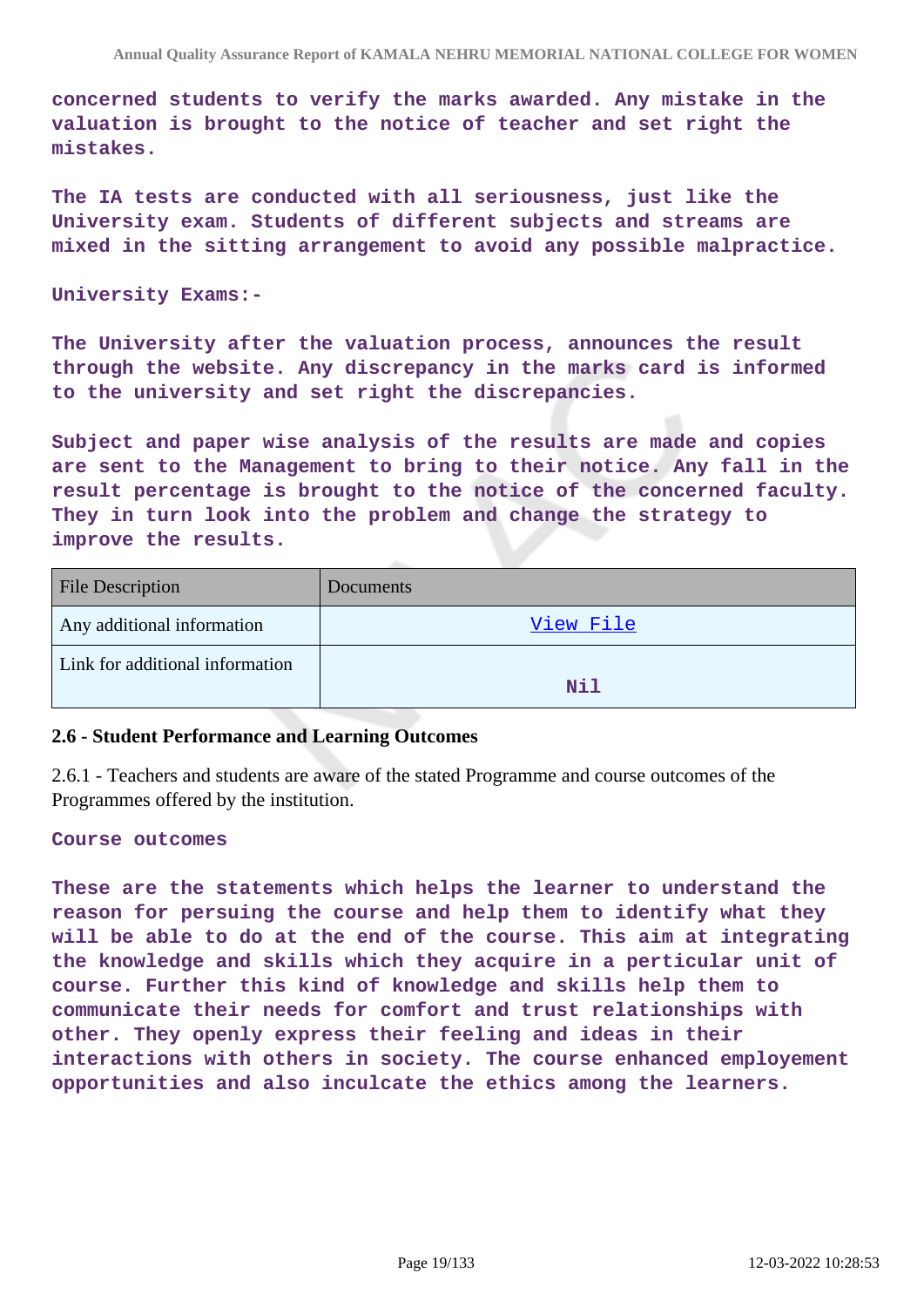**concerned students to verify the marks awarded. Any mistake in the valuation is brought to the notice of teacher and set right the mistakes.**

**The IA tests are conducted with all seriousness, just like the University exam. Students of different subjects and streams are mixed in the sitting arrangement to avoid any possible malpractice.**

**University Exams:-**

**The University after the valuation process, announces the result through the website. Any discrepancy in the marks card is informed to the university and set right the discrepancies.**

**Subject and paper wise analysis of the results are made and copies are sent to the Management to bring to their notice. Any fall in the result percentage is brought to the notice of the concerned faculty. They in turn look into the problem and change the strategy to improve the results.**

| File Description | Documents |
|---|---|
| Any additional information | View File |
| Link for additional information | Nil |

### 2.6 - Student Performance and Learning Outcomes

2.6.1 - Teachers and students are aware of the stated Programme and course outcomes of the Programmes offered by the institution.

**Course outcomes**

**These are the statements which helps the learner to understand the reason for persuing the course and help them to identify what they will be able to do at the end of the course. This aim at integrating the knowledge and skills which they acquire in a perticular unit of course. Further this kind of knowledge and skills help them to communicate their needs for comfort and trust relationships with other. They openly express their feeling and ideas in their interactions with others in society. The course enhanced employement opportunities and also inculcate the ethics among the learners.**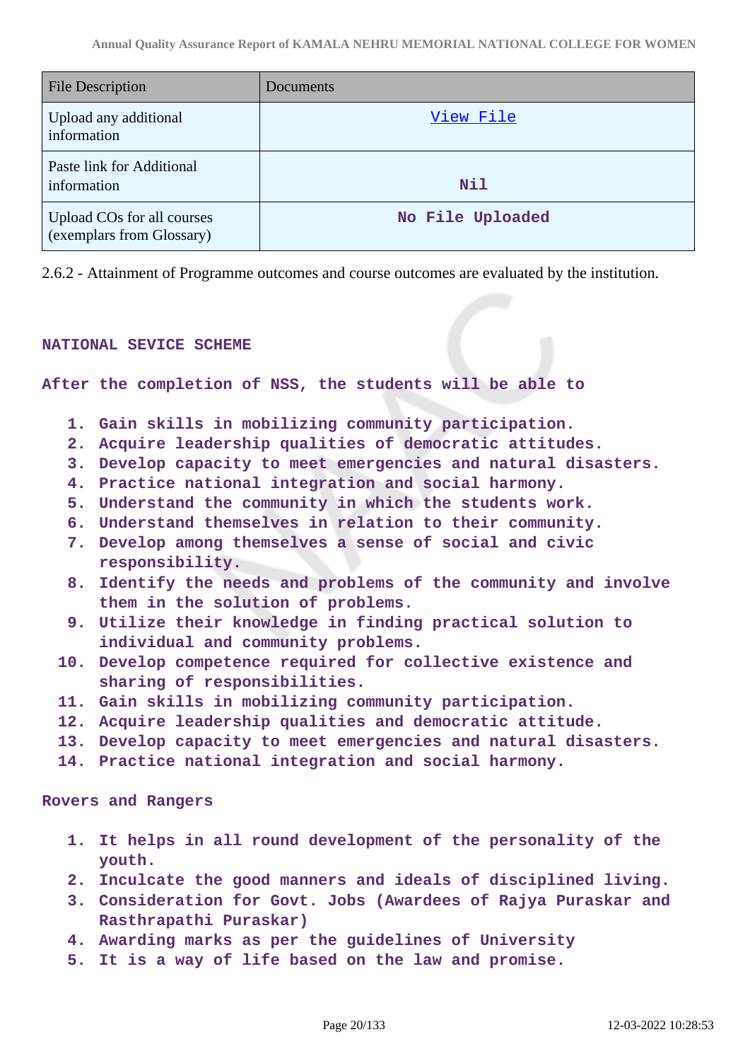| File Description | Documents |
|---|---|
| Upload any additional information | View File |
| Paste link for Additional information | Nil |
| Upload COs for all courses (exemplars from Glossary) | No File Uploaded |

2.6.2 - Attainment of Programme outcomes and course outcomes are evaluated by the institution.

NATIONAL SEVICE SCHEME

After the completion of NSS, the students will be able to

1. Gain skills in mobilizing community participation.
2. Acquire leadership qualities of democratic attitudes.
3. Develop capacity to meet emergencies and natural disasters.
4. Practice national integration and social harmony.
5. Understand the community in which the students work.
6. Understand themselves in relation to their community.
7. Develop among themselves a sense of social and civic responsibility.
8. Identify the needs and problems of the community and involve them in the solution of problems.
9. Utilize their knowledge in finding practical solution to individual and community problems.
10. Develop competence required for collective existence and sharing of responsibilities.
11. Gain skills in mobilizing community participation.
12. Acquire leadership qualities and democratic attitude.
13. Develop capacity to meet emergencies and natural disasters.
14. Practice national integration and social harmony.

Rovers and Rangers

1. It helps in all round development of the personality of the youth.
2. Inculcate the good manners and ideals of disciplined living.
3. Consideration for Govt. Jobs (Awardees of Rajya Puraskar and Rasthrapathi Puraskar)
4. Awarding marks as per the guidelines of University
5. It is a way of life based on the law and promise.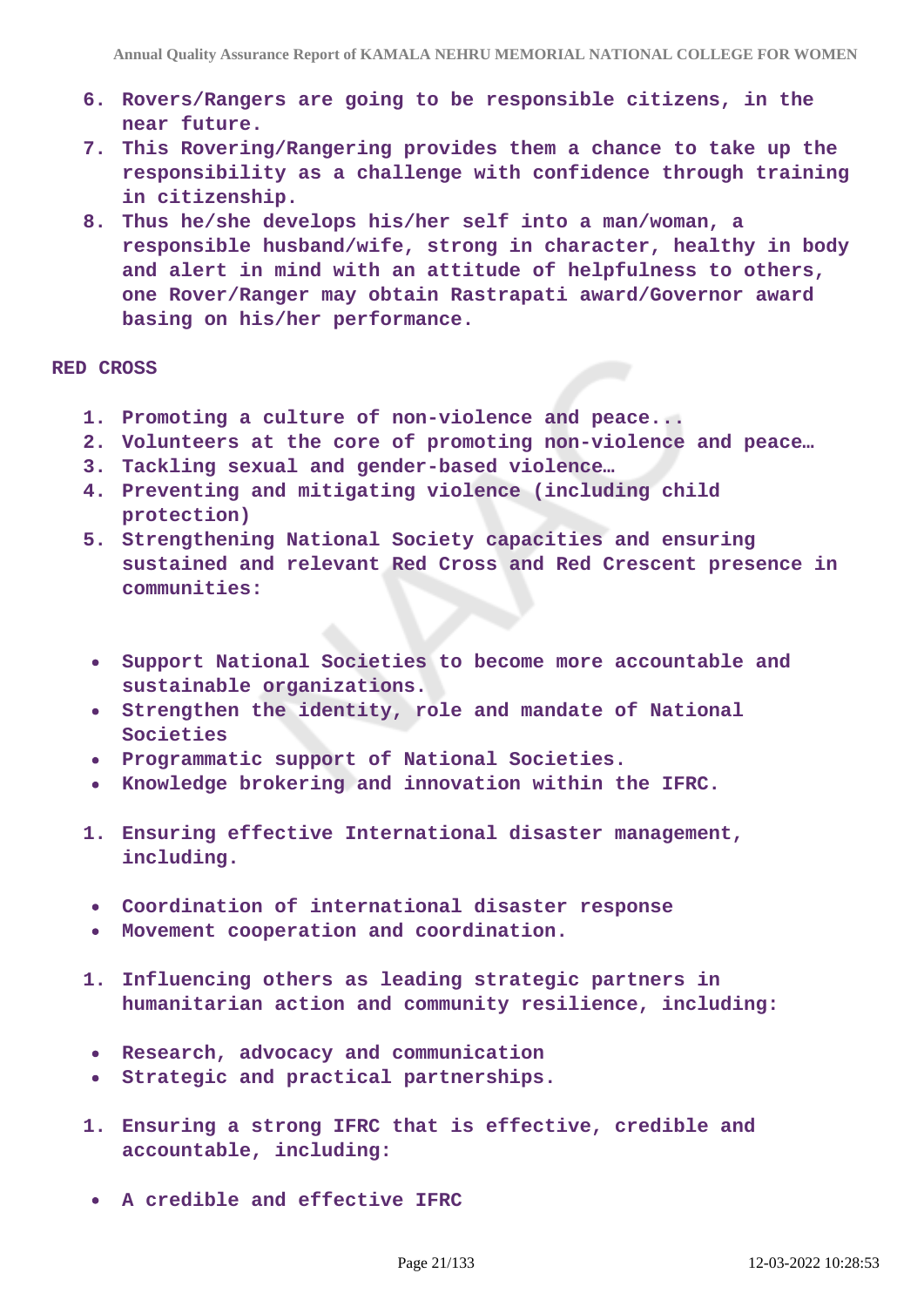6. **Rovers/Rangers are going to be responsible citizens, in the near future.**
7. **This Rovering/Rangering provides them a chance to take up the responsibility as a challenge with confidence through training in citizenship.**
8. **Thus he/she develops his/her self into a man/woman, a responsible husband/wife, strong in character, healthy in body and alert in mind with an attitude of helpfulness to others, one Rover/Ranger may obtain Rastrapati award/Governor award basing on his/her performance.**

**RED CROSS**

1. **Promoting a culture of non-violence and peace...**
2. **Volunteers at the core of promoting non-violence and peace…**
3. **Tackling sexual and gender-based violence…**
4. **Preventing and mitigating violence (including child protection)**
5. **Strengthening National Society capacities and ensuring sustained and relevant Red Cross and Red Crescent presence in communities:**

- **Support National Societies to become more accountable and sustainable organizations.**
- **Strengthen the identity, role and mandate of National Societies**
- **Programmatic support of National Societies.**
- **Knowledge brokering and innovation within the IFRC.**

1. **Ensuring effective International disaster management, including.**

- **Coordination of international disaster response**
- **Movement cooperation and coordination.**

1. **Influencing others as leading strategic partners in humanitarian action and community resilience, including:**

- **Research, advocacy and communication**
- **Strategic and practical partnerships.**

1. **Ensuring a strong IFRC that is effective, credible and accountable, including:**

- **A credible and effective IFRC**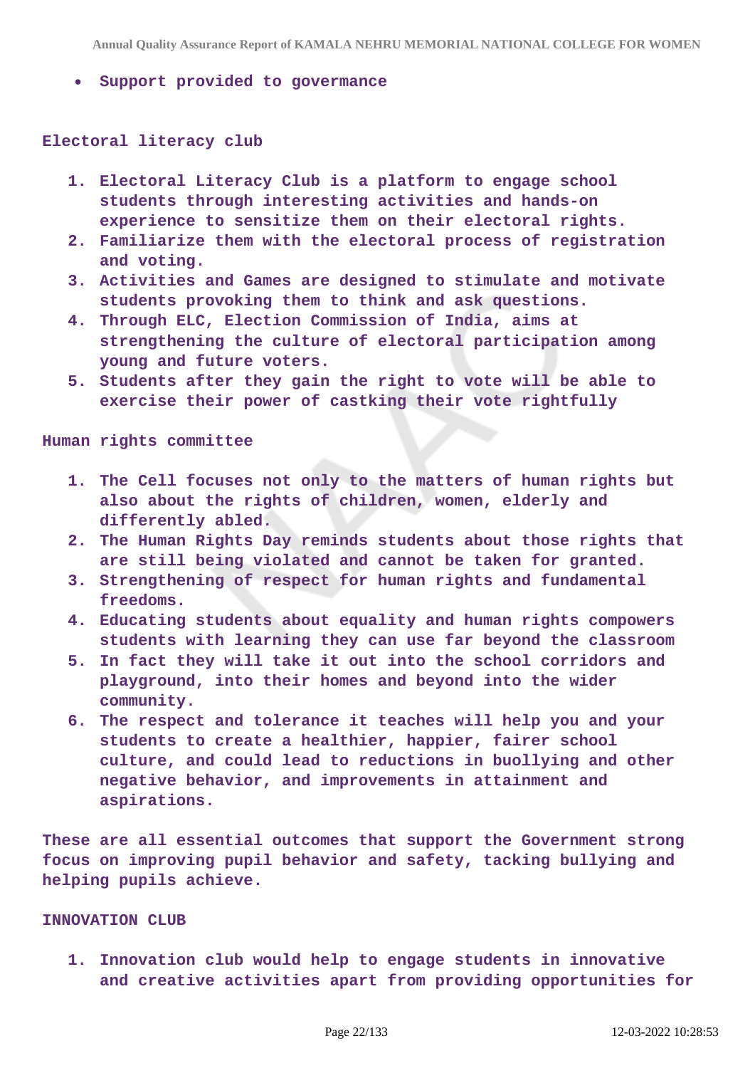- **Support provided to govermance**

**Electoral literacy club**

1. **Electoral Literacy Club is a platform to engage school students through interesting activities and hands-on experience to sensitize them on their electoral rights.**
2. **Familiarize them with the electoral process of registration and voting.**
3. **Activities and Games are designed to stimulate and motivate students provoking them to think and ask questions.**
4. **Through ELC, Election Commission of India, aims at strengthening the culture of electoral participation among young and future voters.**
5. **Students after they gain the right to vote will be able to exercise their power of castking their vote rightfully**

**Human rights committee**

1. **The Cell focuses not only to the matters of human rights but also about the rights of children, women, elderly and differently abled.**
2. **The Human Rights Day reminds students about those rights that are still being violated and cannot be taken for granted.**
3. **Strengthening of respect for human rights and fundamental freedoms.**
4. **Educating students about equality and human rights compowers students with learning they can use far beyond the classroom**
5. **In fact they will take it out into the school corridors and playground, into their homes and beyond into the wider community.**
6. **The respect and tolerance it teaches will help you and your students to create a healthier, happier, fairer school culture, and could lead to reductions in buollying and other negative behavior, and improvements in attainment and aspirations.**

**These are all essential outcomes that support the Government strong focus on improving pupil behavior and safety, tacking bullying and helping pupils achieve.**

**INNOVATION CLUB**

1. **Innovation club would help to engage students in innovative and creative activities apart from providing opportunities for**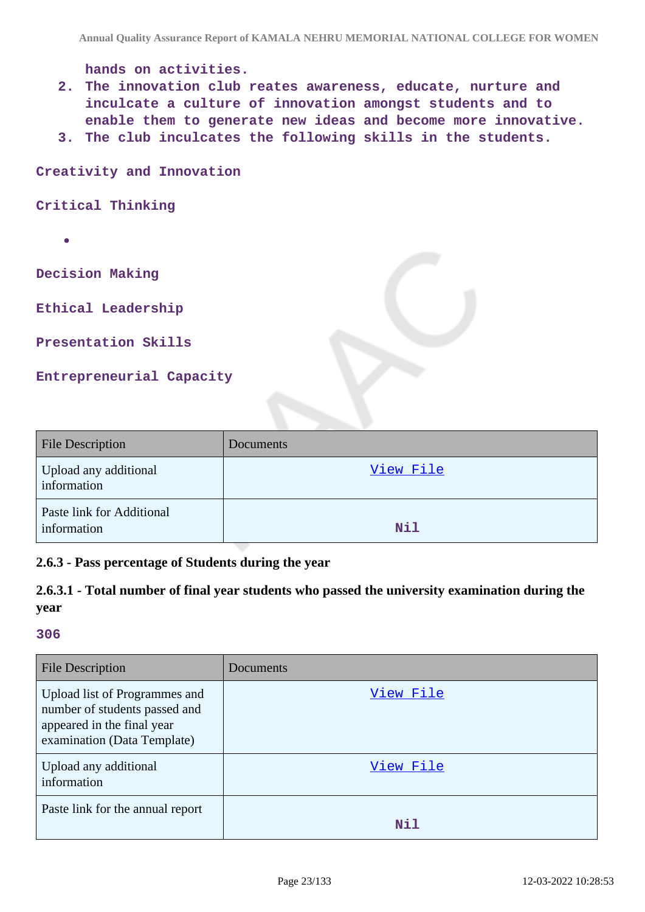hands on activities.

2. The innovation club reates awareness, educate, nurture and inculcate a culture of innovation amongst students and to enable them to generate new ideas and become more innovative.
3. The club inculcates the following skills in the students.

Creativity and Innovation

Critical Thinking

- 

Decision Making

Ethical Leadership

Presentation Skills

Entrepreneurial Capacity

| File Description | Documents |
| --- | --- |
| Upload any additional information | View File |
| Paste link for Additional information | Nil |

### 2.6.3 - Pass percentage of Students during the year

### 2.6.3.1 - Total number of final year students who passed the university examination during the year

306

| File Description | Documents |
| --- | --- |
| Upload list of Programmes and number of students passed and appeared in the final year examination (Data Template) | View File |
| Upload any additional information | View File |
| Paste link for the annual report | Nil |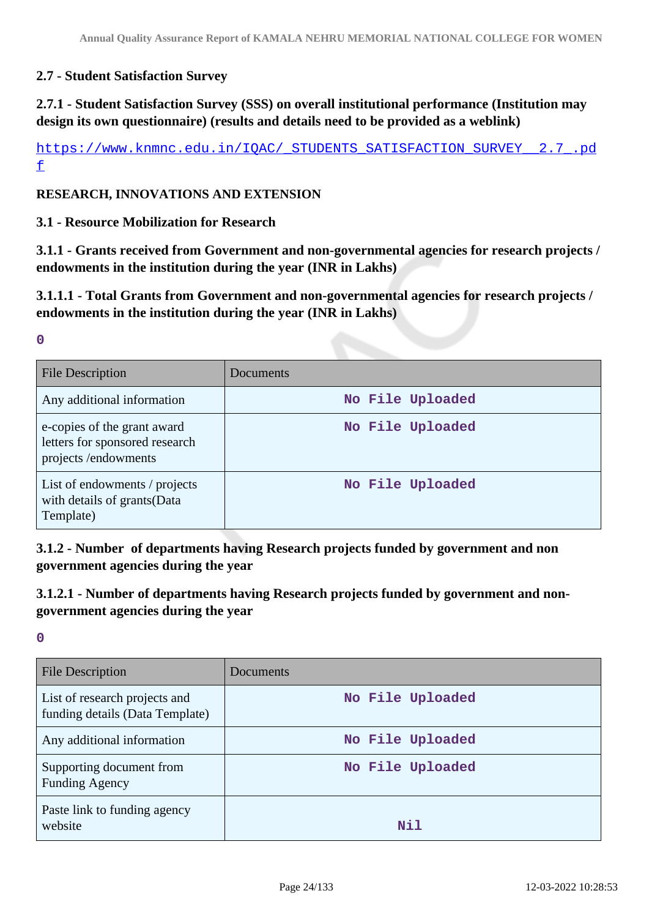### 2.7 - Student Satisfaction Survey

#### 2.7.1 - Student Satisfaction Survey (SSS) on overall institutional performance (Institution may design its own questionnaire) (results and details need to be provided as a weblink)

https://www.knmnc.edu.in/IQAC/_STUDENTS_SATISFACTION_SURVEY__2.7_.pdf

## RESEARCH, INNOVATIONS AND EXTENSION

### 3.1 - Resource Mobilization for Research

#### 3.1.1 - Grants received from Government and non-governmental agencies for research projects / endowments in the institution during the year (INR in Lakhs)

#### 3.1.1.1 - Total Grants from Government and non-governmental agencies for research projects / endowments in the institution during the year (INR in Lakhs)

0

| File Description | Documents |
| --- | --- |
| Any additional information | No File Uploaded |
| e-copies of the grant award letters for sponsored research projects /endowments | No File Uploaded |
| List of endowments / projects with details of grants(Data Template) | No File Uploaded |

#### 3.1.2 - Number of departments having Research projects funded by government and non government agencies during the year

#### 3.1.2.1 - Number of departments having Research projects funded by government and non-government agencies during the year

0

| File Description | Documents |
| --- | --- |
| List of research projects and funding details (Data Template) | No File Uploaded |
| Any additional information | No File Uploaded |
| Supporting document from Funding Agency | No File Uploaded |
| Paste link to funding agency website | Nil |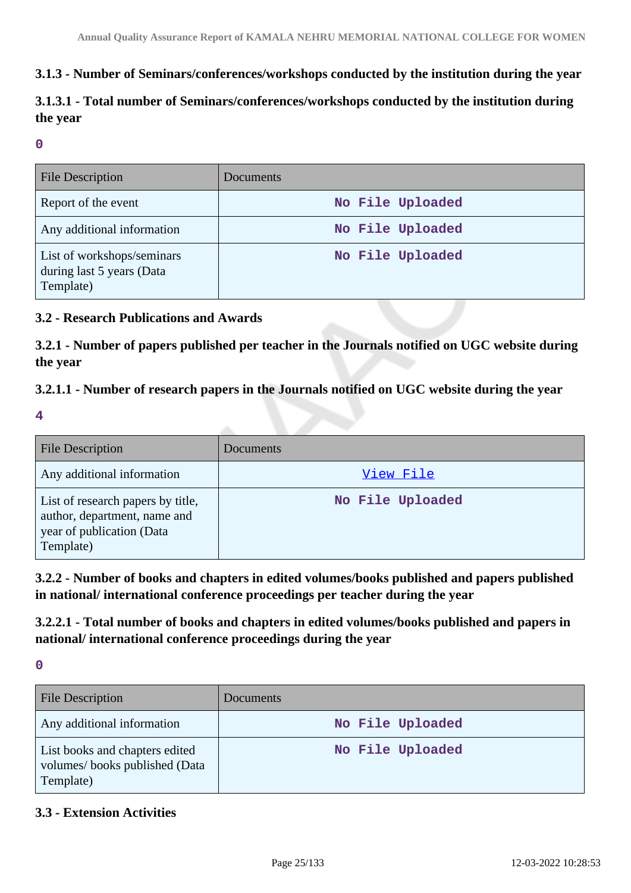### 3.1.3 - Number of Seminars/conferences/workshops conducted by the institution during the year

### 3.1.3.1 - Total number of Seminars/conferences/workshops conducted by the institution during the year

0

| File Description | Documents |
|---|---|
| Report of the event | No File Uploaded |
| Any additional information | No File Uploaded |
| List of workshops/seminars during last 5 years (Data Template) | No File Uploaded |

### 3.2 - Research Publications and Awards

### 3.2.1 - Number of papers published per teacher in the Journals notified on UGC website during the year

### 3.2.1.1 - Number of research papers in the Journals notified on UGC website during the year

4

| File Description | Documents |
|---|---|
| Any additional information | View File |
| List of research papers by title, author, department, name and year of publication (Data Template) | No File Uploaded |

### 3.2.2 - Number of books and chapters in edited volumes/books published and papers published in national/ international conference proceedings per teacher during the year

### 3.2.2.1 - Total number of books and chapters in edited volumes/books published and papers in national/ international conference proceedings during the year

0

| File Description | Documents |
|---|---|
| Any additional information | No File Uploaded |
| List books and chapters edited volumes/ books published (Data Template) | No File Uploaded |

### 3.3 - Extension Activities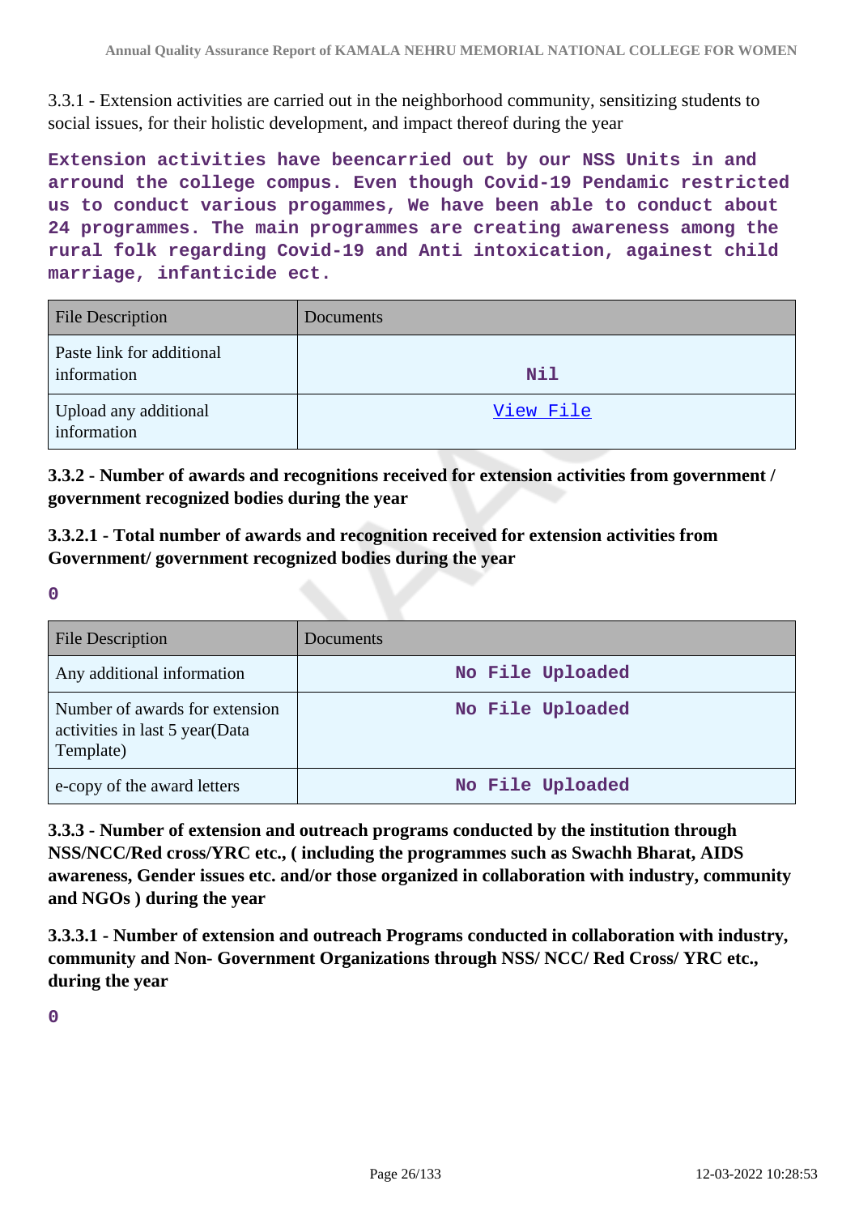3.3.1 - Extension activities are carried out in the neighborhood community, sensitizing students to social issues, for their holistic development, and impact thereof during the year

**Extension activities have beencarried out by our NSS Units in and arround the college compus. Even though Covid-19 Pendamic restricted us to conduct various progammes, We have been able to conduct about 24 programmes. The main programmes are creating awareness among the rural folk regarding Covid-19 and Anti intoxication, againest child marriage, infanticide ect.**

| File Description | Documents |
|---|---|
| Paste link for additional information | Nil |
| Upload any additional information | View File |

**3.3.2 - Number of awards and recognitions received for extension activities from government / government recognized bodies during the year**

**3.3.2.1 - Total number of awards and recognition received for extension activities from Government/ government recognized bodies during the year**

**0**

| File Description | Documents |
|---|---|
| Any additional information | No File Uploaded |
| Number of awards for extension activities in last 5 year(Data Template) | No File Uploaded |
| e-copy of the award letters | No File Uploaded |

**3.3.3 - Number of extension and outreach programs conducted by the institution through NSS/NCC/Red cross/YRC etc., ( including the programmes such as Swachh Bharat, AIDS awareness, Gender issues etc. and/or those organized in collaboration with industry, community and NGOs ) during the year**

**3.3.3.1 - Number of extension and outreach Programs conducted in collaboration with industry, community and Non- Government Organizations through NSS/ NCC/ Red Cross/ YRC etc., during the year**

**0**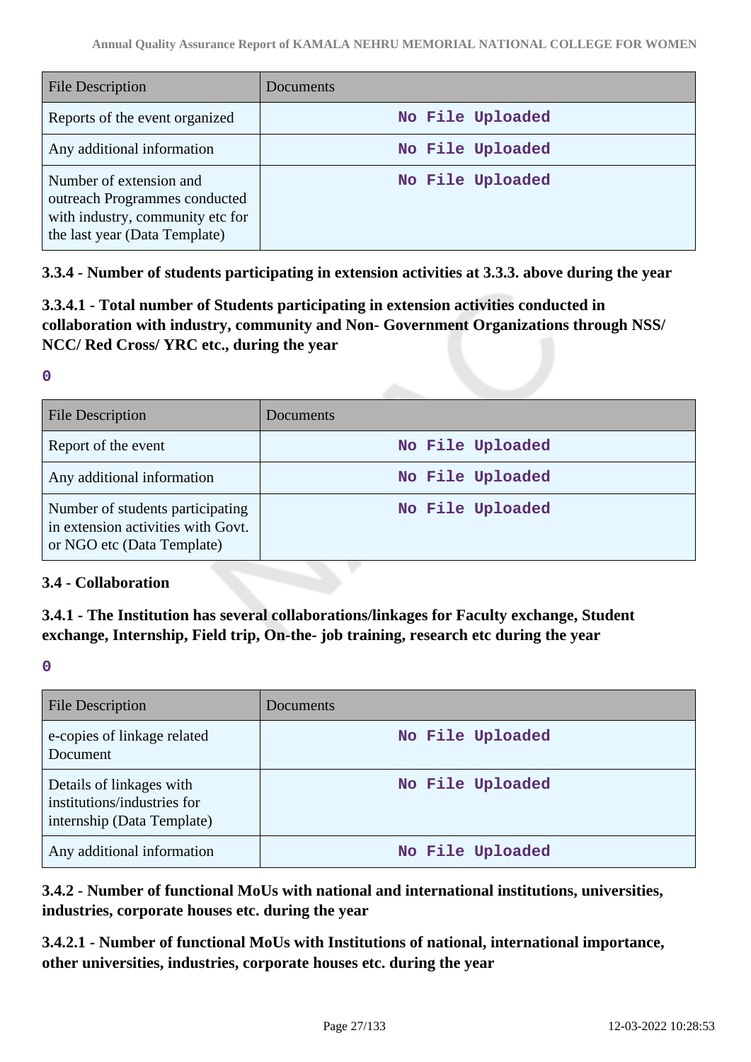| File Description | Documents |
| --- | --- |
| Reports of the event organized | No File Uploaded |
| Any additional information | No File Uploaded |
| Number of extension and outreach Programmes conducted with industry, community etc for the last year (Data Template) | No File Uploaded |

### 3.3.4 - Number of students participating in extension activities at 3.3.3. above during the year

### 3.3.4.1 - Total number of Students participating in extension activities conducted in collaboration with industry, community and Non- Government Organizations through NSS/ NCC/ Red Cross/ YRC etc., during the year

0

| File Description | Documents |
| --- | --- |
| Report of the event | No File Uploaded |
| Any additional information | No File Uploaded |
| Number of students participating in extension activities with Govt. or NGO etc (Data Template) | No File Uploaded |

### 3.4 - Collaboration

### 3.4.1 - The Institution has several collaborations/linkages for Faculty exchange, Student exchange, Internship, Field trip, On-the- job training, research etc during the year

0

| File Description | Documents |
| --- | --- |
| e-copies of linkage related Document | No File Uploaded |
| Details of linkages with institutions/industries for internship (Data Template) | No File Uploaded |
| Any additional information | No File Uploaded |

### 3.4.2 - Number of functional MoUs with national and international institutions, universities, industries, corporate houses etc. during the year

### 3.4.2.1 - Number of functional MoUs with Institutions of national, international importance, other universities, industries, corporate houses etc. during the year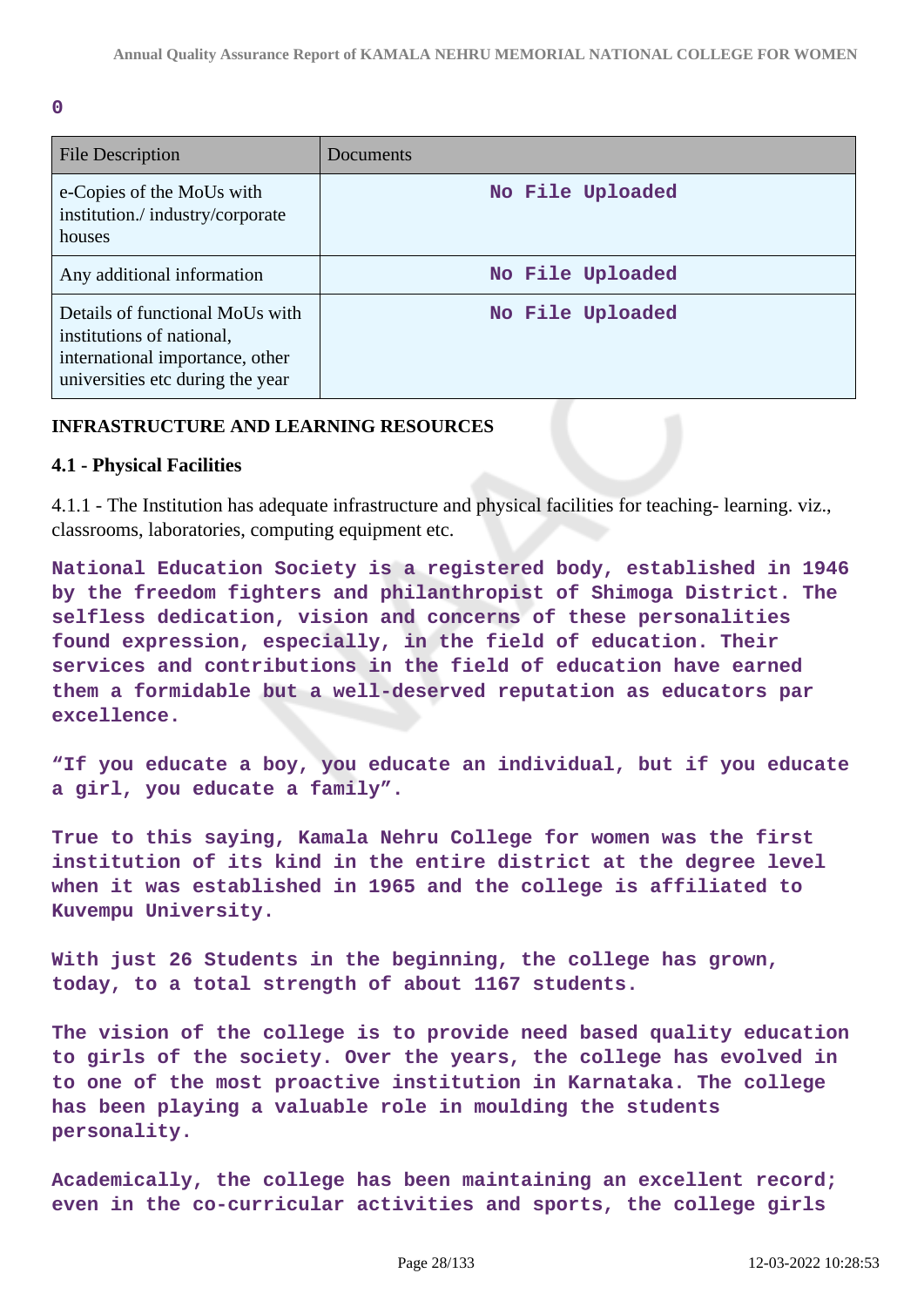0

| File Description | Documents |
| --- | --- |
| e-Copies of the MoUs with institution./ industry/corporate houses | No File Uploaded |
| Any additional information | No File Uploaded |
| Details of functional MoUs with institutions of national, international importance, other universities etc during the year | No File Uploaded |

**INFRASTRUCTURE AND LEARNING RESOURCES**

**4.1 - Physical Facilities**

4.1.1 - The Institution has adequate infrastructure and physical facilities for teaching- learning. viz., classrooms, laboratories, computing equipment etc.

National Education Society is a registered body, established in 1946 by the freedom fighters and philanthropist of Shimoga District. The selfless dedication, vision and concerns of these personalities found expression, especially, in the field of education. Their services and contributions in the field of education have earned them a formidable but a well-deserved reputation as educators par excellence.

“If you educate a boy, you educate an individual, but if you educate a girl, you educate a family”.

True to this saying, Kamala Nehru College for women was the first institution of its kind in the entire district at the degree level when it was established in 1965 and the college is affiliated to Kuvempu University.

With just 26 Students in the beginning, the college has grown, today, to a total strength of about 1167 students.

The vision of the college is to provide need based quality education to girls of the society. Over the years, the college has evolved in to one of the most proactive institution in Karnataka. The college has been playing a valuable role in moulding the students personality.

Academically, the college has been maintaining an excellent record; even in the co-curricular activities and sports, the college girls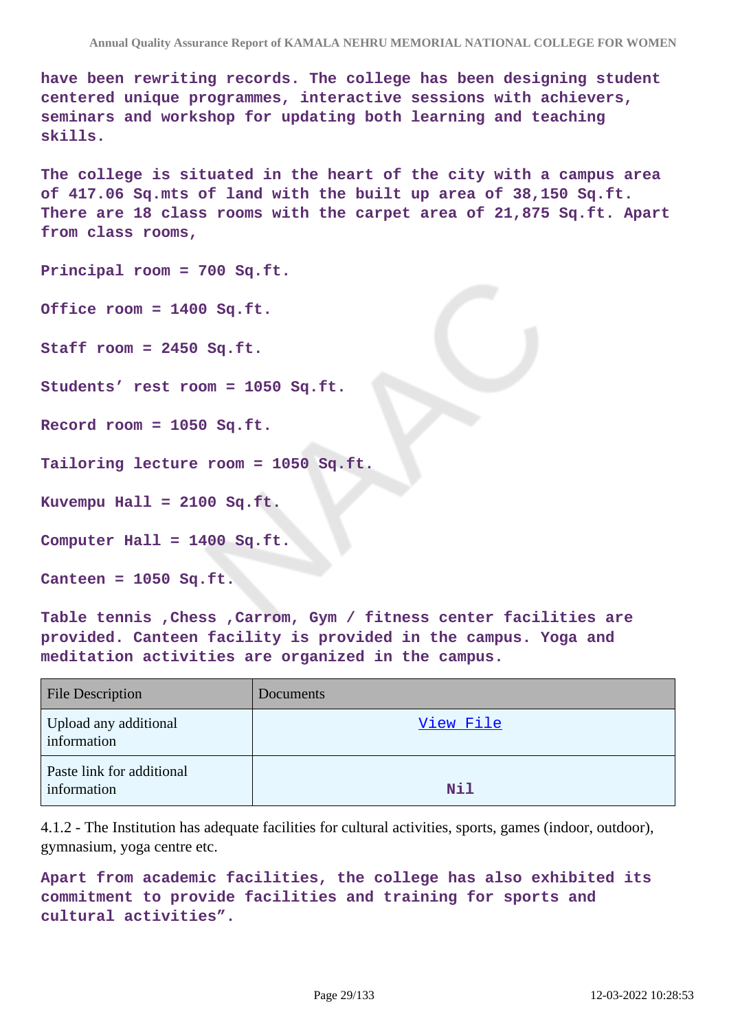**have been rewriting records. The college has been designing student centered unique programmes, interactive sessions with achievers, seminars and workshop for updating both learning and teaching skills.**

**The college is situated in the heart of the city with a campus area of 417.06 Sq.mts of land with the built up area of 38,150 Sq.ft. There are 18 class rooms with the carpet area of 21,875 Sq.ft. Apart from class rooms,**

**Principal room = 700 Sq.ft.**

**Office room = 1400 Sq.ft.**

**Staff room = 2450 Sq.ft.**

**Students' rest room = 1050 Sq.ft.**

**Record room = 1050 Sq.ft.**

**Tailoring lecture room = 1050 Sq.ft.**

**Kuvempu Hall = 2100 Sq.ft.**

**Computer Hall = 1400 Sq.ft.**

**Canteen = 1050 Sq.ft.**

**Table tennis ,Chess ,Carrom, Gym / fitness center facilities are provided. Canteen facility is provided in the campus. Yoga and meditation activities are organized in the campus.**

| File Description | Documents |
|---|---|
| Upload any additional information | View File |
| Paste link for additional information | Nil |

4.1.2 - The Institution has adequate facilities for cultural activities, sports, games (indoor, outdoor), gymnasium, yoga centre etc.

**Apart from academic facilities, the college has also exhibited its commitment to provide facilities and training for sports and cultural activities".**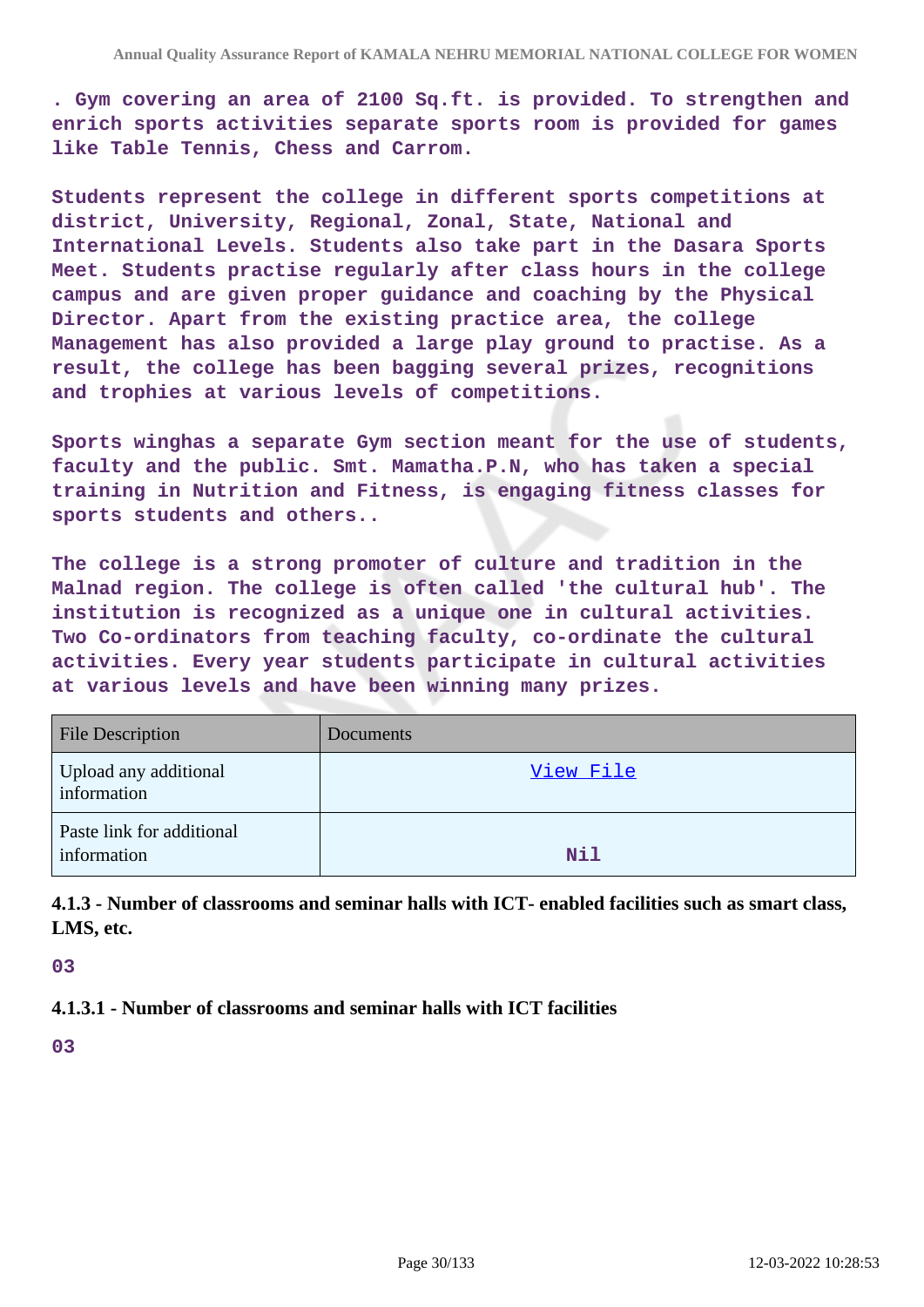. Gym covering an area of 2100 Sq.ft. is provided. To strengthen and enrich sports activities separate sports room is provided for games like Table Tennis, Chess and Carrom.

Students represent the college in different sports competitions at district, University, Regional, Zonal, State, National and International Levels. Students also take part in the Dasara Sports Meet. Students practise regularly after class hours in the college campus and are given proper guidance and coaching by the Physical Director. Apart from the existing practice area, the college Management has also provided a large play ground to practise. As a result, the college has been bagging several prizes, recognitions and trophies at various levels of competitions.

Sports winghas a separate Gym section meant for the use of students, faculty and the public. Smt. Mamatha.P.N, who has taken a special training in Nutrition and Fitness, is engaging fitness classes for sports students and others..

The college is a strong promoter of culture and tradition in the Malnad region. The college is often called 'the cultural hub'. The institution is recognized as a unique one in cultural activities. Two Co-ordinators from teaching faculty, co-ordinate the cultural activities. Every year students participate in cultural activities at various levels and have been winning many prizes.

| File Description | Documents |
|---|---|
| Upload any additional information | View File |
| Paste link for additional information | Nil |

**4.1.3 - Number of classrooms and seminar halls with ICT- enabled facilities such as smart class, LMS, etc.**

03

**4.1.3.1 - Number of classrooms and seminar halls with ICT facilities**

03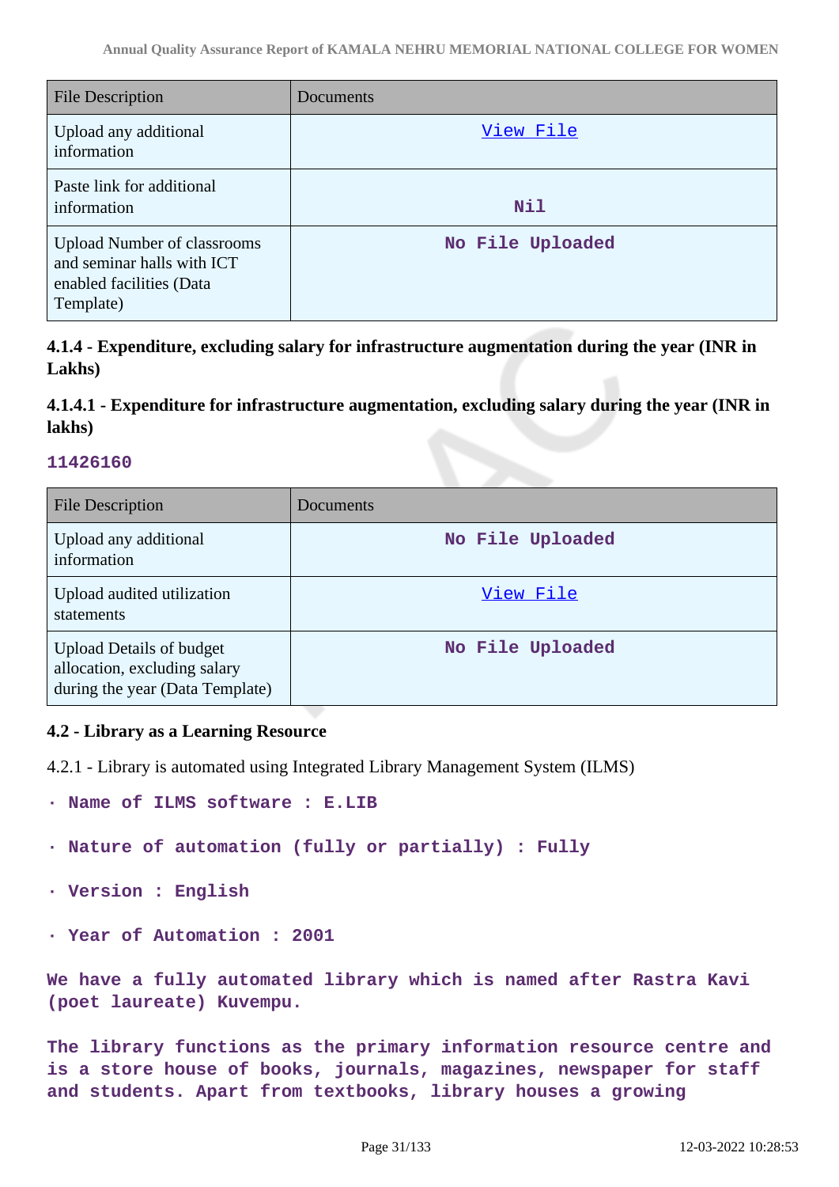| File Description | Documents |
|---|---|
| Upload any additional information | View File |
| Paste link for additional information | Nil |
| Upload Number of classrooms and seminar halls with ICT enabled facilities (Data Template) | No File Uploaded |

**4.1.4 - Expenditure, excluding salary for infrastructure augmentation during the year (INR in Lakhs)**

**4.1.4.1 - Expenditure for infrastructure augmentation, excluding salary during the year (INR in lakhs)**

**11426160**

| File Description | Documents |
|---|---|
| Upload any additional information | No File Uploaded |
| Upload audited utilization statements | View File |
| Upload Details of budget allocation, excluding salary during the year (Data Template) | No File Uploaded |

**4.2 - Library as a Learning Resource**

4.2.1 - Library is automated using Integrated Library Management System (ILMS)

- **Name of ILMS software : E.LIB**
- **Nature of automation (fully or partially) : Fully**
- **Version : English**
- **Year of Automation : 2001**

**We have a fully automated library which is named after Rastra Kavi (poet laureate) Kuvempu.**

**The library functions as the primary information resource centre and is a store house of books, journals, magazines, newspaper for staff and students. Apart from textbooks, library houses a growing**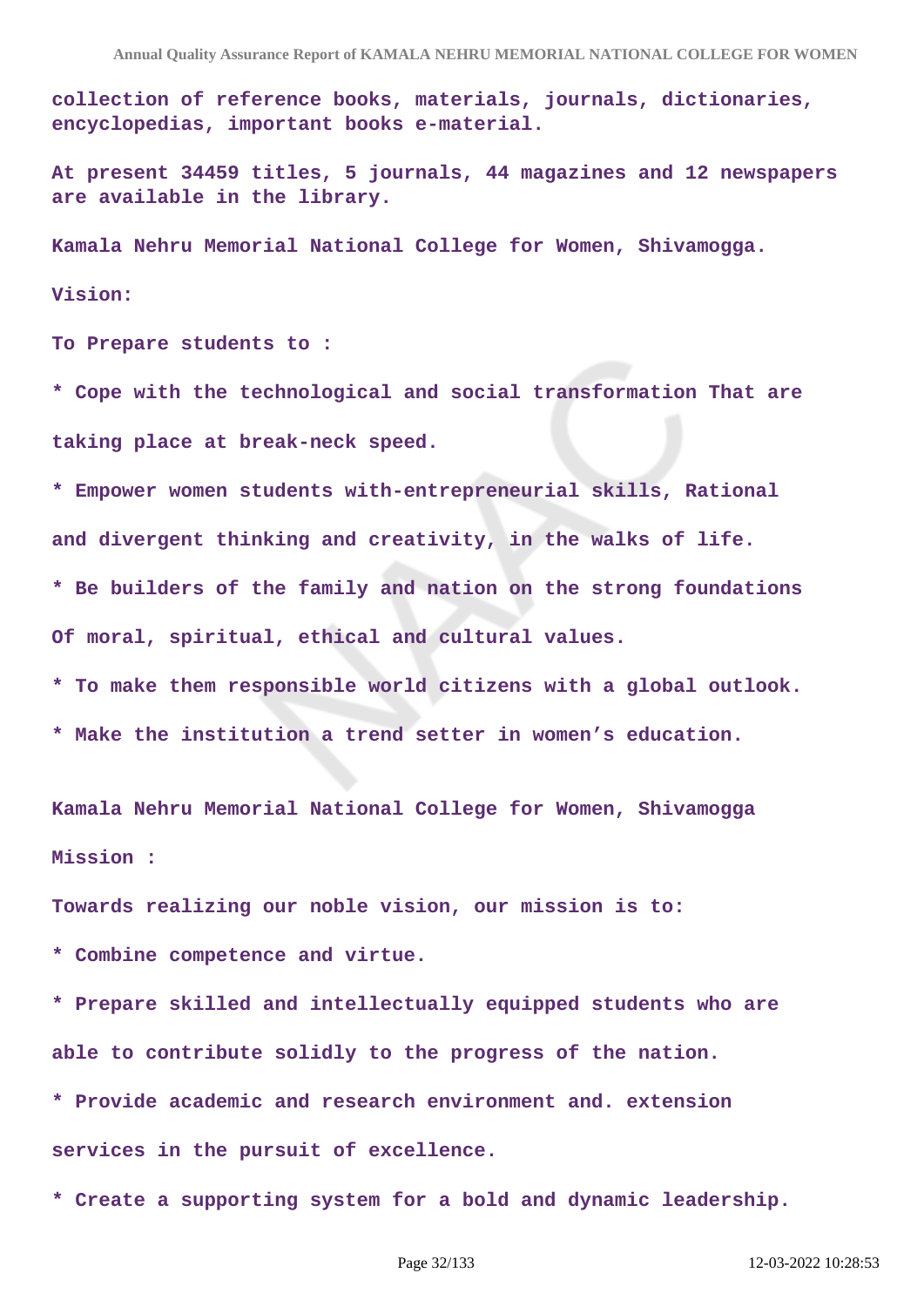collection of reference books, materials, journals, dictionaries, encyclopedias, important books e-material.

At present 34459 titles, 5 journals, 44 magazines and 12 newspapers are available in the library.

Kamala Nehru Memorial National College for Women, Shivamogga.

Vision:

To Prepare students to :

* Cope with the technological and social transformation That are taking place at break-neck speed.

* Empower women students with-entrepreneurial skills, Rational and divergent thinking and creativity, in the walks of life.

* Be builders of the family and nation on the strong foundations Of moral, spiritual, ethical and cultural values.

* To make them responsible world citizens with a global outlook.

* Make the institution a trend setter in women's education.

Kamala Nehru Memorial National College for Women, Shivamogga

Mission :

Towards realizing our noble vision, our mission is to:

* Combine competence and virtue.

* Prepare skilled and intellectually equipped students who are able to contribute solidly to the progress of the nation.

* Provide academic and research environment and. extension services in the pursuit of excellence.

* Create a supporting system for a bold and dynamic leadership.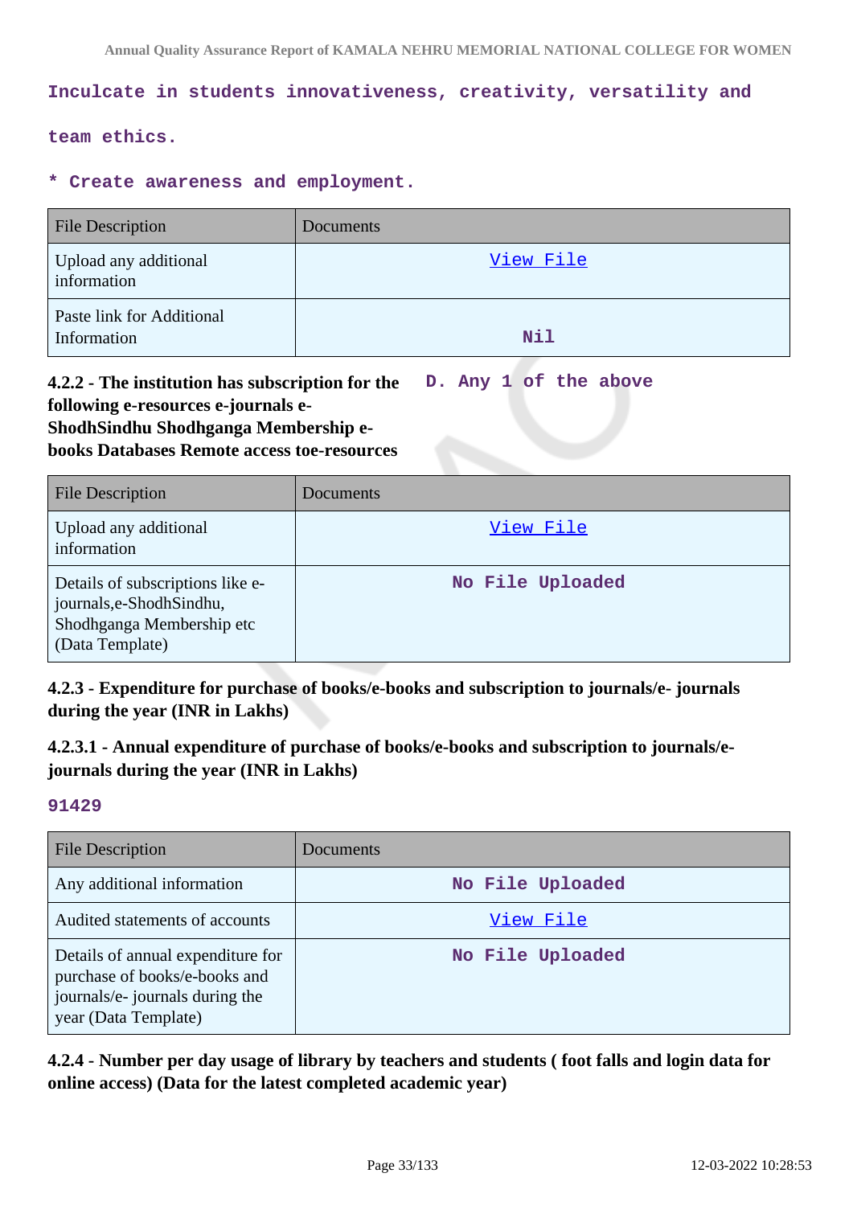Inculcate in students innovativeness, creativity, versatility and team ethics.

* Create awareness and employment.

| File Description | Documents |
| --- | --- |
| Upload any additional information | View File |
| Paste link for Additional Information | Nil |

**4.2.2 - The institution has subscription for the following e-resources e-journals e-ShodhSindhu Shodhganga Membership e-books Databases Remote access toe-resources**

D. Any 1 of the above

| File Description | Documents |
| --- | --- |
| Upload any additional information | View File |
| Details of subscriptions like e-journals,e-ShodhSindhu, Shodhganga Membership etc (Data Template) | No File Uploaded |

### 4.2.3 - Expenditure for purchase of books/e-books and subscription to journals/e- journals during the year (INR in Lakhs)

### 4.2.3.1 - Annual expenditure of purchase of books/e-books and subscription to journals/e-journals during the year (INR in Lakhs)

91429

| File Description | Documents |
| --- | --- |
| Any additional information | No File Uploaded |
| Audited statements of accounts | View File |
| Details of annual expenditure for purchase of books/e-books and journals/e- journals during the year (Data Template) | No File Uploaded |

### 4.2.4 - Number per day usage of library by teachers and students ( foot falls and login data for online access) (Data for the latest completed academic year)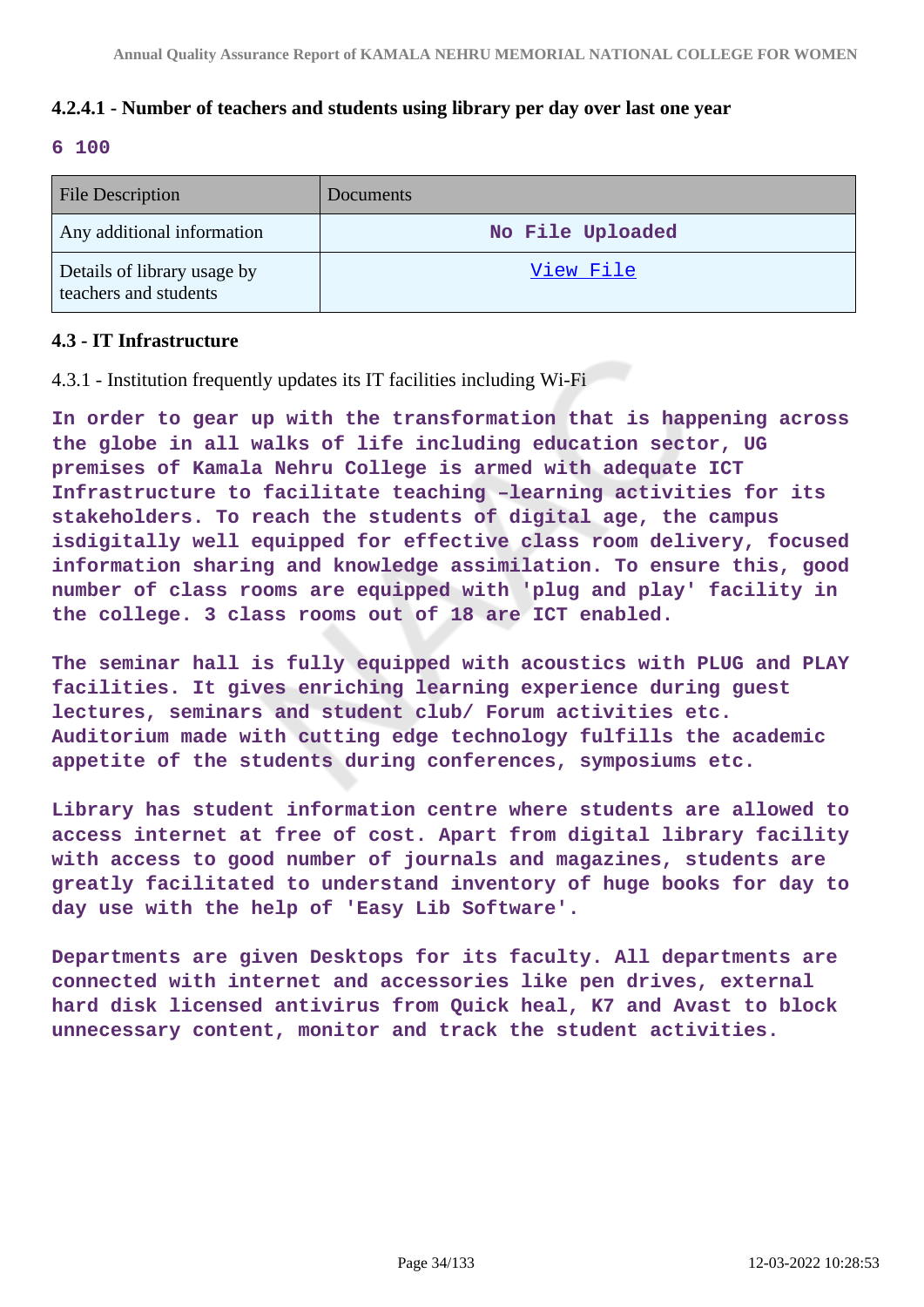#### 4.2.4.1 - Number of teachers and students using library per day over last one year

**6 100**

| File Description | Documents |
|---|---|
| Any additional information | No File Uploaded |
| Details of library usage by teachers and students | View File |

### 4.3 - IT Infrastructure

4.3.1 - Institution frequently updates its IT facilities including Wi-Fi

**In order to gear up with the transformation that is happening across the globe in all walks of life including education sector, UG premises of Kamala Nehru College is armed with adequate ICT Infrastructure to facilitate teaching –learning activities for its stakeholders. To reach the students of digital age, the campus isdigitally well equipped for effective class room delivery, focused information sharing and knowledge assimilation. To ensure this, good number of class rooms are equipped with 'plug and play' facility in the college. 3 class rooms out of 18 are ICT enabled.**

**The seminar hall is fully equipped with acoustics with PLUG and PLAY facilities. It gives enriching learning experience during guest lectures, seminars and student club/ Forum activities etc. Auditorium made with cutting edge technology fulfills the academic appetite of the students during conferences, symposiums etc.**

**Library has student information centre where students are allowed to access internet at free of cost. Apart from digital library facility with access to good number of journals and magazines, students are greatly facilitated to understand inventory of huge books for day to day use with the help of 'Easy Lib Software'.**

**Departments are given Desktops for its faculty. All departments are connected with internet and accessories like pen drives, external hard disk licensed antivirus from Quick heal, K7 and Avast to block unnecessary content, monitor and track the student activities.**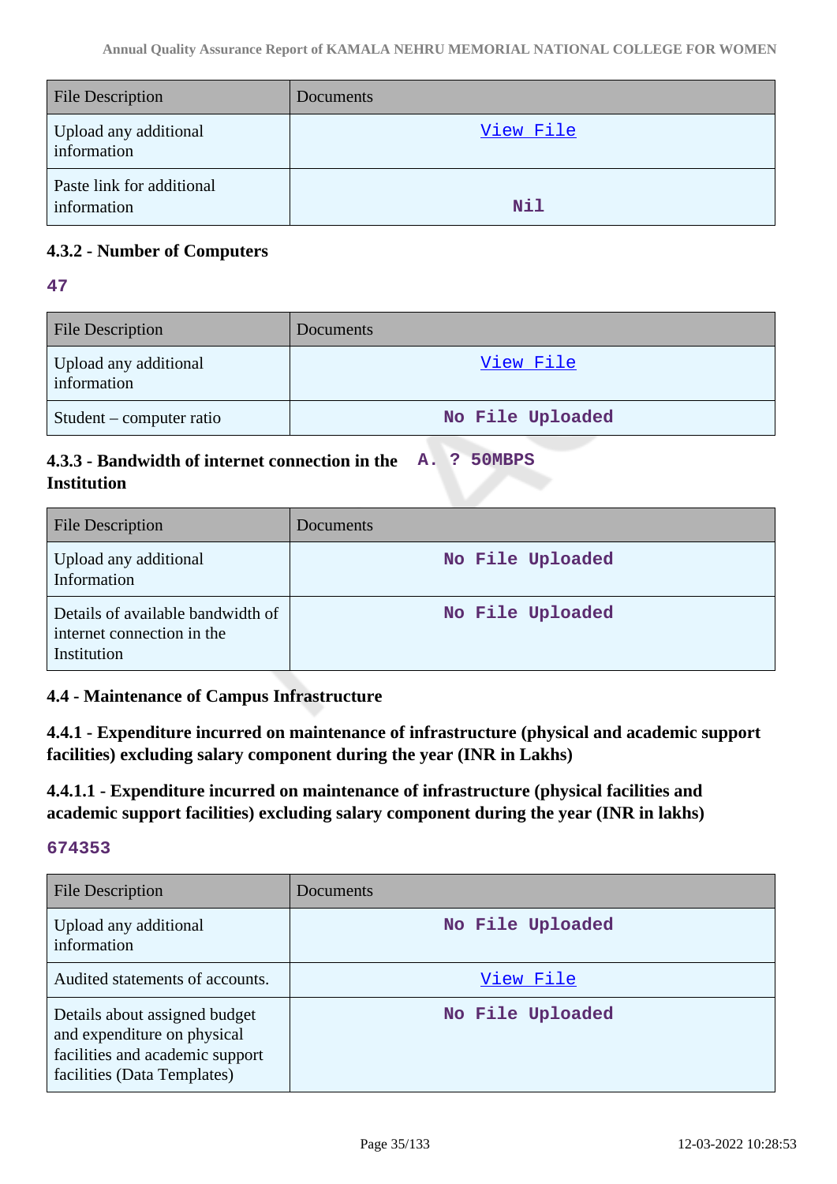| File Description | Documents |
|---|---|
| Upload any additional information | View File |
| Paste link for additional information | Nil |

#### 4.3.2 - Number of Computers

**47**

| File Description | Documents |
|---|---|
| Upload any additional information | View File |
| Student – computer ratio | No File Uploaded |

#### 4.3.3 - Bandwidth of internet connection in the Institution

**A. ? 50MBPS**

| File Description | Documents |
|---|---|
| Upload any additional Information | No File Uploaded |
| Details of available bandwidth of internet connection in the Institution | No File Uploaded |

### 4.4 - Maintenance of Campus Infrastructure

#### 4.4.1 - Expenditure incurred on maintenance of infrastructure (physical and academic support facilities) excluding salary component during the year (INR in Lakhs)

#### 4.4.1.1 - Expenditure incurred on maintenance of infrastructure (physical facilities and academic support facilities) excluding salary component during the year (INR in lakhs)

**674353**

| File Description | Documents |
|---|---|
| Upload any additional information | No File Uploaded |
| Audited statements of accounts. | View File |
| Details about assigned budget and expenditure on physical facilities and academic support facilities (Data Templates) | No File Uploaded |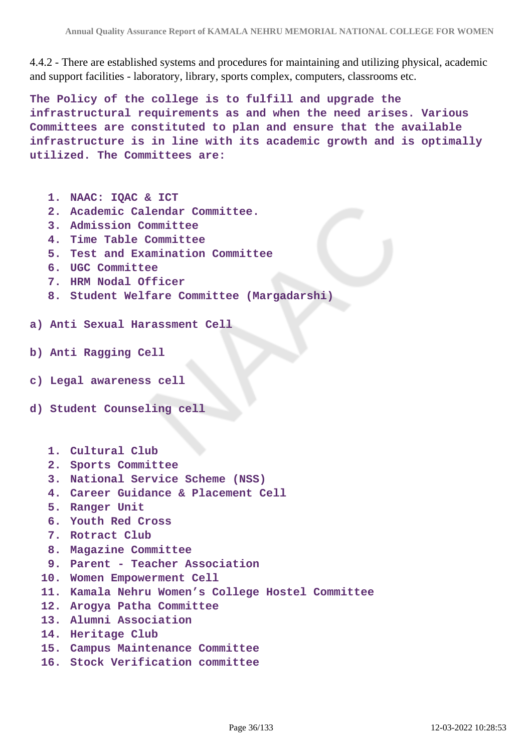4.4.2 - There are established systems and procedures for maintaining and utilizing physical, academic and support facilities - laboratory, library, sports complex, computers, classrooms etc.

**The Policy of the college is to fulfill and upgrade the infrastructural requirements as and when the need arises. Various Committees are constituted to plan and ensure that the available infrastructure is in line with its academic growth and is optimally utilized. The Committees are:**

1. **NAAC: IQAC & ICT**
2. **Academic Calendar Committee.**
3. **Admission Committee**
4. **Time Table Committee**
5. **Test and Examination Committee**
6. **UGC Committee**
7. **HRM Nodal Officer**
8. **Student Welfare Committee (Margadarshi)**

**a) Anti Sexual Harassment Cell**

**b) Anti Ragging Cell**

**c) Legal awareness cell**

**d) Student Counseling cell**

1. **Cultural Club**
2. **Sports Committee**
3. **National Service Scheme (NSS)**
4. **Career Guidance & Placement Cell**
5. **Ranger Unit**
6. **Youth Red Cross**
7. **Rotract Club**
8. **Magazine Committee**
9. **Parent - Teacher Association**
10. **Women Empowerment Cell**
11. **Kamala Nehru Women's College Hostel Committee**
12. **Arogya Patha Committee**
13. **Alumni Association**
14. **Heritage Club**
15. **Campus Maintenance Committee**
16. **Stock Verification committee**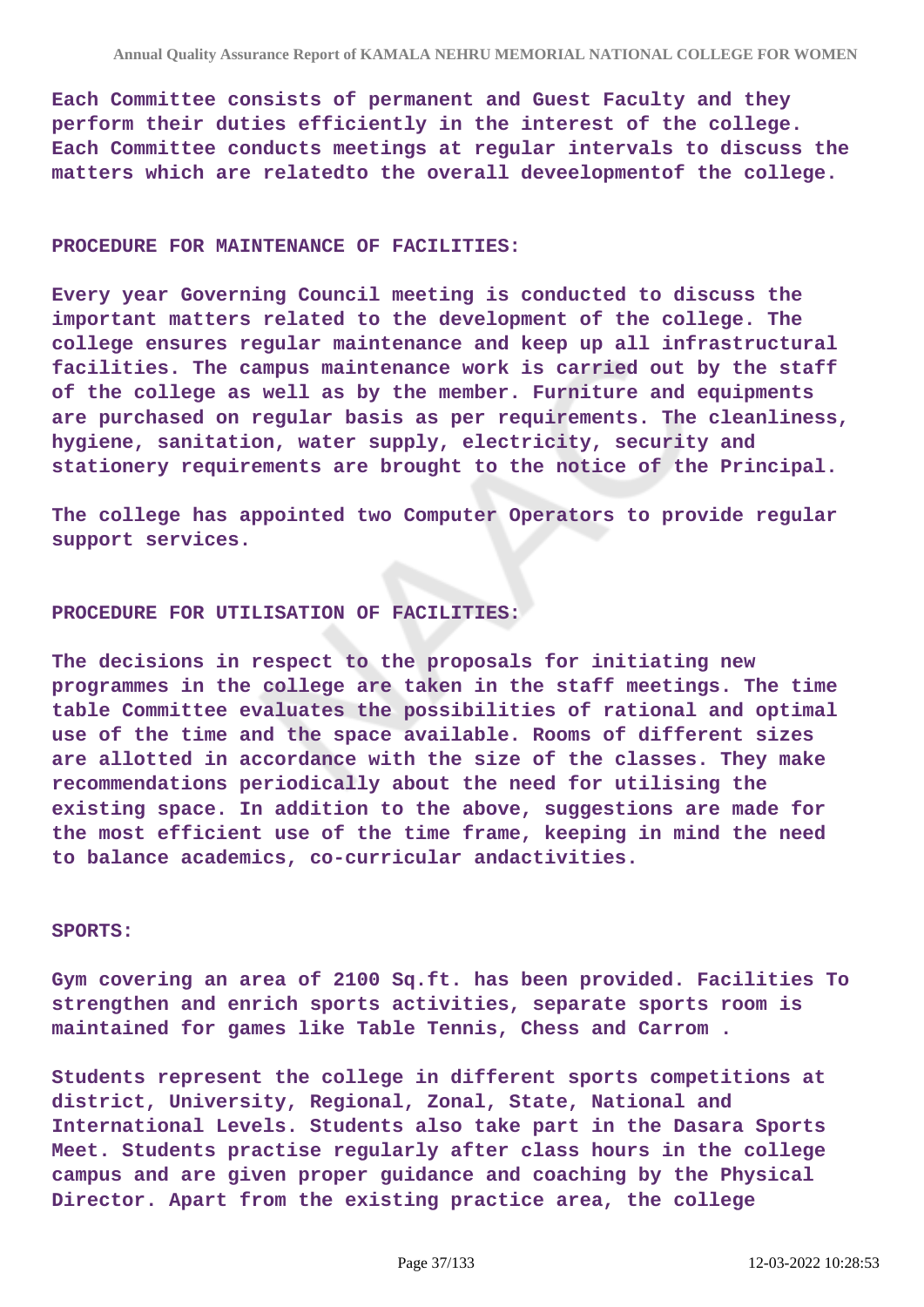Each Committee consists of permanent and Guest Faculty and they perform their duties efficiently in the interest of the college. Each Committee conducts meetings at regular intervals to discuss the matters which are relatedto the overall deveelopmentof the college.

**PROCEDURE FOR MAINTENANCE OF FACILITIES:**

Every year Governing Council meeting is conducted to discuss the important matters related to the development of the college. The college ensures regular maintenance and keep up all infrastructural facilities. The campus maintenance work is carried out by the staff of the college as well as by the member. Furniture and equipments are purchased on regular basis as per requirements. The cleanliness, hygiene, sanitation, water supply, electricity, security and stationery requirements are brought to the notice of the Principal.

The college has appointed two Computer Operators to provide regular support services.

**PROCEDURE FOR UTILISATION OF FACILITIES:**

The decisions in respect to the proposals for initiating new programmes in the college are taken in the staff meetings. The time table Committee evaluates the possibilities of rational and optimal use of the time and the space available. Rooms of different sizes are allotted in accordance with the size of the classes. They make recommendations periodically about the need for utilising the existing space. In addition to the above, suggestions are made for the most efficient use of the time frame, keeping in mind the need to balance academics, co-curricular andactivities.

**SPORTS:**

Gym covering an area of 2100 Sq.ft. has been provided. Facilities To strengthen and enrich sports activities, separate sports room is maintained for games like Table Tennis, Chess and Carrom .

Students represent the college in different sports competitions at district, University, Regional, Zonal, State, National and International Levels. Students also take part in the Dasara Sports Meet. Students practise regularly after class hours in the college campus and are given proper guidance and coaching by the Physical Director. Apart from the existing practice area, the college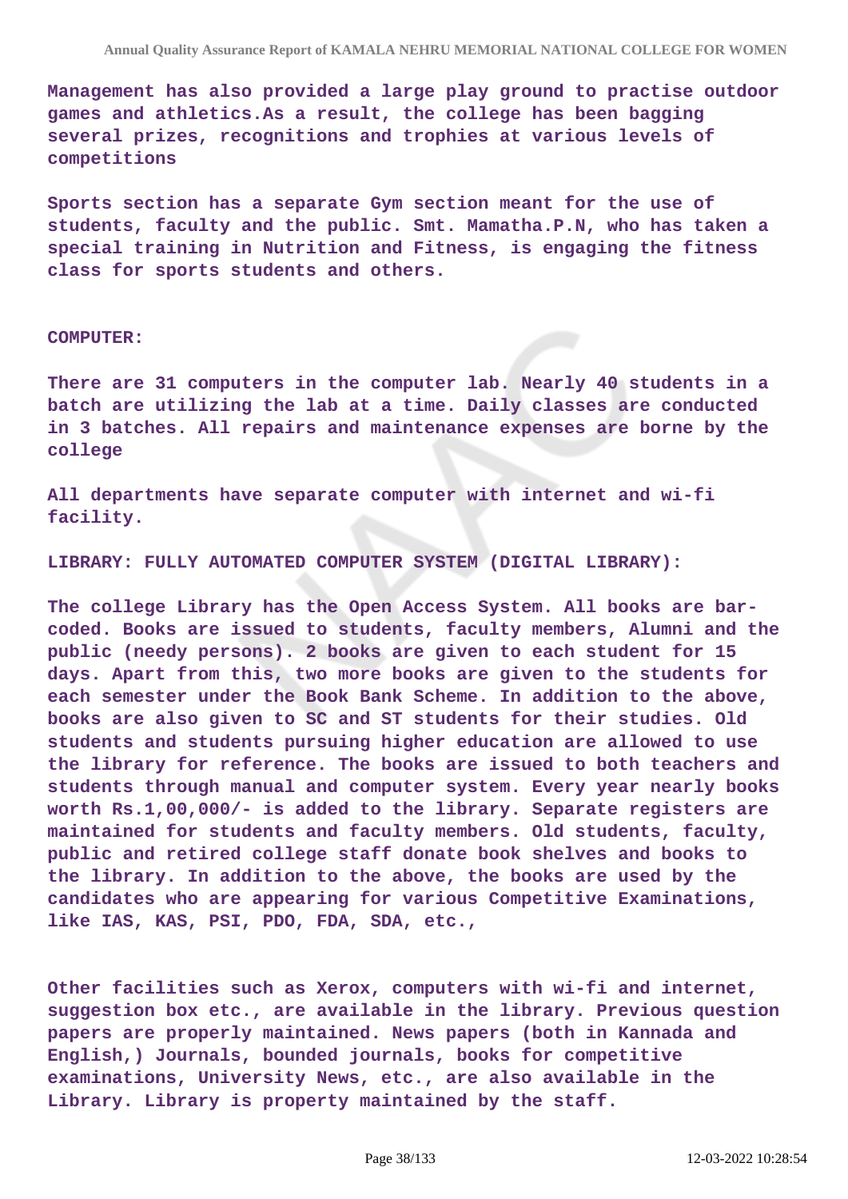Management has also provided a large play ground to practise outdoor games and athletics.As a result, the college has been bagging several prizes, recognitions and trophies at various levels of competitions

Sports section has a separate Gym section meant for the use of students, faculty and the public. Smt. Mamatha.P.N, who has taken a special training in Nutrition and Fitness, is engaging the fitness class for sports students and others.

COMPUTER:

There are 31 computers in the computer lab. Nearly 40 students in a batch are utilizing the lab at a time. Daily classes are conducted in 3 batches. All repairs and maintenance expenses are borne by the college

All departments have separate computer with internet and wi-fi facility.

LIBRARY: FULLY AUTOMATED COMPUTER SYSTEM (DIGITAL LIBRARY):

The college Library has the Open Access System. All books are bar-coded. Books are issued to students, faculty members, Alumni and the public (needy persons). 2 books are given to each student for 15 days. Apart from this, two more books are given to the students for each semester under the Book Bank Scheme. In addition to the above, books are also given to SC and ST students for their studies. Old students and students pursuing higher education are allowed to use the library for reference. The books are issued to both teachers and students through manual and computer system. Every year nearly books worth Rs.1,00,000/- is added to the library. Separate registers are maintained for students and faculty members. Old students, faculty, public and retired college staff donate book shelves and books to the library. In addition to the above, the books are used by the candidates who are appearing for various Competitive Examinations, like IAS, KAS, PSI, PDO, FDA, SDA, etc.,

Other facilities such as Xerox, computers with wi-fi and internet, suggestion box etc., are available in the library. Previous question papers are properly maintained. News papers (both in Kannada and English,) Journals, bounded journals, books for competitive examinations, University News, etc., are also available in the Library. Library is property maintained by the staff.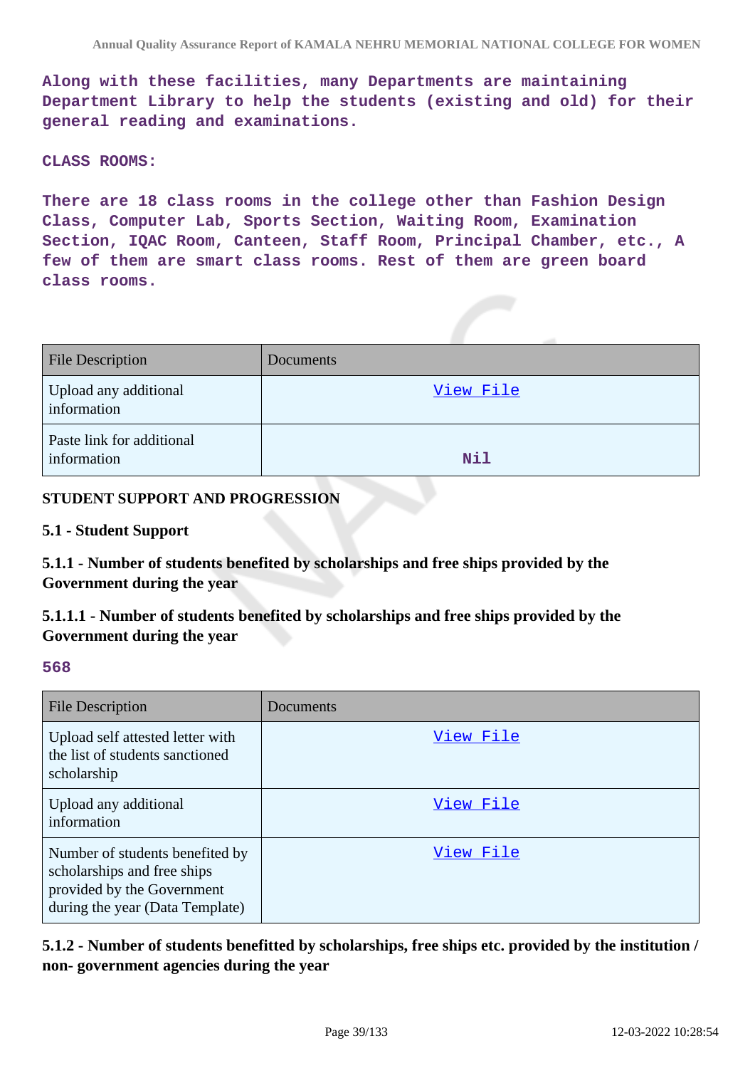Along with these facilities, many Departments are maintaining Department Library to help the students (existing and old) for their general reading and examinations.

CLASS ROOMS:

There are 18 class rooms in the college other than Fashion Design Class, Computer Lab, Sports Section, Waiting Room, Examination Section, IQAC Room, Canteen, Staff Room, Principal Chamber, etc., A few of them are smart class rooms. Rest of them are green board class rooms.

| File Description | Documents |
|---|---|
| Upload any additional information | View File |
| Paste link for additional information | Nil |

**STUDENT SUPPORT AND PROGRESSION**

**5.1 - Student Support**

**5.1.1 - Number of students benefited by scholarships and free ships provided by the Government during the year**

**5.1.1.1 - Number of students benefited by scholarships and free ships provided by the Government during the year**

568

| File Description | Documents |
|---|---|
| Upload self attested letter with the list of students sanctioned scholarship | View File |
| Upload any additional information | View File |
| Number of students benefited by scholarships and free ships provided by the Government during the year (Data Template) | View File |

**5.1.2 - Number of students benefitted by scholarships, free ships etc. provided by the institution / non- government agencies during the year**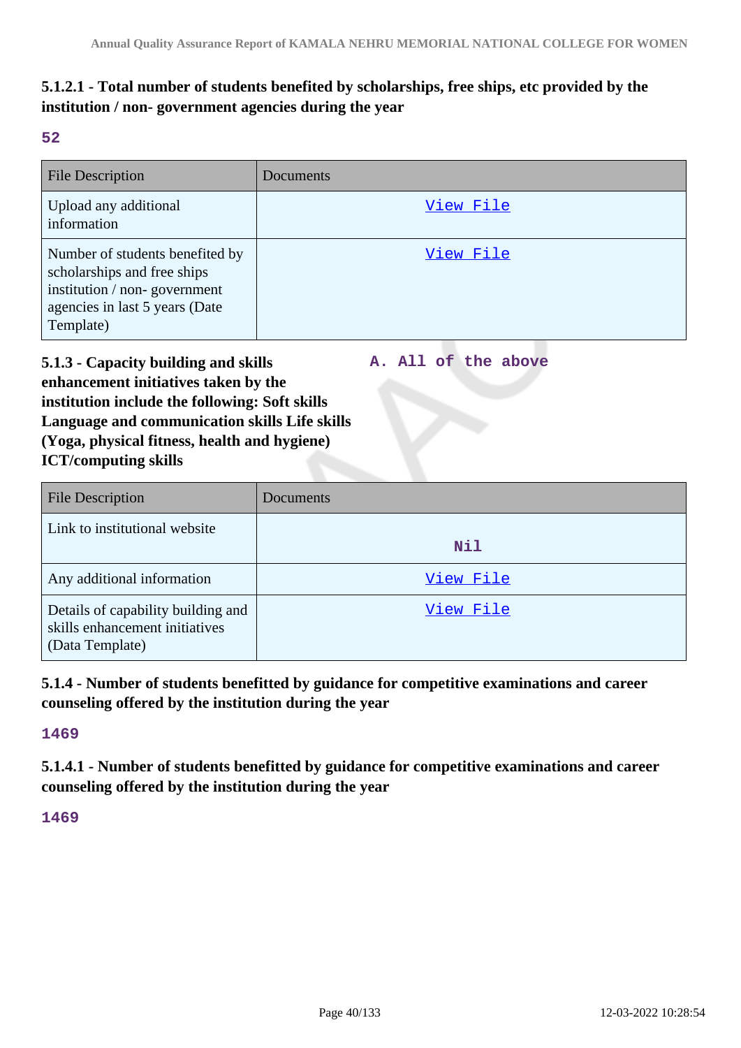### 5.1.2.1 - Total number of students benefited by scholarships, free ships, etc provided by the institution / non- government agencies during the year

**52**

| File Description | Documents |
|---|---|
| Upload any additional information | View File |
| Number of students benefited by scholarships and free ships institution / non- government agencies in last 5 years (Date Template) | View File |

### 5.1.3 - Capacity building and skills enhancement initiatives taken by the institution include the following: Soft skills Language and communication skills Life skills (Yoga, physical fitness, health and hygiene) ICT/computing skills

**A. All of the above**

| File Description | Documents |
|---|---|
| Link to institutional website | Nil |
| Any additional information | View File |
| Details of capability building and skills enhancement initiatives (Data Template) | View File |

### 5.1.4 - Number of students benefitted by guidance for competitive examinations and career counseling offered by the institution during the year

**1469**

### 5.1.4.1 - Number of students benefitted by guidance for competitive examinations and career counseling offered by the institution during the year

**1469**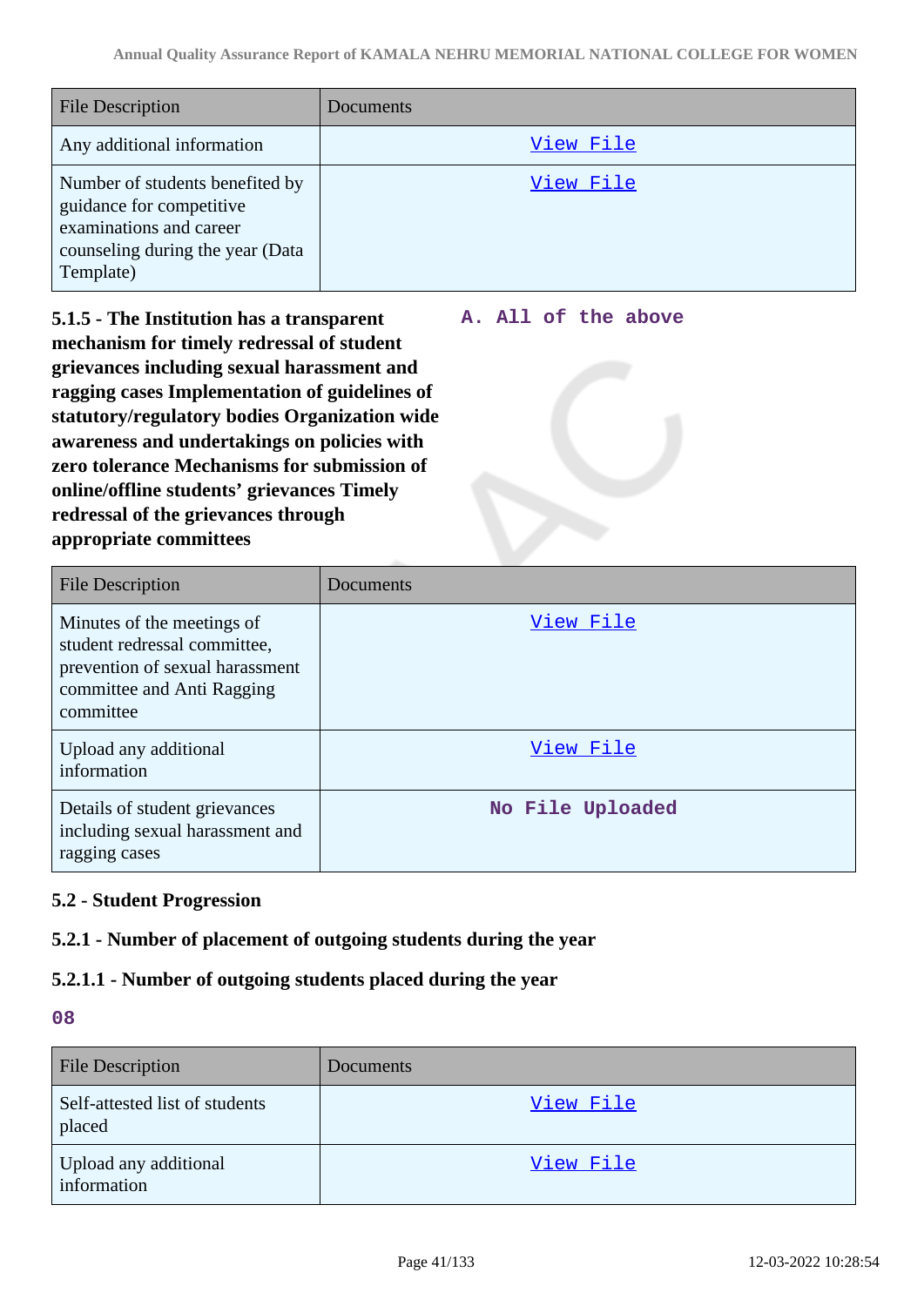| File Description | Documents |
| --- | --- |
| Any additional information | View File |
| Number of students benefited by guidance for competitive examinations and career counseling during the year (Data Template) | View File |

**5.1.5 - The Institution has a transparent mechanism for timely redressal of student grievances including sexual harassment and ragging cases Implementation of guidelines of statutory/regulatory bodies Organization wide awareness and undertakings on policies with zero tolerance Mechanisms for submission of online/offline students' grievances Timely redressal of the grievances through appropriate committees**

A. All of the above

| File Description | Documents |
| --- | --- |
| Minutes of the meetings of student redressal committee, prevention of sexual harassment committee and Anti Ragging committee | View File |
| Upload any additional information | View File |
| Details of student grievances including sexual harassment and ragging cases | No File Uploaded |

**5.2 - Student Progression**

**5.2.1 - Number of placement of outgoing students during the year**

**5.2.1.1 - Number of outgoing students placed during the year**

08

| File Description | Documents |
| --- | --- |
| Self-attested list of students placed | View File |
| Upload any additional information | View File |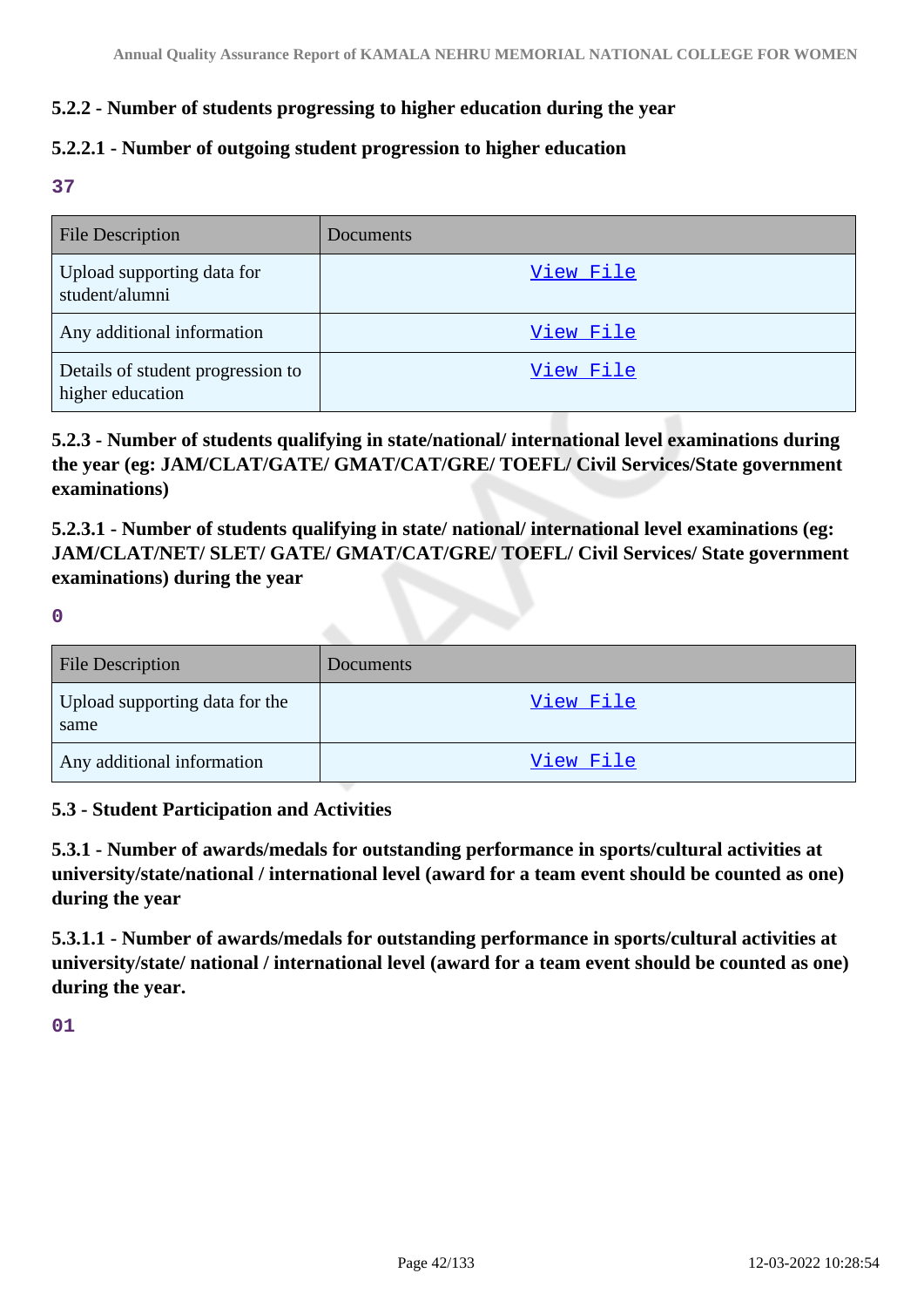**5.2.2 - Number of students progressing to higher education during the year**

**5.2.2.1 - Number of outgoing student progression to higher education**

37

| File Description | Documents |
| --- | --- |
| Upload supporting data for student/alumni | View File |
| Any additional information | View File |
| Details of student progression to higher education | View File |

**5.2.3 - Number of students qualifying in state/national/ international level examinations during the year (eg: JAM/CLAT/GATE/ GMAT/CAT/GRE/ TOEFL/ Civil Services/State government examinations)**

**5.2.3.1 - Number of students qualifying in state/ national/ international level examinations (eg: JAM/CLAT/NET/ SLET/ GATE/ GMAT/CAT/GRE/ TOEFL/ Civil Services/ State government examinations) during the year**

0

| File Description | Documents |
| --- | --- |
| Upload supporting data for the same | View File |
| Any additional information | View File |

**5.3 - Student Participation and Activities**

**5.3.1 - Number of awards/medals for outstanding performance in sports/cultural activities at university/state/national / international level (award for a team event should be counted as one) during the year**

**5.3.1.1 - Number of awards/medals for outstanding performance in sports/cultural activities at university/state/ national / international level (award for a team event should be counted as one) during the year.**

01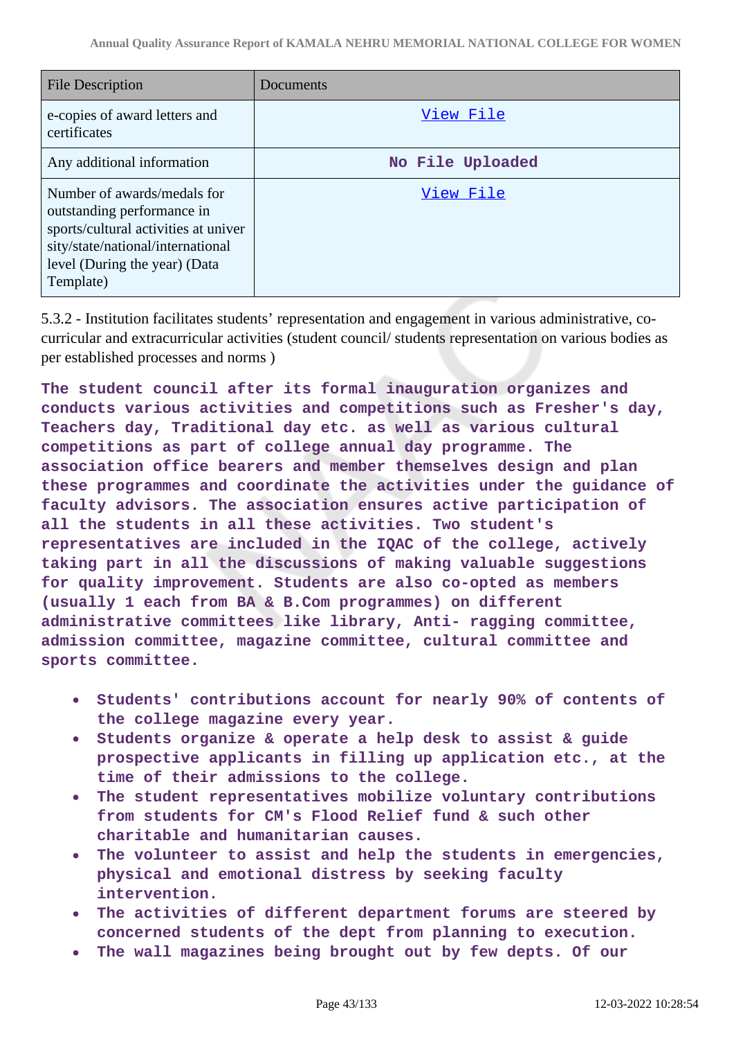| File Description | Documents |
|---|---|
| e-copies of award letters and certificates | View File |
| Any additional information | No File Uploaded |
| Number of awards/medals for outstanding performance in sports/cultural activities at university/state/national/international level (During the year) (Data Template) | View File |

5.3.2 - Institution facilitates students' representation and engagement in various administrative, co-curricular and extracurricular activities (student council/ students representation on various bodies as per established processes and norms )

**The student council after its formal inauguration organizes and conducts various activities and competitions such as Fresher's day, Teachers day, Traditional day etc. as well as various cultural competitions as part of college annual day programme. The association office bearers and member themselves design and plan these programmes and coordinate the activities under the guidance of faculty advisors. The association ensures active participation of all the students in all these activities. Two student's representatives are included in the IQAC of the college, actively taking part in all the discussions of making valuable suggestions for quality improvement. Students are also co-opted as members (usually 1 each from BA & B.Com programmes) on different administrative committees like library, Anti- ragging committee, admission committee, magazine committee, cultural committee and sports committee.**

- **Students' contributions account for nearly 90% of contents of the college magazine every year.**
- **Students organize & operate a help desk to assist & guide prospective applicants in filling up application etc., at the time of their admissions to the college.**
- **The student representatives mobilize voluntary contributions from students for CM's Flood Relief fund & such other charitable and humanitarian causes.**
- **The volunteer to assist and help the students in emergencies, physical and emotional distress by seeking faculty intervention.**
- **The activities of different department forums are steered by concerned students of the dept from planning to execution.**
- **The wall magazines being brought out by few depts. Of our**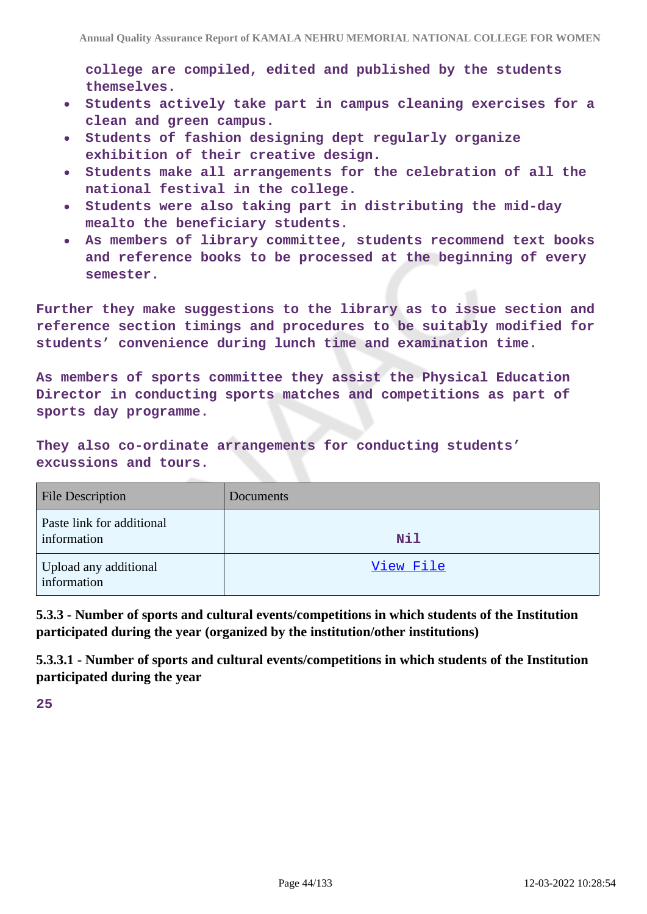college are compiled, edited and published by the students themselves.

- Students actively take part in campus cleaning exercises for a clean and green campus.
- Students of fashion designing dept regularly organize exhibition of their creative design.
- Students make all arrangements for the celebration of all the national festival in the college.
- Students were also taking part in distributing the mid-day mealto the beneficiary students.
- As members of library committee, students recommend text books and reference books to be processed at the beginning of every semester.

Further they make suggestions to the library as to issue section and reference section timings and procedures to be suitably modified for students' convenience during lunch time and examination time.

As members of sports committee they assist the Physical Education Director in conducting sports matches and competitions as part of sports day programme.

They also co-ordinate arrangements for conducting students' excussions and tours.

| File Description | Documents |
|---|---|
| Paste link for additional information | Nil |
| Upload any additional information | View File |

**5.3.3 - Number of sports and cultural events/competitions in which students of the Institution participated during the year (organized by the institution/other institutions)**

**5.3.3.1 - Number of sports and cultural events/competitions in which students of the Institution participated during the year**

25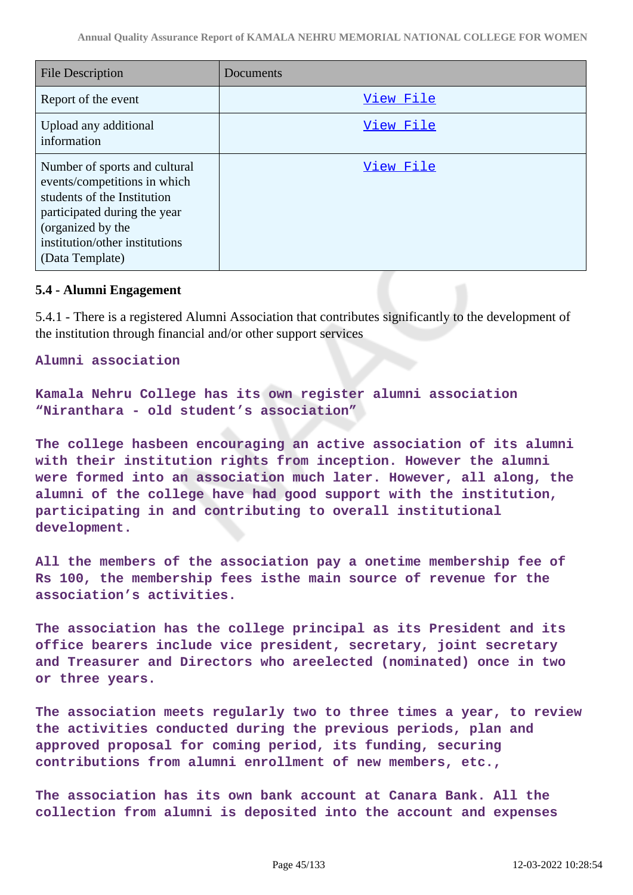| File Description | Documents |
| --- | --- |
| Report of the event | View File |
| Upload any additional information | View File |
| Number of sports and cultural events/competitions in which students of the Institution participated during the year (organized by the institution/other institutions (Data Template) | View File |

**5.4 - Alumni Engagement**

5.4.1 - There is a registered Alumni Association that contributes significantly to the development of the institution through financial and/or other support services

**Alumni association**

**Kamala Nehru College has its own register alumni association "Niranthara - old student's association"**

**The college hasbeen encouraging an active association of its alumni with their institution rights from inception. However the alumni were formed into an association much later. However, all along, the alumni of the college have had good support with the institution, participating in and contributing to overall institutional development.**

**All the members of the association pay a onetime membership fee of Rs 100, the membership fees isthe main source of revenue for the association's activities.**

**The association has the college principal as its President and its office bearers include vice president, secretary, joint secretary and Treasurer and Directors who areelected (nominated) once in two or three years.**

**The association meets regularly two to three times a year, to review the activities conducted during the previous periods, plan and approved proposal for coming period, its funding, securing contributions from alumni enrollment of new members, etc.,**

**The association has its own bank account at Canara Bank. All the collection from alumni is deposited into the account and expenses**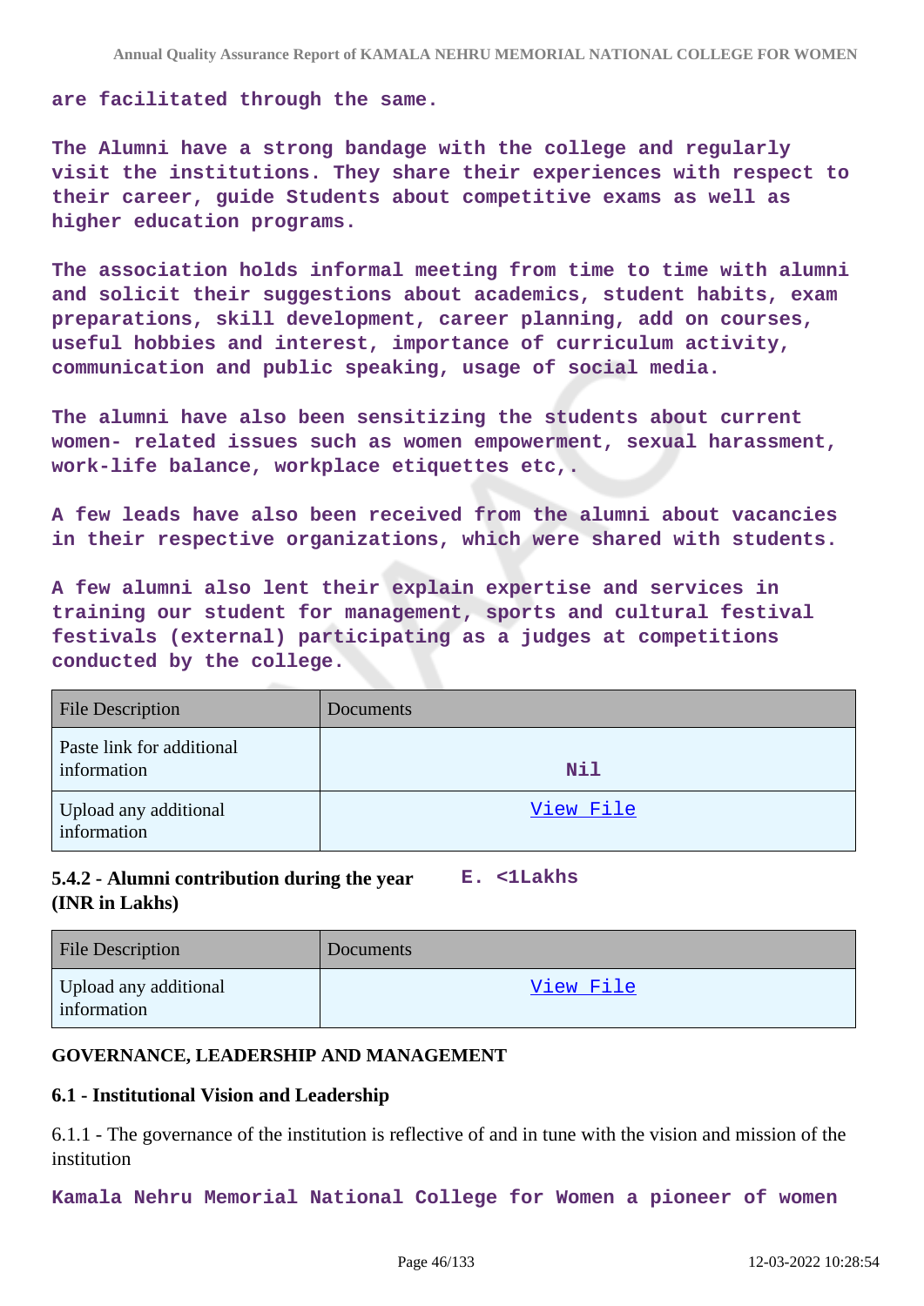**are facilitated through the same.**

**The Alumni have a strong bandage with the college and regularly visit the institutions. They share their experiences with respect to their career, guide Students about competitive exams as well as higher education programs.**

**The association holds informal meeting from time to time with alumni and solicit their suggestions about academics, student habits, exam preparations, skill development, career planning, add on courses, useful hobbies and interest, importance of curriculum activity, communication and public speaking, usage of social media.**

**The alumni have also been sensitizing the students about current women- related issues such as women empowerment, sexual harassment, work-life balance, workplace etiquettes etc,.**

**A few leads have also been received from the alumni about vacancies in their respective organizations, which were shared with students.**

**A few alumni also lent their explain expertise and services in training our student for management, sports and cultural festival festivals (external) participating as a judges at competitions conducted by the college.**

| File Description | Documents |
|---|---|
| Paste link for additional information | Nil |
| Upload any additional information | View File |

**5.4.2 - Alumni contribution during the year (INR in Lakhs)** **E. <1Lakhs**

| File Description | Documents |
|---|---|
| Upload any additional information | View File |

**GOVERNANCE, LEADERSHIP AND MANAGEMENT**

**6.1 - Institutional Vision and Leadership**

6.1.1 - The governance of the institution is reflective of and in tune with the vision and mission of the institution

**Kamala Nehru Memorial National College for Women a pioneer of women**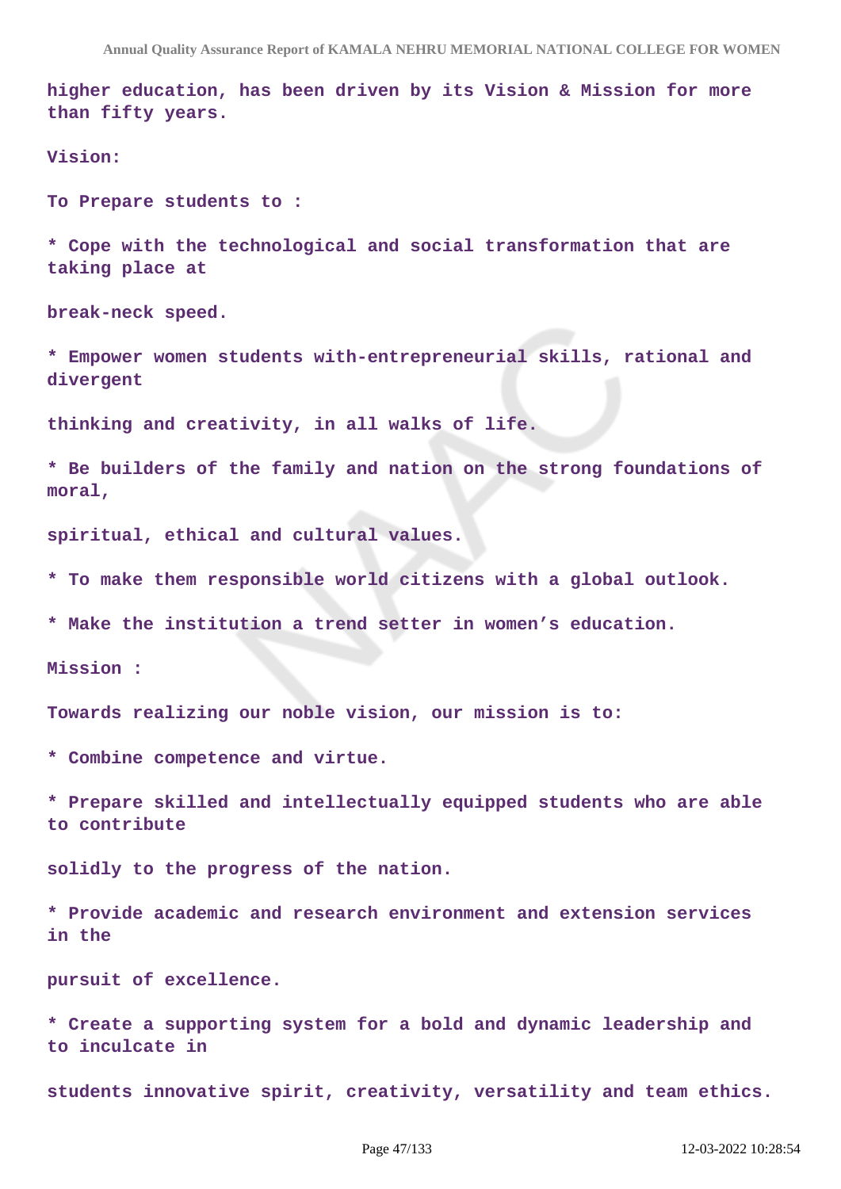higher education, has been driven by its Vision & Mission for more than fifty years.

Vision:

To Prepare students to :

* Cope with the technological and social transformation that are taking place at

break-neck speed.

* Empower women students with-entrepreneurial skills, rational and divergent

thinking and creativity, in all walks of life.

* Be builders of the family and nation on the strong foundations of moral,

spiritual, ethical and cultural values.

* To make them responsible world citizens with a global outlook.

* Make the institution a trend setter in women's education.

Mission :

Towards realizing our noble vision, our mission is to:

* Combine competence and virtue.

* Prepare skilled and intellectually equipped students who are able to contribute

solidly to the progress of the nation.

* Provide academic and research environment and extension services in the

pursuit of excellence.

* Create a supporting system for a bold and dynamic leadership and to inculcate in

students innovative spirit, creativity, versatility and team ethics.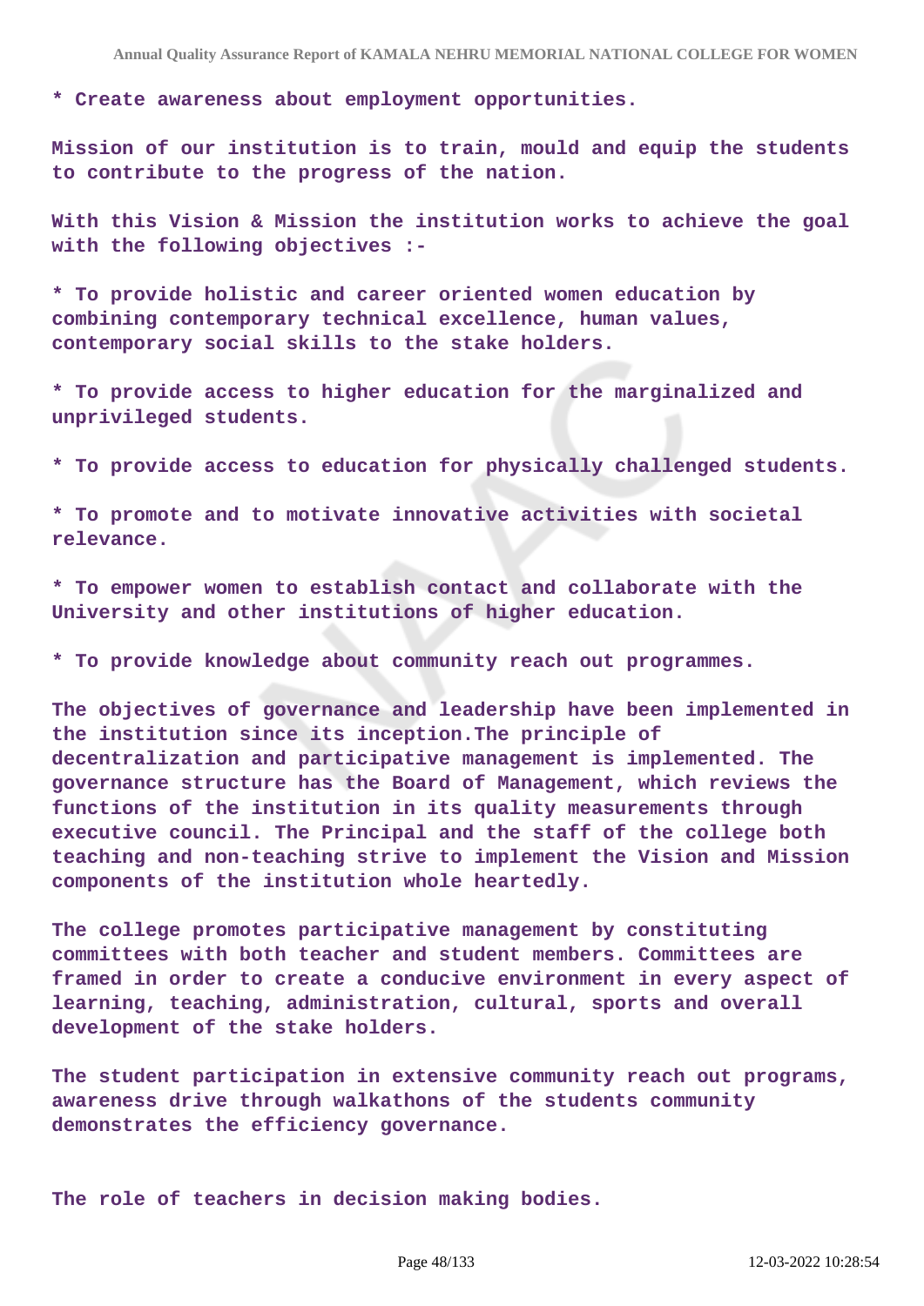* Create awareness about employment opportunities.

Mission of our institution is to train, mould and equip the students to contribute to the progress of the nation.

With this Vision & Mission the institution works to achieve the goal with the following objectives :-

* To provide holistic and career oriented women education by combining contemporary technical excellence, human values, contemporary social skills to the stake holders.

* To provide access to higher education for the marginalized and unprivileged students.

* To provide access to education for physically challenged students.

* To promote and to motivate innovative activities with societal relevance.

* To empower women to establish contact and collaborate with the University and other institutions of higher education.

* To provide knowledge about community reach out programmes.

The objectives of governance and leadership have been implemented in the institution since its inception.The principle of decentralization and participative management is implemented. The governance structure has the Board of Management, which reviews the functions of the institution in its quality measurements through executive council. The Principal and the staff of the college both teaching and non-teaching strive to implement the Vision and Mission components of the institution whole heartedly.

The college promotes participative management by constituting committees with both teacher and student members. Committees are framed in order to create a conducive environment in every aspect of learning, teaching, administration, cultural, sports and overall development of the stake holders.

The student participation in extensive community reach out programs, awareness drive through walkathons of the students community demonstrates the efficiency governance.

The role of teachers in decision making bodies.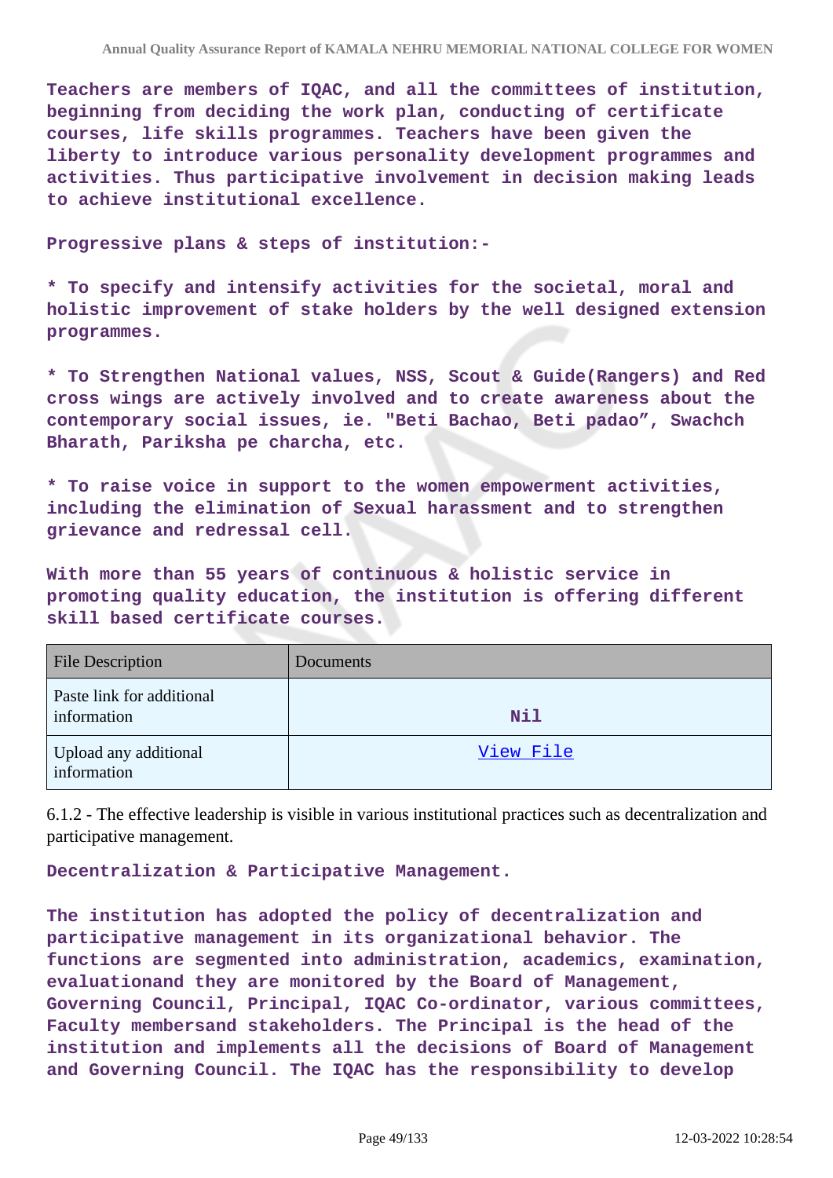**Teachers are members of IQAC, and all the committees of institution, beginning from deciding the work plan, conducting of certificate courses, life skills programmes. Teachers have been given the liberty to introduce various personality development programmes and activities. Thus participative involvement in decision making leads to achieve institutional excellence.**

**Progressive plans & steps of institution:-**

**\* To specify and intensify activities for the societal, moral and holistic improvement of stake holders by the well designed extension programmes.**

**\* To Strengthen National values, NSS, Scout & Guide(Rangers) and Red cross wings are actively involved and to create awareness about the contemporary social issues, ie. "Beti Bachao, Beti padao", Swachch Bharath, Pariksha pe charcha, etc.**

**\* To raise voice in support to the women empowerment activities, including the elimination of Sexual harassment and to strengthen grievance and redressal cell.**

**With more than 55 years of continuous & holistic service in promoting quality education, the institution is offering different skill based certificate courses.**

| File Description | Documents |
|---|---|
| Paste link for additional information | Nil |
| Upload any additional information | View File |

6.1.2 - The effective leadership is visible in various institutional practices such as decentralization and participative management.

**Decentralization & Participative Management.**

**The institution has adopted the policy of decentralization and participative management in its organizational behavior. The functions are segmented into administration, academics, examination, evaluationand they are monitored by the Board of Management, Governing Council, Principal, IQAC Co-ordinator, various committees, Faculty membersand stakeholders. The Principal is the head of the institution and implements all the decisions of Board of Management and Governing Council. The IQAC has the responsibility to develop**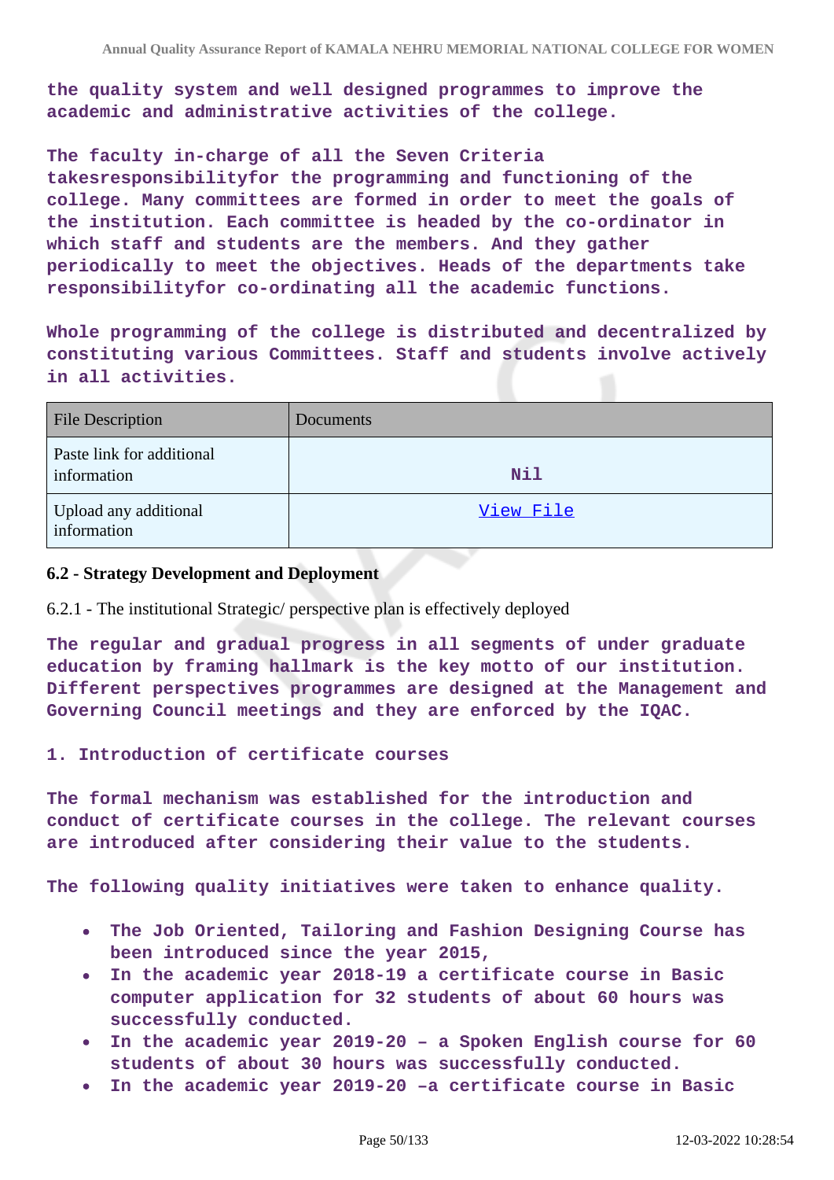the quality system and well designed programmes to improve the academic and administrative activities of the college.

The faculty in-charge of all the Seven Criteria takesresponsibilityfor the programming and functioning of the college. Many committees are formed in order to meet the goals of the institution. Each committee is headed by the co-ordinator in which staff and students are the members. And they gather periodically to meet the objectives. Heads of the departments take responsibilityfor co-ordinating all the academic functions.

Whole programming of the college is distributed and decentralized by constituting various Committees. Staff and students involve actively in all activities.

| File Description | Documents |
| --- | --- |
| Paste link for additional information | Nil |
| Upload any additional information | View File |

**6.2 - Strategy Development and Deployment**

6.2.1 - The institutional Strategic/ perspective plan is effectively deployed

The regular and gradual progress in all segments of under graduate education by framing hallmark is the key motto of our institution. Different perspectives programmes are designed at the Management and Governing Council meetings and they are enforced by the IQAC.

1. Introduction of certificate courses

The formal mechanism was established for the introduction and conduct of certificate courses in the college. The relevant courses are introduced after considering their value to the students.

The following quality initiatives were taken to enhance quality.

- The Job Oriented, Tailoring and Fashion Designing Course has been introduced since the year 2015,
- In the academic year 2018-19 a certificate course in Basic computer application for 32 students of about 60 hours was successfully conducted.
- In the academic year 2019-20 – a Spoken English course for 60 students of about 30 hours was successfully conducted.
- In the academic year 2019-20 –a certificate course in Basic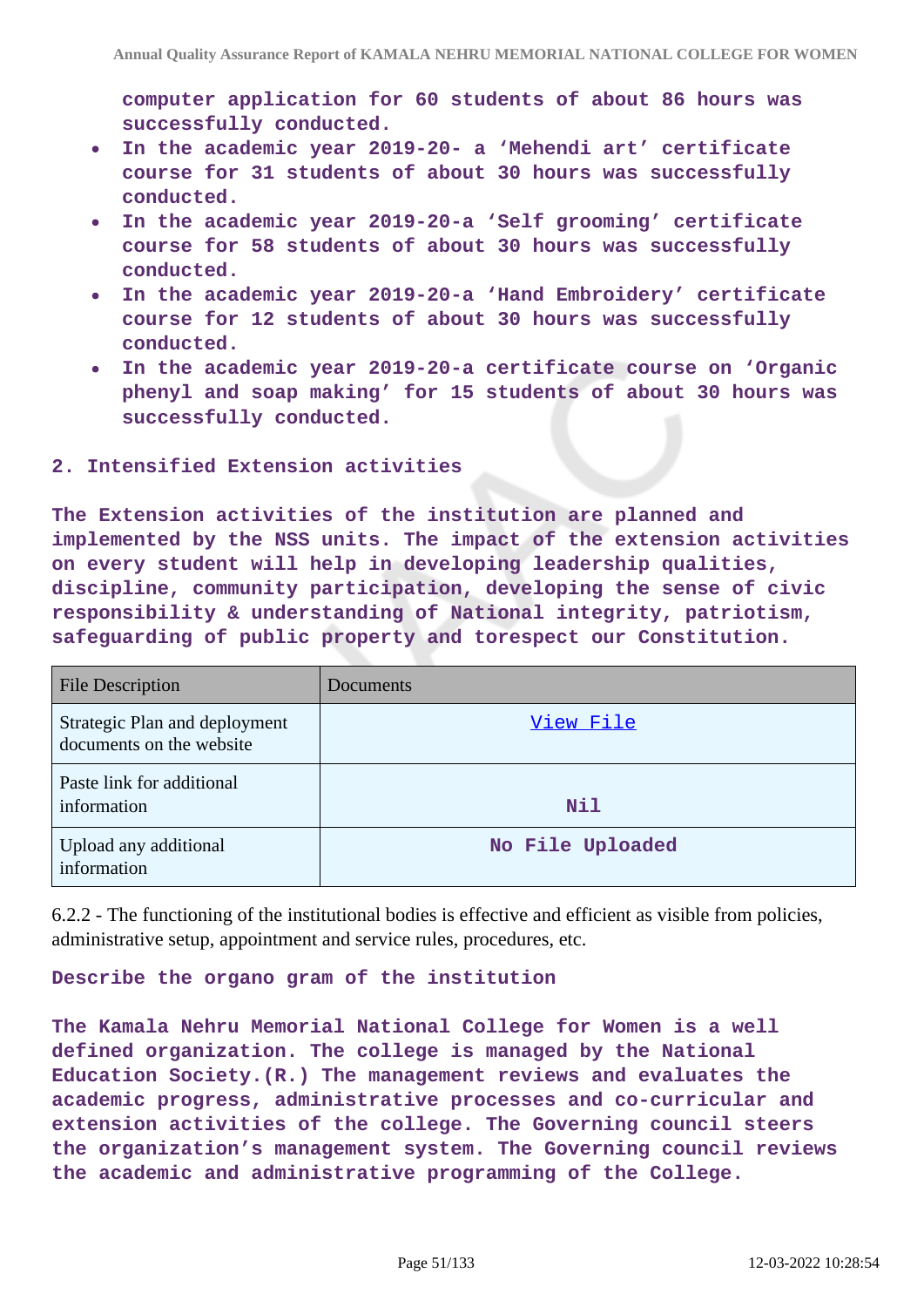computer application for 60 students of about 86 hours was successfully conducted.

- In the academic year 2019-20- a 'Mehendi art' certificate course for 31 students of about 30 hours was successfully conducted.
- In the academic year 2019-20-a 'Self grooming' certificate course for 58 students of about 30 hours was successfully conducted.
- In the academic year 2019-20-a 'Hand Embroidery' certificate course for 12 students of about 30 hours was successfully conducted.
- In the academic year 2019-20-a certificate course on 'Organic phenyl and soap making' for 15 students of about 30 hours was successfully conducted.

2. Intensified Extension activities

The Extension activities of the institution are planned and implemented by the NSS units. The impact of the extension activities on every student will help in developing leadership qualities, discipline, community participation, developing the sense of civic responsibility & understanding of National integrity, patriotism, safeguarding of public property and torespect our Constitution.

| File Description | Documents |
|---|---|
| Strategic Plan and deployment documents on the website | View File |
| Paste link for additional information | Nil |
| Upload any additional information | No File Uploaded |

6.2.2 - The functioning of the institutional bodies is effective and efficient as visible from policies, administrative setup, appointment and service rules, procedures, etc.

Describe the organo gram of the institution

The Kamala Nehru Memorial National College for Women is a well defined organization. The college is managed by the National Education Society.(R.) The management reviews and evaluates the academic progress, administrative processes and co-curricular and extension activities of the college. The Governing council steers the organization's management system. The Governing council reviews the academic and administrative programming of the College.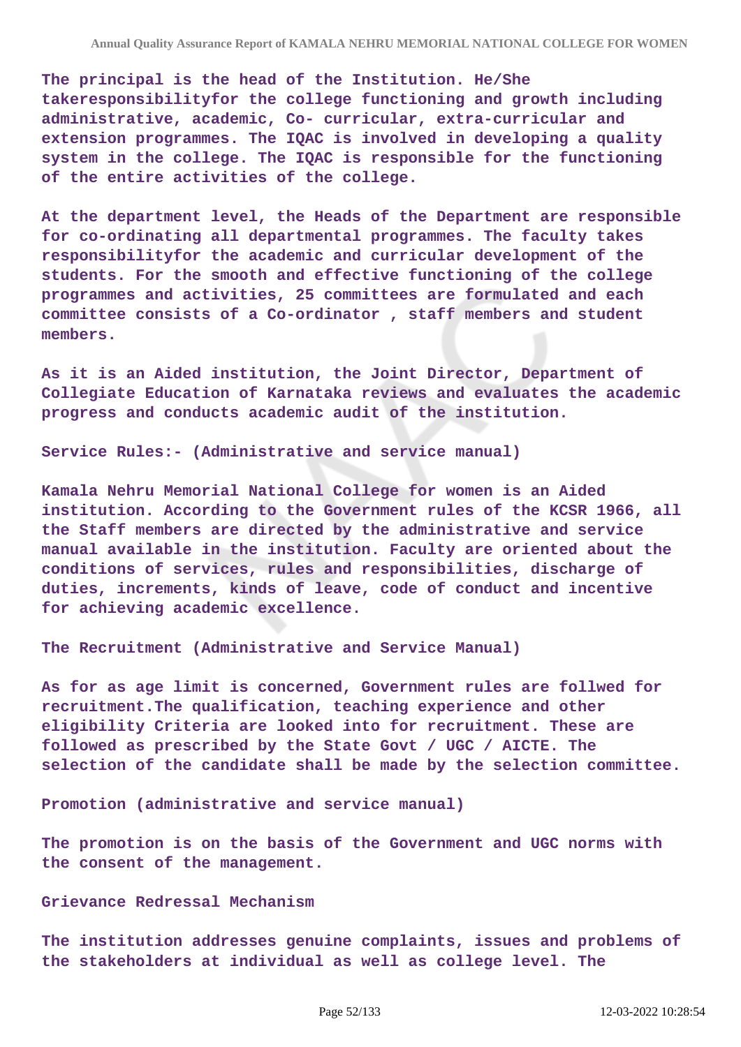The principal is the head of the Institution. He/She takeresponsibilityfor the college functioning and growth including administrative, academic, Co- curricular, extra-curricular and extension programmes. The IQAC is involved in developing a quality system in the college. The IQAC is responsible for the functioning of the entire activities of the college.

At the department level, the Heads of the Department are responsible for co-ordinating all departmental programmes. The faculty takes responsibilityfor the academic and curricular development of the students. For the smooth and effective functioning of the college programmes and activities, 25 committees are formulated and each committee consists of a Co-ordinator , staff members and student members.

As it is an Aided institution, the Joint Director, Department of Collegiate Education of Karnataka reviews and evaluates the academic progress and conducts academic audit of the institution.

Service Rules:- (Administrative and service manual)

Kamala Nehru Memorial National College for women is an Aided institution. According to the Government rules of the KCSR 1966, all the Staff members are directed by the administrative and service manual available in the institution. Faculty are oriented about the conditions of services, rules and responsibilities, discharge of duties, increments, kinds of leave, code of conduct and incentive for achieving academic excellence.

The Recruitment (Administrative and Service Manual)

As for as age limit is concerned, Government rules are follwed for recruitment.The qualification, teaching experience and other eligibility Criteria are looked into for recruitment. These are followed as prescribed by the State Govt / UGC / AICTE. The selection of the candidate shall be made by the selection committee.

Promotion (administrative and service manual)

The promotion is on the basis of the Government and UGC norms with the consent of the management.

Grievance Redressal Mechanism

The institution addresses genuine complaints, issues and problems of the stakeholders at individual as well as college level. The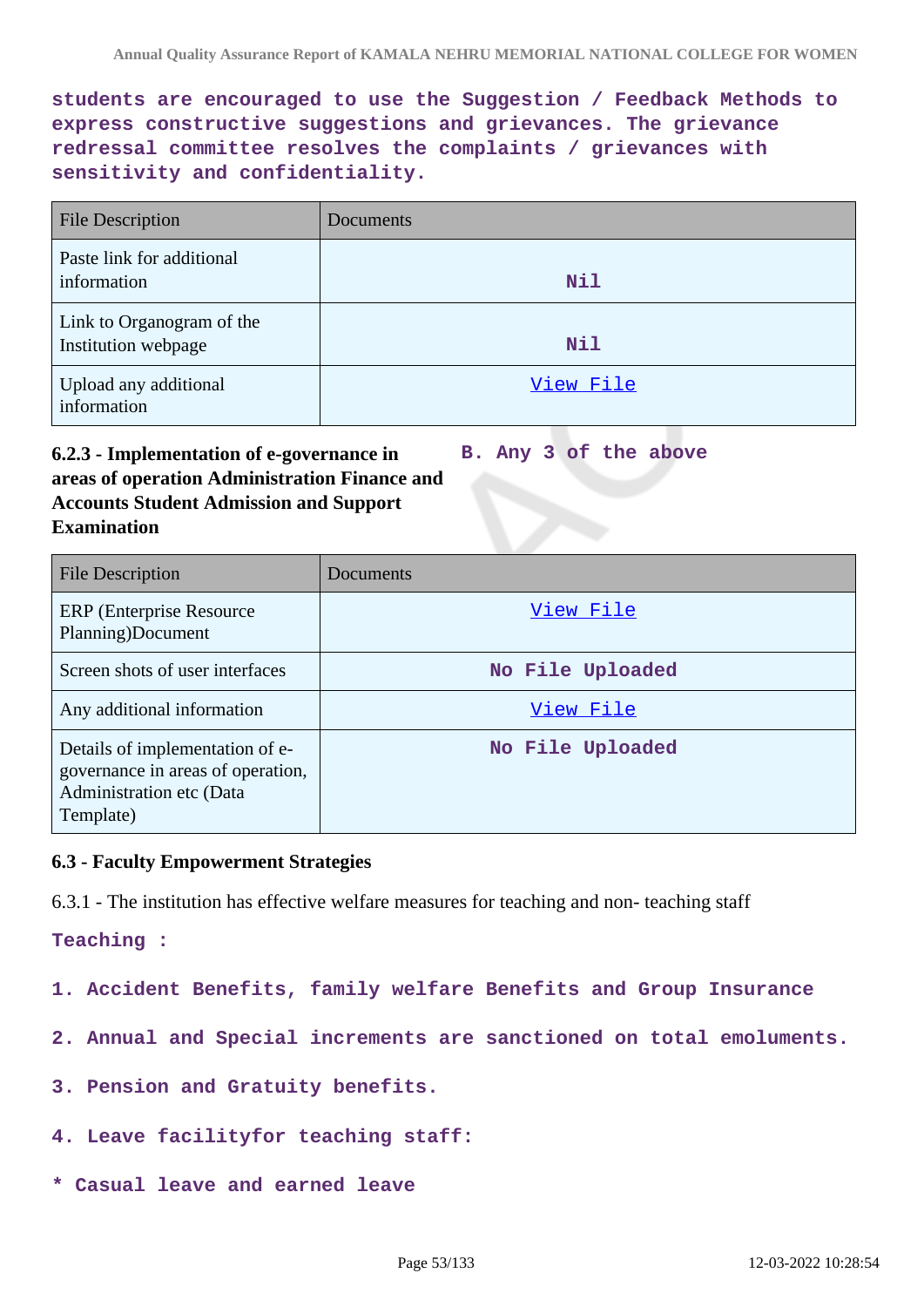students are encouraged to use the Suggestion / Feedback Methods to express constructive suggestions and grievances. The grievance redressal committee resolves the complaints / grievances with sensitivity and confidentiality.

| File Description | Documents |
| --- | --- |
| Paste link for additional information | Nil |
| Link to Organogram of the Institution webpage | Nil |
| Upload any additional information | View File |

**6.2.3 - Implementation of e-governance in areas of operation Administration Finance and Accounts Student Admission and Support Examination**

B. Any 3 of the above

| File Description | Documents |
| --- | --- |
| ERP (Enterprise Resource Planning)Document | View File |
| Screen shots of user interfaces | No File Uploaded |
| Any additional information | View File |
| Details of implementation of e-governance in areas of operation, Administration etc (Data Template) | No File Uploaded |

**6.3 - Faculty Empowerment Strategies**

6.3.1 - The institution has effective welfare measures for teaching and non- teaching staff

Teaching :

1. Accident Benefits, family welfare Benefits and Group Insurance

2. Annual and Special increments are sanctioned on total emoluments.

3. Pension and Gratuity benefits.

4. Leave facilityfor teaching staff:

* Casual leave and earned leave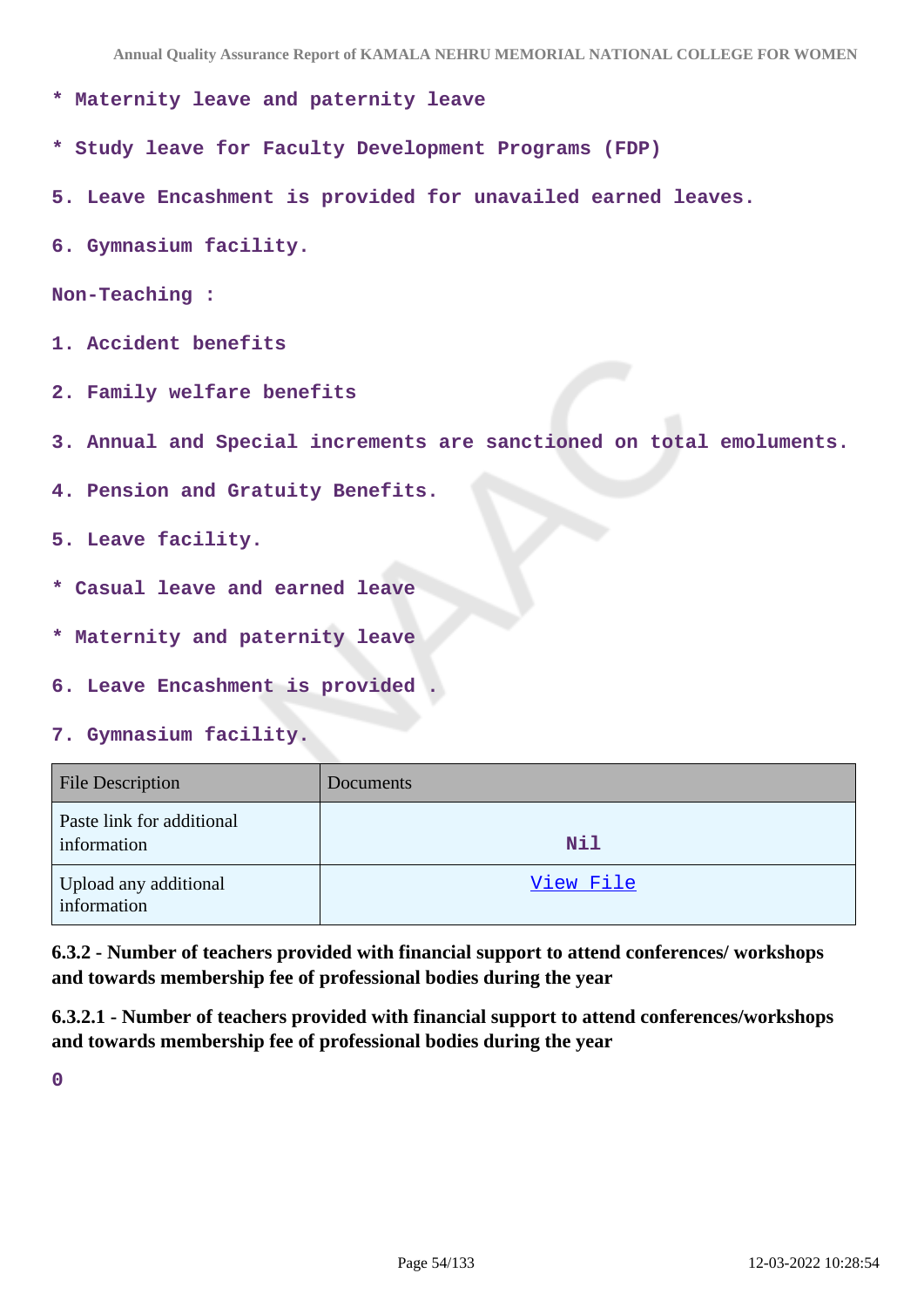* Maternity leave and paternity leave

* Study leave for Faculty Development Programs (FDP)

5. Leave Encashment is provided for unavailed earned leaves.

6. Gymnasium facility.

Non-Teaching :

1. Accident benefits

2. Family welfare benefits

3. Annual and Special increments are sanctioned on total emoluments.

4. Pension and Gratuity Benefits.

5. Leave facility.

* Casual leave and earned leave

* Maternity and paternity leave

6. Leave Encashment is provided .

7. Gymnasium facility.

| File Description | Documents |
|---|---|
| Paste link for additional information | Nil |
| Upload any additional information | View File |

**6.3.2 - Number of teachers provided with financial support to attend conferences/ workshops and towards membership fee of professional bodies during the year**

**6.3.2.1 - Number of teachers provided with financial support to attend conferences/workshops and towards membership fee of professional bodies during the year**

0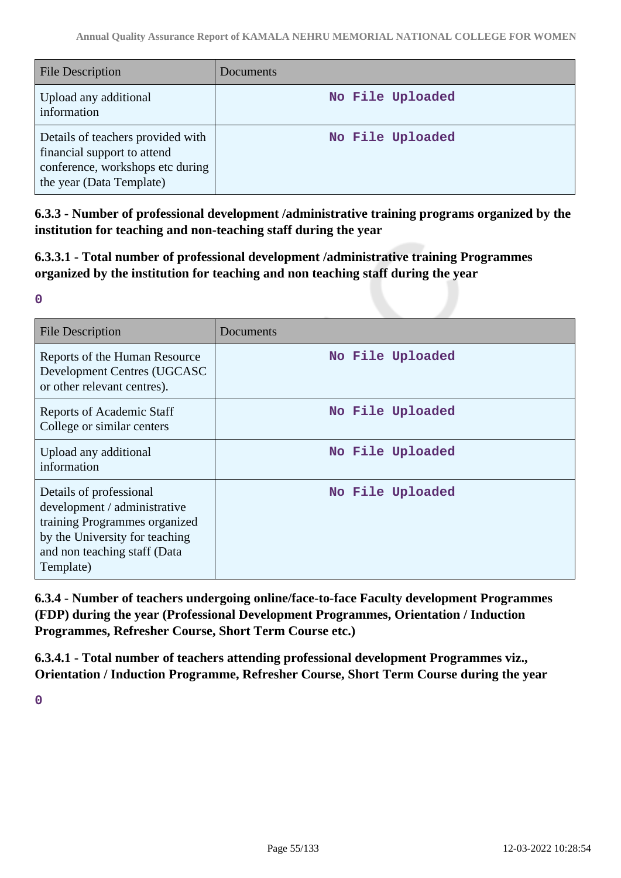| File Description | Documents |
|---|---|
| Upload any additional information | No File Uploaded |
| Details of teachers provided with financial support to attend conference, workshops etc during the year (Data Template) | No File Uploaded |

**6.3.3 - Number of professional development /administrative training programs organized by the institution for teaching and non-teaching staff during the year**

**6.3.3.1 - Total number of professional development /administrative training Programmes organized by the institution for teaching and non teaching staff during the year**

0

| File Description | Documents |
|---|---|
| Reports of the Human Resource Development Centres (UGCASC or other relevant centres). | No File Uploaded |
| Reports of Academic Staff College or similar centers | No File Uploaded |
| Upload any additional information | No File Uploaded |
| Details of professional development / administrative training Programmes organized by the University for teaching and non teaching staff (Data Template) | No File Uploaded |

**6.3.4 - Number of teachers undergoing online/face-to-face Faculty development Programmes (FDP) during the year (Professional Development Programmes, Orientation / Induction Programmes, Refresher Course, Short Term Course etc.)**

**6.3.4.1 - Total number of teachers attending professional development Programmes viz., Orientation / Induction Programme, Refresher Course, Short Term Course during the year**

0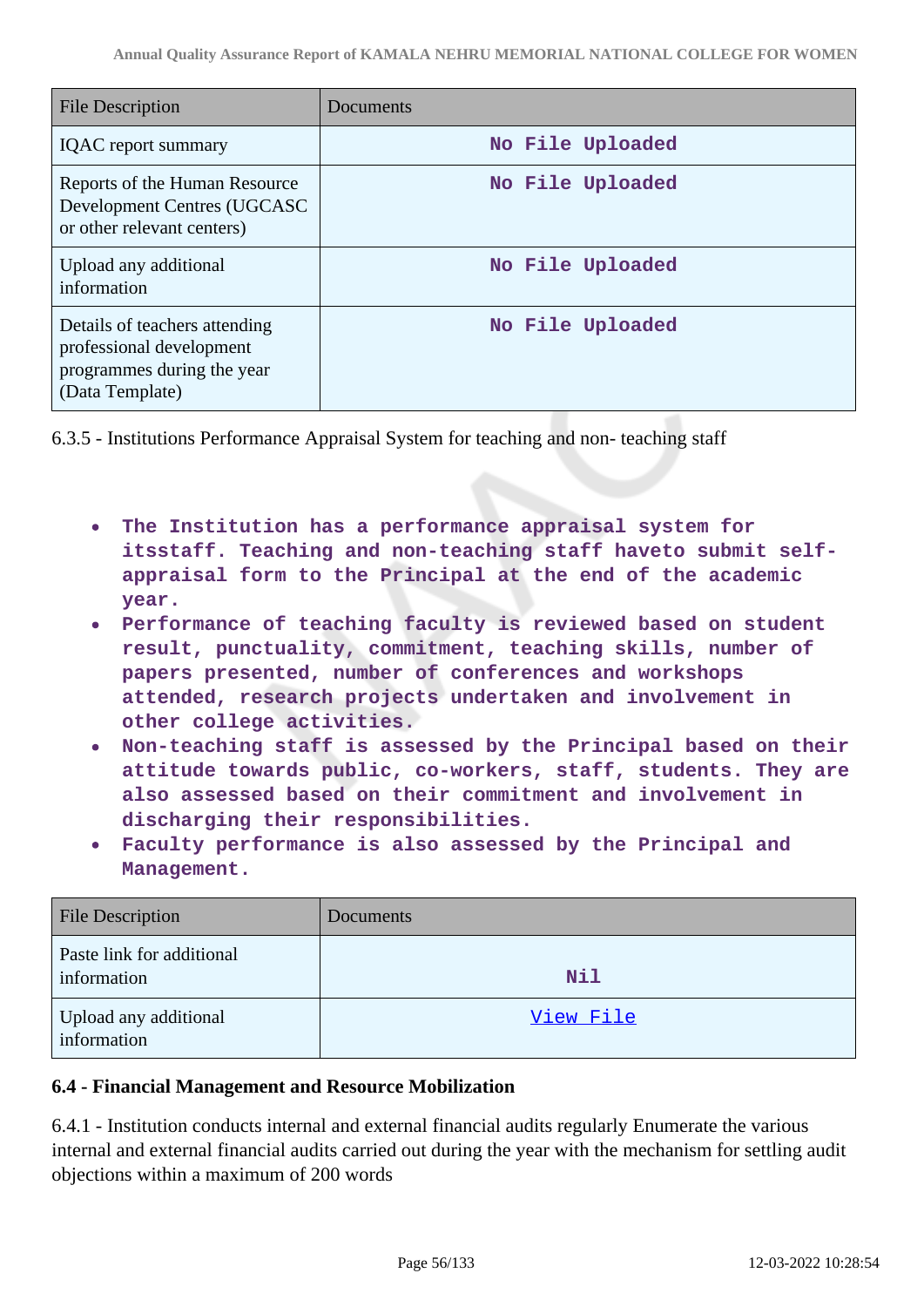| File Description | Documents |
|---|---|
| IQAC report summary | No File Uploaded |
| Reports of the Human Resource Development Centres (UGCASC or other relevant centers) | No File Uploaded |
| Upload any additional information | No File Uploaded |
| Details of teachers attending professional development programmes during the year (Data Template) | No File Uploaded |

6.3.5 - Institutions Performance Appraisal System for teaching and non- teaching staff

- **The Institution has a performance appraisal system for itsstaff. Teaching and non-teaching staff haveto submit self-appraisal form to the Principal at the end of the academic year.**
- **Performance of teaching faculty is reviewed based on student result, punctuality, commitment, teaching skills, number of papers presented, number of conferences and workshops attended, research projects undertaken and involvement in other college activities.**
- **Non-teaching staff is assessed by the Principal based on their attitude towards public, co-workers, staff, students. They are also assessed based on their commitment and involvement in discharging their responsibilities.**
- **Faculty performance is also assessed by the Principal and Management.**

| File Description | Documents |
|---|---|
| Paste link for additional information | Nil |
| Upload any additional information | View File |

### 6.4 - Financial Management and Resource Mobilization

6.4.1 - Institution conducts internal and external financial audits regularly Enumerate the various internal and external financial audits carried out during the year with the mechanism for settling audit objections within a maximum of 200 words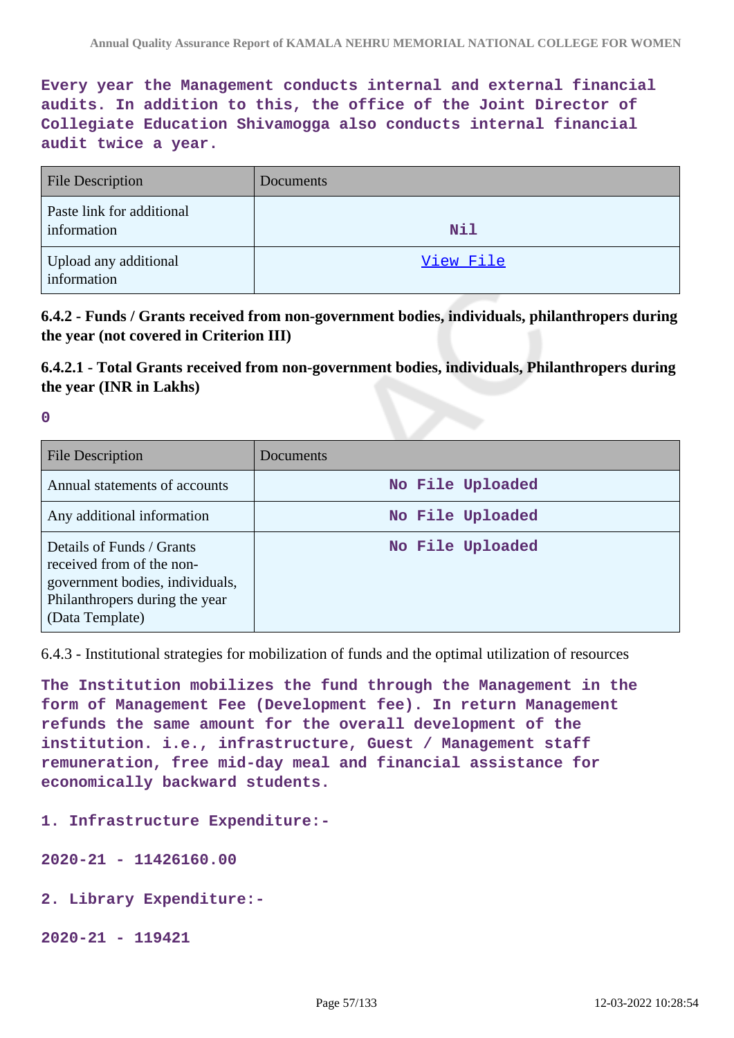**Every year the Management conducts internal and external financial audits. In addition to this, the office of the Joint Director of Collegiate Education Shivamogga also conducts internal financial audit twice a year.**

| File Description | Documents |
| --- | --- |
| Paste link for additional information | Nil |
| Upload any additional information | View File |

**6.4.2 - Funds / Grants received from non-government bodies, individuals, philanthropers during the year (not covered in Criterion III)**

**6.4.2.1 - Total Grants received from non-government bodies, individuals, Philanthropers during the year (INR in Lakhs)**

**0**

| File Description | Documents |
| --- | --- |
| Annual statements of accounts | No File Uploaded |
| Any additional information | No File Uploaded |
| Details of Funds / Grants received from of the non-government bodies, individuals, Philanthropers during the year (Data Template) | No File Uploaded |

6.4.3 - Institutional strategies for mobilization of funds and the optimal utilization of resources

**The Institution mobilizes the fund through the Management in the form of Management Fee (Development fee). In return Management refunds the same amount for the overall development of the institution. i.e., infrastructure, Guest / Management staff remuneration, free mid-day meal and financial assistance for economically backward students.**

**1. Infrastructure Expenditure:-**

**2020-21 - 11426160.00**

**2. Library Expenditure:-**

**2020-21 - 119421**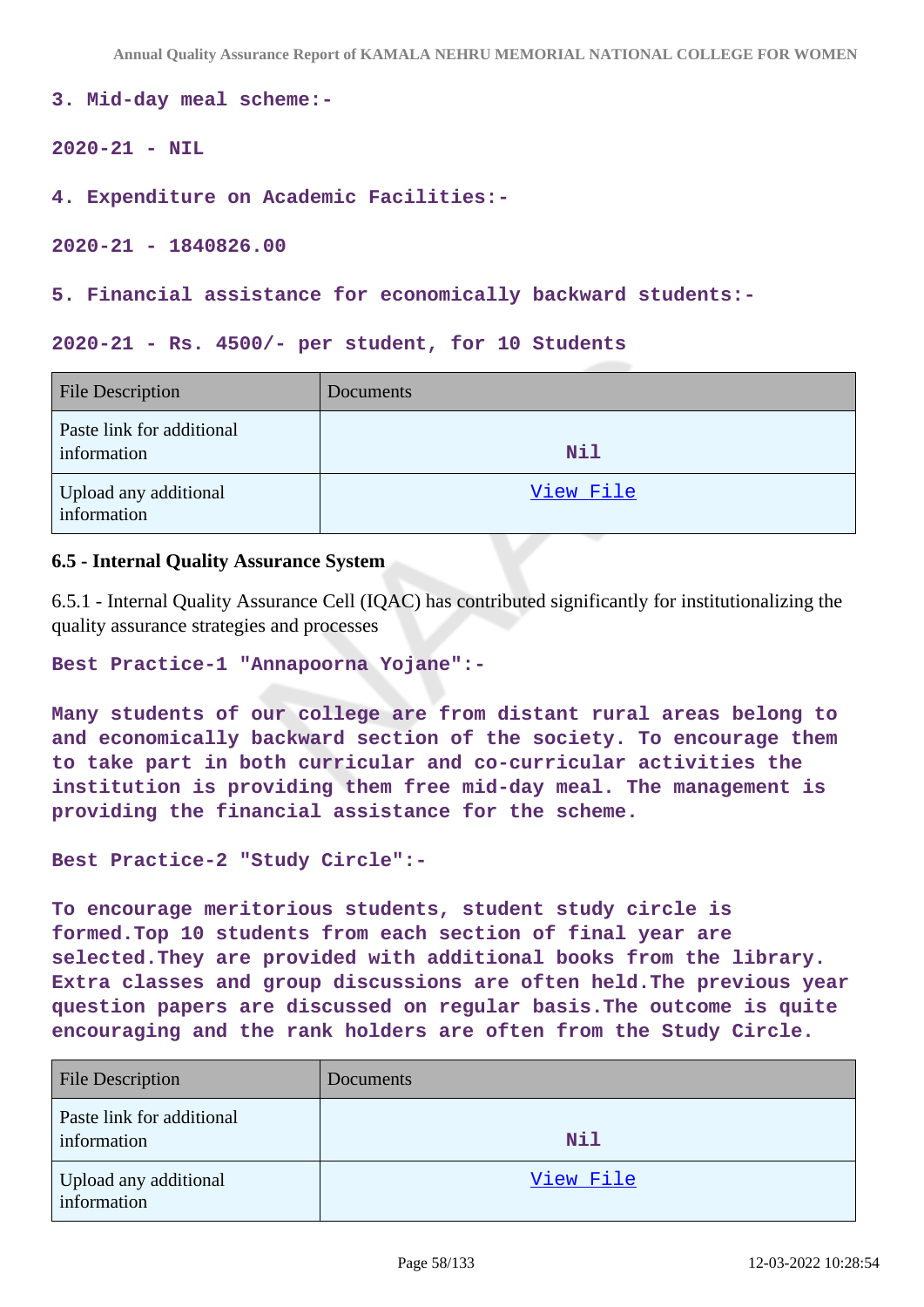**3. Mid-day meal scheme:-**

**2020-21 - NIL**

**4. Expenditure on Academic Facilities:-**

**2020-21 - 1840826.00**

**5. Financial assistance for economically backward students:-**

**2020-21 - Rs. 4500/- per student, for 10 Students**

| File Description | Documents |
|---|---|
| Paste link for additional information | Nil |
| Upload any additional information | View File |

**6.5 - Internal Quality Assurance System**

6.5.1 - Internal Quality Assurance Cell (IQAC) has contributed significantly for institutionalizing the quality assurance strategies and processes

**Best Practice-1 "Annapoorna Yojane":-**

**Many students of our college are from distant rural areas belong to and economically backward section of the society. To encourage them to take part in both curricular and co-curricular activities the institution is providing them free mid-day meal. The management is providing the financial assistance for the scheme.**

**Best Practice-2 "Study Circle":-**

**To encourage meritorious students, student study circle is formed.Top 10 students from each section of final year are selected.They are provided with additional books from the library. Extra classes and group discussions are often held.The previous year question papers are discussed on regular basis.The outcome is quite encouraging and the rank holders are often from the Study Circle.**

| File Description | Documents |
|---|---|
| Paste link for additional information | Nil |
| Upload any additional information | View File |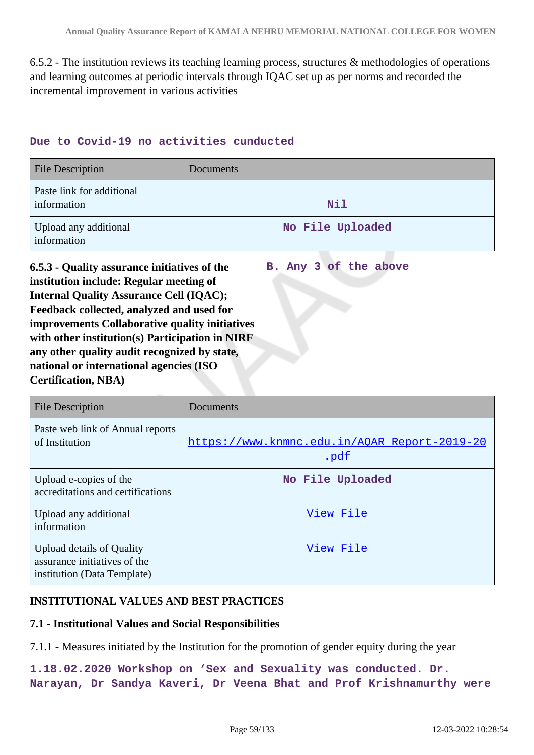6.5.2 - The institution reviews its teaching learning process, structures & methodologies of operations and learning outcomes at periodic intervals through IQAC set up as per norms and recorded the incremental improvement in various activities

**Due to Covid-19 no activities cunducted**

| File Description | Documents |
|---|---|
| Paste link for additional information | Nil |
| Upload any additional information | No File Uploaded |

**6.5.3 - Quality assurance initiatives of the institution include: Regular meeting of Internal Quality Assurance Cell (IQAC); Feedback collected, analyzed and used for improvements Collaborative quality initiatives with other institution(s) Participation in NIRF any other quality audit recognized by state, national or international agencies (ISO Certification, NBA)**

**B. Any 3 of the above**

| File Description | Documents |
|---|---|
| Paste web link of Annual reports of Institution | https://www.knmnc.edu.in/AQAR_Report-2019-20.pdf |
| Upload e-copies of the accreditations and certifications | No File Uploaded |
| Upload any additional information | View File |
| Upload details of Quality assurance initiatives of the institution (Data Template) | View File |

**INSTITUTIONAL VALUES AND BEST PRACTICES**

**7.1 - Institutional Values and Social Responsibilities**

7.1.1 - Measures initiated by the Institution for the promotion of gender equity during the year

**1.18.02.2020 Workshop on 'Sex and Sexuality was conducted. Dr. Narayan, Dr Sandya Kaveri, Dr Veena Bhat and Prof Krishnamurthy were**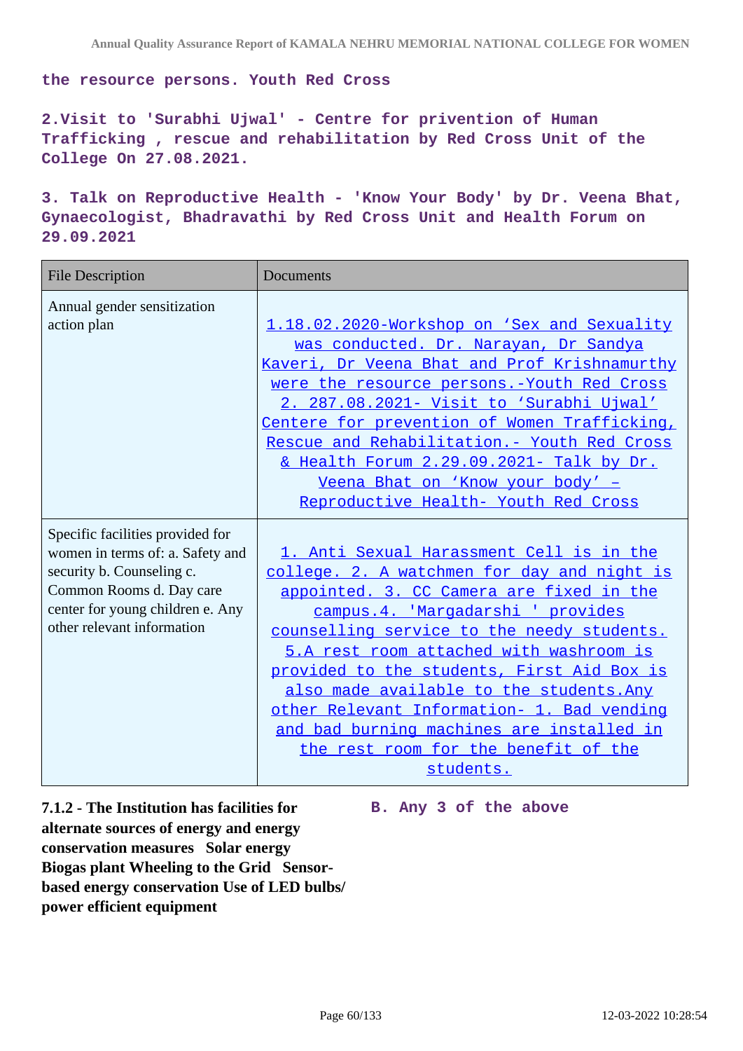**the resource persons. Youth Red Cross**

**2.Visit to 'Surabhi Ujwal' - Centre for privention of Human Trafficking , rescue and rehabilitation by Red Cross Unit of the College On 27.08.2021.**

**3. Talk on Reproductive Health - 'Know Your Body' by Dr. Veena Bhat, Gynaecologist, Bhadravathi by Red Cross Unit and Health Forum on 29.09.2021**

| File Description | Documents |
|---|---|
| Annual gender sensitization action plan | 1.18.02.2020-Workshop on 'Sex and Sexuality was conducted. Dr. Narayan, Dr Sandya Kaveri, Dr Veena Bhat and Prof Krishnamurthy were the resource persons.-Youth Red Cross 2. 287.08.2021- Visit to 'Surabhi Ujwal' Centere for prevention of Women Trafficking, Rescue and Rehabilitation.- Youth Red Cross & Health Forum 2.29.09.2021- Talk by Dr. Veena Bhat on 'Know your body' – Reproductive Health- Youth Red Cross |
| Specific facilities provided for women in terms of: a. Safety and security b. Counseling c. Common Rooms d. Day care center for young children e. Any other relevant information | 1. Anti Sexual Harassment Cell is in the college. 2. A watchmen for day and night is appointed. 3. CC Camera are fixed in the campus.4. 'Margadarshi ' provides counselling service to the needy students. 5.A rest room attached with washroom is provided to the students, First Aid Box is also made available to the students.Any other Relevant Information- 1. Bad vending and bad burning machines are installed in the rest room for the benefit of the students. |

**7.1.2 - The Institution has facilities for alternate sources of energy and energy conservation measures Solar energy Biogas plant Wheeling to the Grid Sensor-based energy conservation Use of LED bulbs/ power efficient equipment**

**B. Any 3 of the above**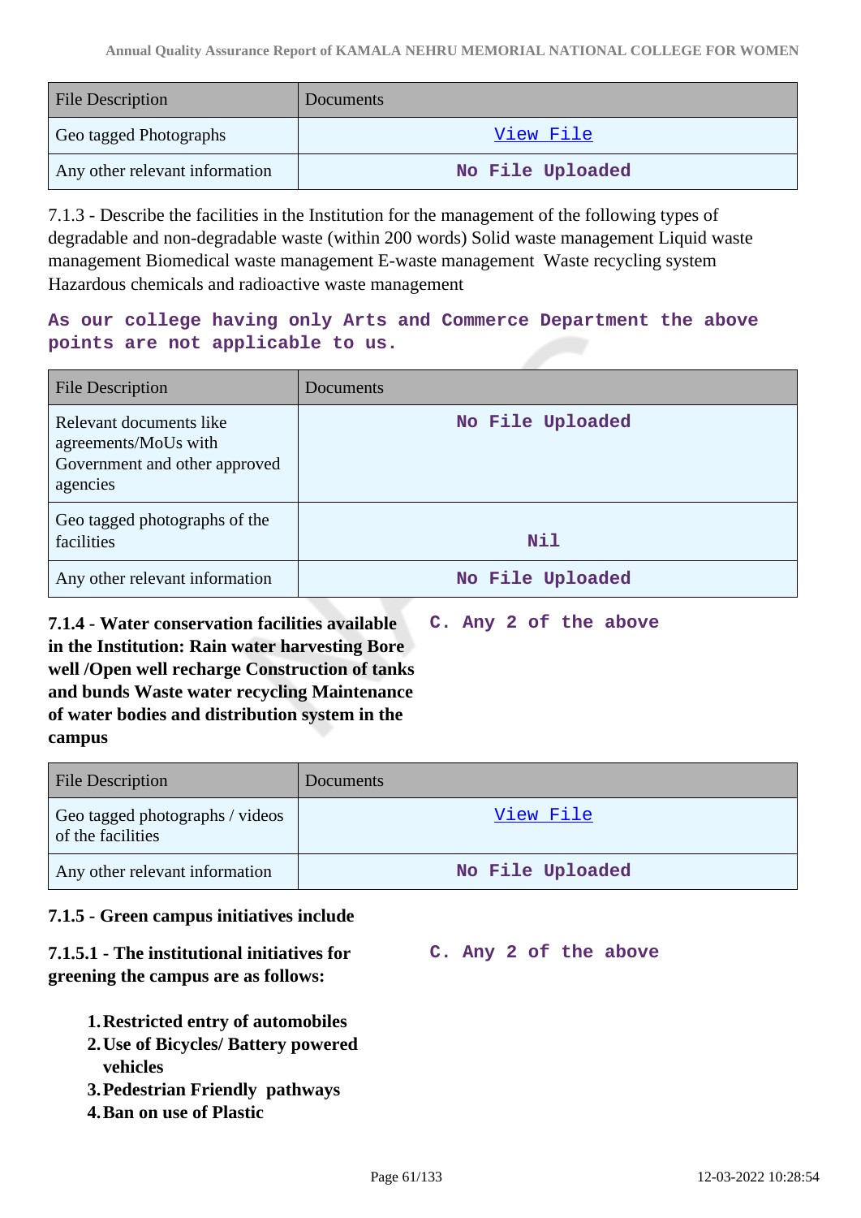| File Description | Documents |
| --- | --- |
| Geo tagged Photographs | View File |
| Any other relevant information | No File Uploaded |

7.1.3 - Describe the facilities in the Institution for the management of the following types of degradable and non-degradable waste (within 200 words) Solid waste management Liquid waste management Biomedical waste management E-waste management Waste recycling system Hazardous chemicals and radioactive waste management

As our college having only Arts and Commerce Department the above points are not applicable to us.

| File Description | Documents |
| --- | --- |
| Relevant documents like agreements/MoUs with Government and other approved agencies | No File Uploaded |
| Geo tagged photographs of the facilities | Nil |
| Any other relevant information | No File Uploaded |

**7.1.4 - Water conservation facilities available in the Institution: Rain water harvesting Bore well /Open well recharge Construction of tanks and bunds Waste water recycling Maintenance of water bodies and distribution system in the campus**

C. Any 2 of the above

| File Description | Documents |
| --- | --- |
| Geo tagged photographs / videos of the facilities | View File |
| Any other relevant information | No File Uploaded |

**7.1.5 - Green campus initiatives include**

**7.1.5.1 - The institutional initiatives for greening the campus are as follows:**

C. Any 2 of the above

1. **Restricted entry of automobiles**
2. **Use of Bicycles/ Battery powered vehicles**
3. **Pedestrian Friendly pathways**
4. **Ban on use of Plastic**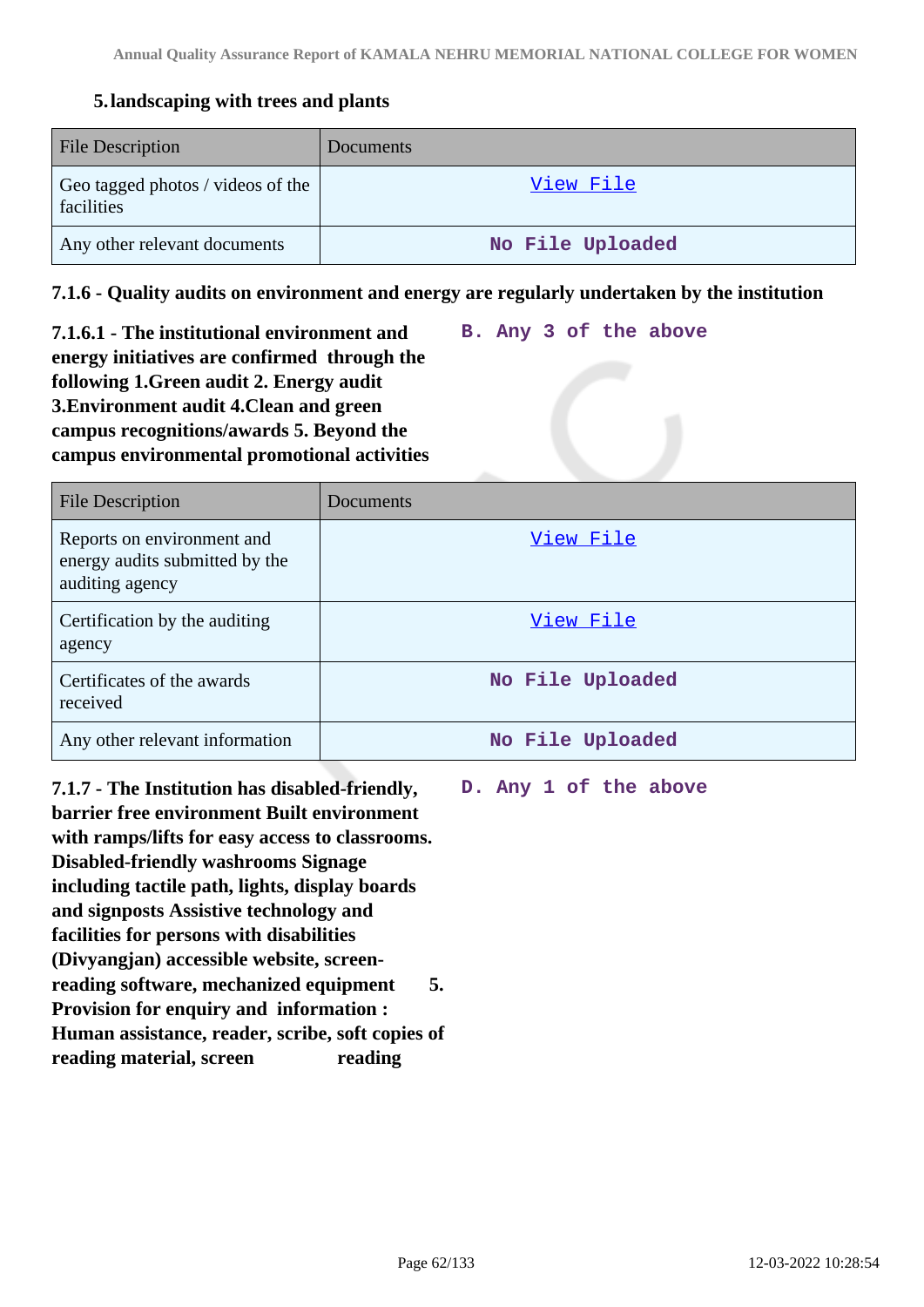5. **landscaping with trees and plants**

| File Description | Documents |
|---|---|
| Geo tagged photos / videos of the facilities | View File |
| Any other relevant documents | No File Uploaded |

**7.1.6 - Quality audits on environment and energy are regularly undertaken by the institution**

**7.1.6.1 - The institutional environment and energy initiatives are confirmed through the following 1.Green audit 2. Energy audit 3.Environment audit 4.Clean and green campus recognitions/awards 5. Beyond the campus environmental promotional activities**

B. Any 3 of the above

| File Description | Documents |
|---|---|
| Reports on environment and energy audits submitted by the auditing agency | View File |
| Certification by the auditing agency | View File |
| Certificates of the awards received | No File Uploaded |
| Any other relevant information | No File Uploaded |

**7.1.7 - The Institution has disabled-friendly, barrier free environment Built environment with ramps/lifts for easy access to classrooms. Disabled-friendly washrooms Signage including tactile path, lights, display boards and signposts Assistive technology and facilities for persons with disabilities (Divyangjan) accessible website, screen-reading software, mechanized equipment 5. Provision for enquiry and information : Human assistance, reader, scribe, soft copies of reading material, screen reading**

D. Any 1 of the above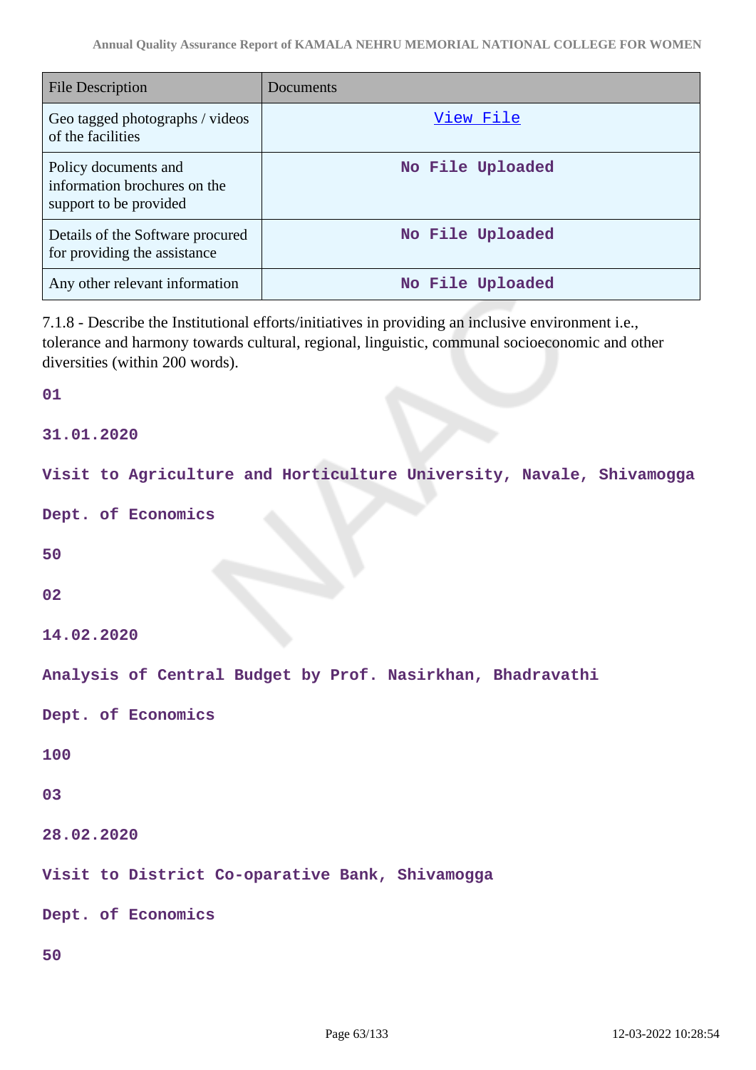| File Description | Documents |
|---|---|
| Geo tagged photographs / videos of the facilities | View File |
| Policy documents and information brochures on the support to be provided | No File Uploaded |
| Details of the Software procured for providing the assistance | No File Uploaded |
| Any other relevant information | No File Uploaded |

7.1.8 - Describe the Institutional efforts/initiatives in providing an inclusive environment i.e., tolerance and harmony towards cultural, regional, linguistic, communal socioeconomic and other diversities (within 200 words).

**01**

**31.01.2020**

**Visit to Agriculture and Horticulture University, Navale, Shivamogga**

**Dept. of Economics**

**50**

**02**

**14.02.2020**

**Analysis of Central Budget by Prof. Nasirkhan, Bhadravathi**

**Dept. of Economics**

**100**

**03**

**28.02.2020**

**Visit to District Co-oparative Bank, Shivamogga**

**Dept. of Economics**

**50**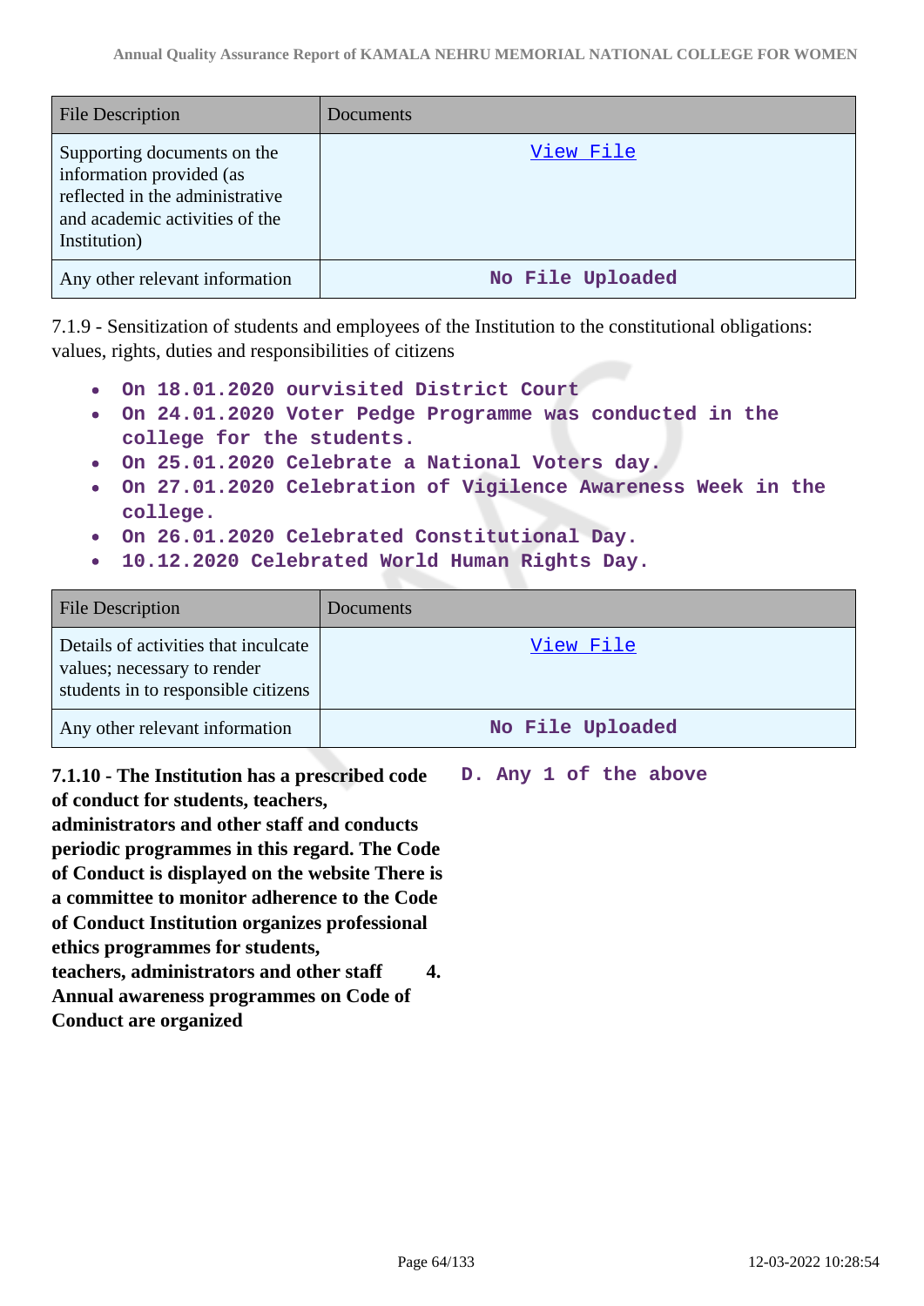| File Description | Documents |
|---|---|
| Supporting documents on the information provided (as reflected in the administrative and academic activities of the Institution) | View File |
| Any other relevant information | No File Uploaded |

7.1.9 - Sensitization of students and employees of the Institution to the constitutional obligations: values, rights, duties and responsibilities of citizens

- On 18.01.2020 ourvisited District Court
- On 24.01.2020 Voter Pedge Programme was conducted in the college for the students.
- On 25.01.2020 Celebrate a National Voters day.
- On 27.01.2020 Celebration of Vigilence Awareness Week in the college.
- On 26.01.2020 Celebrated Constitutional Day.
- 10.12.2020 Celebrated World Human Rights Day.

| File Description | Documents |
|---|---|
| Details of activities that inculcate values; necessary to render students in to responsible citizens | View File |
| Any other relevant information | No File Uploaded |

**7.1.10 - The Institution has a prescribed code of conduct for students, teachers, administrators and other staff and conducts periodic programmes in this regard. The Code of Conduct is displayed on the website There is a committee to monitor adherence to the Code of Conduct Institution organizes professional ethics programmes for students, teachers, administrators and other staff 4. Annual awareness programmes on Code of Conduct are organized**

D. Any 1 of the above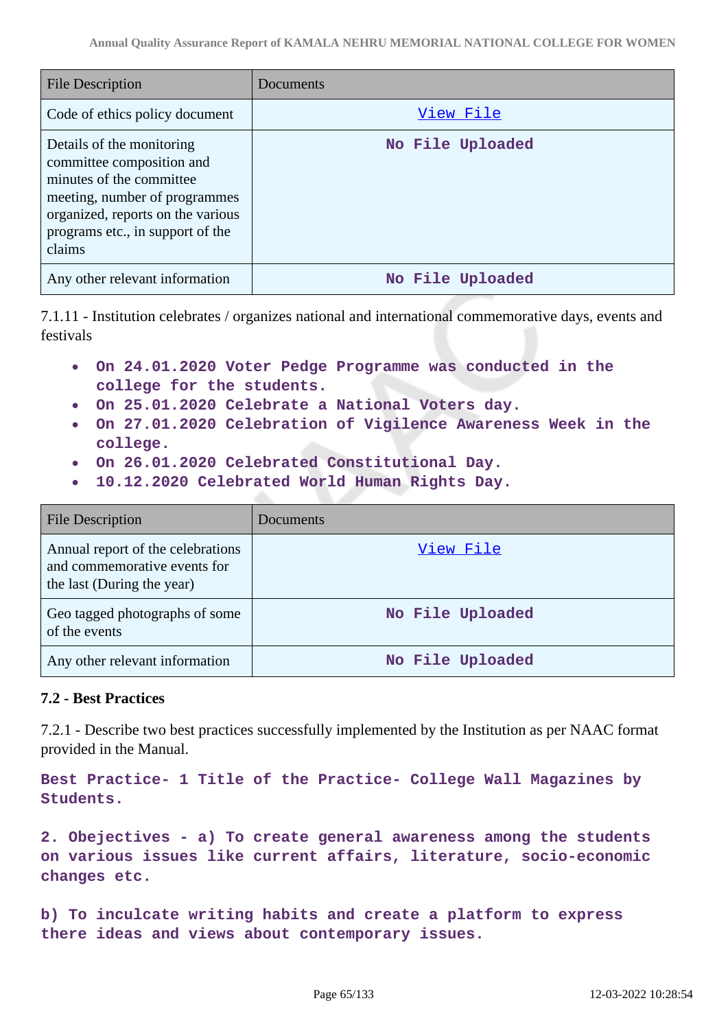| File Description | Documents |
|---|---|
| Code of ethics policy document | View File |
| Details of the monitoring committee composition and minutes of the committee meeting, number of programmes organized, reports on the various programs etc., in support of the claims | No File Uploaded |
| Any other relevant information | No File Uploaded |

7.1.11 - Institution celebrates / organizes national and international commemorative days, events and festivals

- **On 24.01.2020 Voter Pedge Programme was conducted in the college for the students.**
- **On 25.01.2020 Celebrate a National Voters day.**
- **On 27.01.2020 Celebration of Vigilence Awareness Week in the college.**
- **On 26.01.2020 Celebrated Constitutional Day.**
- **10.12.2020 Celebrated World Human Rights Day.**

| File Description | Documents |
|---|---|
| Annual report of the celebrations and commemorative events for the last (During the year) | View File |
| Geo tagged photographs of some of the events | No File Uploaded |
| Any other relevant information | No File Uploaded |

### 7.2 - Best Practices

7.2.1 - Describe two best practices successfully implemented by the Institution as per NAAC format provided in the Manual.

**Best Practice- 1 Title of the Practice- College Wall Magazines by Students.**

**2. Obejectives - a) To create general awareness among the students on various issues like current affairs, literature, socio-economic changes etc.**

**b) To inculcate writing habits and create a platform to express there ideas and views about contemporary issues.**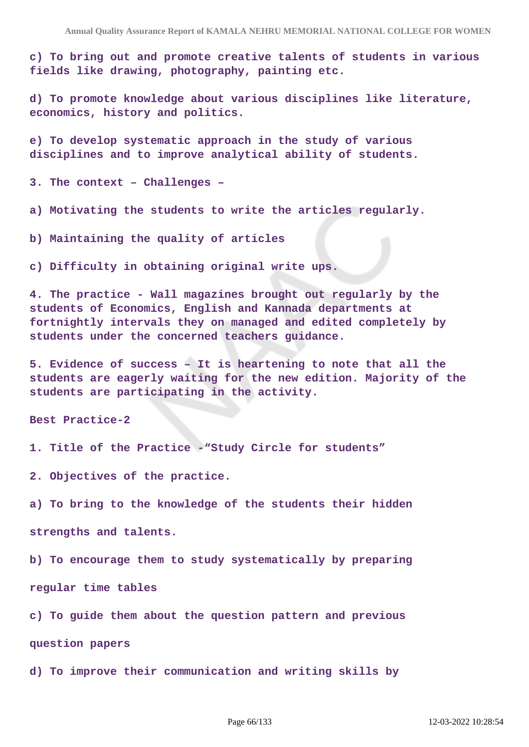c) To bring out and promote creative talents of students in various fields like drawing, photography, painting etc.

d) To promote knowledge about various disciplines like literature, economics, history and politics.

e) To develop systematic approach in the study of various disciplines and to improve analytical ability of students.

3. The context – Challenges –

a) Motivating the students to write the articles regularly.

b) Maintaining the quality of articles

c) Difficulty in obtaining original write ups.

4. The practice - Wall magazines brought out regularly by the students of Economics, English and Kannada departments at fortnightly intervals they on managed and edited completely by students under the concerned teachers guidance.

5. Evidence of success – It is heartening to note that all the students are eagerly waiting for the new edition. Majority of the students are participating in the activity.

Best Practice-2

1. Title of the Practice -“Study Circle for students”

2. Objectives of the practice.

a) To bring to the knowledge of the students their hidden

strengths and talents.

b) To encourage them to study systematically by preparing

regular time tables

c) To guide them about the question pattern and previous

question papers

d) To improve their communication and writing skills by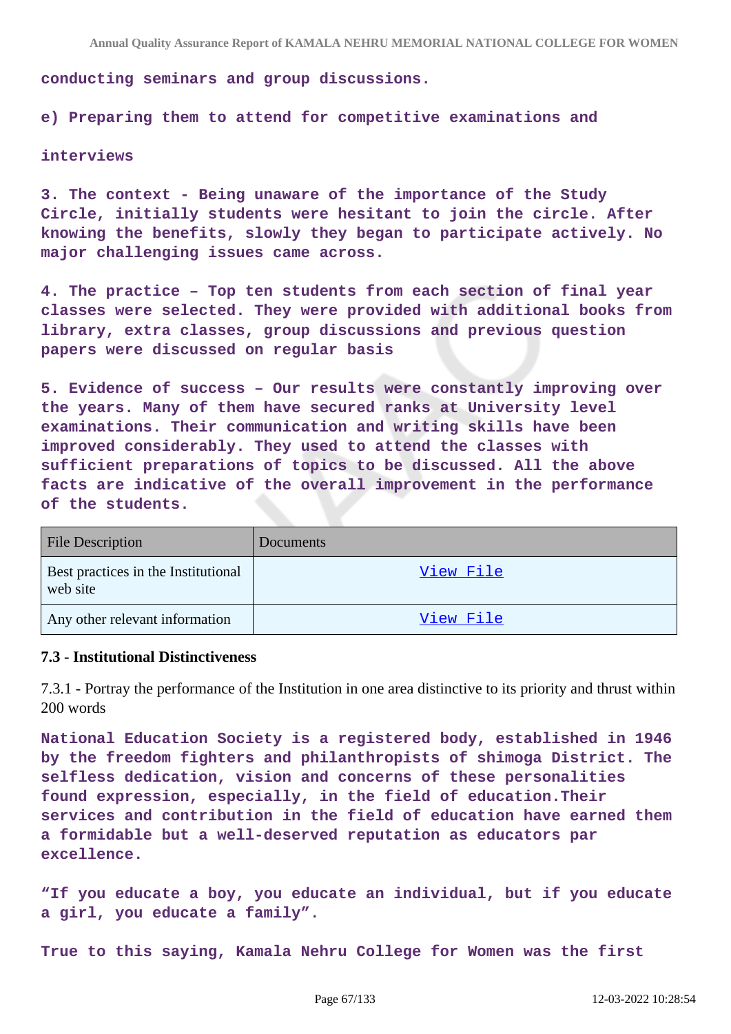**conducting seminars and group discussions.**

**e) Preparing them to attend for competitive examinations and**

**interviews**

**3. The context - Being unaware of the importance of the Study Circle, initially students were hesitant to join the circle. After knowing the benefits, slowly they began to participate actively. No major challenging issues came across.**

**4. The practice – Top ten students from each section of final year classes were selected. They were provided with additional books from library, extra classes, group discussions and previous question papers were discussed on regular basis**

**5. Evidence of success – Our results were constantly improving over the years. Many of them have secured ranks at University level examinations. Their communication and writing skills have been improved considerably. They used to attend the classes with sufficient preparations of topics to be discussed. All the above facts are indicative of the overall improvement in the performance of the students.**

| File Description | Documents |
|---|---|
| Best practices in the Institutional web site | View File |
| Any other relevant information | View File |

### 7.3 - Institutional Distinctiveness

7.3.1 - Portray the performance of the Institution in one area distinctive to its priority and thrust within 200 words

**National Education Society is a registered body, established in 1946 by the freedom fighters and philanthropists of shimoga District. The selfless dedication, vision and concerns of these personalities found expression, especially, in the field of education.Their services and contribution in the field of education have earned them a formidable but a well-deserved reputation as educators par excellence.**

**"If you educate a boy, you educate an individual, but if you educate a girl, you educate a family".**

**True to this saying, Kamala Nehru College for Women was the first**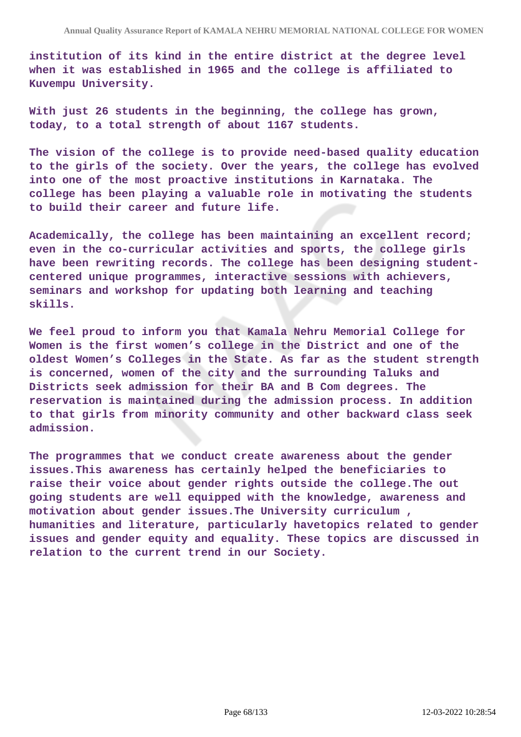**institution of its kind in the entire district at the degree level when it was established in 1965 and the college is affiliated to Kuvempu University.**

**With just 26 students in the beginning, the college has grown, today, to a total strength of about 1167 students.**

**The vision of the college is to provide need-based quality education to the girls of the society. Over the years, the college has evolved into one of the most proactive institutions in Karnataka. The college has been playing a valuable role in motivating the students to build their career and future life.**

**Academically, the college has been maintaining an excellent record; even in the co-curricular activities and sports, the college girls have been rewriting records. The college has been designing student-centered unique programmes, interactive sessions with achievers, seminars and workshop for updating both learning and teaching skills.**

**We feel proud to inform you that Kamala Nehru Memorial College for Women is the first women's college in the District and one of the oldest Women's Colleges in the State. As far as the student strength is concerned, women of the city and the surrounding Taluks and Districts seek admission for their BA and B Com degrees. The reservation is maintained during the admission process. In addition to that girls from minority community and other backward class seek admission.**

**The programmes that we conduct create awareness about the gender issues.This awareness has certainly helped the beneficiaries to raise their voice about gender rights outside the college.The out going students are well equipped with the knowledge, awareness and motivation about gender issues.The University curriculum , humanities and literature, particularly havetopics related to gender issues and gender equity and equality. These topics are discussed in relation to the current trend in our Society.**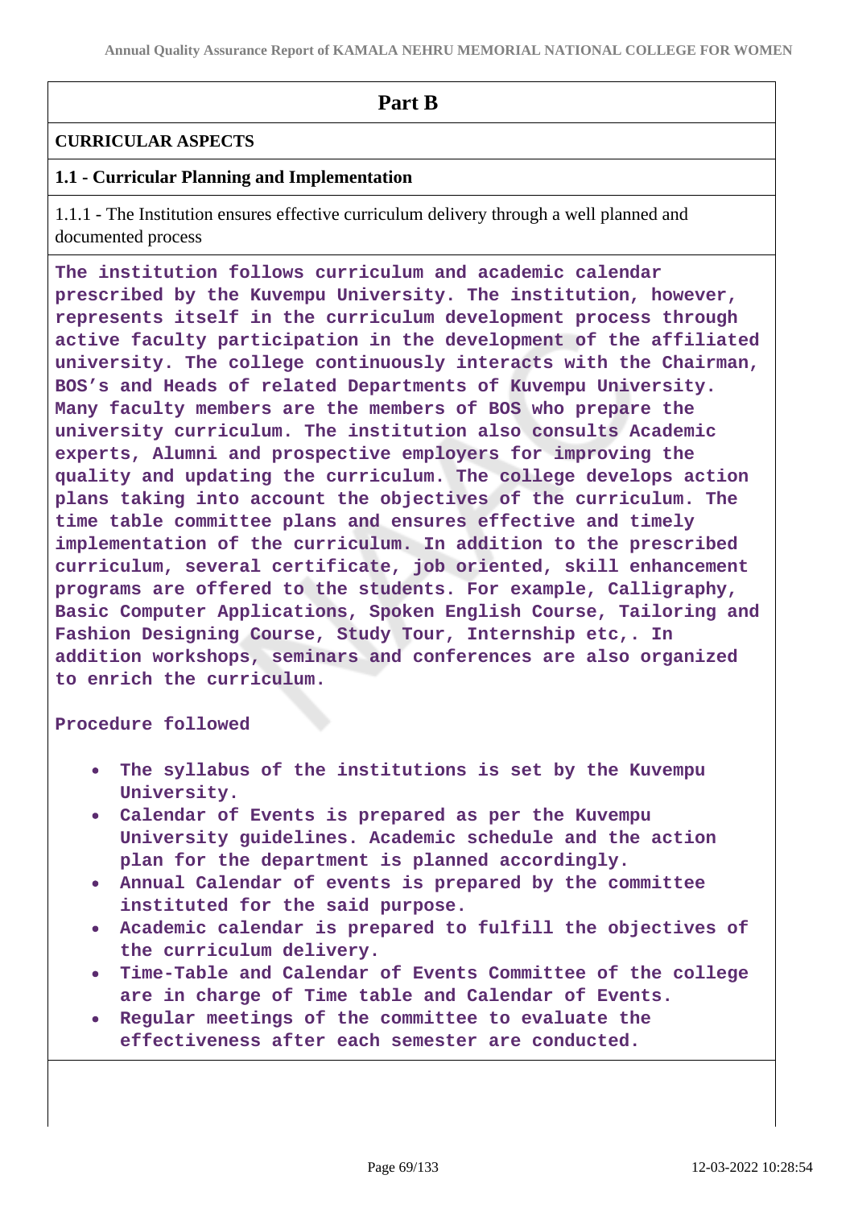# Part B

## CURRICULAR ASPECTS

### 1.1 - Curricular Planning and Implementation

1.1.1 - The Institution ensures effective curriculum delivery through a well planned and documented process

**The institution follows curriculum and academic calendar prescribed by the Kuvempu University. The institution, however, represents itself in the curriculum development process through active faculty participation in the development of the affiliated university. The college continuously interacts with the Chairman, BOS's and Heads of related Departments of Kuvempu University. Many faculty members are the members of BOS who prepare the university curriculum. The institution also consults Academic experts, Alumni and prospective employers for improving the quality and updating the curriculum. The college develops action plans taking into account the objectives of the curriculum. The time table committee plans and ensures effective and timely implementation of the curriculum. In addition to the prescribed curriculum, several certificate, job oriented, skill enhancement programs are offered to the students. For example, Calligraphy, Basic Computer Applications, Spoken English Course, Tailoring and Fashion Designing Course, Study Tour, Internship etc,. In addition workshops, seminars and conferences are also organized to enrich the curriculum.**

**Procedure followed**

- **The syllabus of the institutions is set by the Kuvempu University.**
- **Calendar of Events is prepared as per the Kuvempu University guidelines. Academic schedule and the action plan for the department is planned accordingly.**
- **Annual Calendar of events is prepared by the committee instituted for the said purpose.**
- **Academic calendar is prepared to fulfill the objectives of the curriculum delivery.**
- **Time-Table and Calendar of Events Committee of the college are in charge of Time table and Calendar of Events.**
- **Regular meetings of the committee to evaluate the effectiveness after each semester are conducted.**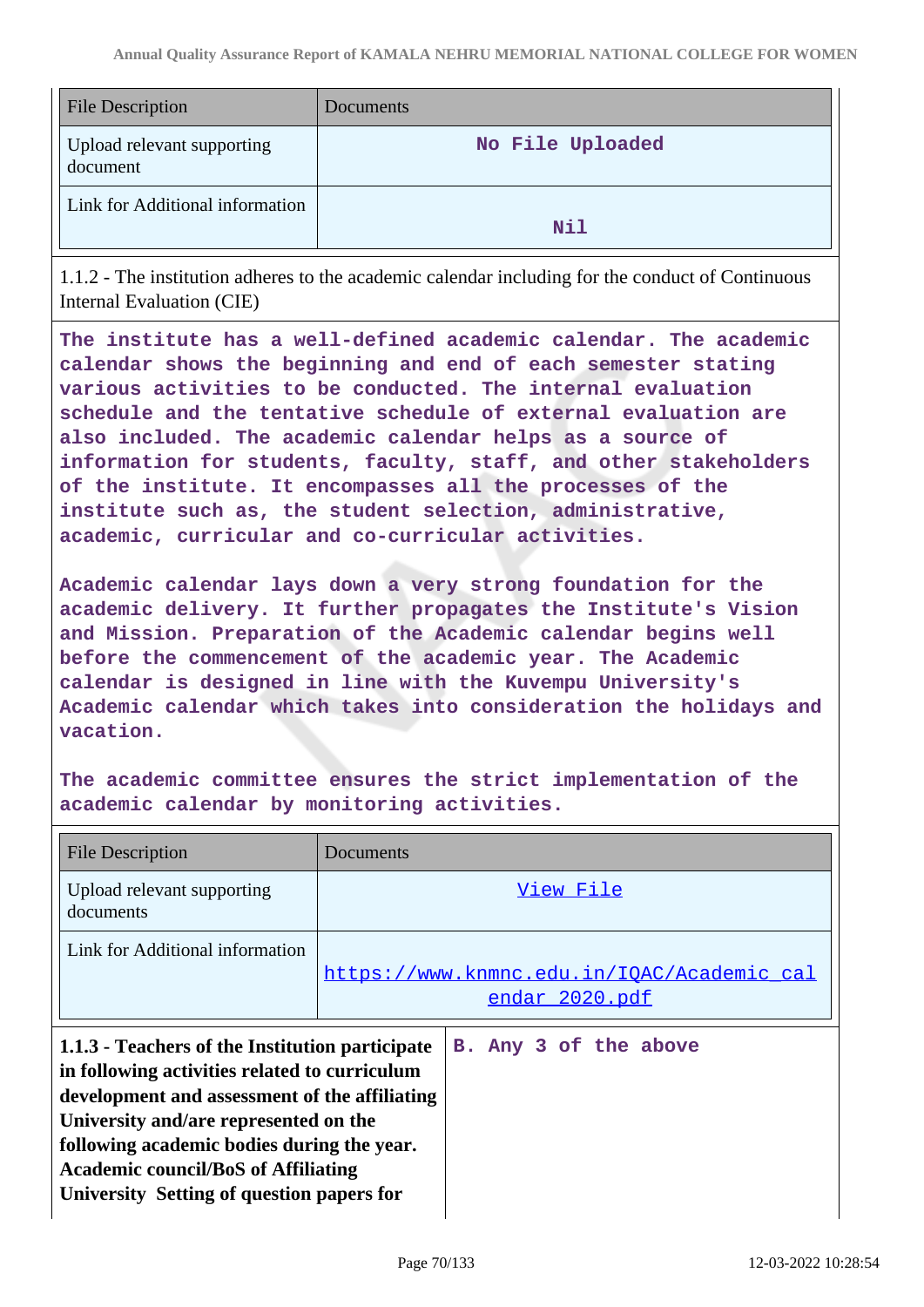| File Description | Documents |
|---|---|
| Upload relevant supporting document | No File Uploaded |
| Link for Additional information | Nil |

1.1.2 - The institution adheres to the academic calendar including for the conduct of Continuous Internal Evaluation (CIE)

The institute has a well-defined academic calendar. The academic calendar shows the beginning and end of each semester stating various activities to be conducted. The internal evaluation schedule and the tentative schedule of external evaluation are also included. The academic calendar helps as a source of information for students, faculty, staff, and other stakeholders of the institute. It encompasses all the processes of the institute such as, the student selection, administrative, academic, curricular and co-curricular activities.

Academic calendar lays down a very strong foundation for the academic delivery. It further propagates the Institute's Vision and Mission. Preparation of the Academic calendar begins well before the commencement of the academic year. The Academic calendar is designed in line with the Kuvempu University's Academic calendar which takes into consideration the holidays and vacation.

The academic committee ensures the strict implementation of the academic calendar by monitoring activities.

| File Description | Documents |
|---|---|
| Upload relevant supporting documents | View File |
| Link for Additional information | https://www.knmnc.edu.in/IQAC/Academic_calendar_2020.pdf |

| **1.1.3 - Teachers of the Institution participate in following activities related to curriculum development and assessment of the affiliating University and/are represented on the following academic bodies during the year. Academic council/BoS of Affiliating University Setting of question papers for** | B. Any 3 of the above |
|---|---|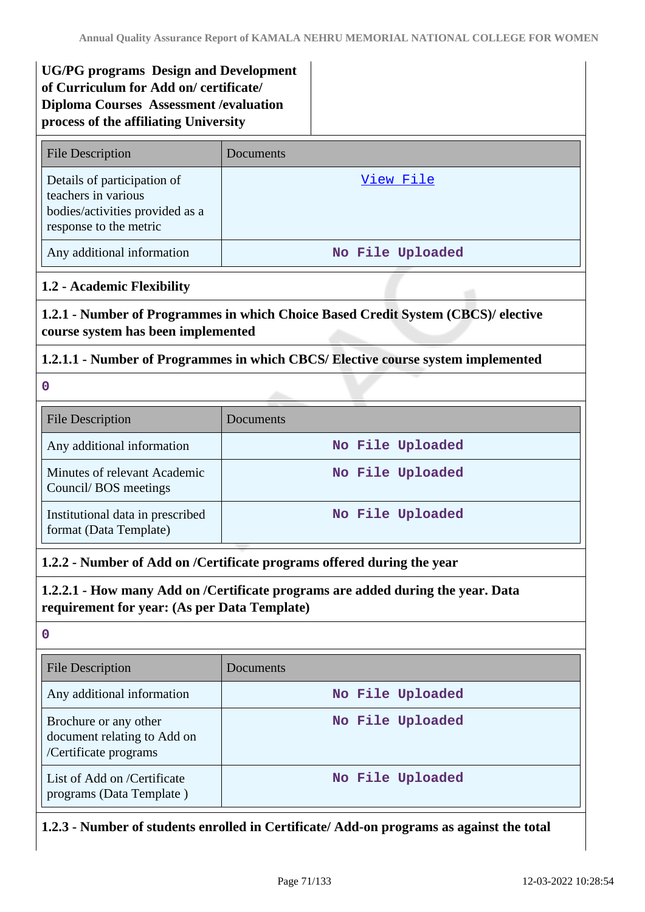| UG/PG programs Design and Development of Curriculum for Add on/ certificate/ Diploma Courses Assessment /evaluation process of the affiliating University | |
|---|---|

| File Description | Documents |
|---|---|
| Details of participation of teachers in various bodies/activities provided as a response to the metric | View File |
| Any additional information | No File Uploaded |

### 1.2 - Academic Flexibility

**1.2.1 - Number of Programmes in which Choice Based Credit System (CBCS)/ elective course system has been implemented**

**1.2.1.1 - Number of Programmes in which CBCS/ Elective course system implemented**

0

| File Description | Documents |
|---|---|
| Any additional information | No File Uploaded |
| Minutes of relevant Academic Council/ BOS meetings | No File Uploaded |
| Institutional data in prescribed format (Data Template) | No File Uploaded |

**1.2.2 - Number of Add on /Certificate programs offered during the year**

**1.2.2.1 - How many Add on /Certificate programs are added during the year. Data requirement for year: (As per Data Template)**

0

| File Description | Documents |
|---|---|
| Any additional information | No File Uploaded |
| Brochure or any other document relating to Add on /Certificate programs | No File Uploaded |
| List of Add on /Certificate programs (Data Template ) | No File Uploaded |

**1.2.3 - Number of students enrolled in Certificate/ Add-on programs as against the total**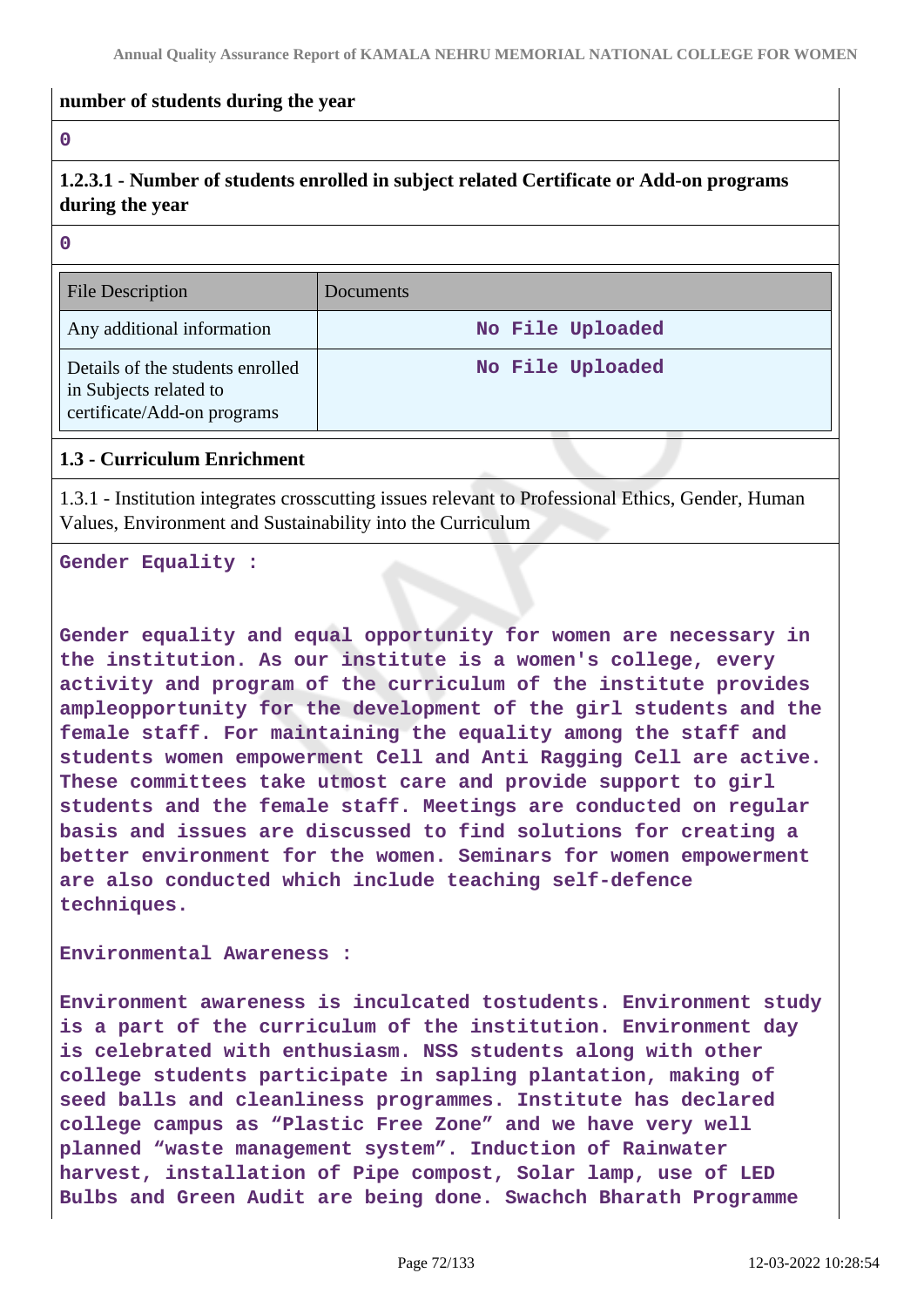**number of students during the year**

0

**1.2.3.1 - Number of students enrolled in subject related Certificate or Add-on programs during the year**

0

| File Description | Documents |
|---|---|
| Any additional information | No File Uploaded |
| Details of the students enrolled in Subjects related to certificate/Add-on programs | No File Uploaded |

**1.3 - Curriculum Enrichment**

1.3.1 - Institution integrates crosscutting issues relevant to Professional Ethics, Gender, Human Values, Environment and Sustainability into the Curriculum

**Gender Equality :**

**Gender equality and equal opportunity for women are necessary in the institution. As our institute is a women's college, every activity and program of the curriculum of the institute provides ampleopportunity for the development of the girl students and the female staff. For maintaining the equality among the staff and students women empowerment Cell and Anti Ragging Cell are active. These committees take utmost care and provide support to girl students and the female staff. Meetings are conducted on regular basis and issues are discussed to find solutions for creating a better environment for the women. Seminars for women empowerment are also conducted which include teaching self-defence techniques.**

**Environmental Awareness :**

**Environment awareness is inculcated tostudents. Environment study is a part of the curriculum of the institution. Environment day is celebrated with enthusiasm. NSS students along with other college students participate in sapling plantation, making of seed balls and cleanliness programmes. Institute has declared college campus as "Plastic Free Zone" and we have very well planned "waste management system". Induction of Rainwater harvest, installation of Pipe compost, Solar lamp, use of LED Bulbs and Green Audit are being done. Swachch Bharath Programme**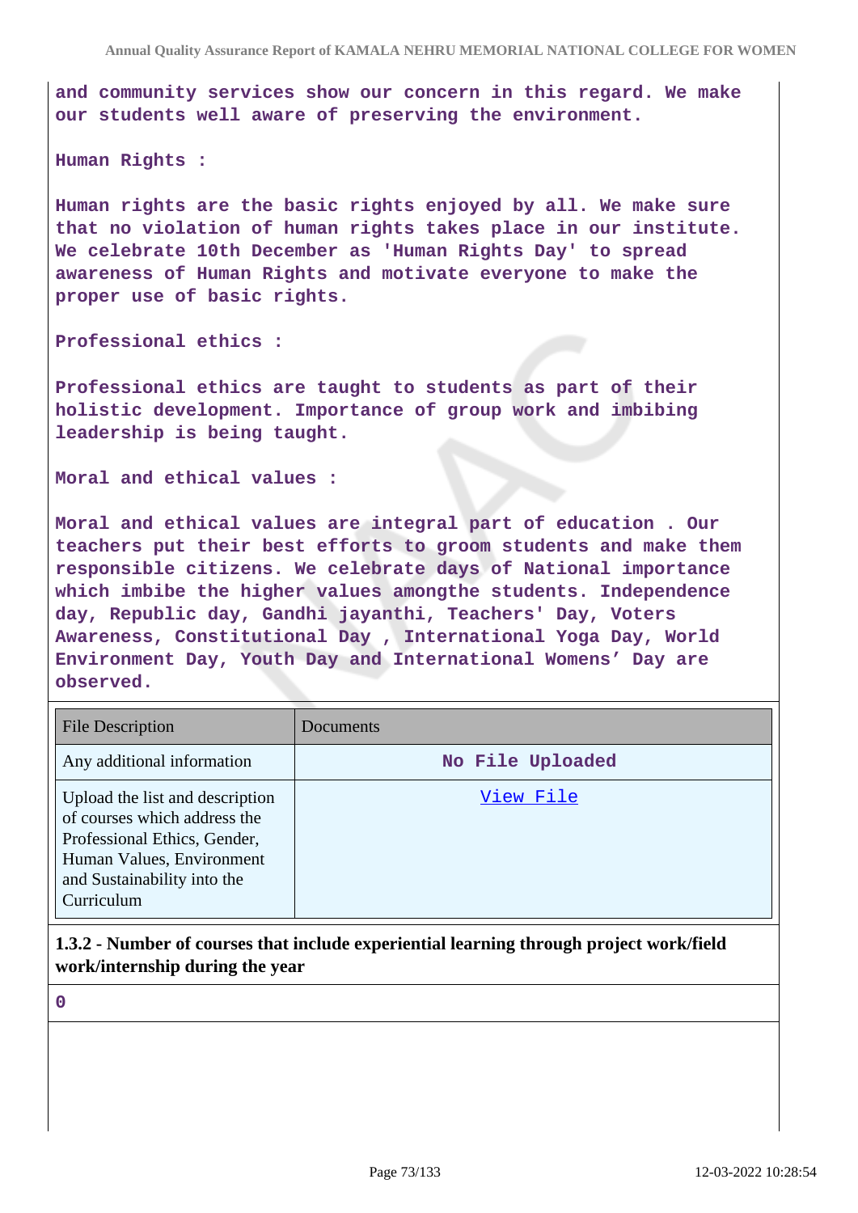and community services show our concern in this regard. We make our students well aware of preserving the environment.

Human Rights :

Human rights are the basic rights enjoyed by all. We make sure that no violation of human rights takes place in our institute. We celebrate 10th December as 'Human Rights Day' to spread awareness of Human Rights and motivate everyone to make the proper use of basic rights.

Professional ethics :

Professional ethics are taught to students as part of their holistic development. Importance of group work and imbibing leadership is being taught.

Moral and ethical values :

Moral and ethical values are integral part of education . Our teachers put their best efforts to groom students and make them responsible citizens. We celebrate days of National importance which imbibe the higher values amongthe students. Independence day, Republic day, Gandhi jayanthi, Teachers' Day, Voters Awareness, Constitutional Day , International Yoga Day, World Environment Day, Youth Day and International Womens' Day are observed.

| File Description | Documents |
| --- | --- |
| Any additional information | No File Uploaded |
| Upload the list and description of courses which address the Professional Ethics, Gender, Human Values, Environment and Sustainability into the Curriculum | View File |

**1.3.2 - Number of courses that include experiential learning through project work/field work/internship during the year**

0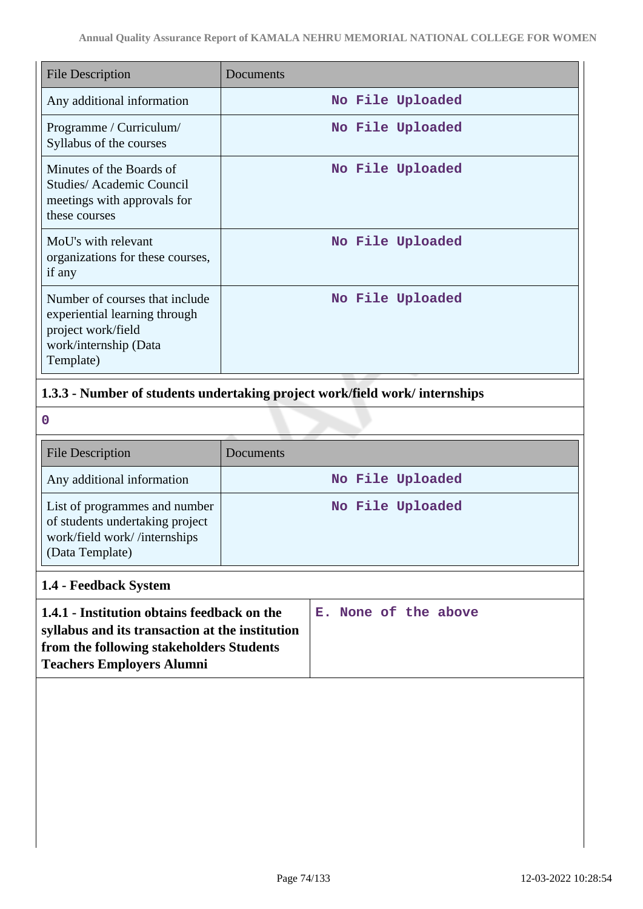| File Description | Documents |
|---|---|
| Any additional information | No File Uploaded |
| Programme / Curriculum/ Syllabus of the courses | No File Uploaded |
| Minutes of the Boards of Studies/ Academic Council meetings with approvals for these courses | No File Uploaded |
| MoU's with relevant organizations for these courses, if any | No File Uploaded |
| Number of courses that include experiential learning through project work/field work/internship (Data Template) | No File Uploaded |

### 1.3.3 - Number of students undertaking project work/field work/ internships

0

| File Description | Documents |
|---|---|
| Any additional information | No File Uploaded |
| List of programmes and number of students undertaking project work/field work/ /internships (Data Template) | No File Uploaded |

## 1.4 - Feedback System

| **1.4.1 - Institution obtains feedback on the syllabus and its transaction at the institution from the following stakeholders Students Teachers Employers Alumni** | E. None of the above |
|---|---|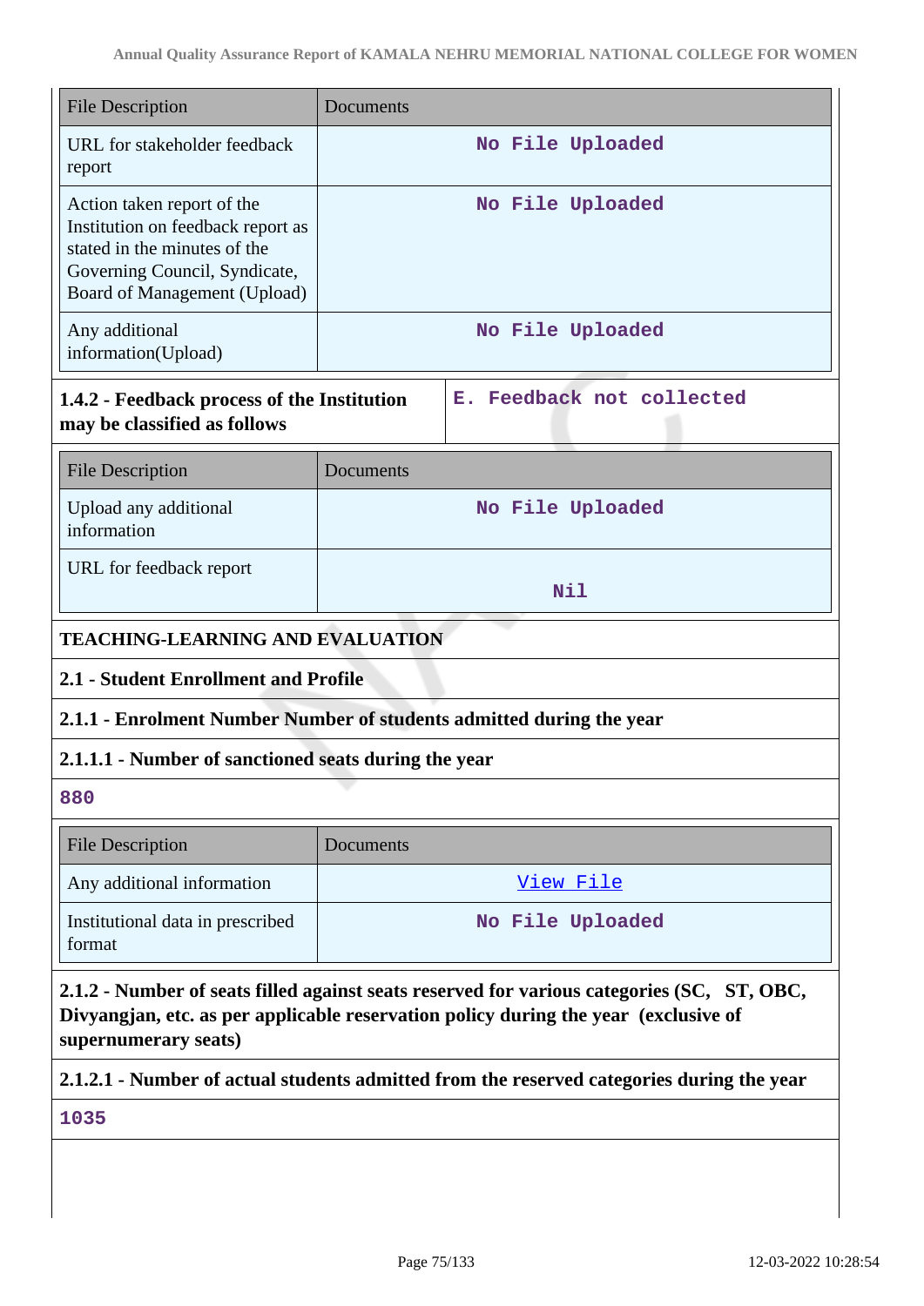| File Description | Documents |
| --- | --- |
| URL for stakeholder feedback report | No File Uploaded |
| Action taken report of the Institution on feedback report as stated in the minutes of the Governing Council, Syndicate, Board of Management (Upload) | No File Uploaded |
| Any additional information(Upload) | No File Uploaded |

| **1.4.2 - Feedback process of the Institution may be classified as follows** | E. Feedback not collected |
| --- | --- |

| File Description | Documents |
| --- | --- |
| Upload any additional information | No File Uploaded |
| URL for feedback report | Nil |

## TEACHING-LEARNING AND EVALUATION

### 2.1 - Student Enrollment and Profile

**2.1.1 - Enrolment Number Number of students admitted during the year**

**2.1.1.1 - Number of sanctioned seats during the year**

880

| File Description | Documents |
| --- | --- |
| Any additional information | View File |
| Institutional data in prescribed format | No File Uploaded |

**2.1.2 - Number of seats filled against seats reserved for various categories (SC, ST, OBC, Divyangjan, etc. as per applicable reservation policy during the year (exclusive of supernumerary seats)**

**2.1.2.1 - Number of actual students admitted from the reserved categories during the year**

1035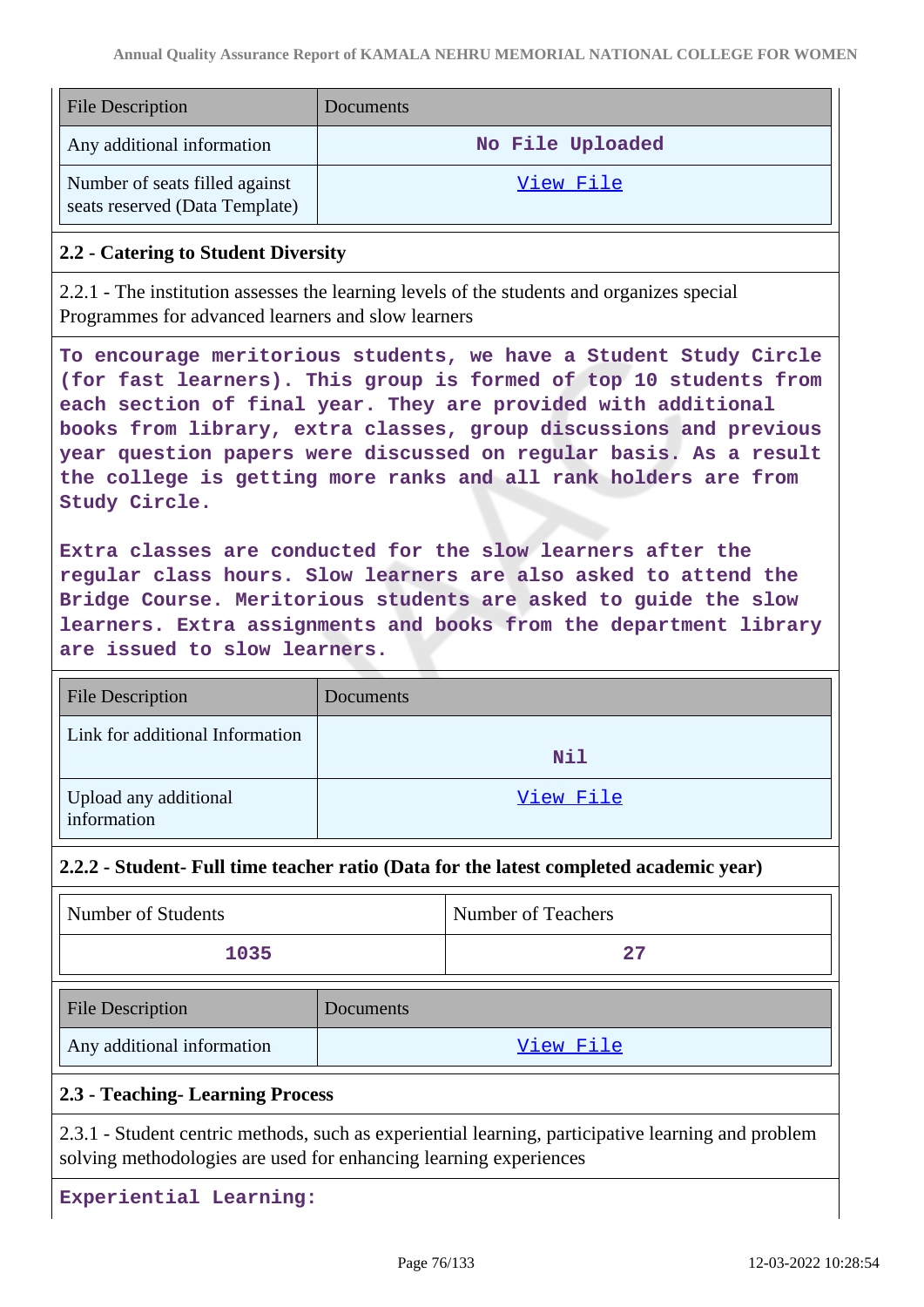| File Description | Documents |
|---|---|
| Any additional information | No File Uploaded |
| Number of seats filled against seats reserved (Data Template) | View File |

### 2.2 - Catering to Student Diversity

2.2.1 - The institution assesses the learning levels of the students and organizes special Programmes for advanced learners and slow learners

To encourage meritorious students, we have a Student Study Circle (for fast learners). This group is formed of top 10 students from each section of final year. They are provided with additional books from library, extra classes, group discussions and previous year question papers were discussed on regular basis. As a result the college is getting more ranks and all rank holders are from Study Circle.

Extra classes are conducted for the slow learners after the regular class hours. Slow learners are also asked to attend the Bridge Course. Meritorious students are asked to guide the slow learners. Extra assignments and books from the department library are issued to slow learners.

| File Description | Documents |
|---|---|
| Link for additional Information | Nil |
| Upload any additional information | View File |

### 2.2.2 - Student- Full time teacher ratio (Data for the latest completed academic year)

| Number of Students | Number of Teachers |
|---|---|
| 1035 | 27 |

| File Description | Documents |
|---|---|
| Any additional information | View File |

### 2.3 - Teaching- Learning Process

2.3.1 - Student centric methods, such as experiential learning, participative learning and problem solving methodologies are used for enhancing learning experiences

**Experiential Learning:**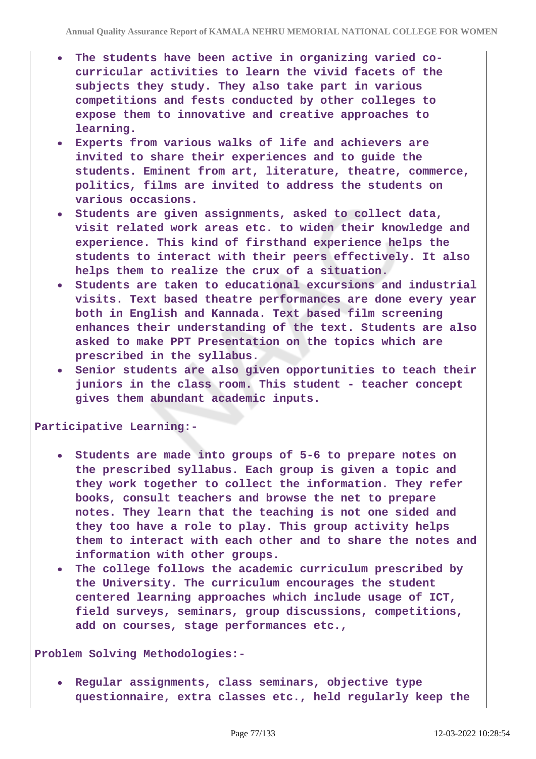- **The students have been active in organizing varied co-curricular activities to learn the vivid facets of the subjects they study. They also take part in various competitions and fests conducted by other colleges to expose them to innovative and creative approaches to learning.**
- **Experts from various walks of life and achievers are invited to share their experiences and to guide the students. Eminent from art, literature, theatre, commerce, politics, films are invited to address the students on various occasions.**
- **Students are given assignments, asked to collect data, visit related work areas etc. to widen their knowledge and experience. This kind of firsthand experience helps the students to interact with their peers effectively. It also helps them to realize the crux of a situation.**
- **Students are taken to educational excursions and industrial visits. Text based theatre performances are done every year both in English and Kannada. Text based film screening enhances their understanding of the text. Students are also asked to make PPT Presentation on the topics which are prescribed in the syllabus.**
- **Senior students are also given opportunities to teach their juniors in the class room. This student - teacher concept gives them abundant academic inputs.**

**Participative Learning:-**

- **Students are made into groups of 5-6 to prepare notes on the prescribed syllabus. Each group is given a topic and they work together to collect the information. They refer books, consult teachers and browse the net to prepare notes. They learn that the teaching is not one sided and they too have a role to play. This group activity helps them to interact with each other and to share the notes and information with other groups.**
- **The college follows the academic curriculum prescribed by the University. The curriculum encourages the student centered learning approaches which include usage of ICT, field surveys, seminars, group discussions, competitions, add on courses, stage performances etc.,**

**Problem Solving Methodologies:-**

- **Regular assignments, class seminars, objective type questionnaire, extra classes etc., held regularly keep the**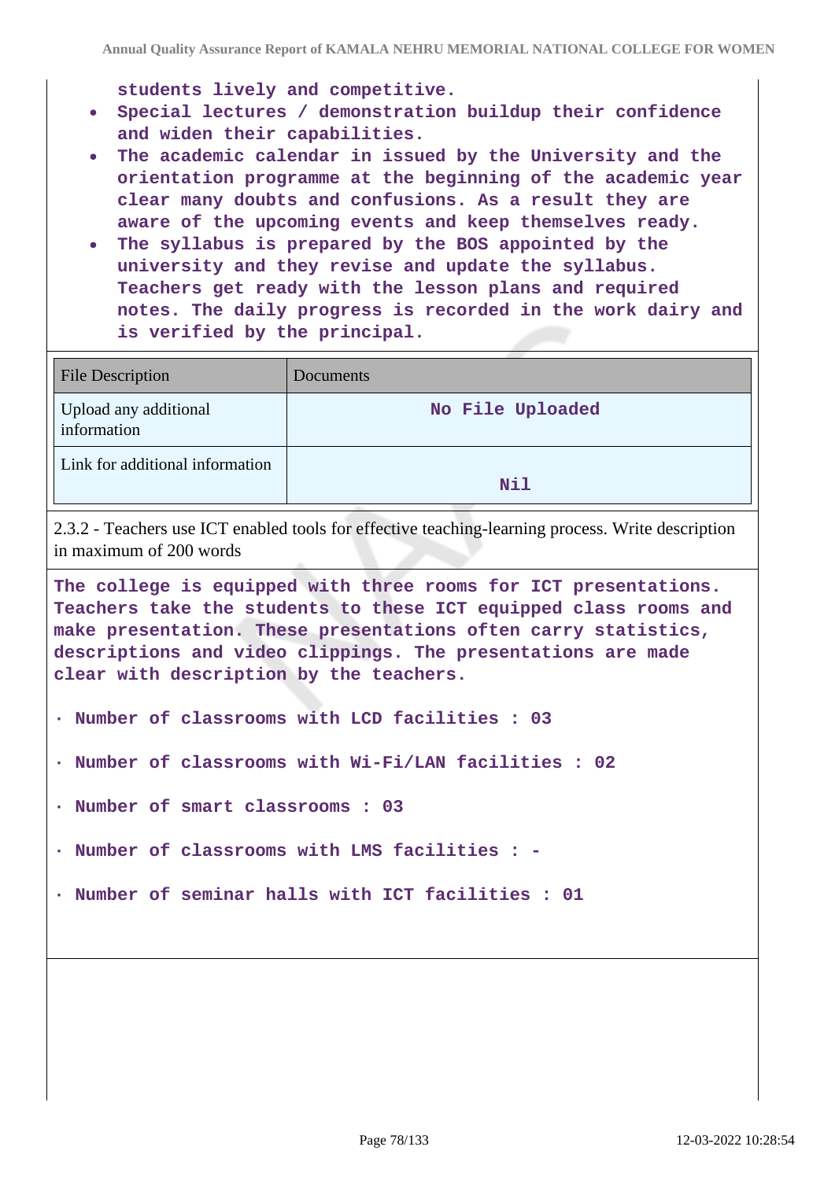students lively and competitive.

- Special lectures / demonstration buildup their confidence and widen their capabilities.
- The academic calendar in issued by the University and the orientation programme at the beginning of the academic year clear many doubts and confusions. As a result they are aware of the upcoming events and keep themselves ready.
- The syllabus is prepared by the BOS appointed by the university and they revise and update the syllabus. Teachers get ready with the lesson plans and required notes. The daily progress is recorded in the work dairy and is verified by the principal.

| File Description | Documents |
|---|---|
| Upload any additional information | No File Uploaded |
| Link for additional information | Nil |

2.3.2 - Teachers use ICT enabled tools for effective teaching-learning process. Write description in maximum of 200 words

The college is equipped with three rooms for ICT presentations. Teachers take the students to these ICT equipped class rooms and make presentation. These presentations often carry statistics, descriptions and video clippings. The presentations are made clear with description by the teachers.

· Number of classrooms with LCD facilities : 03

· Number of classrooms with Wi-Fi/LAN facilities : 02

· Number of smart classrooms : 03

· Number of classrooms with LMS facilities : -

· Number of seminar halls with ICT facilities : 01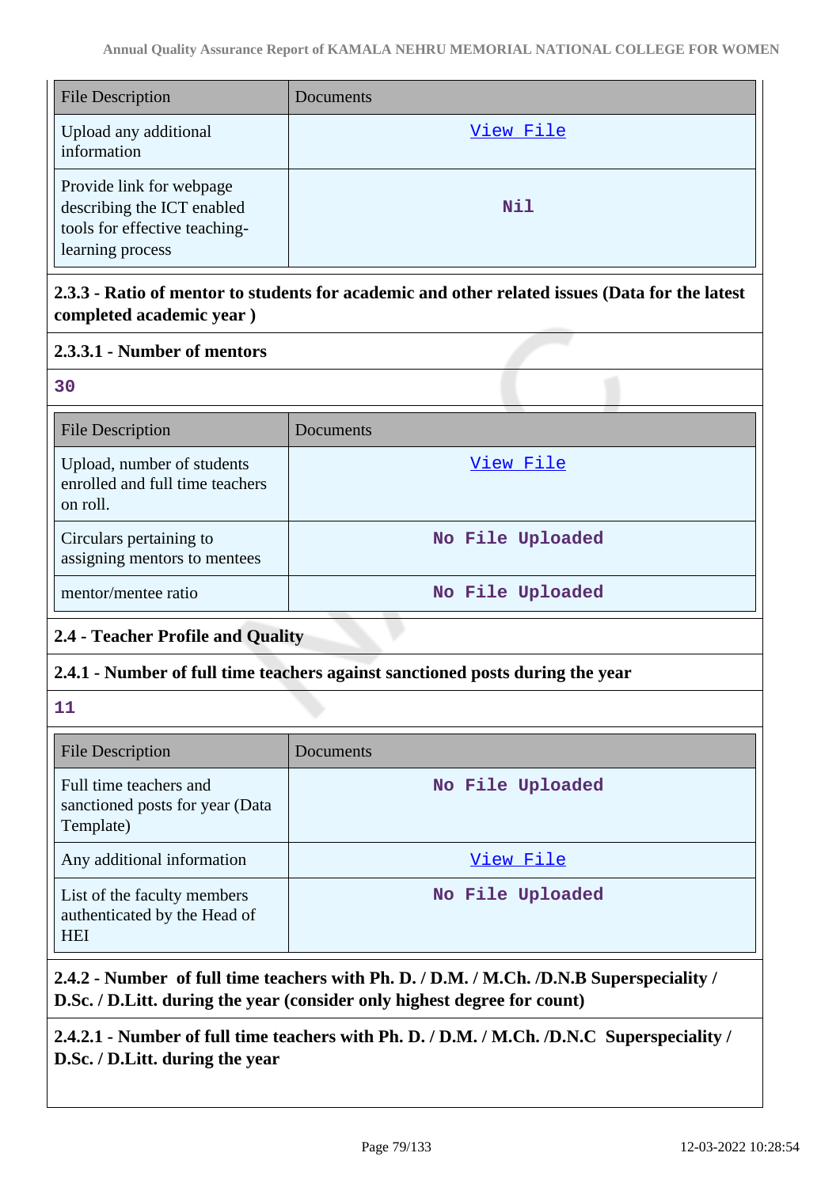| File Description | Documents |
| --- | --- |
| Upload any additional information | View File |
| Provide link for webpage describing the ICT enabled tools for effective teaching-learning process | Nil |

**2.3.3 - Ratio of mentor to students for academic and other related issues (Data for the latest completed academic year )**

**2.3.3.1 - Number of mentors**

**30**

| File Description | Documents |
| --- | --- |
| Upload, number of students enrolled and full time teachers on roll. | View File |
| Circulars pertaining to assigning mentors to mentees | No File Uploaded |
| mentor/mentee ratio | No File Uploaded |

**2.4 - Teacher Profile and Quality**

**2.4.1 - Number of full time teachers against sanctioned posts during the year**

**11**

| File Description | Documents |
| --- | --- |
| Full time teachers and sanctioned posts for year (Data Template) | No File Uploaded |
| Any additional information | View File |
| List of the faculty members authenticated by the Head of HEI | No File Uploaded |

**2.4.2 - Number of full time teachers with Ph. D. / D.M. / M.Ch. /D.N.B Superspeciality / D.Sc. / D.Litt. during the year (consider only highest degree for count)**

**2.4.2.1 - Number of full time teachers with Ph. D. / D.M. / M.Ch. /D.N.C Superspeciality / D.Sc. / D.Litt. during the year**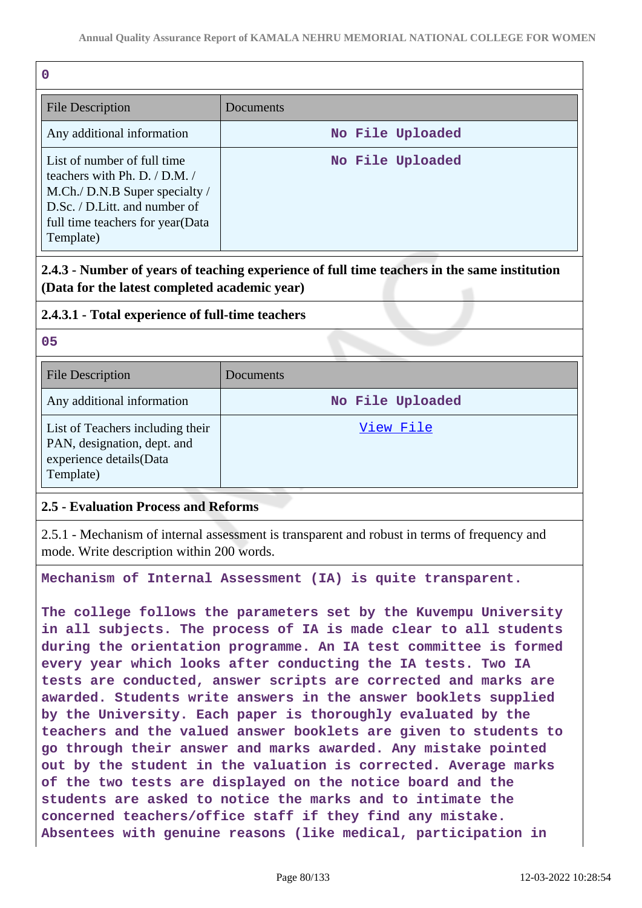0

| File Description | Documents |
| --- | --- |
| Any additional information | No File Uploaded |
| List of number of full time teachers with Ph. D. / D.M. / M.Ch./ D.N.B Super specialty / D.Sc. / D.Litt. and number of full time teachers for year(Data Template) | No File Uploaded |

**2.4.3 - Number of years of teaching experience of full time teachers in the same institution (Data for the latest completed academic year)**

**2.4.3.1 - Total experience of full-time teachers**

05

| File Description | Documents |
| --- | --- |
| Any additional information | No File Uploaded |
| List of Teachers including their PAN, designation, dept. and experience details(Data Template) | View File |

**2.5 - Evaluation Process and Reforms**

2.5.1 - Mechanism of internal assessment is transparent and robust in terms of frequency and mode. Write description within 200 words.

Mechanism of Internal Assessment (IA) is quite transparent.

The college follows the parameters set by the Kuvempu University in all subjects. The process of IA is made clear to all students during the orientation programme. An IA test committee is formed every year which looks after conducting the IA tests. Two IA tests are conducted, answer scripts are corrected and marks are awarded. Students write answers in the answer booklets supplied by the University. Each paper is thoroughly evaluated by the teachers and the valued answer booklets are given to students to go through their answer and marks awarded. Any mistake pointed out by the student in the valuation is corrected. Average marks of the two tests are displayed on the notice board and the students are asked to notice the marks and to intimate the concerned teachers/office staff if they find any mistake. Absentees with genuine reasons (like medical, participation in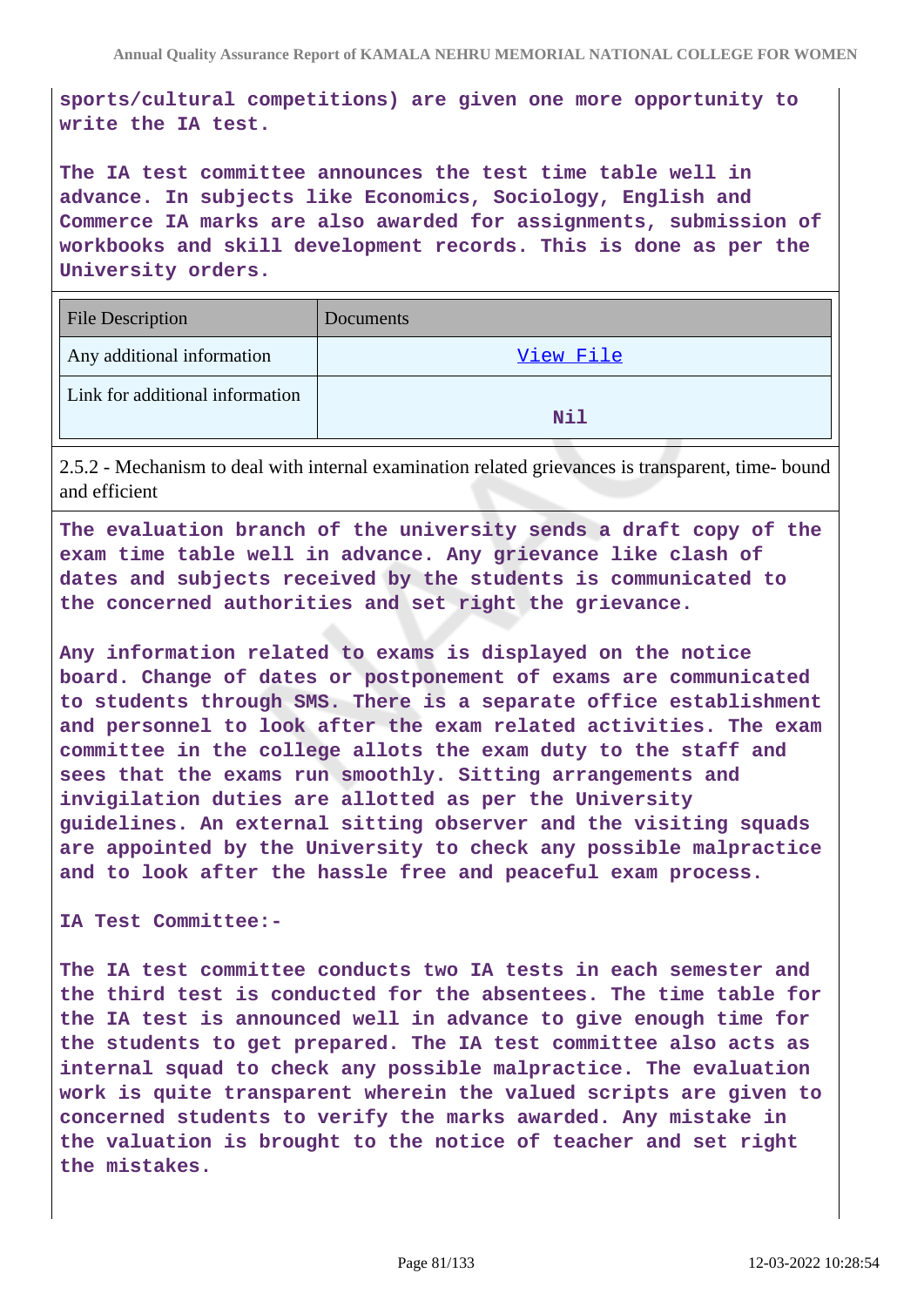**sports/cultural competitions) are given one more opportunity to write the IA test.**

**The IA test committee announces the test time table well in advance. In subjects like Economics, Sociology, English and Commerce IA marks are also awarded for assignments, submission of workbooks and skill development records. This is done as per the University orders.**

| File Description | Documents |
|---|---|
| Any additional information | View File |
| Link for additional information | Nil |

2.5.2 - Mechanism to deal with internal examination related grievances is transparent, time- bound and efficient

**The evaluation branch of the university sends a draft copy of the exam time table well in advance. Any grievance like clash of dates and subjects received by the students is communicated to the concerned authorities and set right the grievance.**

**Any information related to exams is displayed on the notice board. Change of dates or postponement of exams are communicated to students through SMS. There is a separate office establishment and personnel to look after the exam related activities. The exam committee in the college allots the exam duty to the staff and sees that the exams run smoothly. Sitting arrangements and invigilation duties are allotted as per the University guidelines. An external sitting observer and the visiting squads are appointed by the University to check any possible malpractice and to look after the hassle free and peaceful exam process.**

**IA Test Committee:-**

**The IA test committee conducts two IA tests in each semester and the third test is conducted for the absentees. The time table for the IA test is announced well in advance to give enough time for the students to get prepared. The IA test committee also acts as internal squad to check any possible malpractice. The evaluation work is quite transparent wherein the valued scripts are given to concerned students to verify the marks awarded. Any mistake in the valuation is brought to the notice of teacher and set right the mistakes.**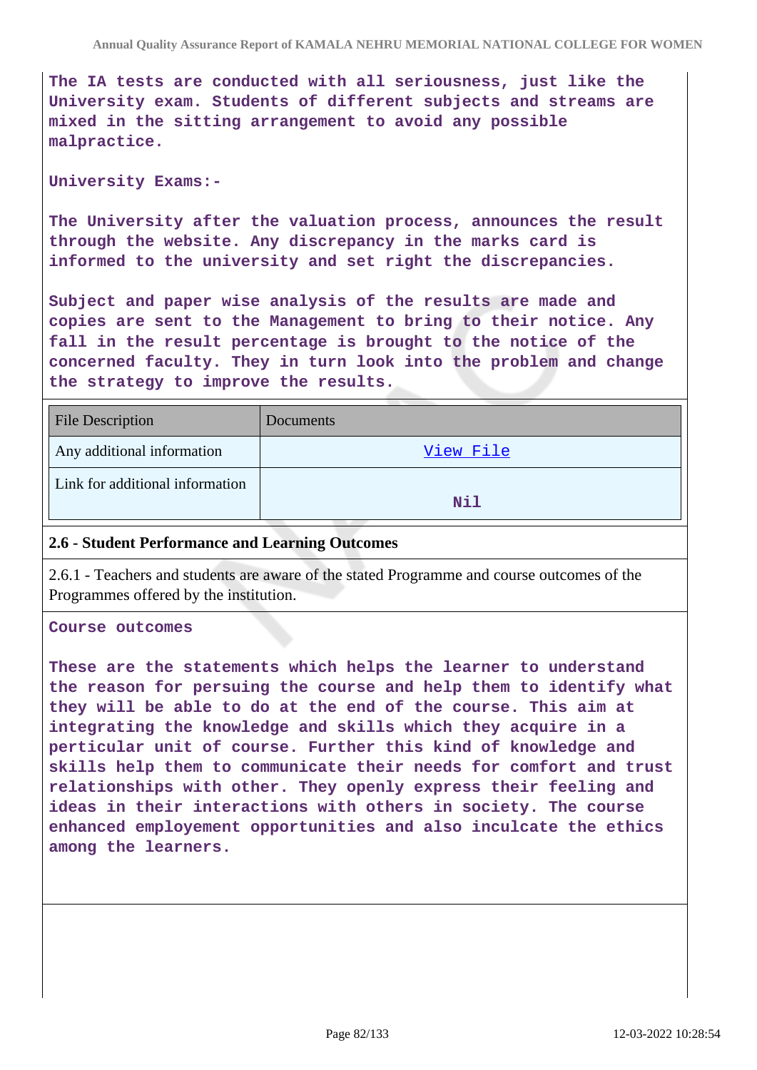The IA tests are conducted with all seriousness, just like the University exam. Students of different subjects and streams are mixed in the sitting arrangement to avoid any possible malpractice.

University Exams:-

The University after the valuation process, announces the result through the website. Any discrepancy in the marks card is informed to the university and set right the discrepancies.

Subject and paper wise analysis of the results are made and copies are sent to the Management to bring to their notice. Any fall in the result percentage is brought to the notice of the concerned faculty. They in turn look into the problem and change the strategy to improve the results.

| File Description | Documents |
|---|---|
| Any additional information | View File |
| Link for additional information | Nil |

**2.6 - Student Performance and Learning Outcomes**

2.6.1 - Teachers and students are aware of the stated Programme and course outcomes of the Programmes offered by the institution.

Course outcomes

These are the statements which helps the learner to understand the reason for persuing the course and help them to identify what they will be able to do at the end of the course. This aim at integrating the knowledge and skills which they acquire in a perticular unit of course. Further this kind of knowledge and skills help them to communicate their needs for comfort and trust relationships with other. They openly express their feeling and ideas in their interactions with others in society. The course enhanced employement opportunities and also inculcate the ethics among the learners.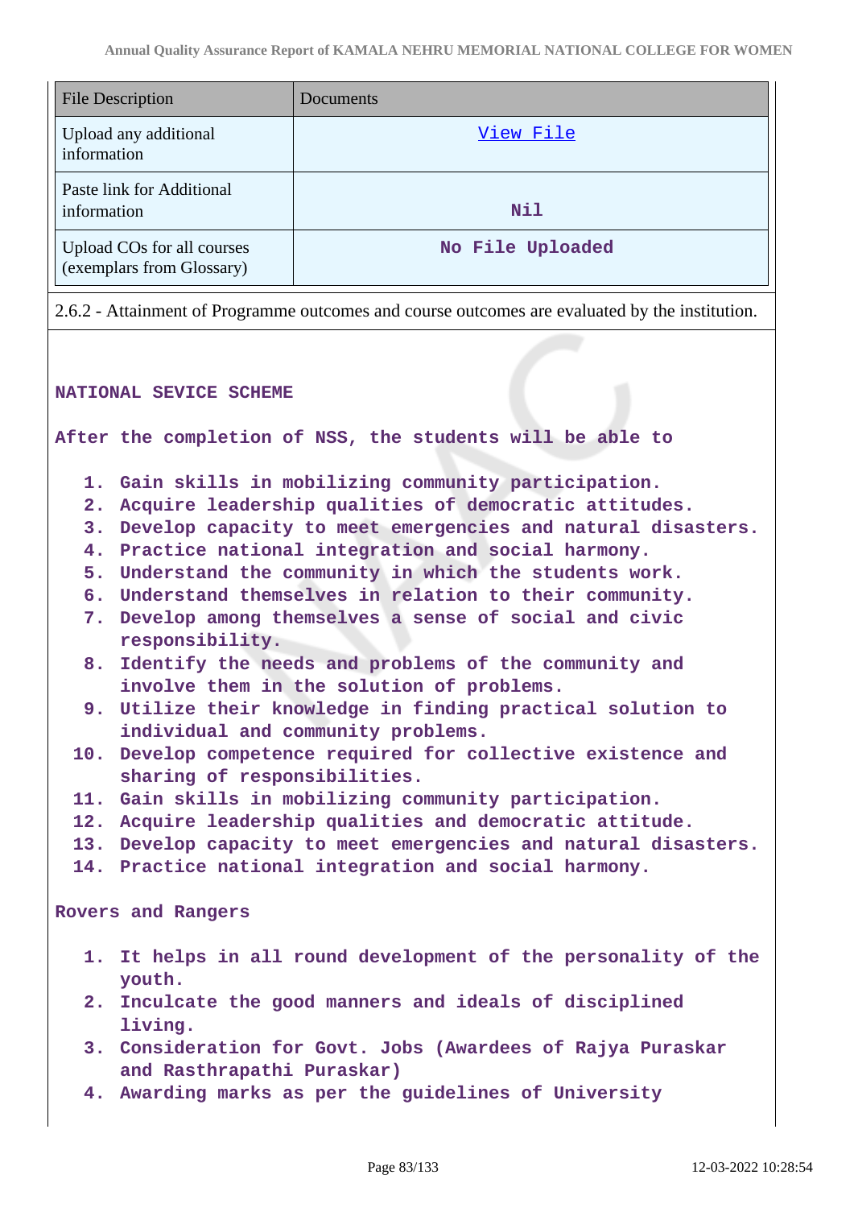| File Description | Documents |
|---|---|
| Upload any additional information | View File |
| Paste link for Additional information | Nil |
| Upload COs for all courses (exemplars from Glossary) | No File Uploaded |

2.6.2 - Attainment of Programme outcomes and course outcomes are evaluated by the institution.

**NATIONAL SEVICE SCHEME**

**After the completion of NSS, the students will be able to**

1. Gain skills in mobilizing community participation.
2. Acquire leadership qualities of democratic attitudes.
3. Develop capacity to meet emergencies and natural disasters.
4. Practice national integration and social harmony.
5. Understand the community in which the students work.
6. Understand themselves in relation to their community.
7. Develop among themselves a sense of social and civic responsibility.
8. Identify the needs and problems of the community and involve them in the solution of problems.
9. Utilize their knowledge in finding practical solution to individual and community problems.
10. Develop competence required for collective existence and sharing of responsibilities.
11. Gain skills in mobilizing community participation.
12. Acquire leadership qualities and democratic attitude.
13. Develop capacity to meet emergencies and natural disasters.
14. Practice national integration and social harmony.

**Rovers and Rangers**

1. It helps in all round development of the personality of the youth.
2. Inculcate the good manners and ideals of disciplined living.
3. Consideration for Govt. Jobs (Awardees of Rajya Puraskar and Rasthrapathi Puraskar)
4. Awarding marks as per the guidelines of University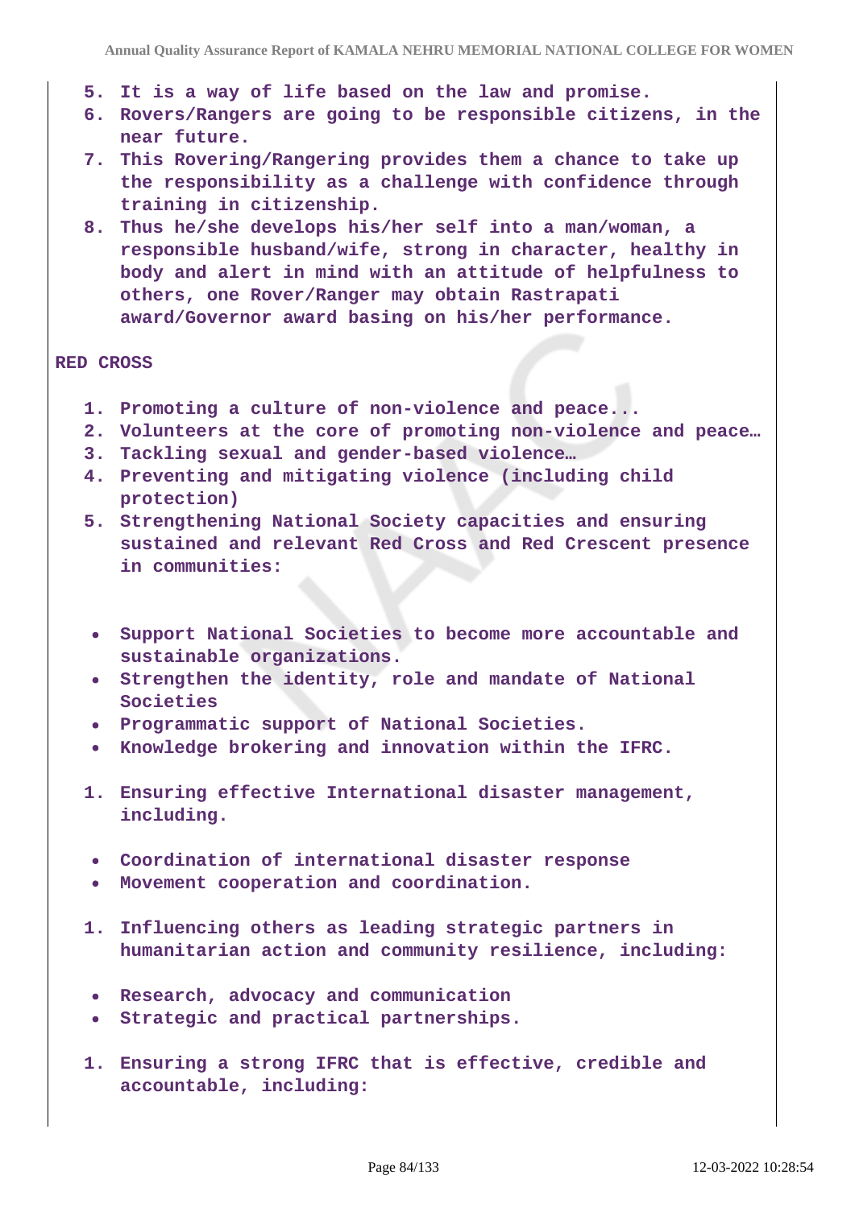5. It is a way of life based on the law and promise.
6. Rovers/Rangers are going to be responsible citizens, in the near future.
7. This Rovering/Rangering provides them a chance to take up the responsibility as a challenge with confidence through training in citizenship.
8. Thus he/she develops his/her self into a man/woman, a responsible husband/wife, strong in character, healthy in body and alert in mind with an attitude of helpfulness to others, one Rover/Ranger may obtain Rastrapati award/Governor award basing on his/her performance.

**RED CROSS**

1. Promoting a culture of non-violence and peace...
2. Volunteers at the core of promoting non-violence and peace…
3. Tackling sexual and gender-based violence…
4. Preventing and mitigating violence (including child protection)
5. Strengthening National Society capacities and ensuring sustained and relevant Red Cross and Red Crescent presence in communities:

- Support National Societies to become more accountable and sustainable organizations.
- Strengthen the identity, role and mandate of National Societies
- Programmatic support of National Societies.
- Knowledge brokering and innovation within the IFRC.

1. Ensuring effective International disaster management, including.

- Coordination of international disaster response
- Movement cooperation and coordination.

1. Influencing others as leading strategic partners in humanitarian action and community resilience, including:

- Research, advocacy and communication
- Strategic and practical partnerships.

1. Ensuring a strong IFRC that is effective, credible and accountable, including: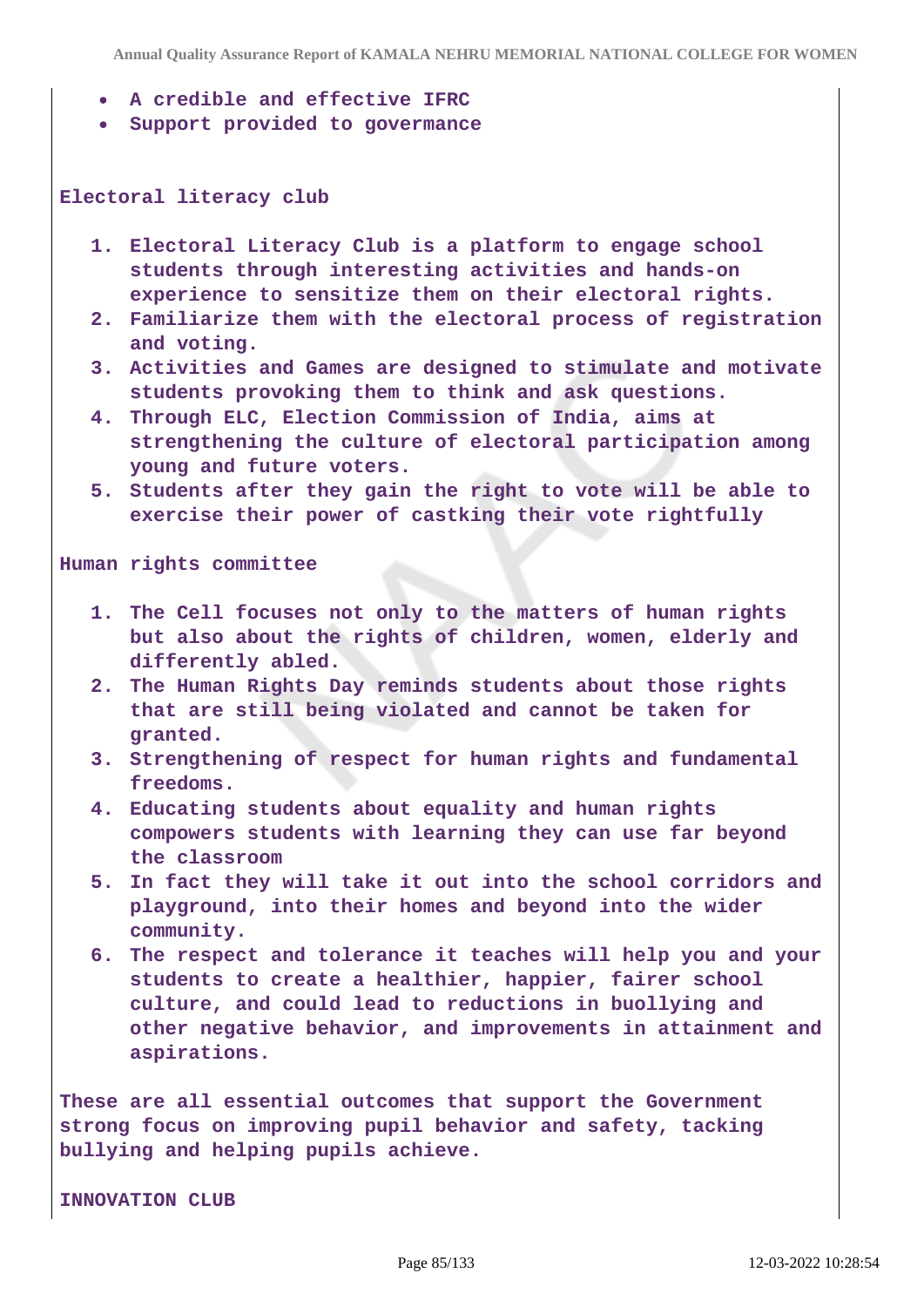- **A credible and effective IFRC**
- **Support provided to govermance**

**Electoral literacy club**

1. **Electoral Literacy Club is a platform to engage school students through interesting activities and hands-on experience to sensitize them on their electoral rights.**
2. **Familiarize them with the electoral process of registration and voting.**
3. **Activities and Games are designed to stimulate and motivate students provoking them to think and ask questions.**
4. **Through ELC, Election Commission of India, aims at strengthening the culture of electoral participation among young and future voters.**
5. **Students after they gain the right to vote will be able to exercise their power of castking their vote rightfully**

**Human rights committee**

1. **The Cell focuses not only to the matters of human rights but also about the rights of children, women, elderly and differently abled.**
2. **The Human Rights Day reminds students about those rights that are still being violated and cannot be taken for granted.**
3. **Strengthening of respect for human rights and fundamental freedoms.**
4. **Educating students about equality and human rights compowers students with learning they can use far beyond the classroom**
5. **In fact they will take it out into the school corridors and playground, into their homes and beyond into the wider community.**
6. **The respect and tolerance it teaches will help you and your students to create a healthier, happier, fairer school culture, and could lead to reductions in buollying and other negative behavior, and improvements in attainment and aspirations.**

**These are all essential outcomes that support the Government strong focus on improving pupil behavior and safety, tacking bullying and helping pupils achieve.**

**INNOVATION CLUB**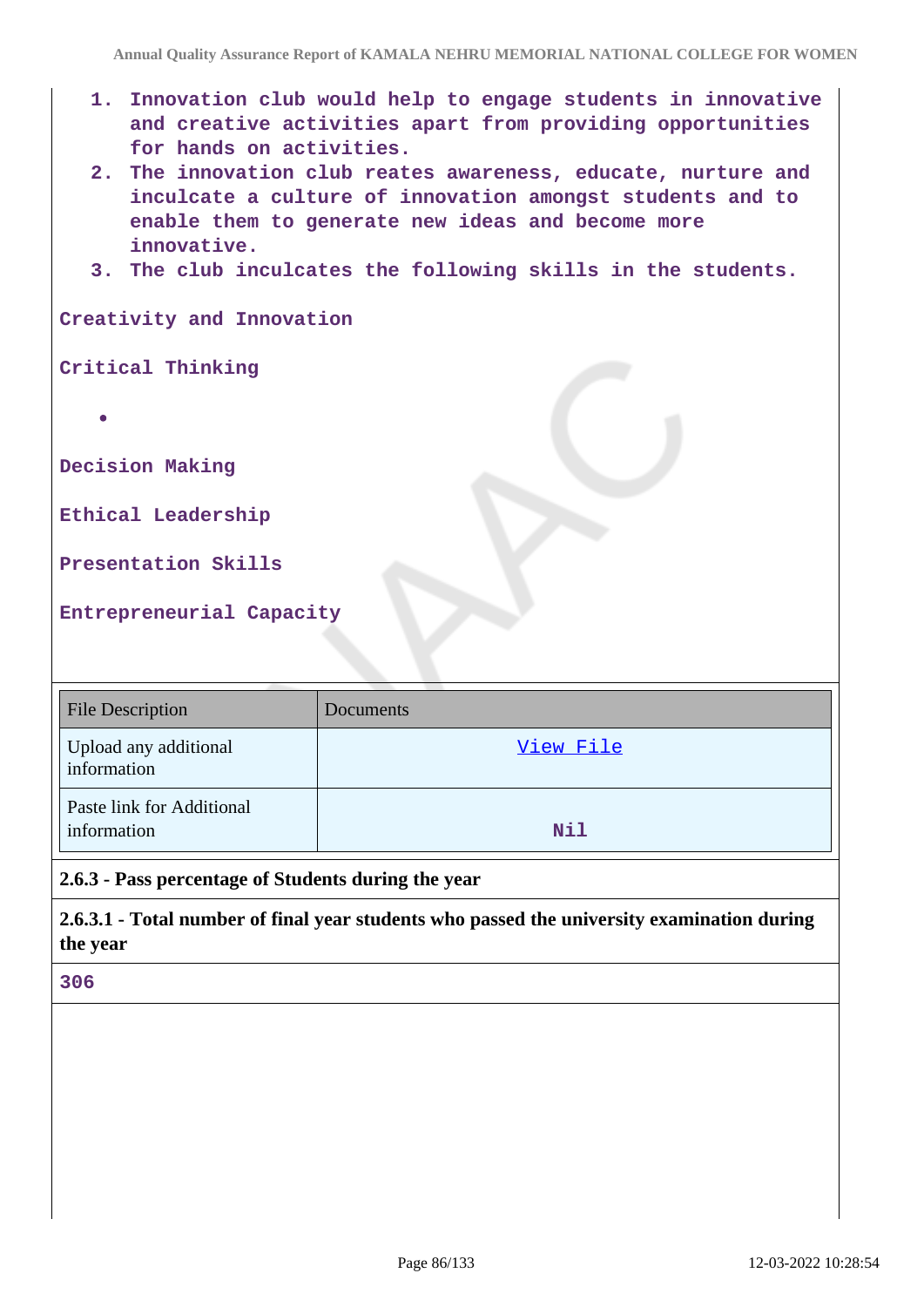1. Innovation club would help to engage students in innovative and creative activities apart from providing opportunities for hands on activities.
2. The innovation club reates awareness, educate, nurture and inculcate a culture of innovation amongst students and to enable them to generate new ideas and become more innovative.
3. The club inculcates the following skills in the students.

Creativity and Innovation

Critical Thinking

- 

Decision Making

Ethical Leadership

Presentation Skills

Entrepreneurial Capacity

| File Description | Documents |
|---|---|
| Upload any additional information | View File |
| Paste link for Additional information | Nil |

**2.6.3 - Pass percentage of Students during the year**

**2.6.3.1 - Total number of final year students who passed the university examination during the year**

306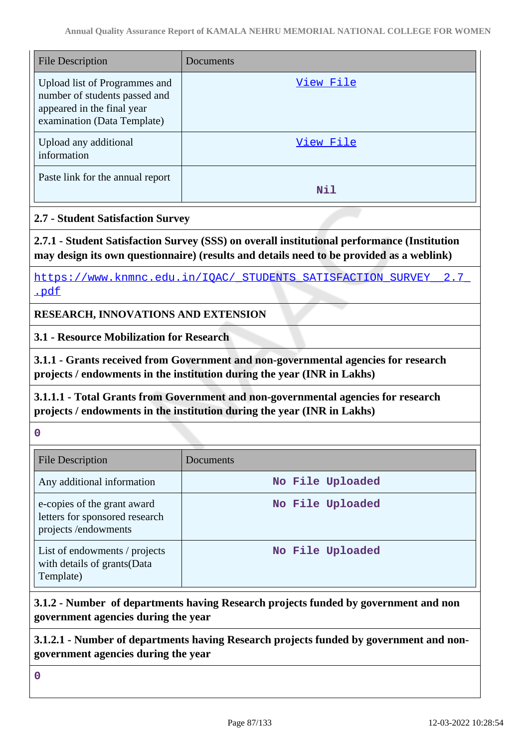| File Description | Documents |
|---|---|
| Upload list of Programmes and number of students passed and appeared in the final year examination (Data Template) | View File |
| Upload any additional information | View File |
| Paste link for the annual report | Nil |

**2.7 - Student Satisfaction Survey**

**2.7.1 - Student Satisfaction Survey (SSS) on overall institutional performance (Institution may design its own questionnaire) (results and details need to be provided as a weblink)**

https://www.knmnc.edu.in/IQAC/_STUDENTS_SATISFACTION_SURVEY__2.7_.pdf

**RESEARCH, INNOVATIONS AND EXTENSION**

**3.1 - Resource Mobilization for Research**

**3.1.1 - Grants received from Government and non-governmental agencies for research projects / endowments in the institution during the year (INR in Lakhs)**

**3.1.1.1 - Total Grants from Government and non-governmental agencies for research projects / endowments in the institution during the year (INR in Lakhs)**

0

| File Description | Documents |
|---|---|
| Any additional information | No File Uploaded |
| e-copies of the grant award letters for sponsored research projects /endowments | No File Uploaded |
| List of endowments / projects with details of grants(Data Template) | No File Uploaded |

**3.1.2 - Number of departments having Research projects funded by government and non government agencies during the year**

**3.1.2.1 - Number of departments having Research projects funded by government and non-government agencies during the year**

0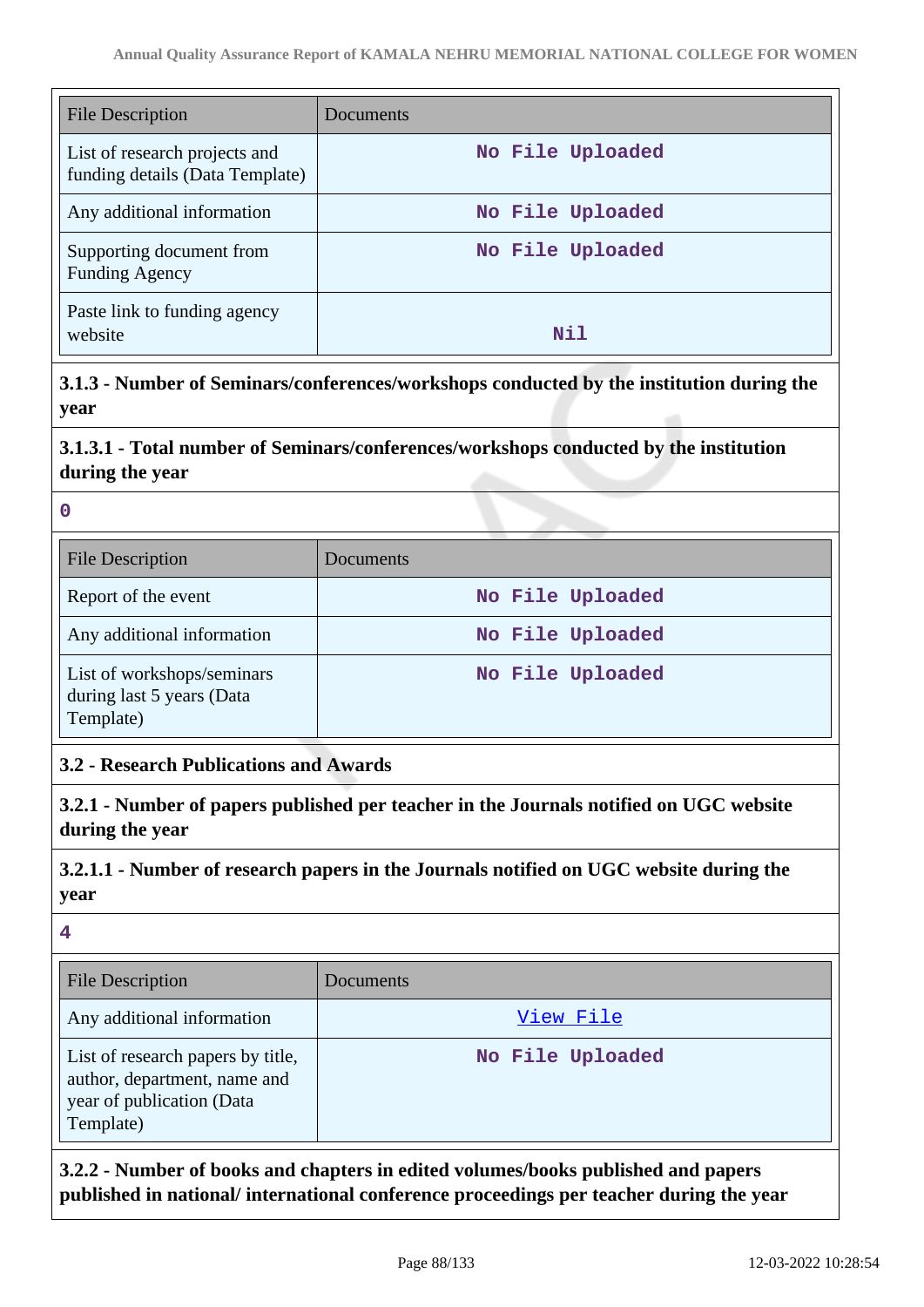| File Description | Documents |
| --- | --- |
| List of research projects and funding details (Data Template) | No File Uploaded |
| Any additional information | No File Uploaded |
| Supporting document from Funding Agency | No File Uploaded |
| Paste link to funding agency website | Nil |

**3.1.3 - Number of Seminars/conferences/workshops conducted by the institution during the year**

**3.1.3.1 - Total number of Seminars/conferences/workshops conducted by the institution during the year**

0

| File Description | Documents |
| --- | --- |
| Report of the event | No File Uploaded |
| Any additional information | No File Uploaded |
| List of workshops/seminars during last 5 years (Data Template) | No File Uploaded |

**3.2 - Research Publications and Awards**

**3.2.1 - Number of papers published per teacher in the Journals notified on UGC website during the year**

**3.2.1.1 - Number of research papers in the Journals notified on UGC website during the year**

4

| File Description | Documents |
| --- | --- |
| Any additional information | View File |
| List of research papers by title, author, department, name and year of publication (Data Template) | No File Uploaded |

**3.2.2 - Number of books and chapters in edited volumes/books published and papers published in national/ international conference proceedings per teacher during the year**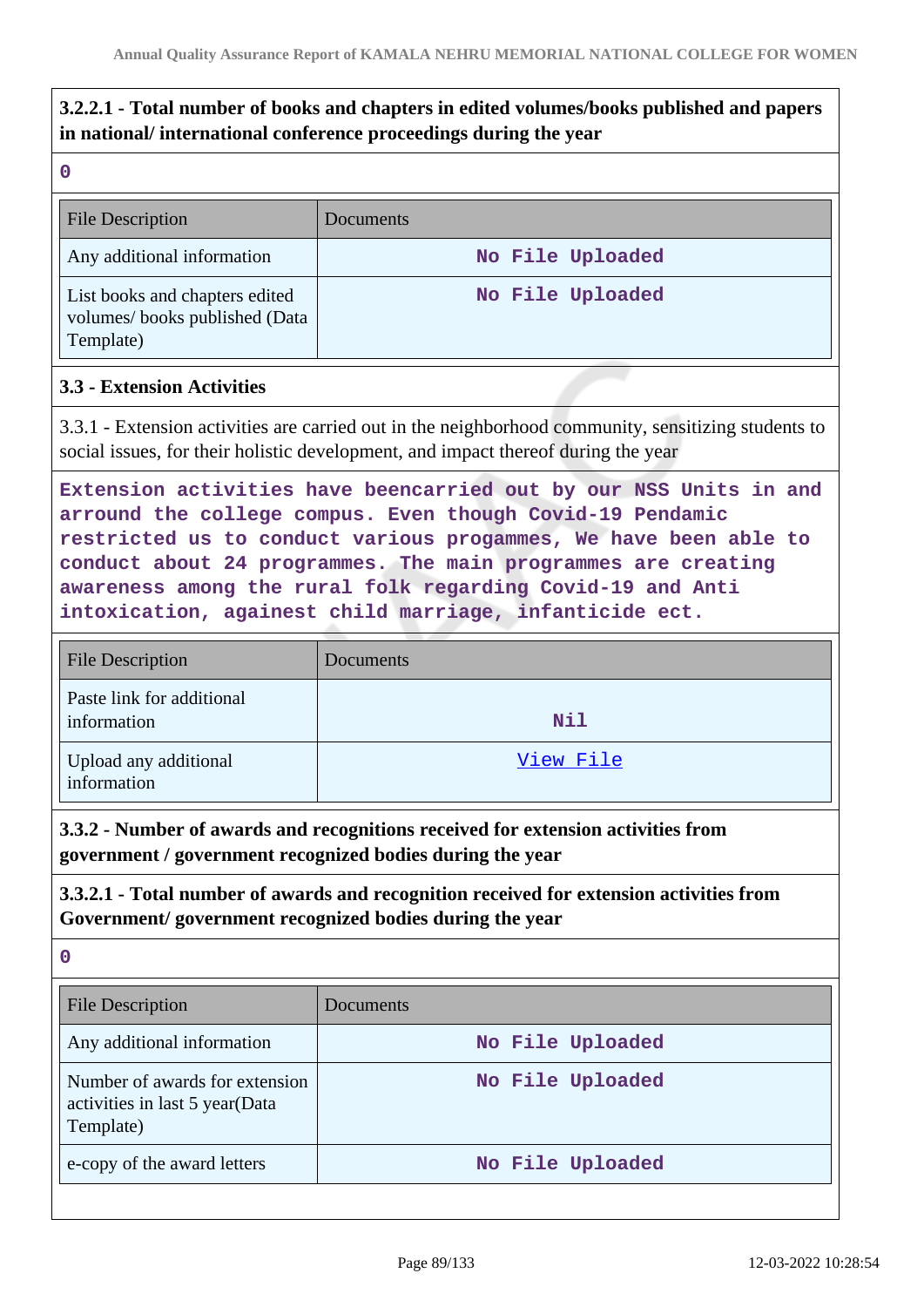**3.2.2.1 - Total number of books and chapters in edited volumes/books published and papers in national/ international conference proceedings during the year**

0

| File Description | Documents |
|---|---|
| Any additional information | No File Uploaded |
| List books and chapters edited volumes/ books published (Data Template) | No File Uploaded |

**3.3 - Extension Activities**

3.3.1 - Extension activities are carried out in the neighborhood community, sensitizing students to social issues, for their holistic development, and impact thereof during the year

Extension activities have beencarried out by our NSS Units in and arround the college compus. Even though Covid-19 Pendamic restricted us to conduct various progammes, We have been able to conduct about 24 programmes. The main programmes are creating awareness among the rural folk regarding Covid-19 and Anti intoxication, againest child marriage, infanticide ect.

| File Description | Documents |
|---|---|
| Paste link for additional information | Nil |
| Upload any additional information | View File |

**3.3.2 - Number of awards and recognitions received for extension activities from government / government recognized bodies during the year**

**3.3.2.1 - Total number of awards and recognition received for extension activities from Government/ government recognized bodies during the year**

0

| File Description | Documents |
|---|---|
| Any additional information | No File Uploaded |
| Number of awards for extension activities in last 5 year(Data Template) | No File Uploaded |
| e-copy of the award letters | No File Uploaded |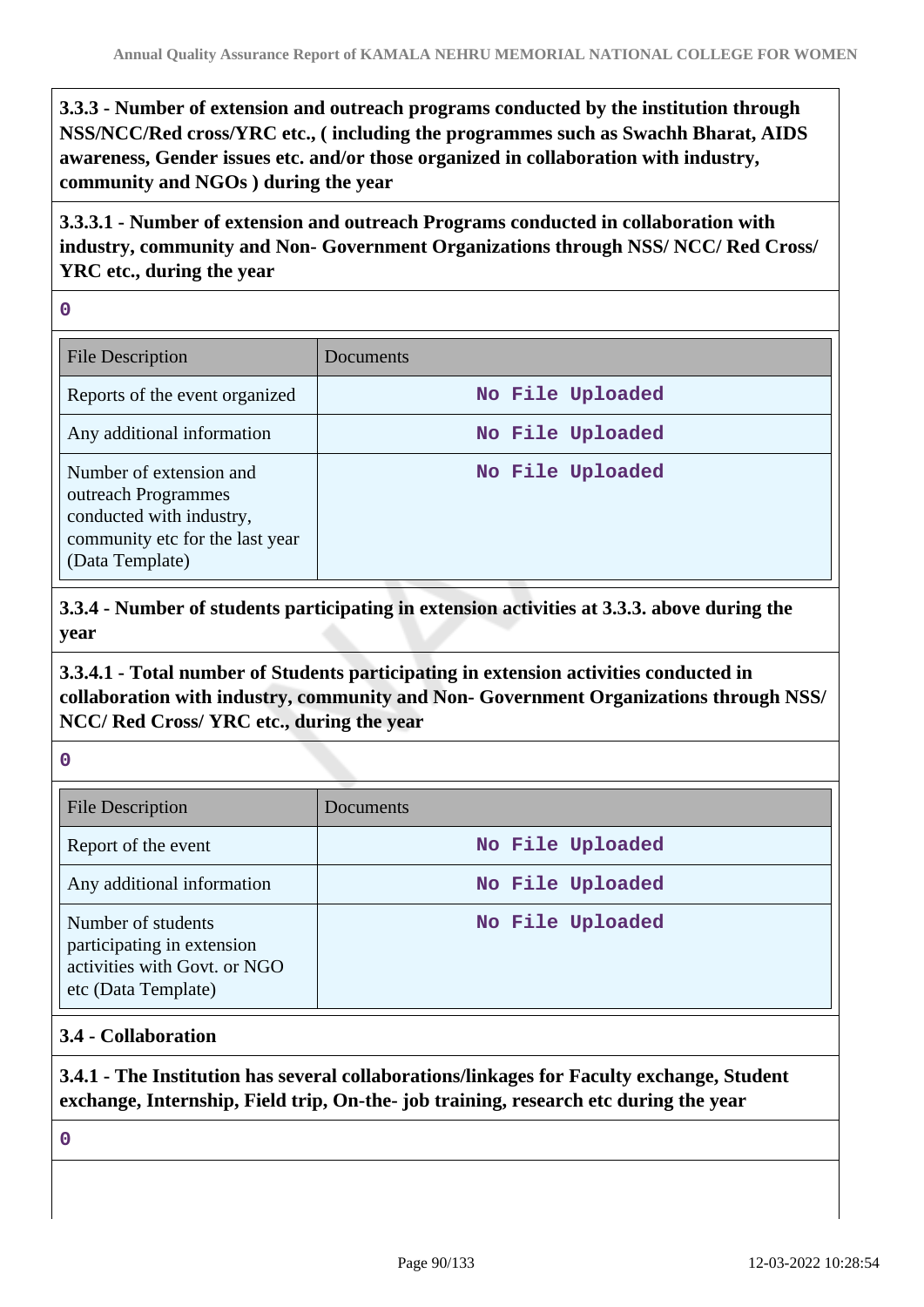**3.3.3 - Number of extension and outreach programs conducted by the institution through NSS/NCC/Red cross/YRC etc., ( including the programmes such as Swachh Bharat, AIDS awareness, Gender issues etc. and/or those organized in collaboration with industry, community and NGOs ) during the year**

**3.3.3.1 - Number of extension and outreach Programs conducted in collaboration with industry, community and Non- Government Organizations through NSS/ NCC/ Red Cross/ YRC etc., during the year**

0

| File Description | Documents |
|---|---|
| Reports of the event organized | No File Uploaded |
| Any additional information | No File Uploaded |
| Number of extension and outreach Programmes conducted with industry, community etc for the last year (Data Template) | No File Uploaded |

**3.3.4 - Number of students participating in extension activities at 3.3.3. above during the year**

**3.3.4.1 - Total number of Students participating in extension activities conducted in collaboration with industry, community and Non- Government Organizations through NSS/ NCC/ Red Cross/ YRC etc., during the year**

0

| File Description | Documents |
|---|---|
| Report of the event | No File Uploaded |
| Any additional information | No File Uploaded |
| Number of students participating in extension activities with Govt. or NGO etc (Data Template) | No File Uploaded |

**3.4 - Collaboration**

**3.4.1 - The Institution has several collaborations/linkages for Faculty exchange, Student exchange, Internship, Field trip, On-the- job training, research etc during the year**

0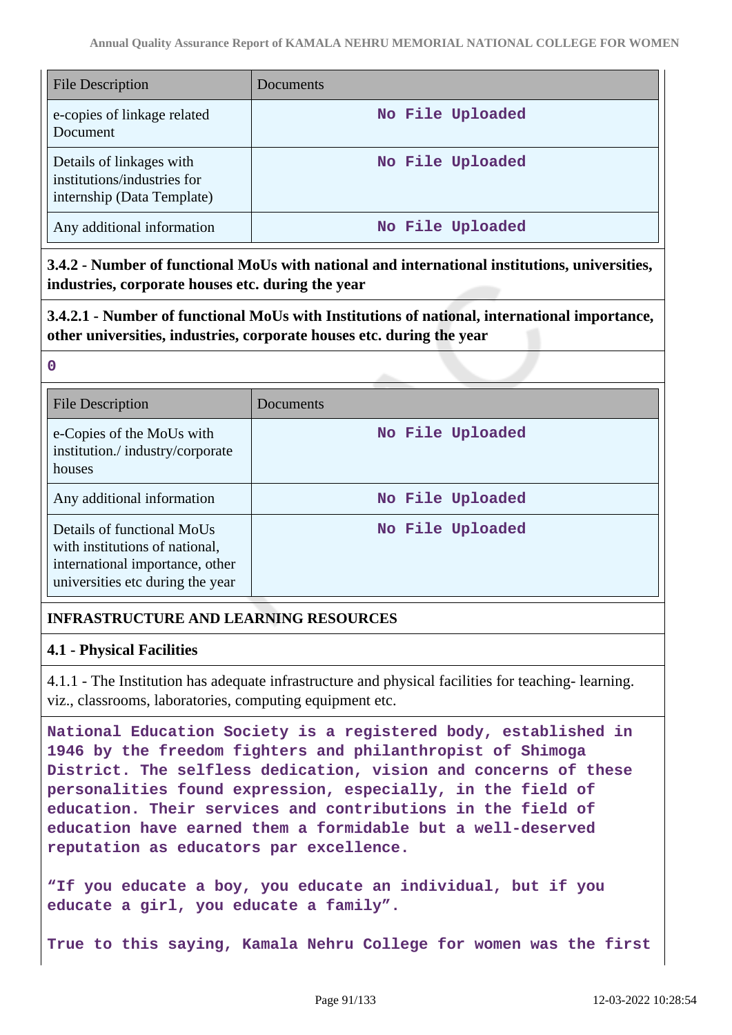| File Description | Documents |
|---|---|
| e-copies of linkage related Document | No File Uploaded |
| Details of linkages with institutions/industries for internship (Data Template) | No File Uploaded |
| Any additional information | No File Uploaded |

**3.4.2 - Number of functional MoUs with national and international institutions, universities, industries, corporate houses etc. during the year**

**3.4.2.1 - Number of functional MoUs with Institutions of national, international importance, other universities, industries, corporate houses etc. during the year**

0

| File Description | Documents |
|---|---|
| e-Copies of the MoUs with institution./ industry/corporate houses | No File Uploaded |
| Any additional information | No File Uploaded |
| Details of functional MoUs with institutions of national, international importance, other universities etc during the year | No File Uploaded |

**INFRASTRUCTURE AND LEARNING RESOURCES**

**4.1 - Physical Facilities**

4.1.1 - The Institution has adequate infrastructure and physical facilities for teaching- learning. viz., classrooms, laboratories, computing equipment etc.

National Education Society is a registered body, established in 1946 by the freedom fighters and philanthropist of Shimoga District. The selfless dedication, vision and concerns of these personalities found expression, especially, in the field of education. Their services and contributions in the field of education have earned them a formidable but a well-deserved reputation as educators par excellence.

"If you educate a boy, you educate an individual, but if you educate a girl, you educate a family".

True to this saying, Kamala Nehru College for women was the first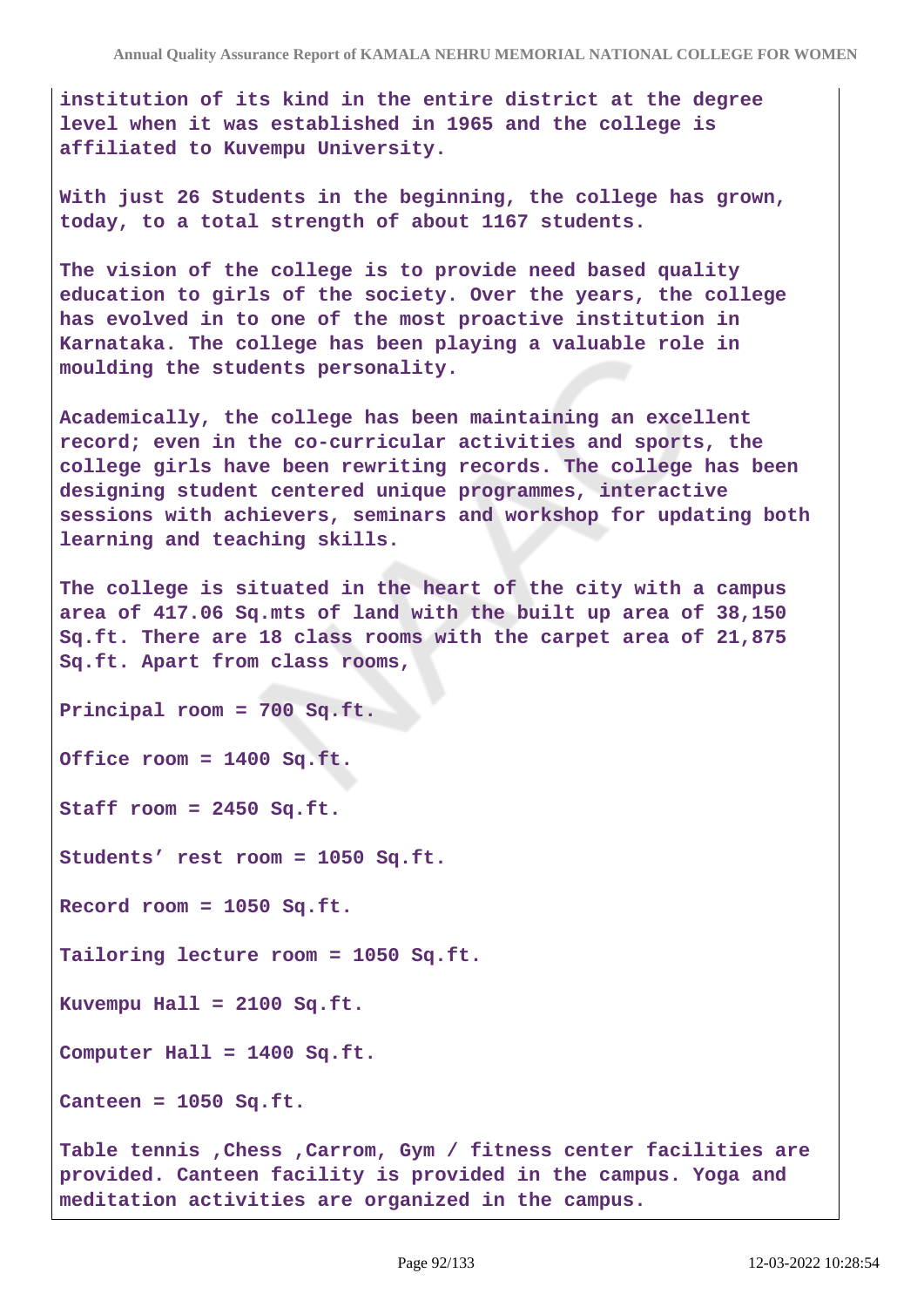institution of its kind in the entire district at the degree level when it was established in 1965 and the college is affiliated to Kuvempu University.

With just 26 Students in the beginning, the college has grown, today, to a total strength of about 1167 students.

The vision of the college is to provide need based quality education to girls of the society. Over the years, the college has evolved in to one of the most proactive institution in Karnataka. The college has been playing a valuable role in moulding the students personality.

Academically, the college has been maintaining an excellent record; even in the co-curricular activities and sports, the college girls have been rewriting records. The college has been designing student centered unique programmes, interactive sessions with achievers, seminars and workshop for updating both learning and teaching skills.

The college is situated in the heart of the city with a campus area of 417.06 Sq.mts of land with the built up area of 38,150 Sq.ft. There are 18 class rooms with the carpet area of 21,875 Sq.ft. Apart from class rooms,

Principal room = 700 Sq.ft.

Office room = 1400 Sq.ft.

Staff room = 2450 Sq.ft.

Students' rest room = 1050 Sq.ft.

Record room = 1050 Sq.ft.

Tailoring lecture room = 1050 Sq.ft.

Kuvempu Hall = 2100 Sq.ft.

Computer Hall = 1400 Sq.ft.

Canteen = 1050 Sq.ft.

Table tennis ,Chess ,Carrom, Gym / fitness center facilities are provided. Canteen facility is provided in the campus. Yoga and meditation activities are organized in the campus.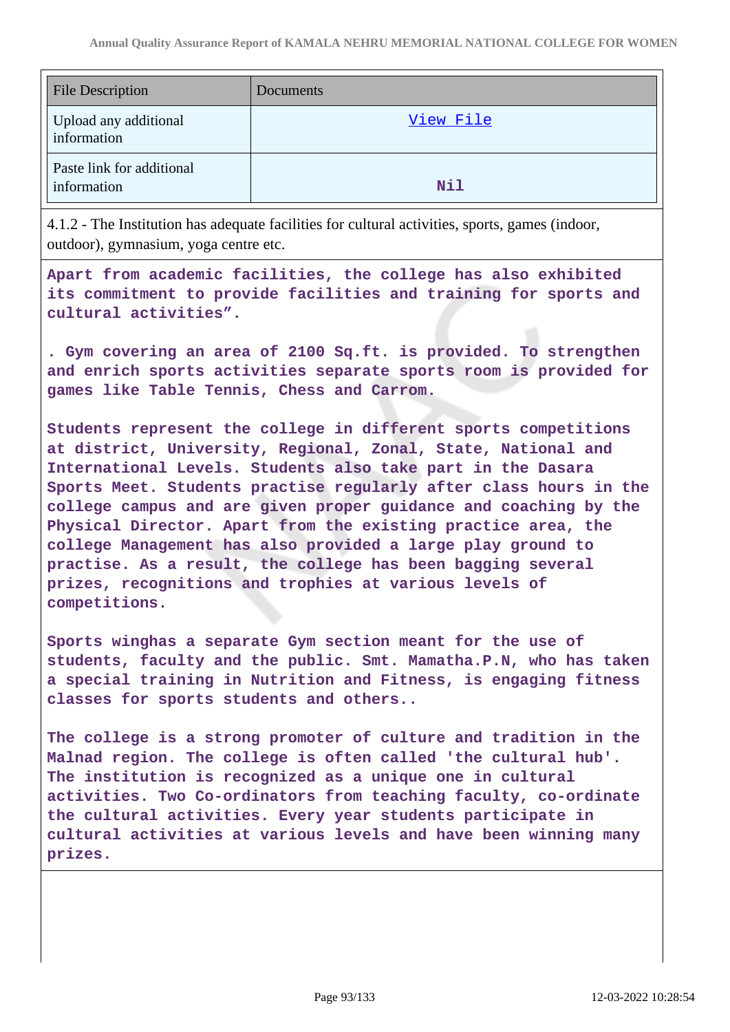| File Description | Documents |
| --- | --- |
| Upload any additional information | View File |
| Paste link for additional information | Nil |

4.1.2 - The Institution has adequate facilities for cultural activities, sports, games (indoor, outdoor), gymnasium, yoga centre etc.

Apart from academic facilities, the college has also exhibited its commitment to provide facilities and training for sports and cultural activities".

. Gym covering an area of 2100 Sq.ft. is provided. To strengthen and enrich sports activities separate sports room is provided for games like Table Tennis, Chess and Carrom.

Students represent the college in different sports competitions at district, University, Regional, Zonal, State, National and International Levels. Students also take part in the Dasara Sports Meet. Students practise regularly after class hours in the college campus and are given proper guidance and coaching by the Physical Director. Apart from the existing practice area, the college Management has also provided a large play ground to practise. As a result, the college has been bagging several prizes, recognitions and trophies at various levels of competitions.

Sports winghas a separate Gym section meant for the use of students, faculty and the public. Smt. Mamatha.P.N, who has taken a special training in Nutrition and Fitness, is engaging fitness classes for sports students and others..

The college is a strong promoter of culture and tradition in the Malnad region. The college is often called 'the cultural hub'. The institution is recognized as a unique one in cultural activities. Two Co-ordinators from teaching faculty, co-ordinate the cultural activities. Every year students participate in cultural activities at various levels and have been winning many prizes.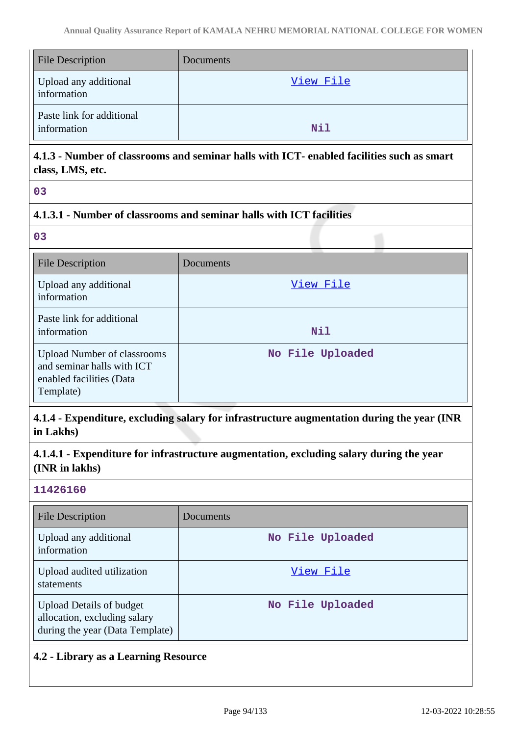| File Description | Documents |
|---|---|
| Upload any additional information | View File |
| Paste link for additional information | Nil |

**4.1.3 - Number of classrooms and seminar halls with ICT- enabled facilities such as smart class, LMS, etc.**

03

**4.1.3.1 - Number of classrooms and seminar halls with ICT facilities**

03

| File Description | Documents |
|---|---|
| Upload any additional information | View File |
| Paste link for additional information | Nil |
| Upload Number of classrooms and seminar halls with ICT enabled facilities (Data Template) | No File Uploaded |

**4.1.4 - Expenditure, excluding salary for infrastructure augmentation during the year (INR in Lakhs)**

**4.1.4.1 - Expenditure for infrastructure augmentation, excluding salary during the year (INR in lakhs)**

11426160

| File Description | Documents |
|---|---|
| Upload any additional information | No File Uploaded |
| Upload audited utilization statements | View File |
| Upload Details of budget allocation, excluding salary during the year (Data Template) | No File Uploaded |

**4.2 - Library as a Learning Resource**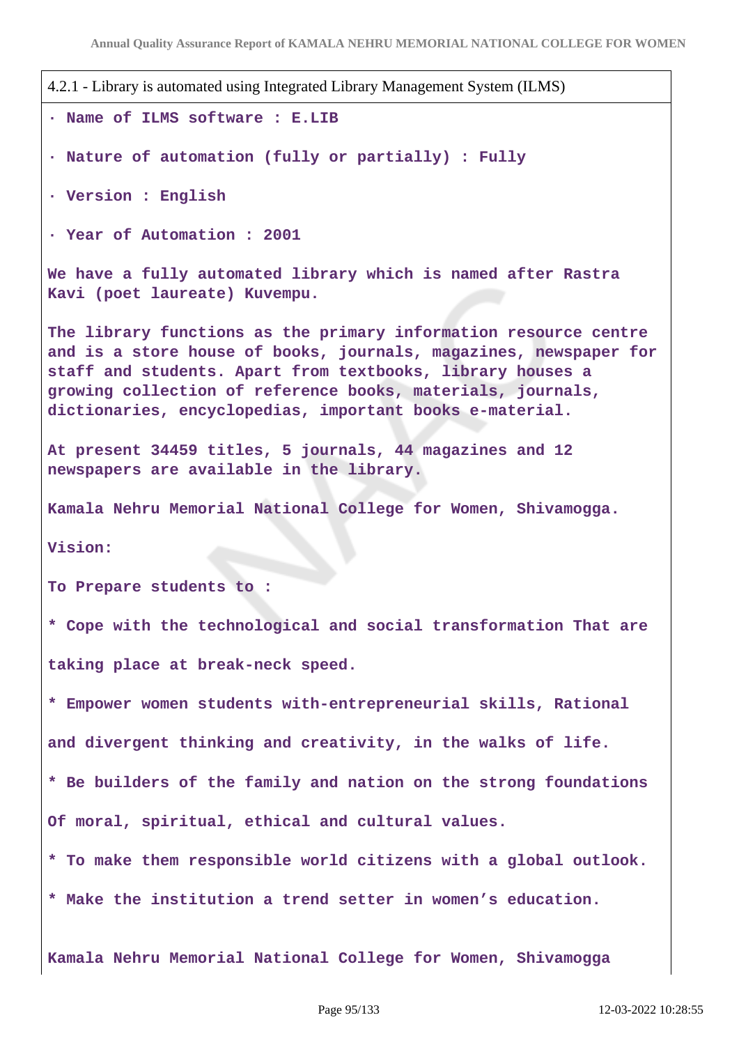4.2.1 - Library is automated using Integrated Library Management System (ILMS)

· Name of ILMS software : E.LIB

· Nature of automation (fully or partially) : Fully

· Version : English

· Year of Automation : 2001

We have a fully automated library which is named after Rastra Kavi (poet laureate) Kuvempu.

The library functions as the primary information resource centre and is a store house of books, journals, magazines, newspaper for staff and students. Apart from textbooks, library houses a growing collection of reference books, materials, journals, dictionaries, encyclopedias, important books e-material.

At present 34459 titles, 5 journals, 44 magazines and 12 newspapers are available in the library.

Kamala Nehru Memorial National College for Women, Shivamogga.

Vision:

To Prepare students to :

* Cope with the technological and social transformation That are taking place at break-neck speed.

* Empower women students with-entrepreneurial skills, Rational and divergent thinking and creativity, in the walks of life.

* Be builders of the family and nation on the strong foundations Of moral, spiritual, ethical and cultural values.

* To make them responsible world citizens with a global outlook.

* Make the institution a trend setter in women's education.

Kamala Nehru Memorial National College for Women, Shivamogga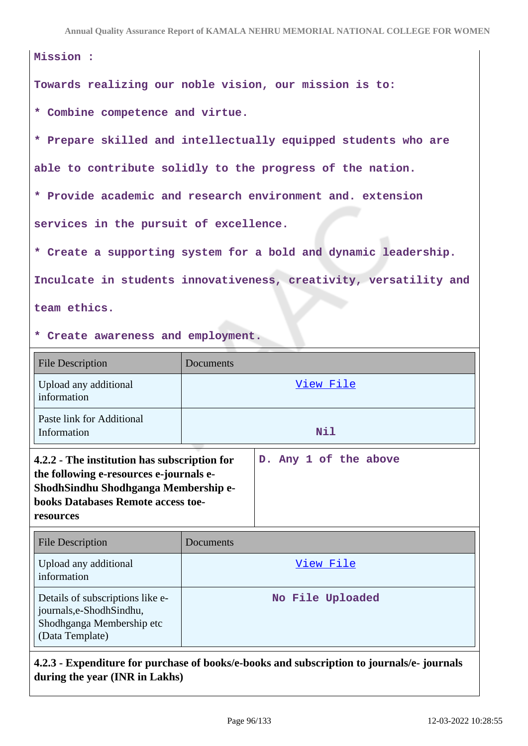Mission :

Towards realizing our noble vision, our mission is to:

* Combine competence and virtue.

* Prepare skilled and intellectually equipped students who are able to contribute solidly to the progress of the nation.

* Provide academic and research environment and. extension services in the pursuit of excellence.

* Create a supporting system for a bold and dynamic leadership. Inculcate in students innovativeness, creativity, versatility and team ethics.

* Create awareness and employment.

| File Description | Documents |
| --- | --- |
| Upload any additional information | View File |
| Paste link for Additional Information | Nil |

| **4.2.2 - The institution has subscription for the following e-resources e-journals e-ShodhSindhu Shodhganga Membership e-books Databases Remote access toe-resources** | D. Any 1 of the above |
| --- | --- |

| File Description | Documents |
| --- | --- |
| Upload any additional information | View File |
| Details of subscriptions like e-journals,e-ShodhSindhu, Shodhganga Membership etc (Data Template) | No File Uploaded |

**4.2.3 - Expenditure for purchase of books/e-books and subscription to journals/e- journals during the year (INR in Lakhs)**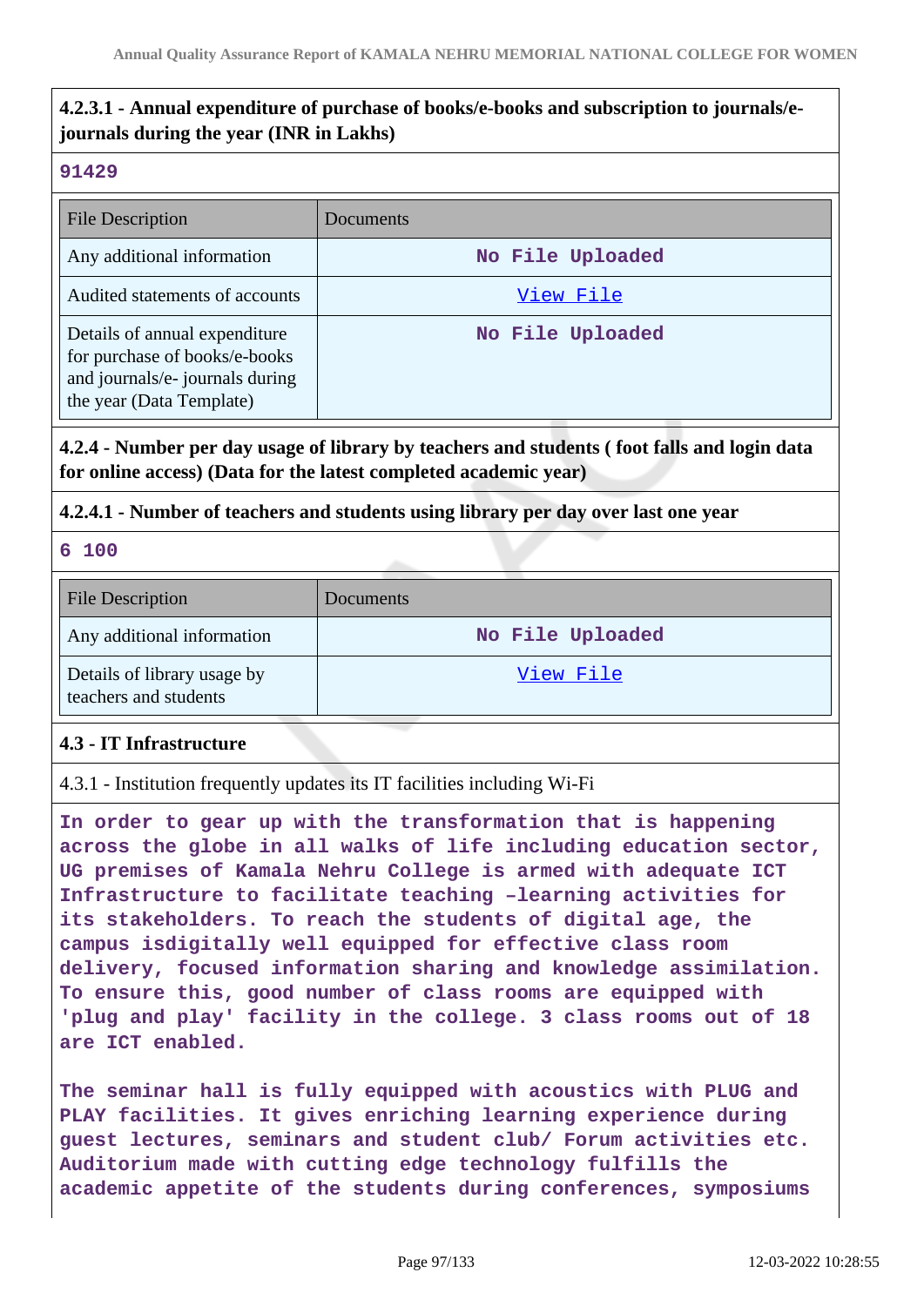**4.2.3.1 - Annual expenditure of purchase of books/e-books and subscription to journals/e-journals during the year (INR in Lakhs)**

91429

| File Description | Documents |
|---|---|
| Any additional information | No File Uploaded |
| Audited statements of accounts | View File |
| Details of annual expenditure for purchase of books/e-books and journals/e- journals during the year (Data Template) | No File Uploaded |

**4.2.4 - Number per day usage of library by teachers and students ( foot falls and login data for online access) (Data for the latest completed academic year)**

**4.2.4.1 - Number of teachers and students using library per day over last one year**

6 100

| File Description | Documents |
|---|---|
| Any additional information | No File Uploaded |
| Details of library usage by teachers and students | View File |

**4.3 - IT Infrastructure**

4.3.1 - Institution frequently updates its IT facilities including Wi-Fi

In order to gear up with the transformation that is happening across the globe in all walks of life including education sector, UG premises of Kamala Nehru College is armed with adequate ICT Infrastructure to facilitate teaching –learning activities for its stakeholders. To reach the students of digital age, the campus isdigitally well equipped for effective class room delivery, focused information sharing and knowledge assimilation. To ensure this, good number of class rooms are equipped with 'plug and play' facility in the college. 3 class rooms out of 18 are ICT enabled.

The seminar hall is fully equipped with acoustics with PLUG and PLAY facilities. It gives enriching learning experience during guest lectures, seminars and student club/ Forum activities etc. Auditorium made with cutting edge technology fulfills the academic appetite of the students during conferences, symposiums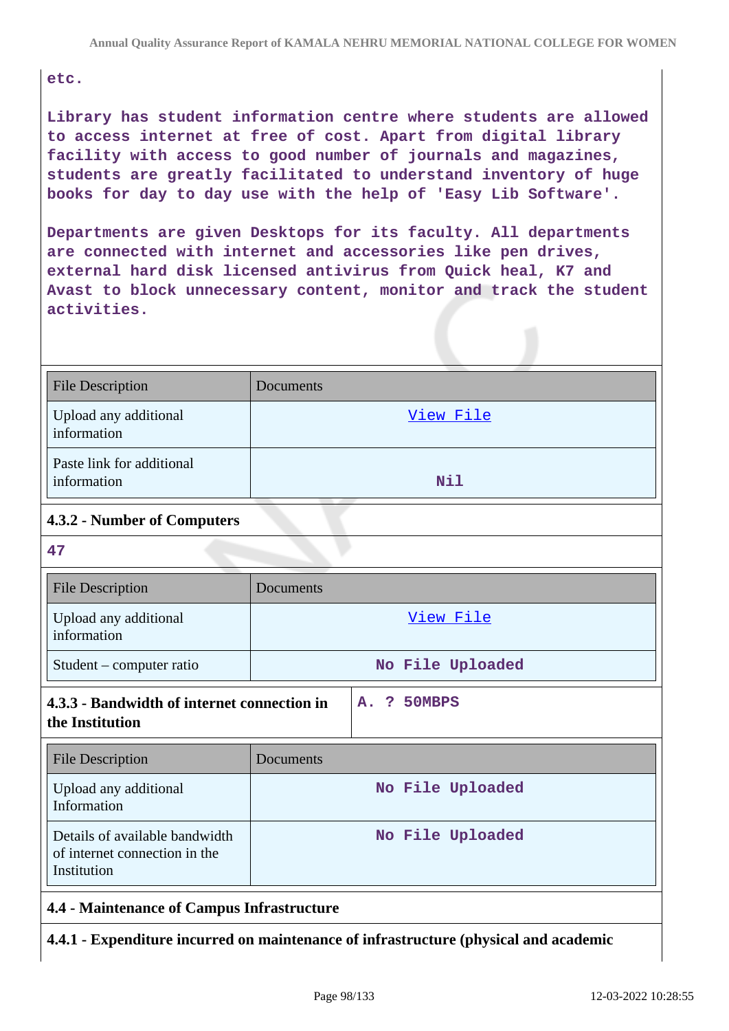etc.

Library has student information centre where students are allowed to access internet at free of cost. Apart from digital library facility with access to good number of journals and magazines, students are greatly facilitated to understand inventory of huge books for day to day use with the help of 'Easy Lib Software'.

Departments are given Desktops for its faculty. All departments are connected with internet and accessories like pen drives, external hard disk licensed antivirus from Quick heal, K7 and Avast to block unnecessary content, monitor and track the student activities.

| File Description | Documents |
|---|---|
| Upload any additional information | View File |
| Paste link for additional information | Nil |

**4.3.2 - Number of Computers**

47

| File Description | Documents |
|---|---|
| Upload any additional information | View File |
| Student – computer ratio | No File Uploaded |

| **4.3.3 - Bandwidth of internet connection in the Institution** | A. ? 50MBPS |
|---|---|

| File Description | Documents |
|---|---|
| Upload any additional Information | No File Uploaded |
| Details of available bandwidth of internet connection in the Institution | No File Uploaded |

**4.4 - Maintenance of Campus Infrastructure**

**4.4.1 - Expenditure incurred on maintenance of infrastructure (physical and academic**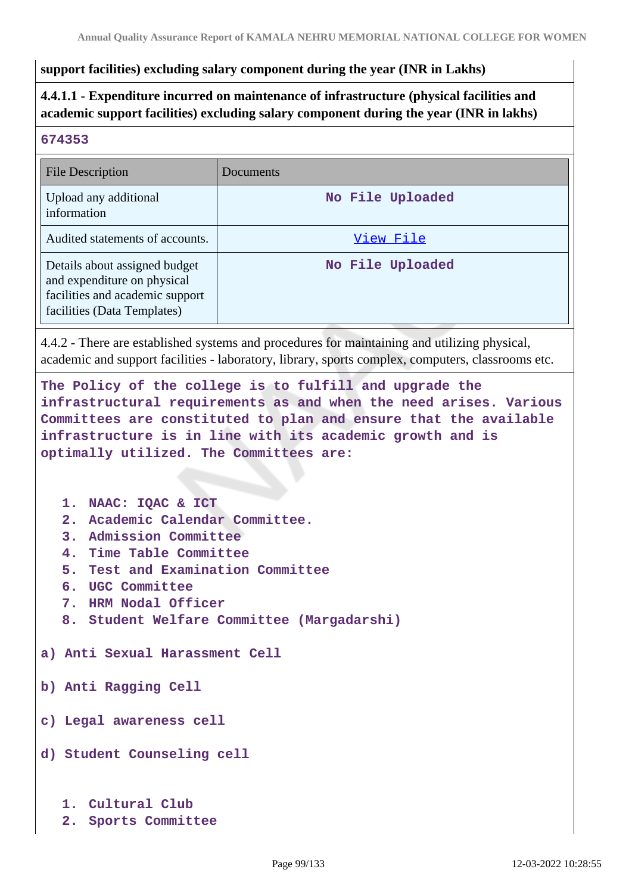support facilities) excluding salary component during the year (INR in Lakhs)

**4.4.1.1 - Expenditure incurred on maintenance of infrastructure (physical facilities and academic support facilities) excluding salary component during the year (INR in lakhs)**

674353

| File Description | Documents |
|---|---|
| Upload any additional information | No File Uploaded |
| Audited statements of accounts. | View File |
| Details about assigned budget and expenditure on physical facilities and academic support facilities (Data Templates) | No File Uploaded |

4.4.2 - There are established systems and procedures for maintaining and utilizing physical, academic and support facilities - laboratory, library, sports complex, computers, classrooms etc.

The Policy of the college is to fulfill and upgrade the infrastructural requirements as and when the need arises. Various Committees are constituted to plan and ensure that the available infrastructure is in line with its academic growth and is optimally utilized. The Committees are:

1. NAAC: IQAC & ICT
2. Academic Calendar Committee.
3. Admission Committee
4. Time Table Committee
5. Test and Examination Committee
6. UGC Committee
7. HRM Nodal Officer
8. Student Welfare Committee (Margadarshi)

a) Anti Sexual Harassment Cell

b) Anti Ragging Cell

c) Legal awareness cell

d) Student Counseling cell

1. Cultural Club
2. Sports Committee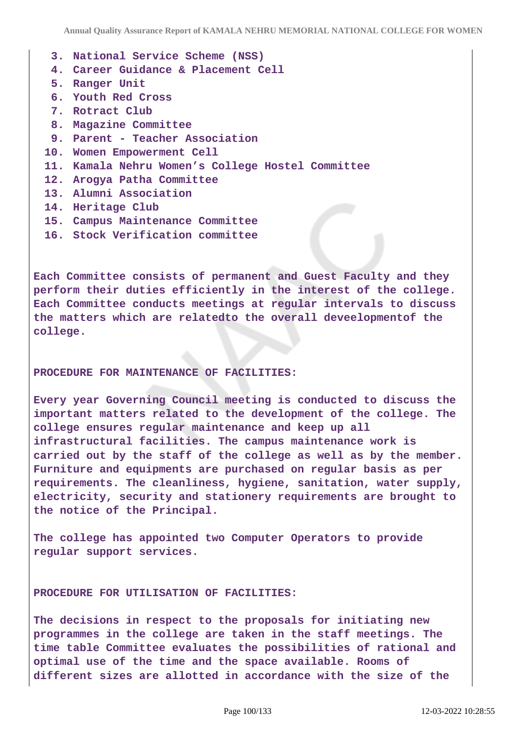3. National Service Scheme (NSS)
4. Career Guidance & Placement Cell
5. Ranger Unit
6. Youth Red Cross
7. Rotract Club
8. Magazine Committee
9. Parent - Teacher Association
10. Women Empowerment Cell
11. Kamala Nehru Women's College Hostel Committee
12. Arogya Patha Committee
13. Alumni Association
14. Heritage Club
15. Campus Maintenance Committee
16. Stock Verification committee

Each Committee consists of permanent and Guest Faculty and they perform their duties efficiently in the interest of the college. Each Committee conducts meetings at regular intervals to discuss the matters which are relatedto the overall deveelopmentof the college.

PROCEDURE FOR MAINTENANCE OF FACILITIES:

Every year Governing Council meeting is conducted to discuss the important matters related to the development of the college. The college ensures regular maintenance and keep up all infrastructural facilities. The campus maintenance work is carried out by the staff of the college as well as by the member. Furniture and equipments are purchased on regular basis as per requirements. The cleanliness, hygiene, sanitation, water supply, electricity, security and stationery requirements are brought to the notice of the Principal.

The college has appointed two Computer Operators to provide regular support services.

PROCEDURE FOR UTILISATION OF FACILITIES:

The decisions in respect to the proposals for initiating new programmes in the college are taken in the staff meetings. The time table Committee evaluates the possibilities of rational and optimal use of the time and the space available. Rooms of different sizes are allotted in accordance with the size of the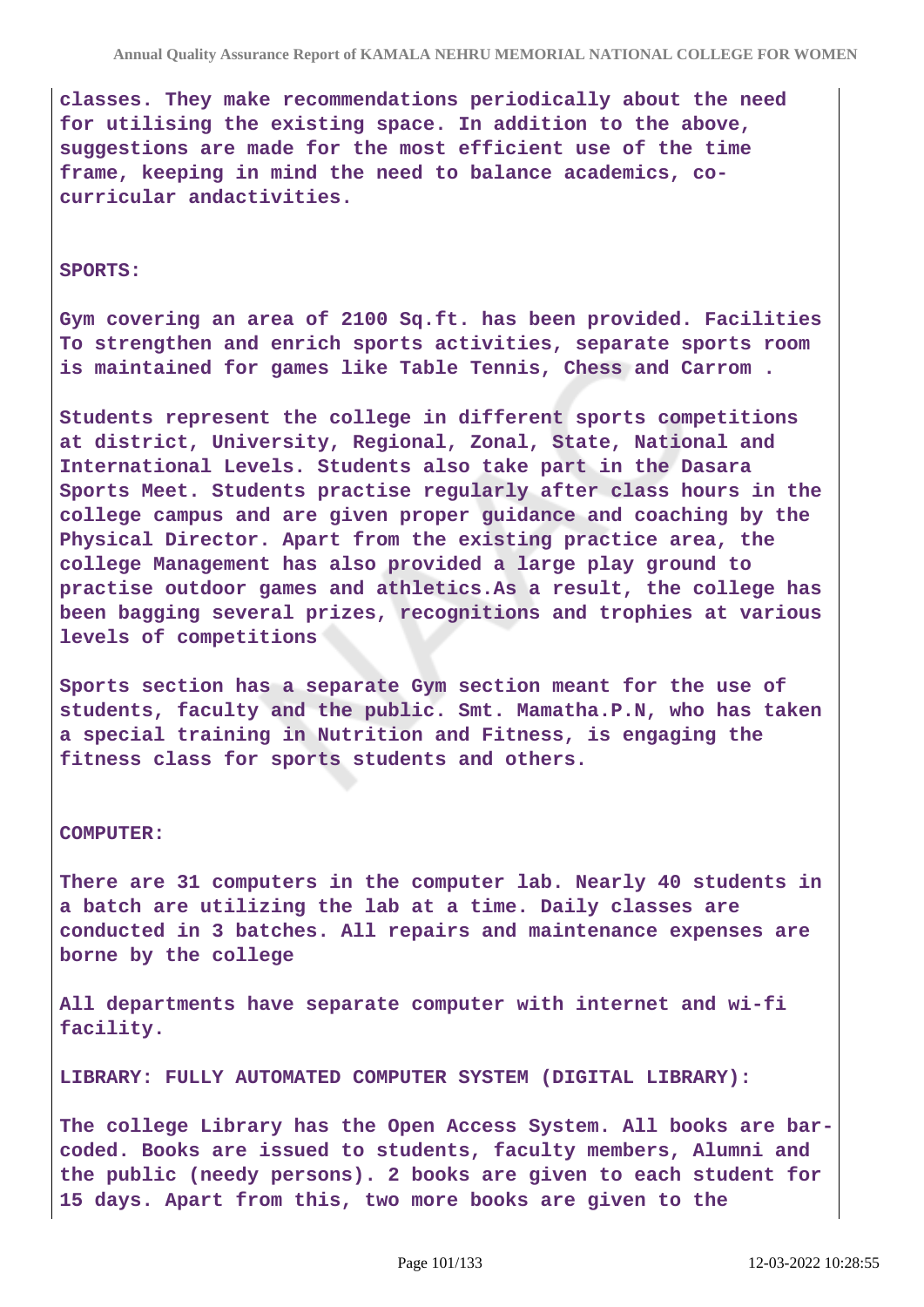classes. They make recommendations periodically about the need for utilising the existing space. In addition to the above, suggestions are made for the most efficient use of the time frame, keeping in mind the need to balance academics, co-curricular andactivities.

**SPORTS:**

Gym covering an area of 2100 Sq.ft. has been provided. Facilities To strengthen and enrich sports activities, separate sports room is maintained for games like Table Tennis, Chess and Carrom .

Students represent the college in different sports competitions at district, University, Regional, Zonal, State, National and International Levels. Students also take part in the Dasara Sports Meet. Students practise regularly after class hours in the college campus and are given proper guidance and coaching by the Physical Director. Apart from the existing practice area, the college Management has also provided a large play ground to practise outdoor games and athletics.As a result, the college has been bagging several prizes, recognitions and trophies at various levels of competitions

Sports section has a separate Gym section meant for the use of students, faculty and the public. Smt. Mamatha.P.N, who has taken a special training in Nutrition and Fitness, is engaging the fitness class for sports students and others.

**COMPUTER:**

There are 31 computers in the computer lab. Nearly 40 students in a batch are utilizing the lab at a time. Daily classes are conducted in 3 batches. All repairs and maintenance expenses are borne by the college

All departments have separate computer with internet and wi-fi facility.

**LIBRARY: FULLY AUTOMATED COMPUTER SYSTEM (DIGITAL LIBRARY):**

The college Library has the Open Access System. All books are bar-coded. Books are issued to students, faculty members, Alumni and the public (needy persons). 2 books are given to each student for 15 days. Apart from this, two more books are given to the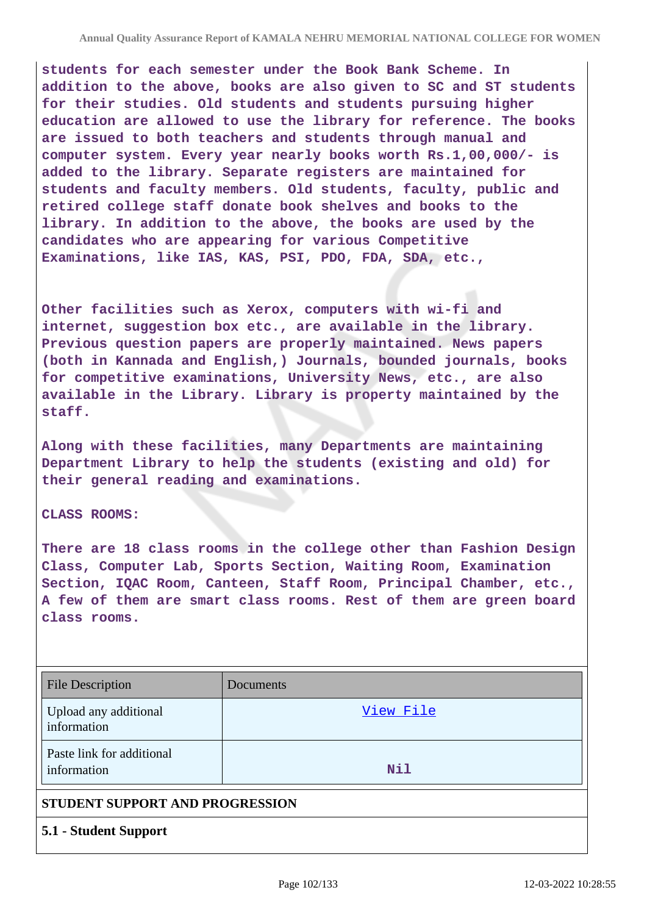students for each semester under the Book Bank Scheme. In addition to the above, books are also given to SC and ST students for their studies. Old students and students pursuing higher education are allowed to use the library for reference. The books are issued to both teachers and students through manual and computer system. Every year nearly books worth Rs.1,00,000/- is added to the library. Separate registers are maintained for students and faculty members. Old students, faculty, public and retired college staff donate book shelves and books to the library. In addition to the above, the books are used by the candidates who are appearing for various Competitive Examinations, like IAS, KAS, PSI, PDO, FDA, SDA, etc.,

Other facilities such as Xerox, computers with wi-fi and internet, suggestion box etc., are available in the library. Previous question papers are properly maintained. News papers (both in Kannada and English,) Journals, bounded journals, books for competitive examinations, University News, etc., are also available in the Library. Library is property maintained by the staff.

Along with these facilities, many Departments are maintaining Department Library to help the students (existing and old) for their general reading and examinations.

CLASS ROOMS:

There are 18 class rooms in the college other than Fashion Design Class, Computer Lab, Sports Section, Waiting Room, Examination Section, IQAC Room, Canteen, Staff Room, Principal Chamber, etc., A few of them are smart class rooms. Rest of them are green board class rooms.

| File Description | Documents |
|---|---|
| Upload any additional information | View File |
| Paste link for additional information | Nil |

## STUDENT SUPPORT AND PROGRESSION

### 5.1 - Student Support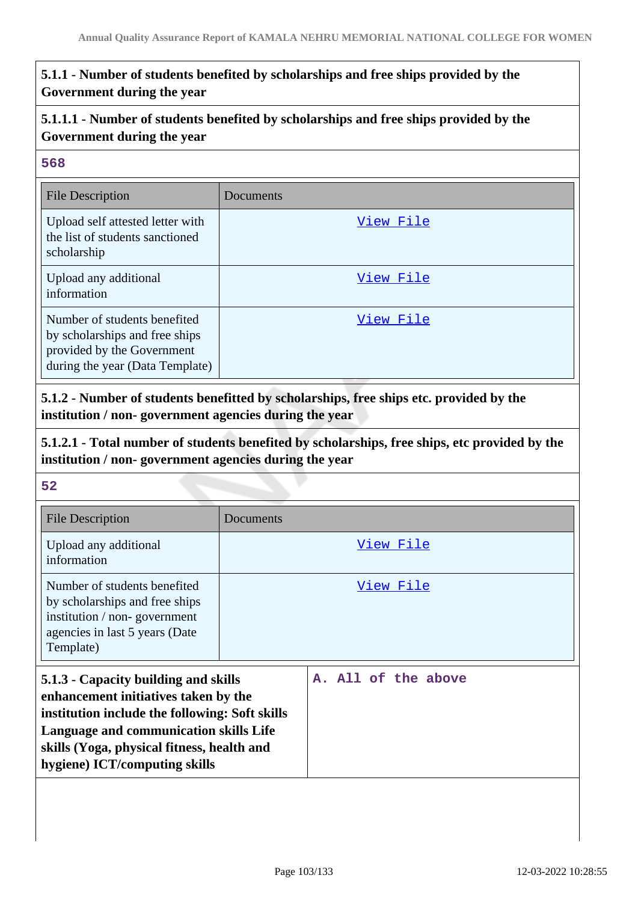**5.1.1 - Number of students benefited by scholarships and free ships provided by the Government during the year**

**5.1.1.1 - Number of students benefited by scholarships and free ships provided by the Government during the year**

**568**

| File Description | Documents |
|---|---|
| Upload self attested letter with the list of students sanctioned scholarship | View File |
| Upload any additional information | View File |
| Number of students benefited by scholarships and free ships provided by the Government during the year (Data Template) | View File |

**5.1.2 - Number of students benefitted by scholarships, free ships etc. provided by the institution / non- government agencies during the year**

**5.1.2.1 - Total number of students benefited by scholarships, free ships, etc provided by the institution / non- government agencies during the year**

**52**

| File Description | Documents |
|---|---|
| Upload any additional information | View File |
| Number of students benefited by scholarships and free ships institution / non- government agencies in last 5 years (Date Template) | View File |

| **5.1.3 - Capacity building and skills enhancement initiatives taken by the institution include the following: Soft skills Language and communication skills Life skills (Yoga, physical fitness, health and hygiene) ICT/computing skills** | **A. All of the above** |
|---|---|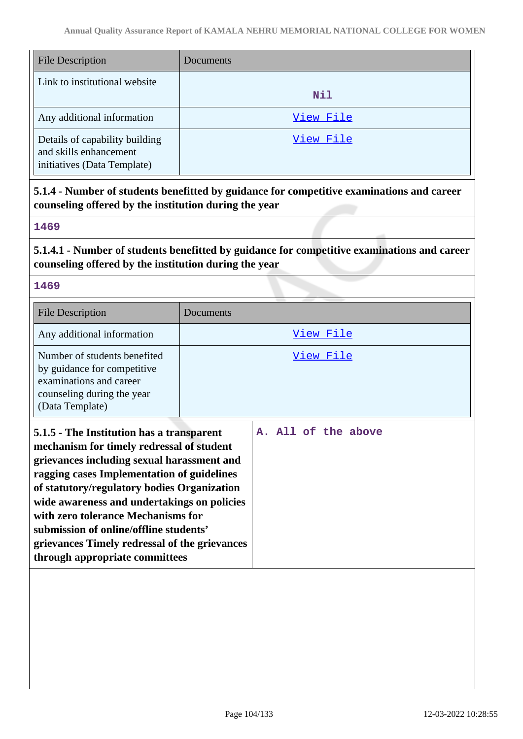| File Description | Documents |
|---|---|
| Link to institutional website | Nil |
| Any additional information | View File |
| Details of capability building and skills enhancement initiatives (Data Template) | View File |

**5.1.4 - Number of students benefitted by guidance for competitive examinations and career counseling offered by the institution during the year**

1469

**5.1.4.1 - Number of students benefitted by guidance for competitive examinations and career counseling offered by the institution during the year**

1469

| File Description | Documents |
|---|---|
| Any additional information | View File |
| Number of students benefited by guidance for competitive examinations and career counseling during the year (Data Template) | View File |

| **5.1.5 - The Institution has a transparent mechanism for timely redressal of student grievances including sexual harassment and ragging cases Implementation of guidelines of statutory/regulatory bodies Organization wide awareness and undertakings on policies with zero tolerance Mechanisms for submission of online/offline students' grievances Timely redressal of the grievances through appropriate committees** | A. All of the above |
|---|---|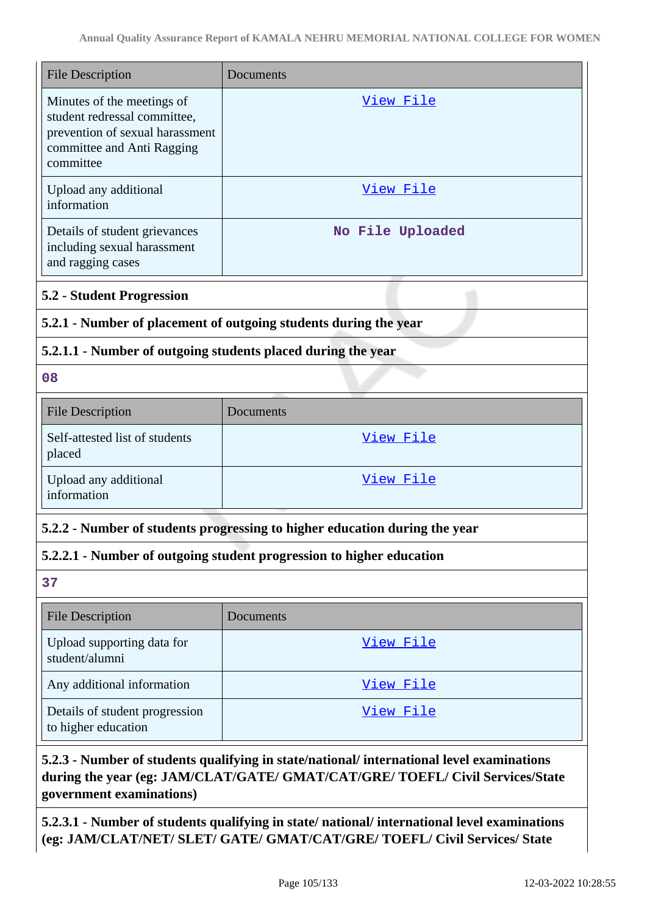| File Description | Documents |
| --- | --- |
| Minutes of the meetings of student redressal committee, prevention of sexual harassment committee and Anti Ragging committee | View File |
| Upload any additional information | View File |
| Details of student grievances including sexual harassment and ragging cases | No File Uploaded |

### 5.2 - Student Progression

#### 5.2.1 - Number of placement of outgoing students during the year

#### 5.2.1.1 - Number of outgoing students placed during the year

**08**

| File Description | Documents |
| --- | --- |
| Self-attested list of students placed | View File |
| Upload any additional information | View File |

#### 5.2.2 - Number of students progressing to higher education during the year

#### 5.2.2.1 - Number of outgoing student progression to higher education

**37**

| File Description | Documents |
| --- | --- |
| Upload supporting data for student/alumni | View File |
| Any additional information | View File |
| Details of student progression to higher education | View File |

#### 5.2.3 - Number of students qualifying in state/national/ international level examinations during the year (eg: JAM/CLAT/GATE/ GMAT/CAT/GRE/ TOEFL/ Civil Services/State government examinations)

#### 5.2.3.1 - Number of students qualifying in state/ national/ international level examinations (eg: JAM/CLAT/NET/ SLET/ GATE/ GMAT/CAT/GRE/ TOEFL/ Civil Services/ State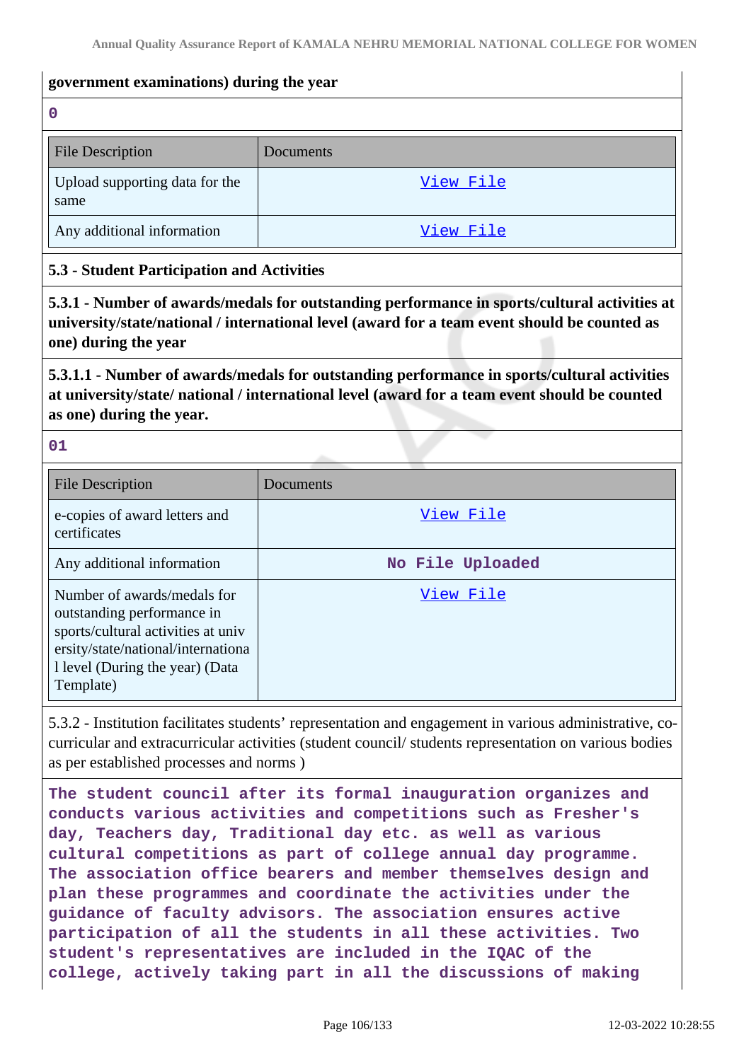**government examinations) during the year**

0

| File Description | Documents |
| --- | --- |
| Upload supporting data for the same | View File |
| Any additional information | View File |

### 5.3 - Student Participation and Activities

**5.3.1 - Number of awards/medals for outstanding performance in sports/cultural activities at university/state/national / international level (award for a team event should be counted as one) during the year**

**5.3.1.1 - Number of awards/medals for outstanding performance in sports/cultural activities at university/state/ national / international level (award for a team event should be counted as one) during the year.**

01

| File Description | Documents |
| --- | --- |
| e-copies of award letters and certificates | View File |
| Any additional information | No File Uploaded |
| Number of awards/medals for outstanding performance in sports/cultural activities at university/state/national/international level (During the year) (Data Template) | View File |

5.3.2 - Institution facilitates students' representation and engagement in various administrative, co-curricular and extracurricular activities (student council/ students representation on various bodies as per established processes and norms )

The student council after its formal inauguration organizes and conducts various activities and competitions such as Fresher's day, Teachers day, Traditional day etc. as well as various cultural competitions as part of college annual day programme. The association office bearers and member themselves design and plan these programmes and coordinate the activities under the guidance of faculty advisors. The association ensures active participation of all the students in all these activities. Two student's representatives are included in the IQAC of the college, actively taking part in all the discussions of making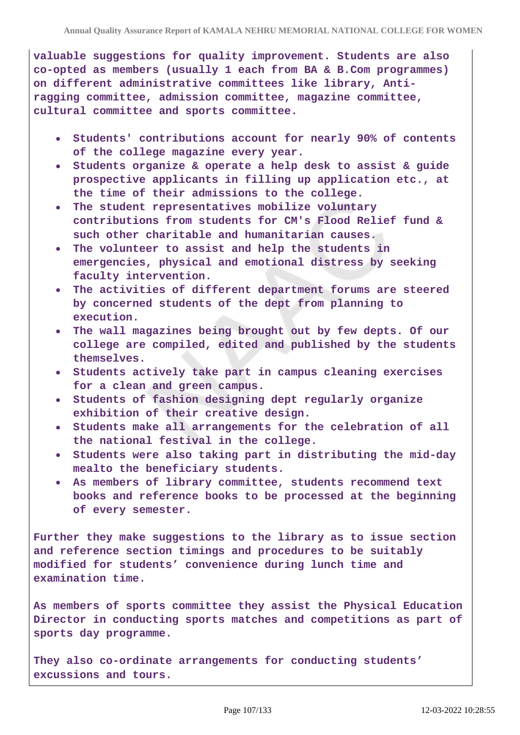**valuable suggestions for quality improvement. Students are also co-opted as members (usually 1 each from BA & B.Com programmes) on different administrative committees like library, Anti-ragging committee, admission committee, magazine committee, cultural committee and sports committee.**

- **Students' contributions account for nearly 90% of contents of the college magazine every year.**
- **Students organize & operate a help desk to assist & guide prospective applicants in filling up application etc., at the time of their admissions to the college.**
- **The student representatives mobilize voluntary contributions from students for CM's Flood Relief fund & such other charitable and humanitarian causes.**
- **The volunteer to assist and help the students in emergencies, physical and emotional distress by seeking faculty intervention.**
- **The activities of different department forums are steered by concerned students of the dept from planning to execution.**
- **The wall magazines being brought out by few depts. Of our college are compiled, edited and published by the students themselves.**
- **Students actively take part in campus cleaning exercises for a clean and green campus.**
- **Students of fashion designing dept regularly organize exhibition of their creative design.**
- **Students make all arrangements for the celebration of all the national festival in the college.**
- **Students were also taking part in distributing the mid-day mealto the beneficiary students.**
- **As members of library committee, students recommend text books and reference books to be processed at the beginning of every semester.**

**Further they make suggestions to the library as to issue section and reference section timings and procedures to be suitably modified for students' convenience during lunch time and examination time.**

**As members of sports committee they assist the Physical Education Director in conducting sports matches and competitions as part of sports day programme.**

**They also co-ordinate arrangements for conducting students' excussions and tours.**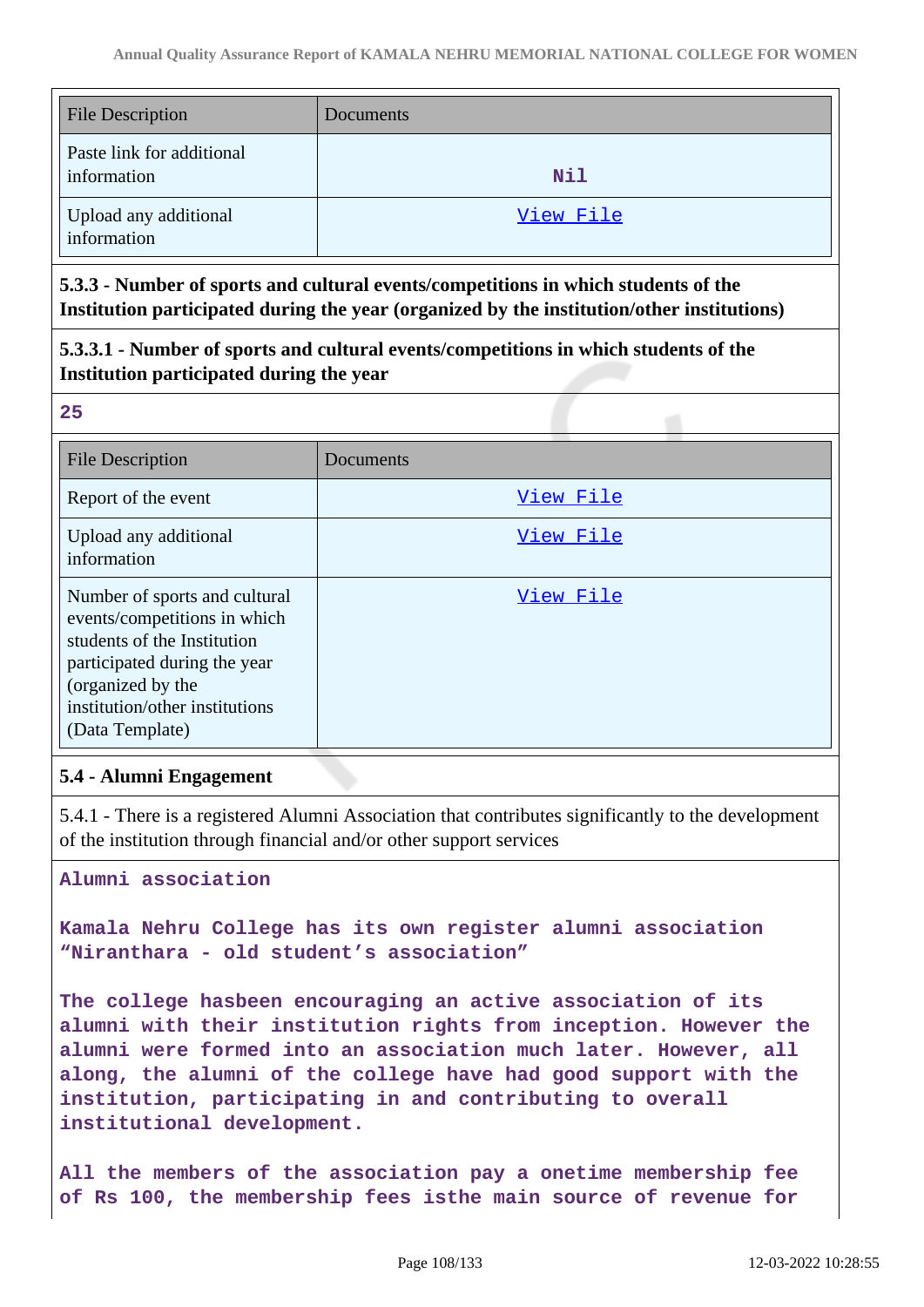| File Description | Documents |
|---|---|
| Paste link for additional information | Nil |
| Upload any additional information | View File |

**5.3.3 - Number of sports and cultural events/competitions in which students of the Institution participated during the year (organized by the institution/other institutions)**

**5.3.3.1 - Number of sports and cultural events/competitions in which students of the Institution participated during the year**

**25**

| File Description | Documents |
|---|---|
| Report of the event | View File |
| Upload any additional information | View File |
| Number of sports and cultural events/competitions in which students of the Institution participated during the year (organized by the institution/other institutions (Data Template) | View File |

**5.4 - Alumni Engagement**

5.4.1 - There is a registered Alumni Association that contributes significantly to the development of the institution through financial and/or other support services

**Alumni association**

**Kamala Nehru College has its own register alumni association “Niranthara - old student’s association”**

**The college hasbeen encouraging an active association of its alumni with their institution rights from inception. However the alumni were formed into an association much later. However, all along, the alumni of the college have had good support with the institution, participating in and contributing to overall institutional development.**

**All the members of the association pay a onetime membership fee of Rs 100, the membership fees isthe main source of revenue for**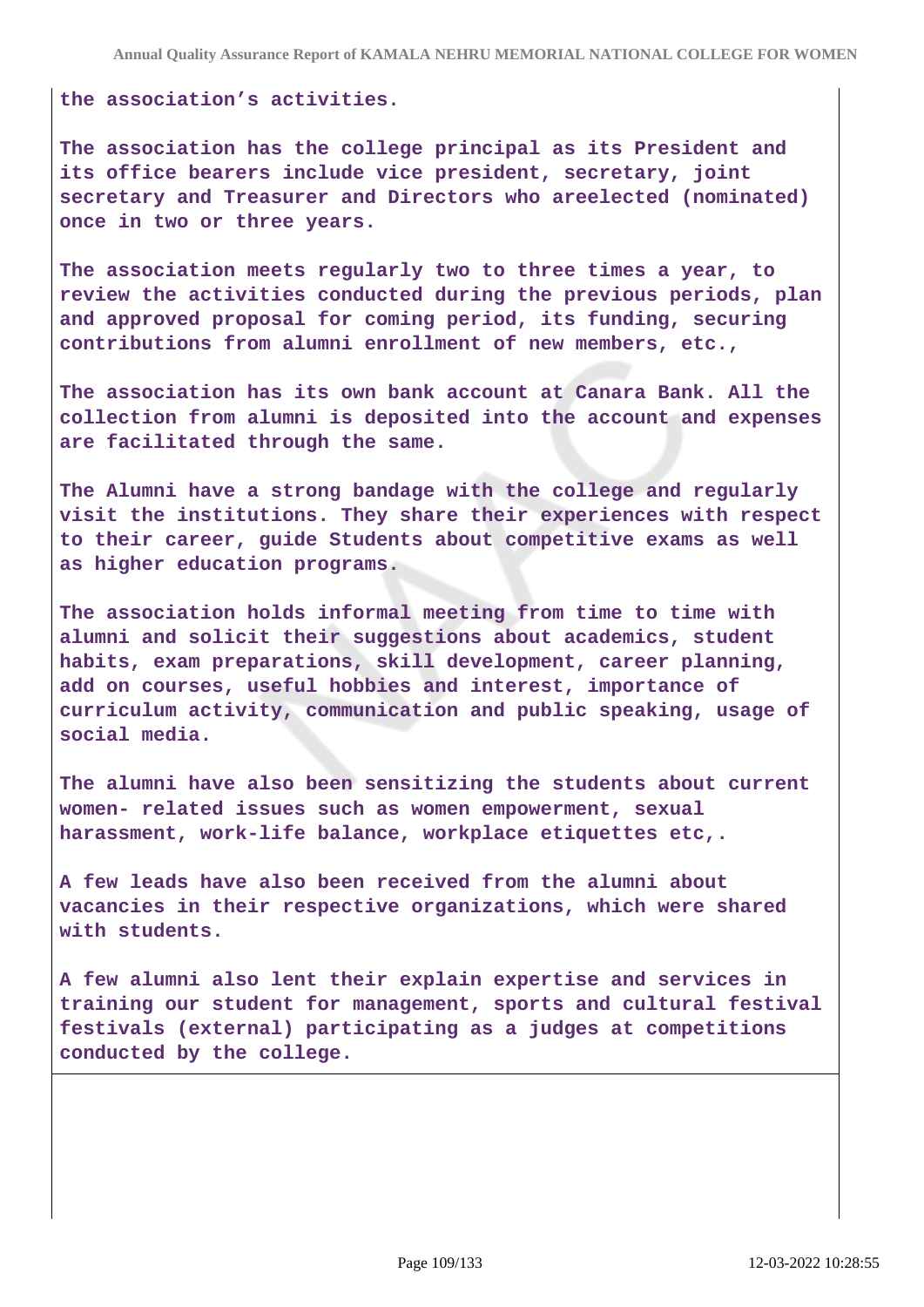**the association's activities.**

**The association has the college principal as its President and its office bearers include vice president, secretary, joint secretary and Treasurer and Directors who areelected (nominated) once in two or three years.**

**The association meets regularly two to three times a year, to review the activities conducted during the previous periods, plan and approved proposal for coming period, its funding, securing contributions from alumni enrollment of new members, etc.,**

**The association has its own bank account at Canara Bank. All the collection from alumni is deposited into the account and expenses are facilitated through the same.**

**The Alumni have a strong bandage with the college and regularly visit the institutions. They share their experiences with respect to their career, guide Students about competitive exams as well as higher education programs.**

**The association holds informal meeting from time to time with alumni and solicit their suggestions about academics, student habits, exam preparations, skill development, career planning, add on courses, useful hobbies and interest, importance of curriculum activity, communication and public speaking, usage of social media.**

**The alumni have also been sensitizing the students about current women- related issues such as women empowerment, sexual harassment, work-life balance, workplace etiquettes etc,.**

**A few leads have also been received from the alumni about vacancies in their respective organizations, which were shared with students.**

**A few alumni also lent their explain expertise and services in training our student for management, sports and cultural festival festivals (external) participating as a judges at competitions conducted by the college.**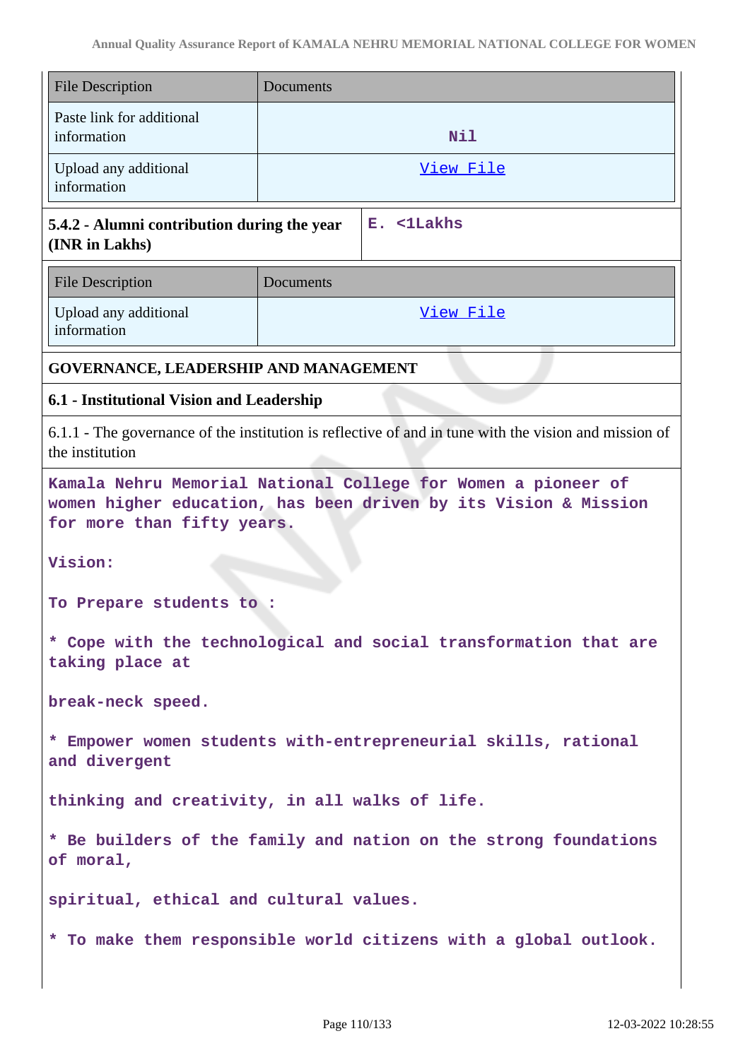| File Description | Documents |
|---|---|
| Paste link for additional information | Nil |
| Upload any additional information | View File |

| 5.4.2 - Alumni contribution during the year (INR in Lakhs) | E. <1Lakhs |
|---|---|

| File Description | Documents |
|---|---|
| Upload any additional information | View File |

## GOVERNANCE, LEADERSHIP AND MANAGEMENT

### 6.1 - Institutional Vision and Leadership

6.1.1 - The governance of the institution is reflective of and in tune with the vision and mission of the institution

**Kamala Nehru Memorial National College for Women a pioneer of women higher education, has been driven by its Vision & Mission for more than fifty years.**

**Vision:**

**To Prepare students to :**

**\* Cope with the technological and social transformation that are taking place at**

**break-neck speed.**

**\* Empower women students with-entrepreneurial skills, rational and divergent**

**thinking and creativity, in all walks of life.**

**\* Be builders of the family and nation on the strong foundations of moral,**

**spiritual, ethical and cultural values.**

**\* To make them responsible world citizens with a global outlook.**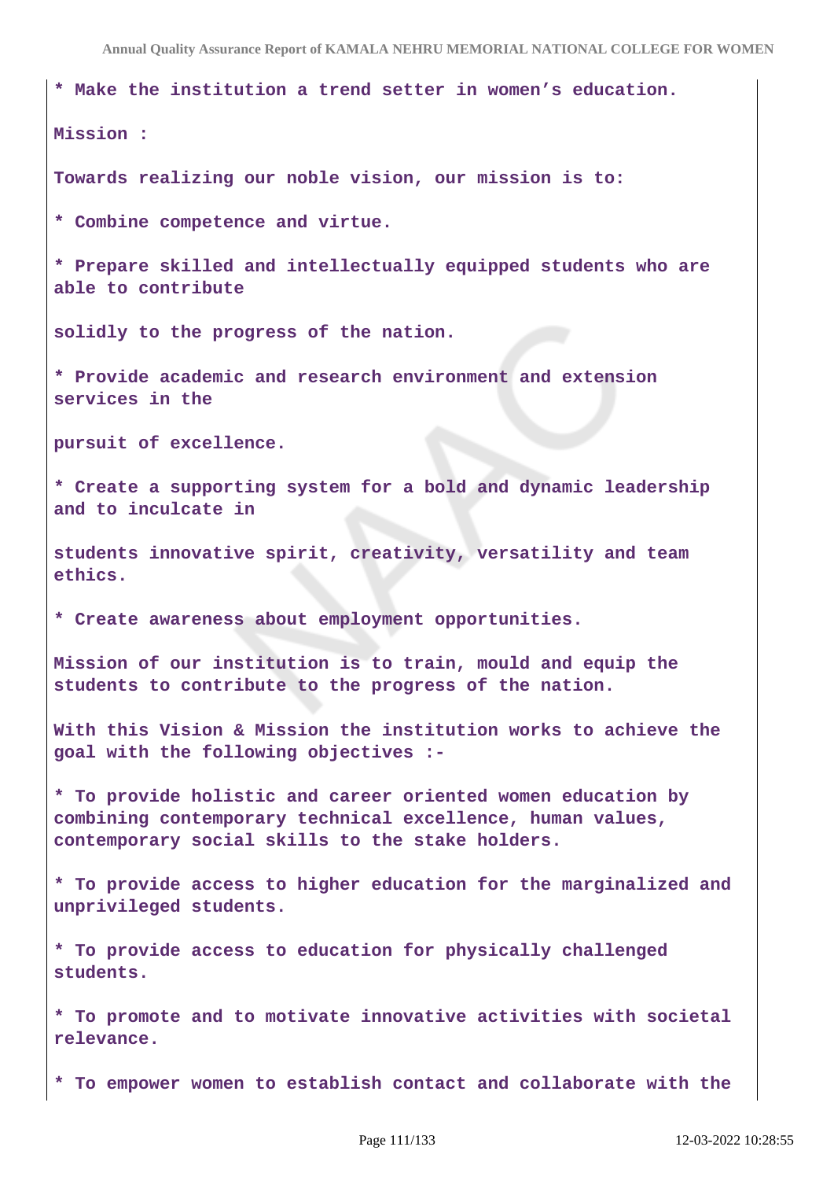* Make the institution a trend setter in women's education.

Mission :

Towards realizing our noble vision, our mission is to:

* Combine competence and virtue.

* Prepare skilled and intellectually equipped students who are able to contribute

solidly to the progress of the nation.

* Provide academic and research environment and extension services in the

pursuit of excellence.

* Create a supporting system for a bold and dynamic leadership and to inculcate in

students innovative spirit, creativity, versatility and team ethics.

* Create awareness about employment opportunities.

Mission of our institution is to train, mould and equip the students to contribute to the progress of the nation.

With this Vision & Mission the institution works to achieve the goal with the following objectives :-

* To provide holistic and career oriented women education by combining contemporary technical excellence, human values, contemporary social skills to the stake holders.

* To provide access to higher education for the marginalized and unprivileged students.

* To provide access to education for physically challenged students.

* To promote and to motivate innovative activities with societal relevance.

* To empower women to establish contact and collaborate with the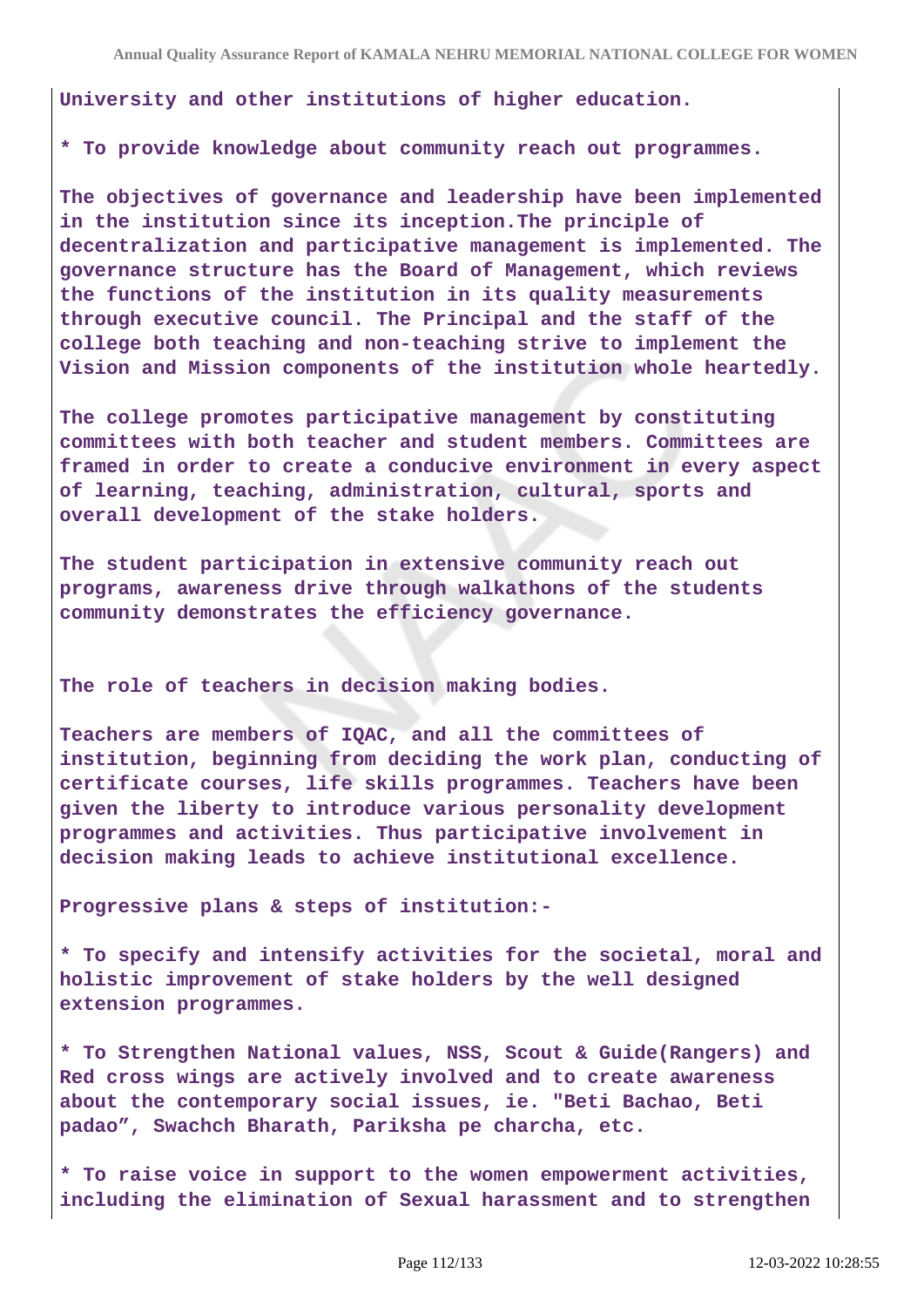University and other institutions of higher education.

* To provide knowledge about community reach out programmes.

The objectives of governance and leadership have been implemented in the institution since its inception.The principle of decentralization and participative management is implemented. The governance structure has the Board of Management, which reviews the functions of the institution in its quality measurements through executive council. The Principal and the staff of the college both teaching and non-teaching strive to implement the Vision and Mission components of the institution whole heartedly.

The college promotes participative management by constituting committees with both teacher and student members. Committees are framed in order to create a conducive environment in every aspect of learning, teaching, administration, cultural, sports and overall development of the stake holders.

The student participation in extensive community reach out programs, awareness drive through walkathons of the students community demonstrates the efficiency governance.

The role of teachers in decision making bodies.

Teachers are members of IQAC, and all the committees of institution, beginning from deciding the work plan, conducting of certificate courses, life skills programmes. Teachers have been given the liberty to introduce various personality development programmes and activities. Thus participative involvement in decision making leads to achieve institutional excellence.

Progressive plans & steps of institution:-

* To specify and intensify activities for the societal, moral and holistic improvement of stake holders by the well designed extension programmes.

* To Strengthen National values, NSS, Scout & Guide(Rangers) and Red cross wings are actively involved and to create awareness about the contemporary social issues, ie. "Beti Bachao, Beti padao", Swachch Bharath, Pariksha pe charcha, etc.

* To raise voice in support to the women empowerment activities, including the elimination of Sexual harassment and to strengthen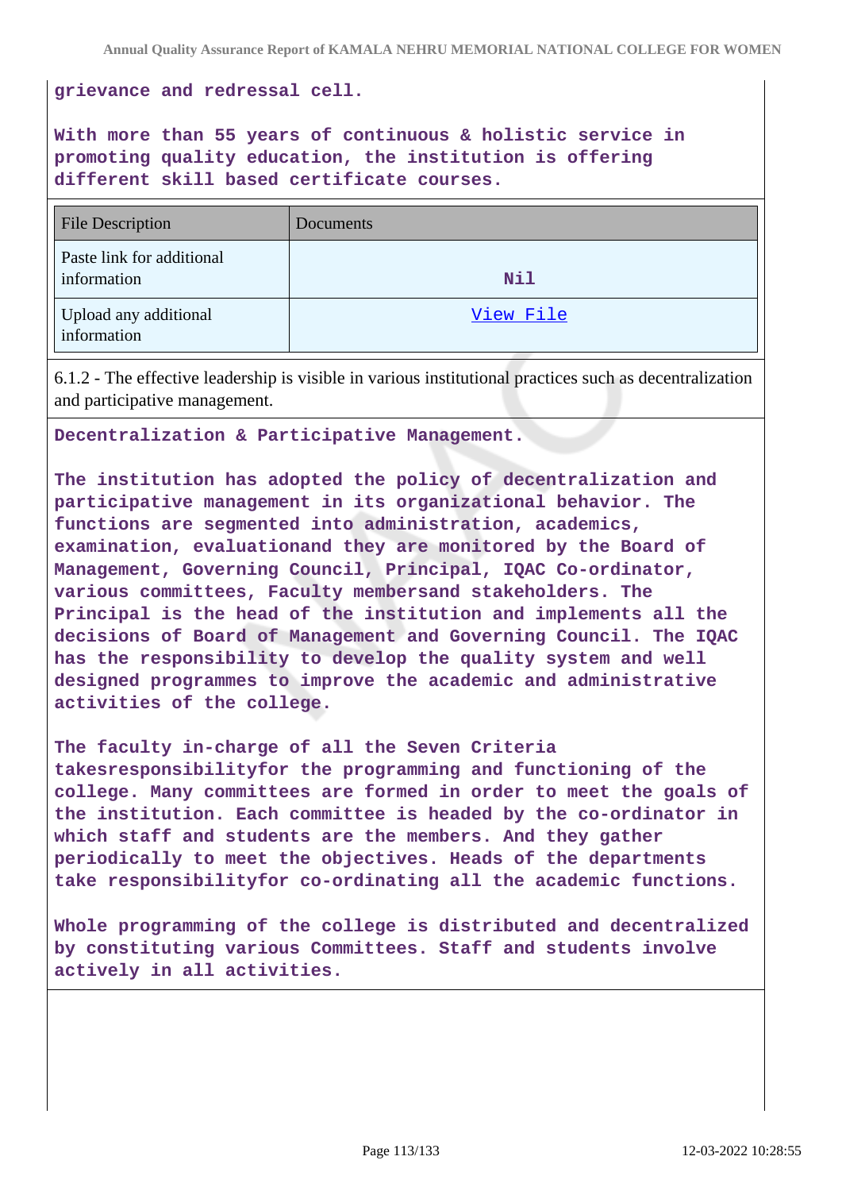grievance and redressal cell.

With more than 55 years of continuous & holistic service in promoting quality education, the institution is offering different skill based certificate courses.

| File Description | Documents |
|---|---|
| Paste link for additional information | Nil |
| Upload any additional information | View File |

6.1.2 - The effective leadership is visible in various institutional practices such as decentralization and participative management.

Decentralization & Participative Management.

The institution has adopted the policy of decentralization and participative management in its organizational behavior. The functions are segmented into administration, academics, examination, evaluationand they are monitored by the Board of Management, Governing Council, Principal, IQAC Co-ordinator, various committees, Faculty membersand stakeholders. The Principal is the head of the institution and implements all the decisions of Board of Management and Governing Council. The IQAC has the responsibility to develop the quality system and well designed programmes to improve the academic and administrative activities of the college.

The faculty in-charge of all the Seven Criteria takesresponsibilityfor the programming and functioning of the college. Many committees are formed in order to meet the goals of the institution. Each committee is headed by the co-ordinator in which staff and students are the members. And they gather periodically to meet the objectives. Heads of the departments take responsibilityfor co-ordinating all the academic functions.

Whole programming of the college is distributed and decentralized by constituting various Committees. Staff and students involve actively in all activities.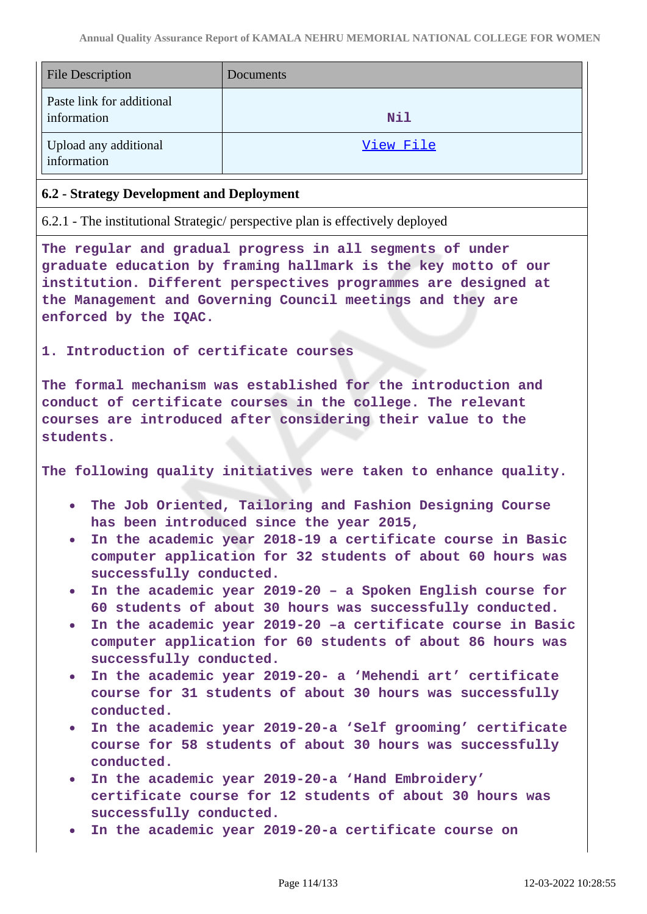| File Description | Documents |
| --- | --- |
| Paste link for additional information | Nil |
| Upload any additional information | View File |

**6.2 - Strategy Development and Deployment**

6.2.1 - The institutional Strategic/ perspective plan is effectively deployed

The regular and gradual progress in all segments of under graduate education by framing hallmark is the key motto of our institution. Different perspectives programmes are designed at the Management and Governing Council meetings and they are enforced by the IQAC.

1. Introduction of certificate courses

The formal mechanism was established for the introduction and conduct of certificate courses in the college. The relevant courses are introduced after considering their value to the students.

The following quality initiatives were taken to enhance quality.

- The Job Oriented, Tailoring and Fashion Designing Course has been introduced since the year 2015,
- In the academic year 2018-19 a certificate course in Basic computer application for 32 students of about 60 hours was successfully conducted.
- In the academic year 2019-20 – a Spoken English course for 60 students of about 30 hours was successfully conducted.
- In the academic year 2019-20 –a certificate course in Basic computer application for 60 students of about 86 hours was successfully conducted.
- In the academic year 2019-20- a 'Mehendi art' certificate course for 31 students of about 30 hours was successfully conducted.
- In the academic year 2019-20-a 'Self grooming' certificate course for 58 students of about 30 hours was successfully conducted.
- In the academic year 2019-20-a 'Hand Embroidery' certificate course for 12 students of about 30 hours was successfully conducted.
- In the academic year 2019-20-a certificate course on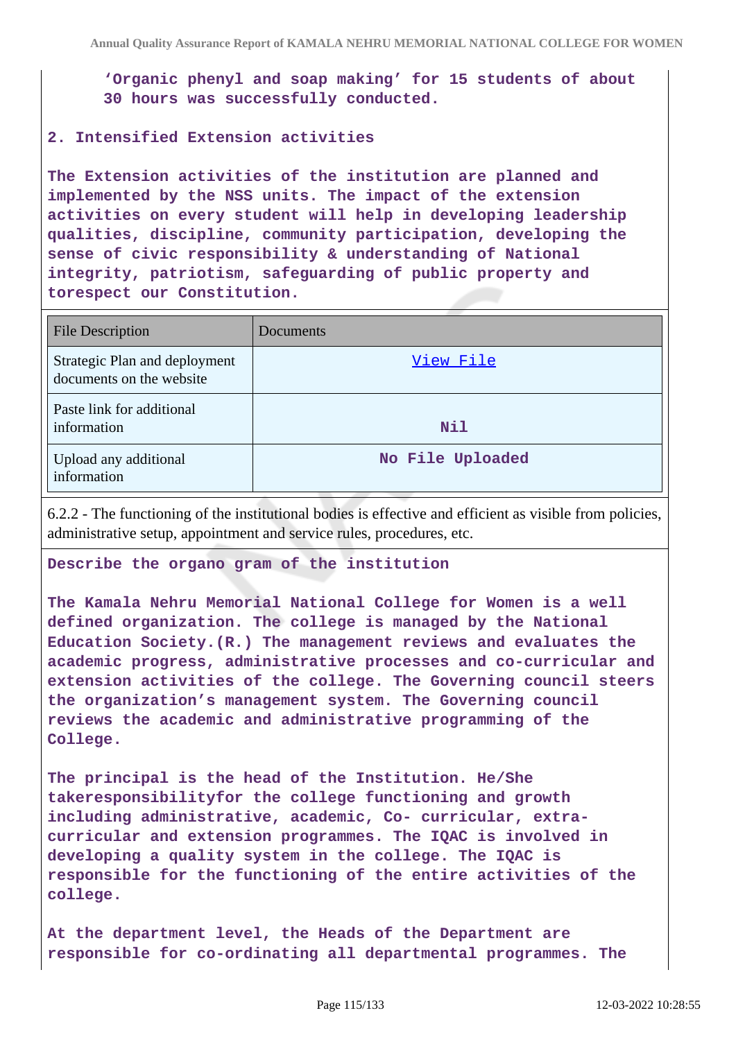'Organic phenyl and soap making' for 15 students of about 30 hours was successfully conducted.

**2. Intensified Extension activities**

**The Extension activities of the institution are planned and implemented by the NSS units. The impact of the extension activities on every student will help in developing leadership qualities, discipline, community participation, developing the sense of civic responsibility & understanding of National integrity, patriotism, safeguarding of public property and torespect our Constitution.**

| File Description | Documents |
|---|---|
| Strategic Plan and deployment documents on the website | View File |
| Paste link for additional information | Nil |
| Upload any additional information | No File Uploaded |

6.2.2 - The functioning of the institutional bodies is effective and efficient as visible from policies, administrative setup, appointment and service rules, procedures, etc.

**Describe the organo gram of the institution**

**The Kamala Nehru Memorial National College for Women is a well defined organization. The college is managed by the National Education Society.(R.) The management reviews and evaluates the academic progress, administrative processes and co-curricular and extension activities of the college. The Governing council steers the organization's management system. The Governing council reviews the academic and administrative programming of the College.**

**The principal is the head of the Institution. He/She takeresponsibilityfor the college functioning and growth including administrative, academic, Co- curricular, extra-curricular and extension programmes. The IQAC is involved in developing a quality system in the college. The IQAC is responsible for the functioning of the entire activities of the college.**

**At the department level, the Heads of the Department are responsible for co-ordinating all departmental programmes. The**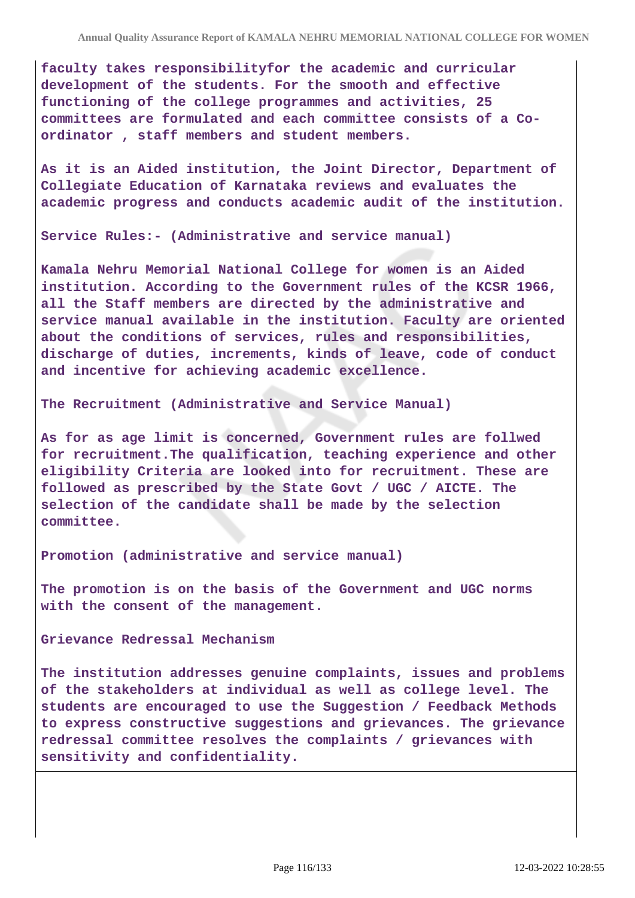**faculty takes responsibilityfor the academic and curricular development of the students. For the smooth and effective functioning of the college programmes and activities, 25 committees are formulated and each committee consists of a Co-ordinator , staff members and student members.**

**As it is an Aided institution, the Joint Director, Department of Collegiate Education of Karnataka reviews and evaluates the academic progress and conducts academic audit of the institution.**

**Service Rules:- (Administrative and service manual)**

**Kamala Nehru Memorial National College for women is an Aided institution. According to the Government rules of the KCSR 1966, all the Staff members are directed by the administrative and service manual available in the institution. Faculty are oriented about the conditions of services, rules and responsibilities, discharge of duties, increments, kinds of leave, code of conduct and incentive for achieving academic excellence.**

**The Recruitment (Administrative and Service Manual)**

**As for as age limit is concerned, Government rules are follwed for recruitment.The qualification, teaching experience and other eligibility Criteria are looked into for recruitment. These are followed as prescribed by the State Govt / UGC / AICTE. The selection of the candidate shall be made by the selection committee.**

**Promotion (administrative and service manual)**

**The promotion is on the basis of the Government and UGC norms with the consent of the management.**

**Grievance Redressal Mechanism**

**The institution addresses genuine complaints, issues and problems of the stakeholders at individual as well as college level. The students are encouraged to use the Suggestion / Feedback Methods to express constructive suggestions and grievances. The grievance redressal committee resolves the complaints / grievances with sensitivity and confidentiality.**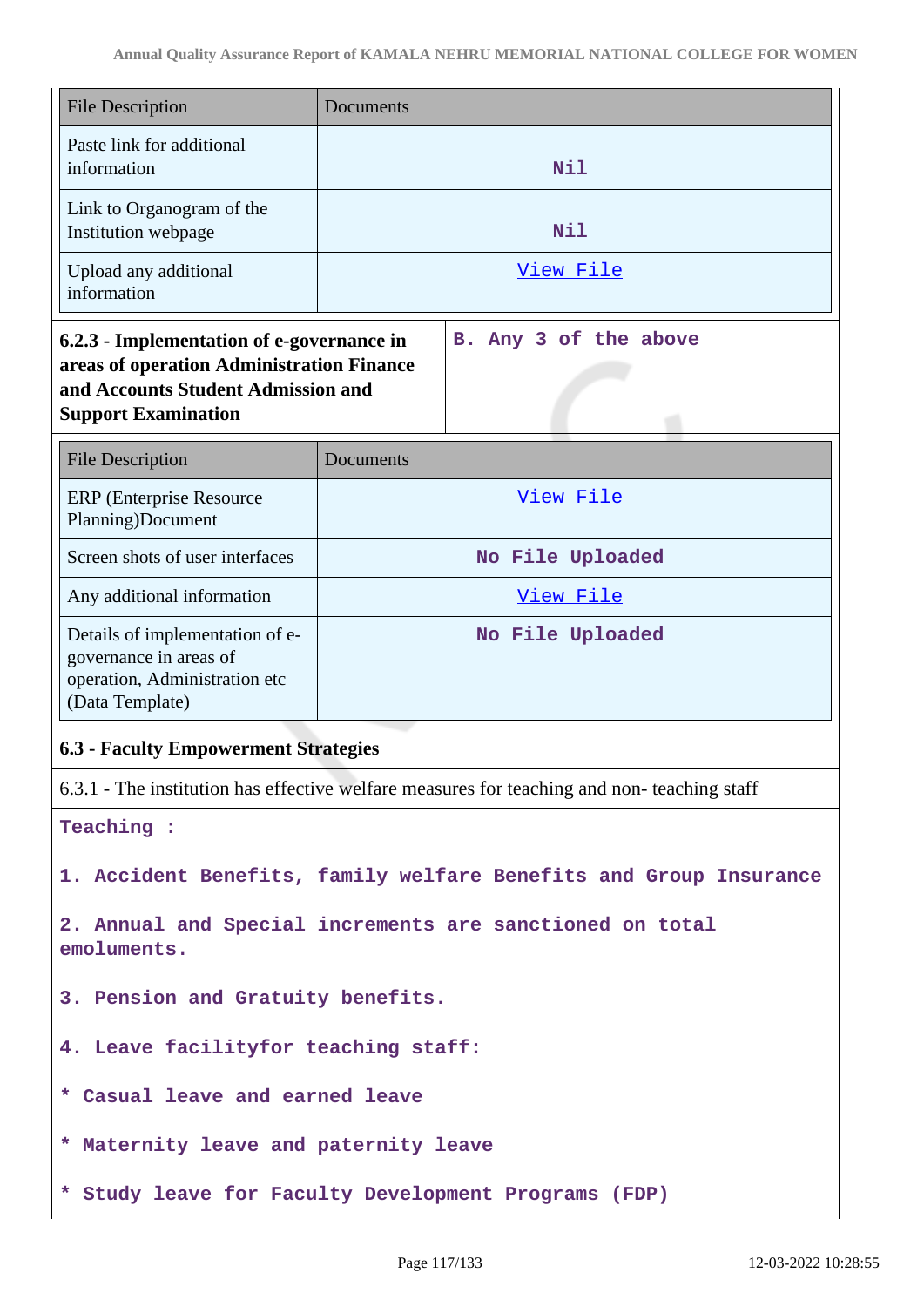| File Description | Documents |
|---|---|
| Paste link for additional information | Nil |
| Link to Organogram of the Institution webpage | Nil |
| Upload any additional information | View File |

| 6.2.3 - Implementation of e-governance in areas of operation Administration Finance and Accounts Student Admission and Support Examination | B. Any 3 of the above |
|---|---|

| File Description | Documents |
|---|---|
| ERP (Enterprise Resource Planning)Document | View File |
| Screen shots of user interfaces | No File Uploaded |
| Any additional information | View File |
| Details of implementation of e-governance in areas of operation, Administration etc (Data Template) | No File Uploaded |

**6.3 - Faculty Empowerment Strategies**

6.3.1 - The institution has effective welfare measures for teaching and non- teaching staff

Teaching :

1. Accident Benefits, family welfare Benefits and Group Insurance

2. Annual and Special increments are sanctioned on total emoluments.

3. Pension and Gratuity benefits.

4. Leave facilityfor teaching staff:

* Casual leave and earned leave

* Maternity leave and paternity leave

* Study leave for Faculty Development Programs (FDP)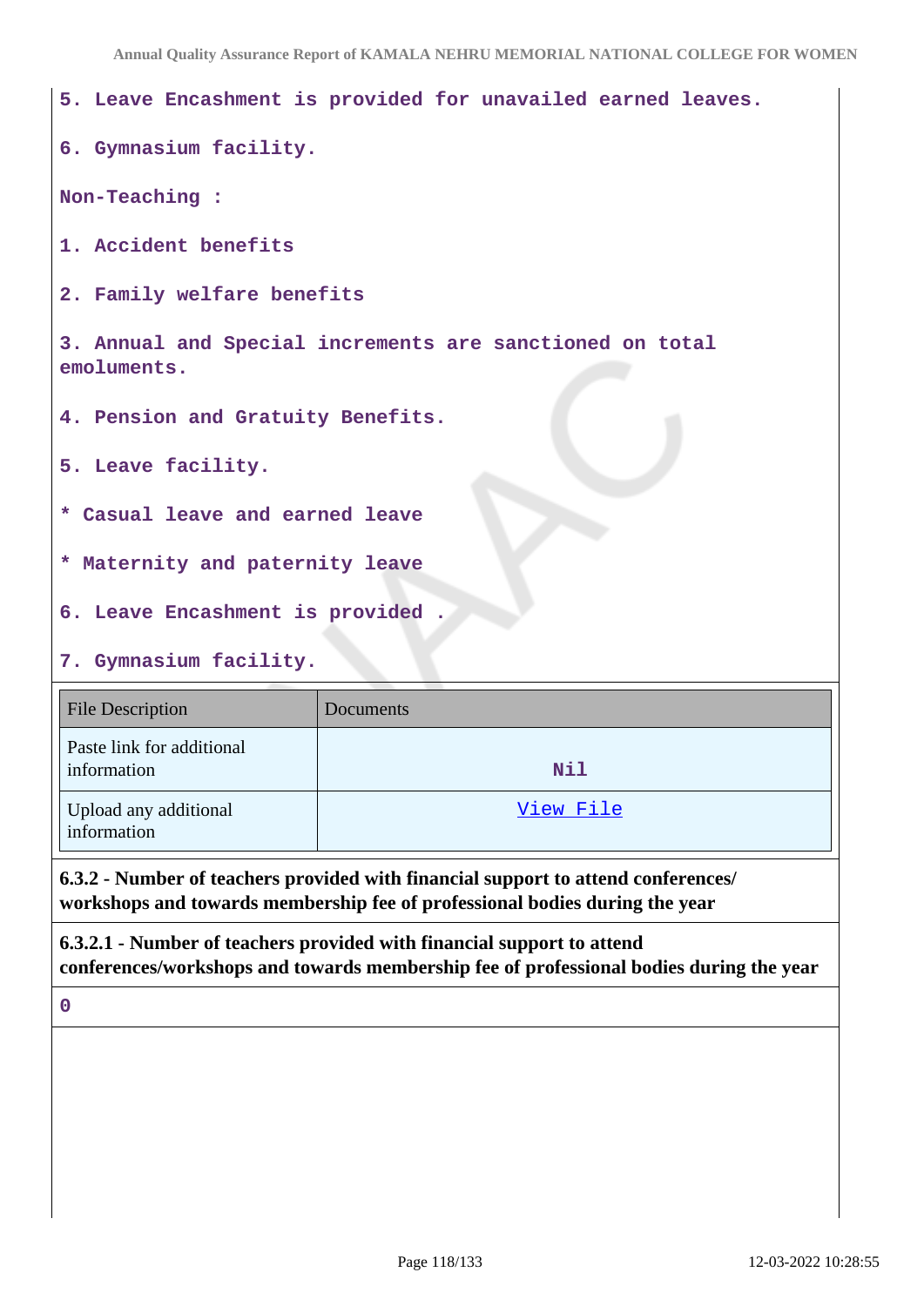5. Leave Encashment is provided for unavailed earned leaves.

6. Gymnasium facility.

Non-Teaching :

1. Accident benefits

2. Family welfare benefits

3. Annual and Special increments are sanctioned on total emoluments.

4. Pension and Gratuity Benefits.

5. Leave facility.

* Casual leave and earned leave

* Maternity and paternity leave

6. Leave Encashment is provided .

7. Gymnasium facility.

| File Description | Documents |
|---|---|
| Paste link for additional information | Nil |
| Upload any additional information | View File |

**6.3.2 - Number of teachers provided with financial support to attend conferences/ workshops and towards membership fee of professional bodies during the year**

**6.3.2.1 - Number of teachers provided with financial support to attend conferences/workshops and towards membership fee of professional bodies during the year**

0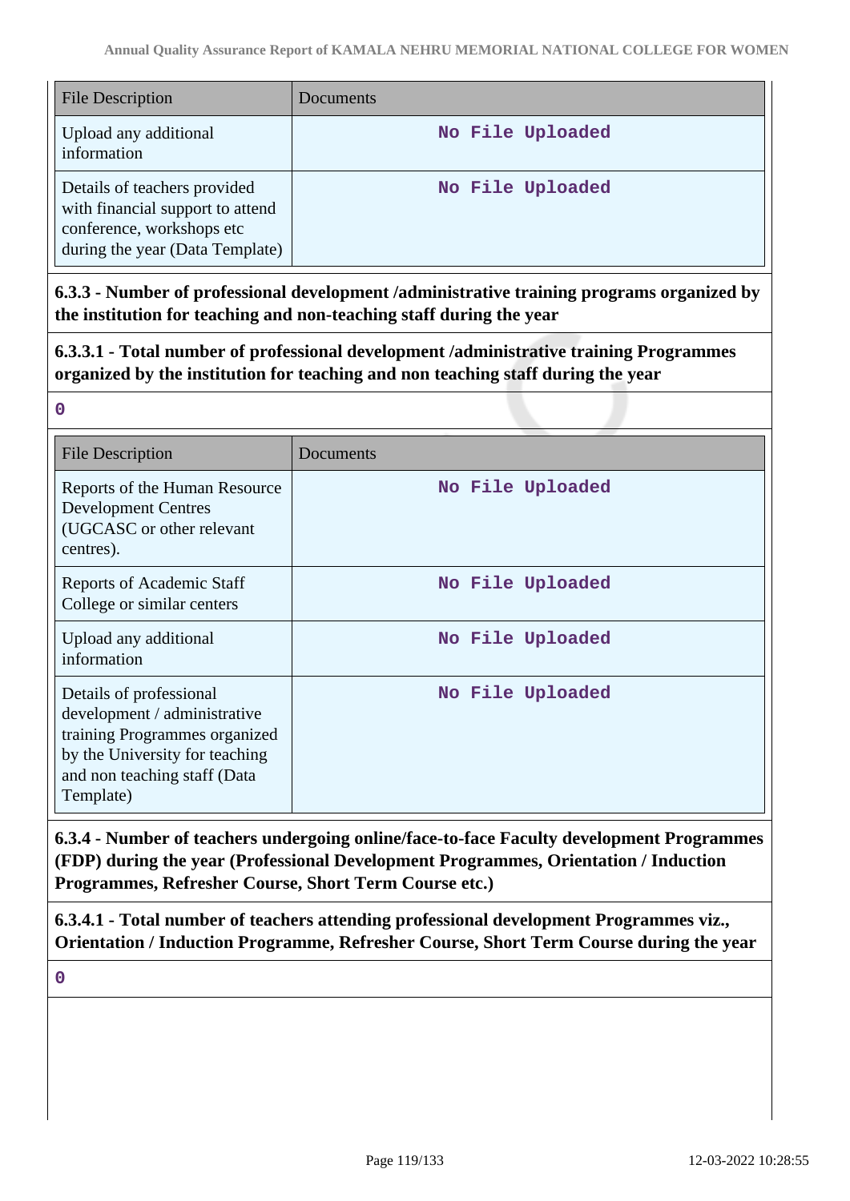| File Description | Documents |
| --- | --- |
| Upload any additional information | No File Uploaded |
| Details of teachers provided with financial support to attend conference, workshops etc during the year (Data Template) | No File Uploaded |

**6.3.3 - Number of professional development /administrative training programs organized by the institution for teaching and non-teaching staff during the year**

**6.3.3.1 - Total number of professional development /administrative training Programmes organized by the institution for teaching and non teaching staff during the year**

0

| File Description | Documents |
| --- | --- |
| Reports of the Human Resource Development Centres (UGCASC or other relevant centres). | No File Uploaded |
| Reports of Academic Staff College or similar centers | No File Uploaded |
| Upload any additional information | No File Uploaded |
| Details of professional development / administrative training Programmes organized by the University for teaching and non teaching staff (Data Template) | No File Uploaded |

**6.3.4 - Number of teachers undergoing online/face-to-face Faculty development Programmes (FDP) during the year (Professional Development Programmes, Orientation / Induction Programmes, Refresher Course, Short Term Course etc.)**

**6.3.4.1 - Total number of teachers attending professional development Programmes viz., Orientation / Induction Programme, Refresher Course, Short Term Course during the year**

0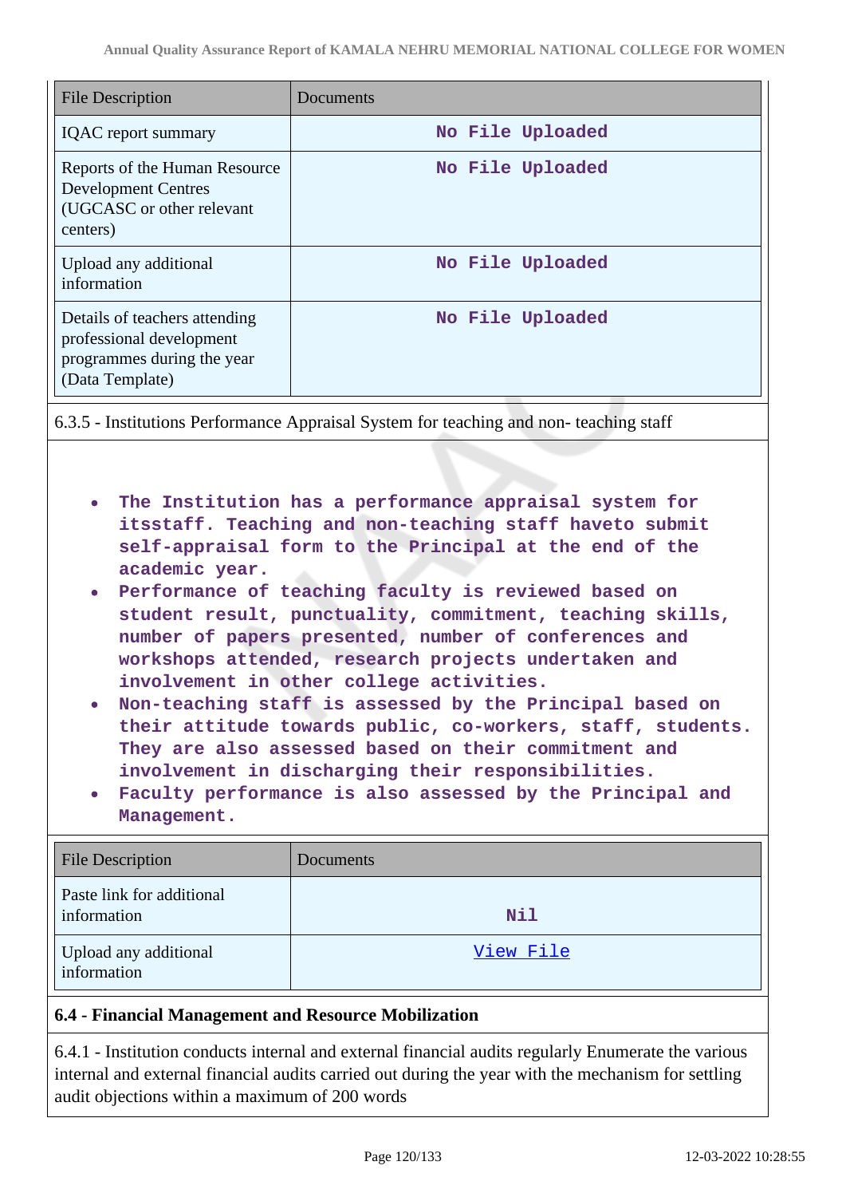| File Description | Documents |
| --- | --- |
| IQAC report summary | No File Uploaded |
| Reports of the Human Resource Development Centres (UGCASC or other relevant centers) | No File Uploaded |
| Upload any additional information | No File Uploaded |
| Details of teachers attending professional development programmes during the year (Data Template) | No File Uploaded |

6.3.5 - Institutions Performance Appraisal System for teaching and non- teaching staff

- **The Institution has a performance appraisal system for itsstaff. Teaching and non-teaching staff haveto submit self-appraisal form to the Principal at the end of the academic year.**
- **Performance of teaching faculty is reviewed based on student result, punctuality, commitment, teaching skills, number of papers presented, number of conferences and workshops attended, research projects undertaken and involvement in other college activities.**
- **Non-teaching staff is assessed by the Principal based on their attitude towards public, co-workers, staff, students. They are also assessed based on their commitment and involvement in discharging their responsibilities.**
- **Faculty performance is also assessed by the Principal and Management.**

| File Description | Documents |
| --- | --- |
| Paste link for additional information | Nil |
| Upload any additional information | View File |

### 6.4 - Financial Management and Resource Mobilization

6.4.1 - Institution conducts internal and external financial audits regularly Enumerate the various internal and external financial audits carried out during the year with the mechanism for settling audit objections within a maximum of 200 words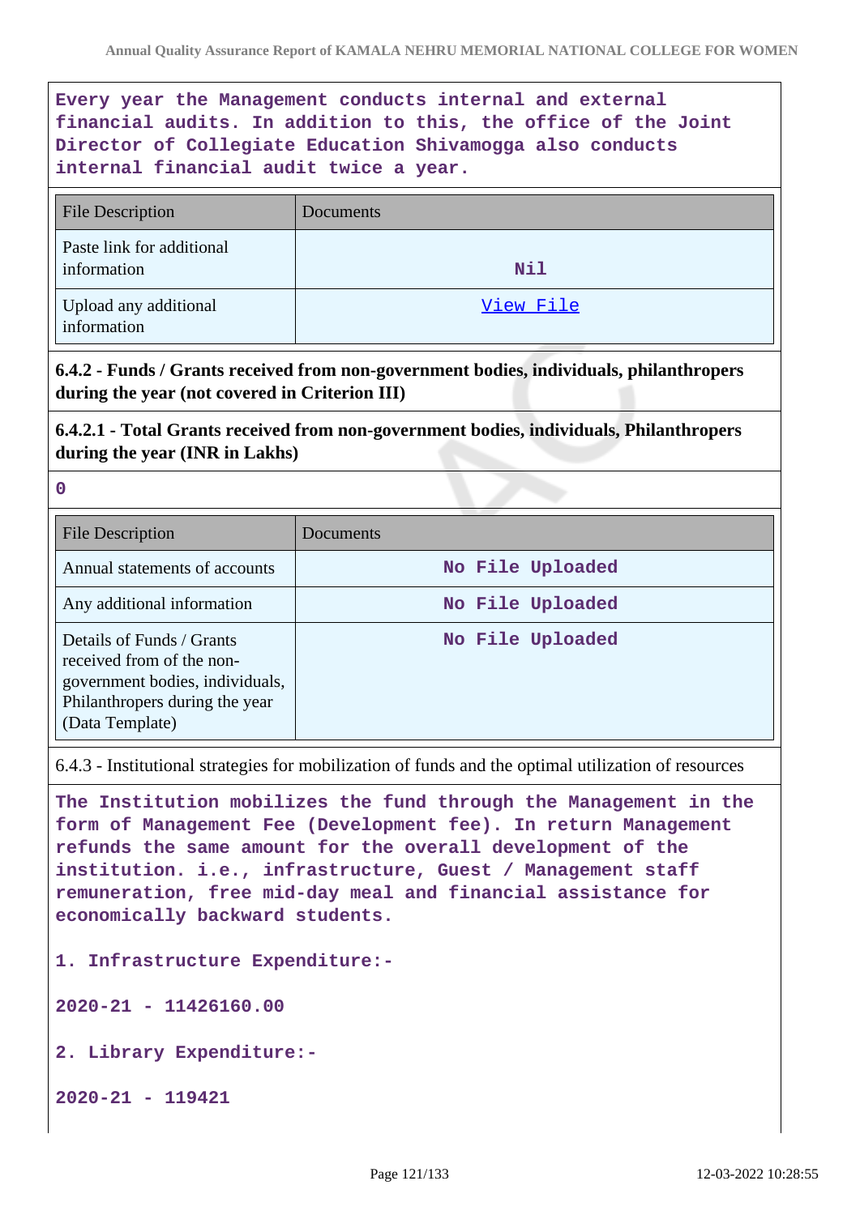Every year the Management conducts internal and external financial audits. In addition to this, the office of the Joint Director of Collegiate Education Shivamogga also conducts internal financial audit twice a year.

| File Description | Documents |
|---|---|
| Paste link for additional information | Nil |
| Upload any additional information | View File |

**6.4.2 - Funds / Grants received from non-government bodies, individuals, philanthropers during the year (not covered in Criterion III)**

**6.4.2.1 - Total Grants received from non-government bodies, individuals, Philanthropers during the year (INR in Lakhs)**

0

| File Description | Documents |
|---|---|
| Annual statements of accounts | No File Uploaded |
| Any additional information | No File Uploaded |
| Details of Funds / Grants received from of the non-government bodies, individuals, Philanthropers during the year (Data Template) | No File Uploaded |

6.4.3 - Institutional strategies for mobilization of funds and the optimal utilization of resources

The Institution mobilizes the fund through the Management in the form of Management Fee (Development fee). In return Management refunds the same amount for the overall development of the institution. i.e., infrastructure, Guest / Management staff remuneration, free mid-day meal and financial assistance for economically backward students.

1. Infrastructure Expenditure:-

2020-21 - 11426160.00

2. Library Expenditure:-

2020-21 - 119421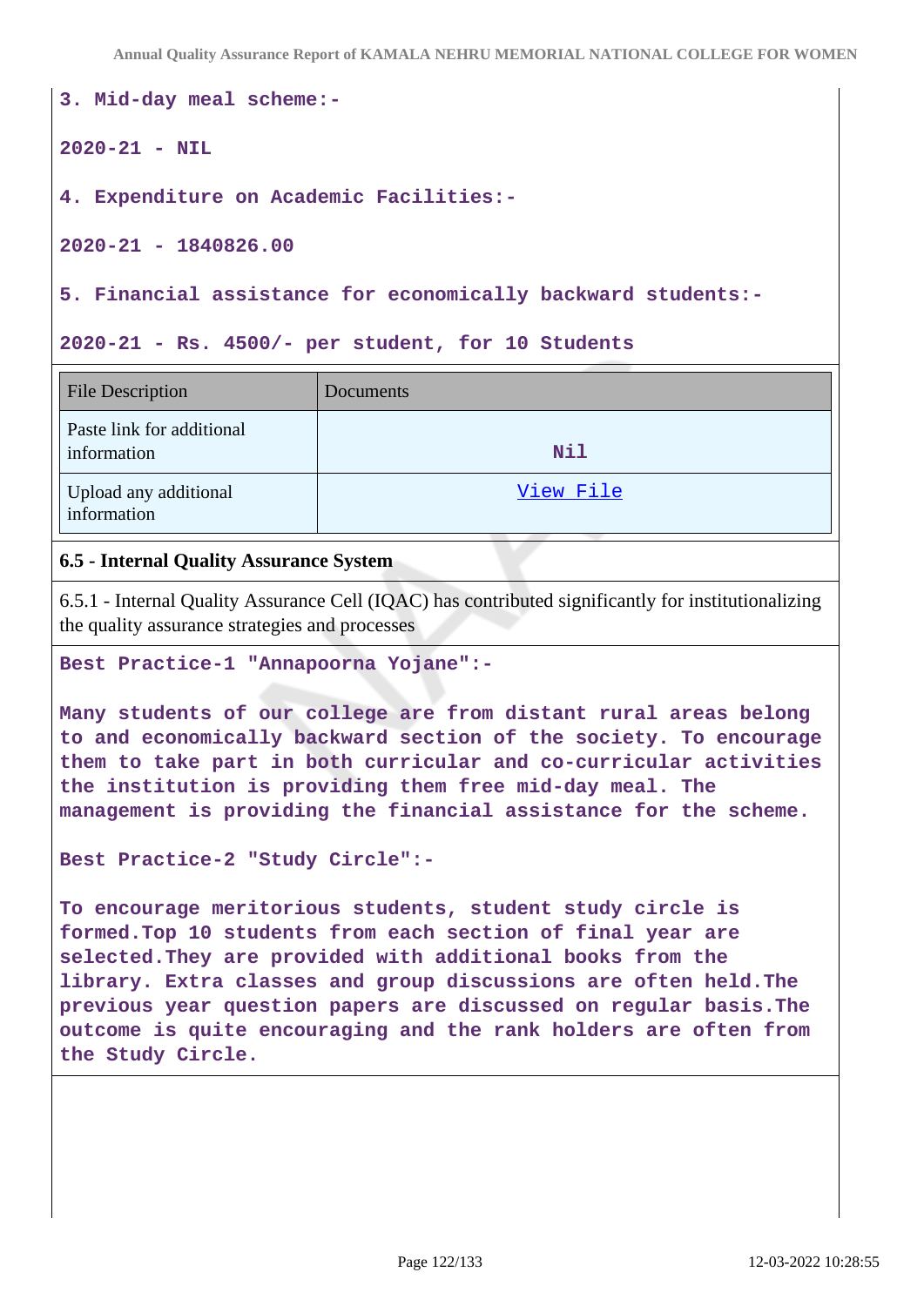**3. Mid-day meal scheme:-**

**2020-21 - NIL**

**4. Expenditure on Academic Facilities:-**

**2020-21 - 1840826.00**

**5. Financial assistance for economically backward students:-**

**2020-21 - Rs. 4500/- per student, for 10 Students**

| File Description | Documents |
|---|---|
| Paste link for additional information | Nil |
| Upload any additional information | View File |

**6.5 - Internal Quality Assurance System**

6.5.1 - Internal Quality Assurance Cell (IQAC) has contributed significantly for institutionalizing the quality assurance strategies and processes

**Best Practice-1 "Annapoorna Yojane":-**

**Many students of our college are from distant rural areas belong to and economically backward section of the society. To encourage them to take part in both curricular and co-curricular activities the institution is providing them free mid-day meal. The management is providing the financial assistance for the scheme.**

**Best Practice-2 "Study Circle":-**

**To encourage meritorious students, student study circle is formed.Top 10 students from each section of final year are selected.They are provided with additional books from the library. Extra classes and group discussions are often held.The previous year question papers are discussed on regular basis.The outcome is quite encouraging and the rank holders are often from the Study Circle.**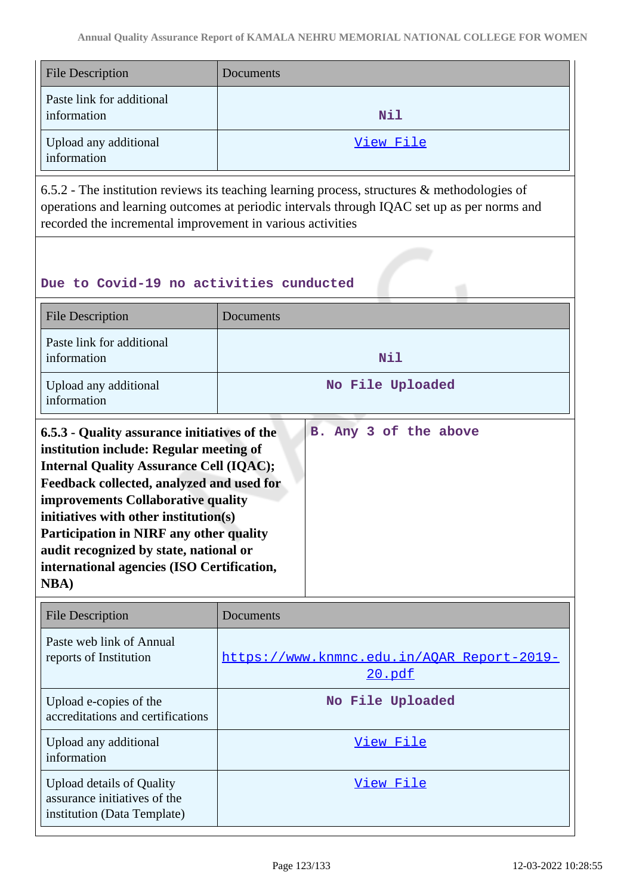| File Description | Documents |
|---|---|
| Paste link for additional information | Nil |
| Upload any additional information | View File |

6.5.2 - The institution reviews its teaching learning process, structures & methodologies of operations and learning outcomes at periodic intervals through IQAC set up as per norms and recorded the incremental improvement in various activities

Due to Covid-19 no activities cunducted

| File Description | Documents |
|---|---|
| Paste link for additional information | Nil |
| Upload any additional information | No File Uploaded |

| | |
|---|---|
| **6.5.3 - Quality assurance initiatives of the institution include: Regular meeting of Internal Quality Assurance Cell (IQAC); Feedback collected, analyzed and used for improvements Collaborative quality initiatives with other institution(s) Participation in NIRF any other quality audit recognized by state, national or international agencies (ISO Certification, NBA)** | B. Any 3 of the above |

| File Description | Documents |
|---|---|
| Paste web link of Annual reports of Institution | https://www.knmnc.edu.in/AQAR Report-2019-20.pdf |
| Upload e-copies of the accreditations and certifications | No File Uploaded |
| Upload any additional information | View File |
| Upload details of Quality assurance initiatives of the institution (Data Template) | View File |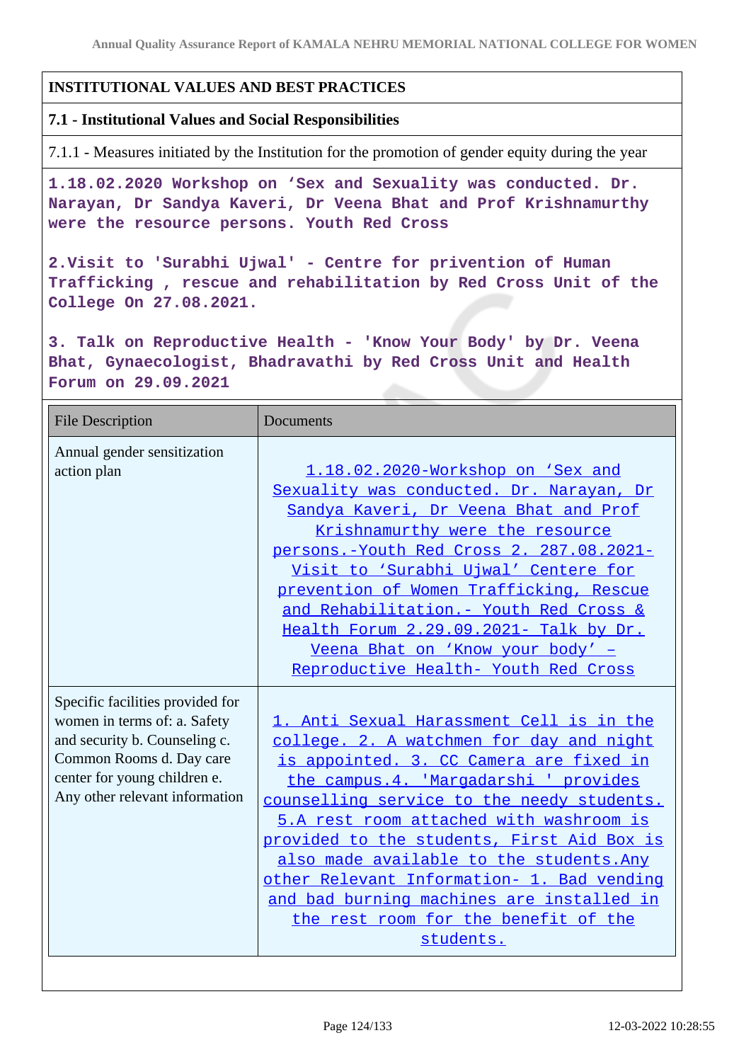## INSTITUTIONAL VALUES AND BEST PRACTICES

### 7.1 - Institutional Values and Social Responsibilities

7.1.1 - Measures initiated by the Institution for the promotion of gender equity during the year

1.18.02.2020 Workshop on 'Sex and Sexuality was conducted. Dr. Narayan, Dr Sandya Kaveri, Dr Veena Bhat and Prof Krishnamurthy were the resource persons. Youth Red Cross

2.Visit to 'Surabhi Ujwal' - Centre for privention of Human Trafficking , rescue and rehabilitation by Red Cross Unit of the College On 27.08.2021.

3. Talk on Reproductive Health - 'Know Your Body' by Dr. Veena Bhat, Gynaecologist, Bhadravathi by Red Cross Unit and Health Forum on 29.09.2021

| File Description | Documents |
|---|---|
| Annual gender sensitization action plan | 1.18.02.2020-Workshop on 'Sex and Sexuality was conducted. Dr. Narayan, Dr Sandya Kaveri, Dr Veena Bhat and Prof Krishnamurthy were the resource persons.-Youth Red Cross 2. 287.08.2021-Visit to 'Surabhi Ujwal' Centere for prevention of Women Trafficking, Rescue and Rehabilitation.- Youth Red Cross & Health Forum 2.29.09.2021- Talk by Dr. Veena Bhat on 'Know your body' – Reproductive Health- Youth Red Cross |
| Specific facilities provided for women in terms of: a. Safety and security b. Counseling c. Common Rooms d. Day care center for young children e. Any other relevant information | 1. Anti Sexual Harassment Cell is in the college. 2. A watchmen for day and night is appointed. 3. CC Camera are fixed in the campus.4. 'Margadarshi ' provides counselling service to the needy students. 5.A rest room attached with washroom is provided to the students, First Aid Box is also made available to the students.Any other Relevant Information- 1. Bad vending and bad burning machines are installed in the rest room for the benefit of the students. |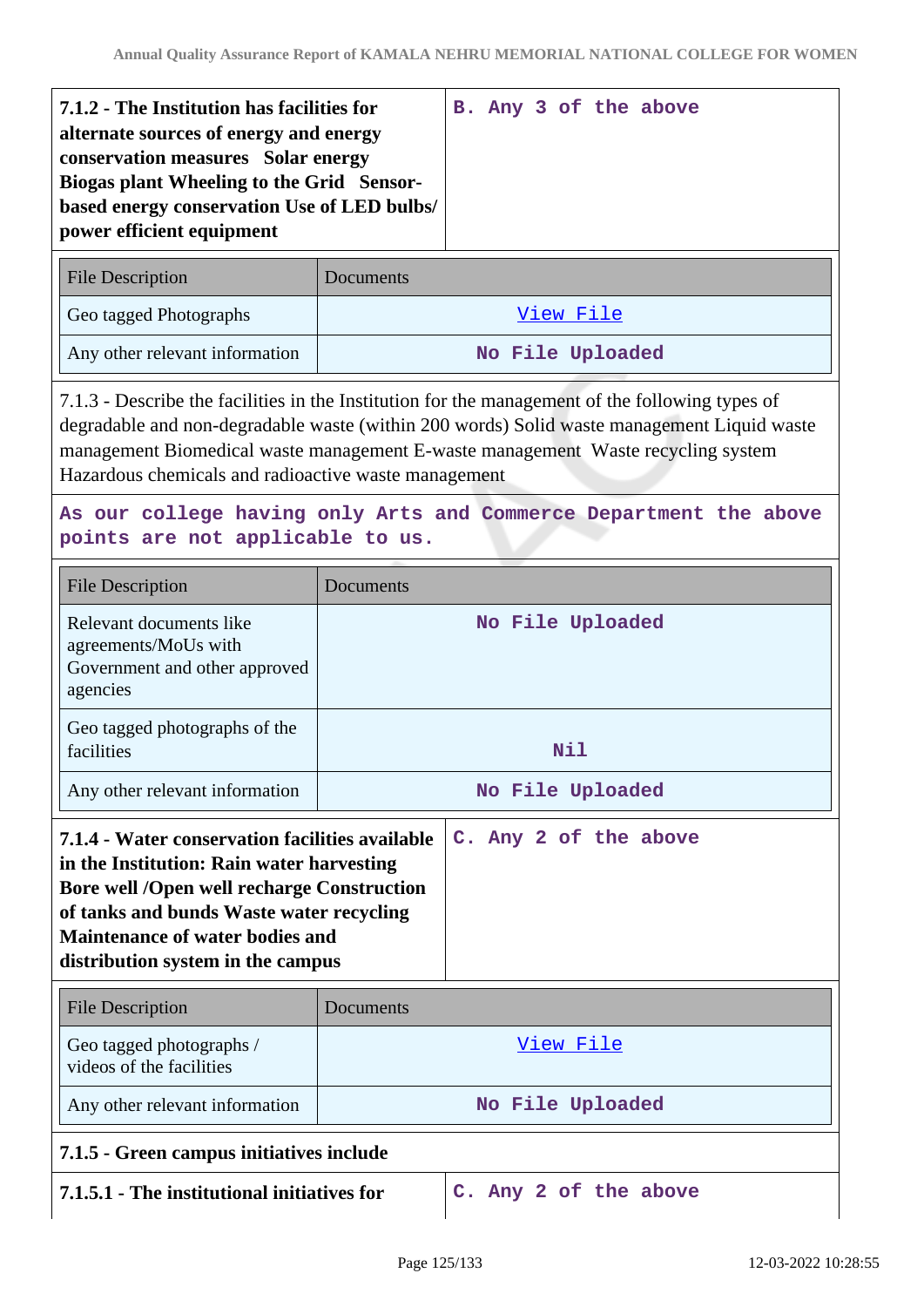| 7.1.2 - The Institution has facilities for alternate sources of energy and energy conservation measures Solar energy Biogas plant Wheeling to the Grid Sensor-based energy conservation Use of LED bulbs/ power efficient equipment | B. Any 3 of the above |
|---|---|

| File Description | Documents |
|---|---|
| Geo tagged Photographs | View File |
| Any other relevant information | No File Uploaded |

7.1.3 - Describe the facilities in the Institution for the management of the following types of degradable and non-degradable waste (within 200 words) Solid waste management Liquid waste management Biomedical waste management E-waste management Waste recycling system Hazardous chemicals and radioactive waste management

As our college having only Arts and Commerce Department the above points are not applicable to us.

| File Description | Documents |
|---|---|
| Relevant documents like agreements/MoUs with Government and other approved agencies | No File Uploaded |
| Geo tagged photographs of the facilities | Nil |
| Any other relevant information | No File Uploaded |

| 7.1.4 - Water conservation facilities available in the Institution: Rain water harvesting Bore well /Open well recharge Construction of tanks and bunds Waste water recycling Maintenance of water bodies and distribution system in the campus | C. Any 2 of the above |
|---|---|

| File Description | Documents |
|---|---|
| Geo tagged photographs / videos of the facilities | View File |
| Any other relevant information | No File Uploaded |

**7.1.5 - Green campus initiatives include**

| 7.1.5.1 - The institutional initiatives for | C. Any 2 of the above |
|---|---|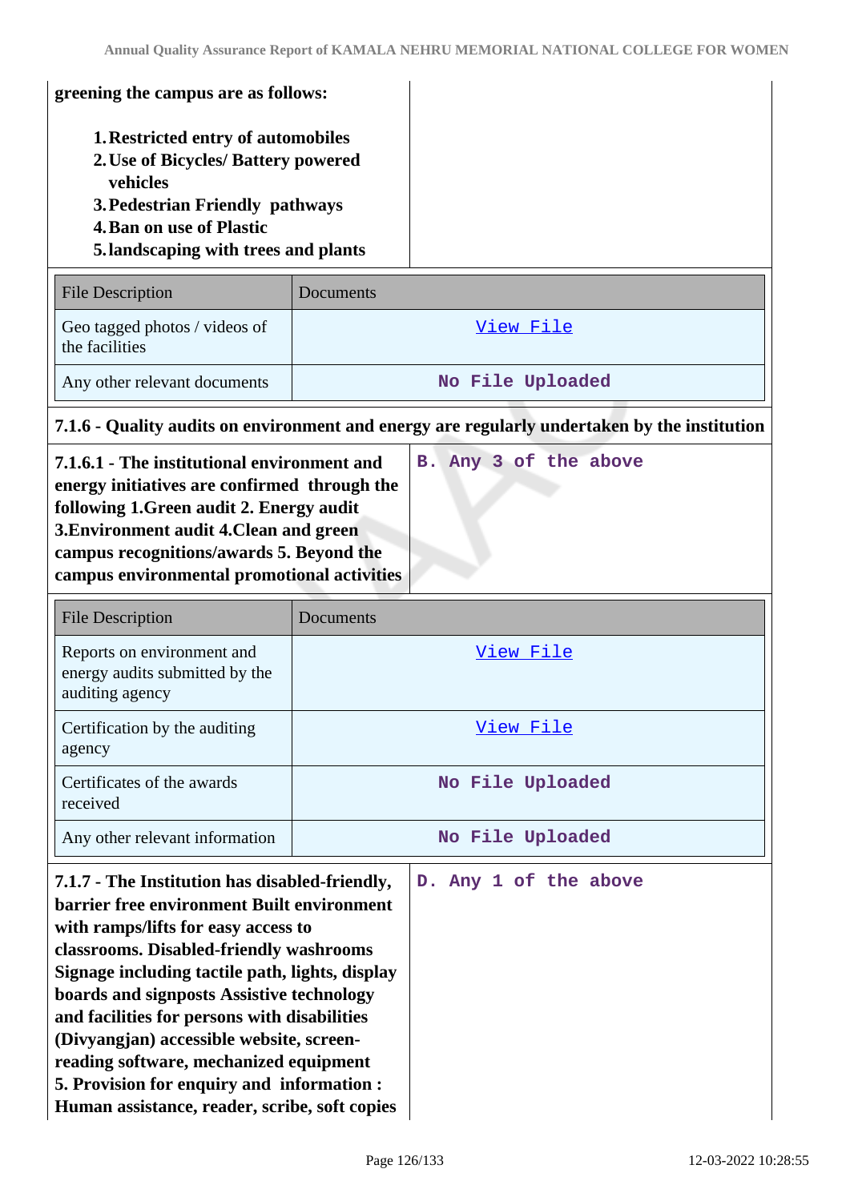**greening the campus are as follows:**

1. **Restricted entry of automobiles**
2. **Use of Bicycles/ Battery powered vehicles**
3. **Pedestrian Friendly pathways**
4. **Ban on use of Plastic**
5. **landscaping with trees and plants**

| File Description | Documents |
|---|---|
| Geo tagged photos / videos of the facilities | View File |
| Any other relevant documents | No File Uploaded |

**7.1.6 - Quality audits on environment and energy are regularly undertaken by the institution**

| | |
|---|---|
| **7.1.6.1 - The institutional environment and energy initiatives are confirmed through the following 1.Green audit 2. Energy audit 3.Environment audit 4.Clean and green campus recognitions/awards 5. Beyond the campus environmental promotional activities** | B. Any 3 of the above |

| File Description | Documents |
|---|---|
| Reports on environment and energy audits submitted by the auditing agency | View File |
| Certification by the auditing agency | View File |
| Certificates of the awards received | No File Uploaded |
| Any other relevant information | No File Uploaded |

| | |
|---|---|
| **7.1.7 - The Institution has disabled-friendly, barrier free environment Built environment with ramps/lifts for easy access to classrooms. Disabled-friendly washrooms Signage including tactile path, lights, display boards and signposts Assistive technology and facilities for persons with disabilities (Divyangjan) accessible website, screen-reading software, mechanized equipment 5. Provision for enquiry and information : Human assistance, reader, scribe, soft copies** | D. Any 1 of the above |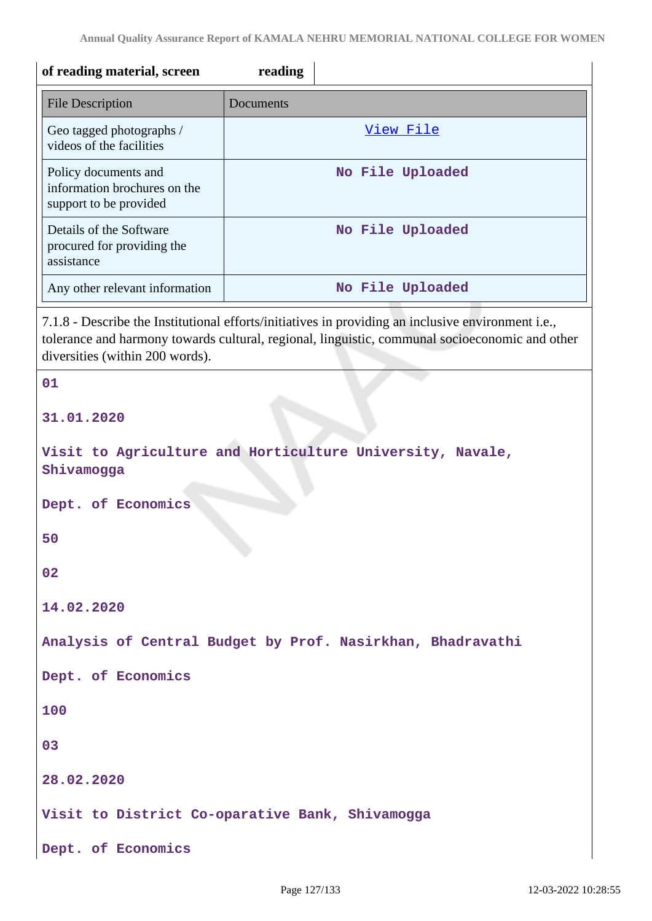| of reading material, screen reading | |
|---|---|

| File Description | Documents |
|---|---|
| Geo tagged photographs / videos of the facilities | View File |
| Policy documents and information brochures on the support to be provided | No File Uploaded |
| Details of the Software procured for providing the assistance | No File Uploaded |
| Any other relevant information | No File Uploaded |

7.1.8 - Describe the Institutional efforts/initiatives in providing an inclusive environment i.e., tolerance and harmony towards cultural, regional, linguistic, communal socioeconomic and other diversities (within 200 words).

01

31.01.2020

Visit to Agriculture and Horticulture University, Navale, Shivamogga

Dept. of Economics

50

02

14.02.2020

Analysis of Central Budget by Prof. Nasirkhan, Bhadravathi

Dept. of Economics

100

03

28.02.2020

Visit to District Co-oparative Bank, Shivamogga

Dept. of Economics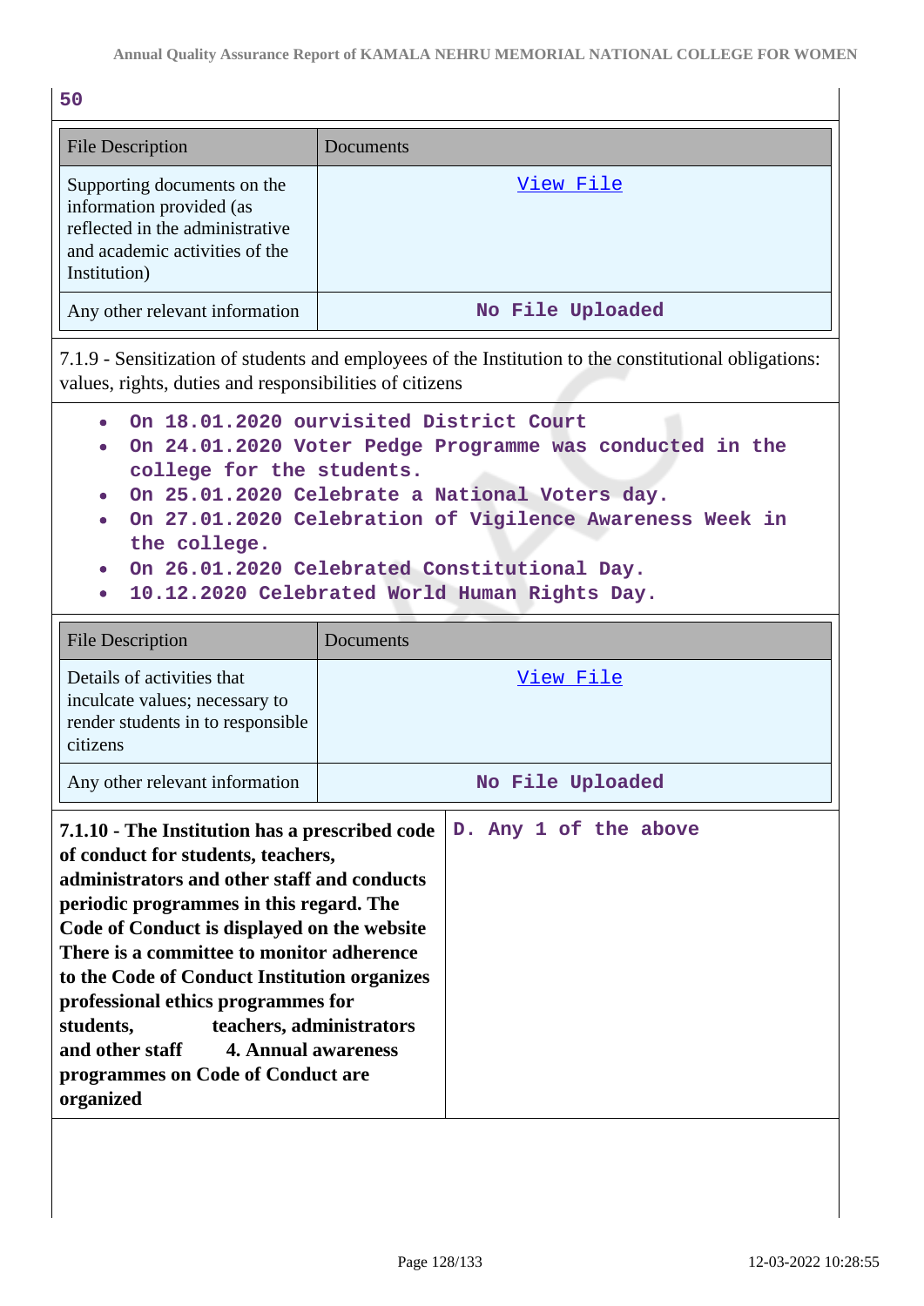50

| File Description | Documents |
| --- | --- |
| Supporting documents on the information provided (as reflected in the administrative and academic activities of the Institution) | View File |
| Any other relevant information | No File Uploaded |

7.1.9 - Sensitization of students and employees of the Institution to the constitutional obligations: values, rights, duties and responsibilities of citizens

- On 18.01.2020 ourvisited District Court
- On 24.01.2020 Voter Pedge Programme was conducted in the college for the students.
- On 25.01.2020 Celebrate a National Voters day.
- On 27.01.2020 Celebration of Vigilence Awareness Week in the college.
- On 26.01.2020 Celebrated Constitutional Day.
- 10.12.2020 Celebrated World Human Rights Day.

| File Description | Documents |
| --- | --- |
| Details of activities that inculcate values; necessary to render students in to responsible citizens | View File |
| Any other relevant information | No File Uploaded |

| **7.1.10 - The Institution has a prescribed code of conduct for students, teachers, administrators and other staff and conducts periodic programmes in this regard. The Code of Conduct is displayed on the website There is a committee to monitor adherence to the Code of Conduct Institution organizes professional ethics programmes for students, teachers, administrators and other staff 4. Annual awareness programmes on Code of Conduct are organized** | D. Any 1 of the above |
| --- | --- |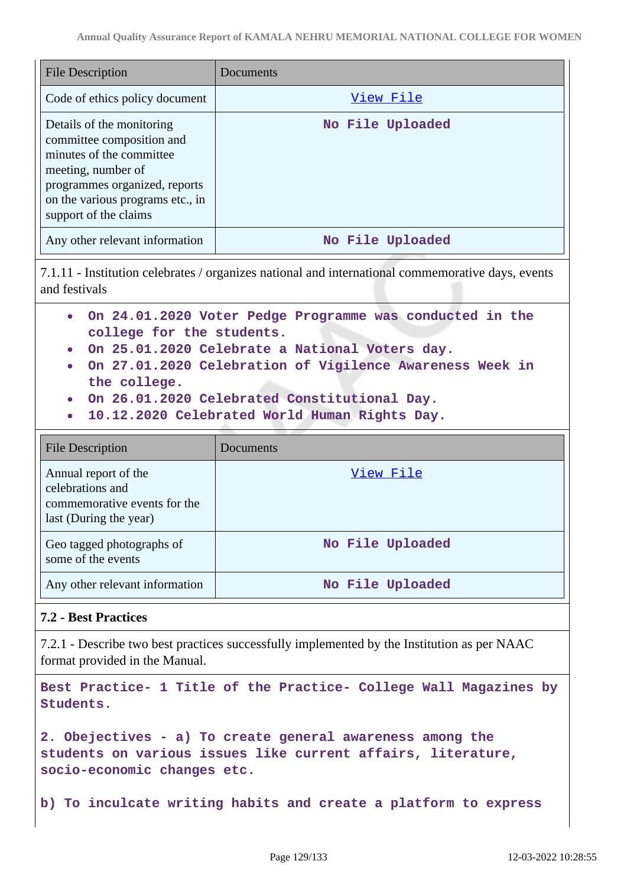| File Description | Documents |
| --- | --- |
| Code of ethics policy document | View File |
| Details of the monitoring committee composition and minutes of the committee meeting, number of programmes organized, reports on the various programs etc., in support of the claims | No File Uploaded |
| Any other relevant information | No File Uploaded |

7.1.11 - Institution celebrates / organizes national and international commemorative days, events and festivals

- **On 24.01.2020 Voter Pedge Programme was conducted in the college for the students.**
- **On 25.01.2020 Celebrate a National Voters day.**
- **On 27.01.2020 Celebration of Vigilence Awareness Week in the college.**
- **On 26.01.2020 Celebrated Constitutional Day.**
- **10.12.2020 Celebrated World Human Rights Day.**

| File Description | Documents |
| --- | --- |
| Annual report of the celebrations and commemorative events for the last (During the year) | View File |
| Geo tagged photographs of some of the events | No File Uploaded |
| Any other relevant information | No File Uploaded |

### 7.2 - Best Practices

7.2.1 - Describe two best practices successfully implemented by the Institution as per NAAC format provided in the Manual.

**Best Practice- 1 Title of the Practice- College Wall Magazines by Students.**

**2. Obejectives - a) To create general awareness among the students on various issues like current affairs, literature, socio-economic changes etc.**

**b) To inculcate writing habits and create a platform to express**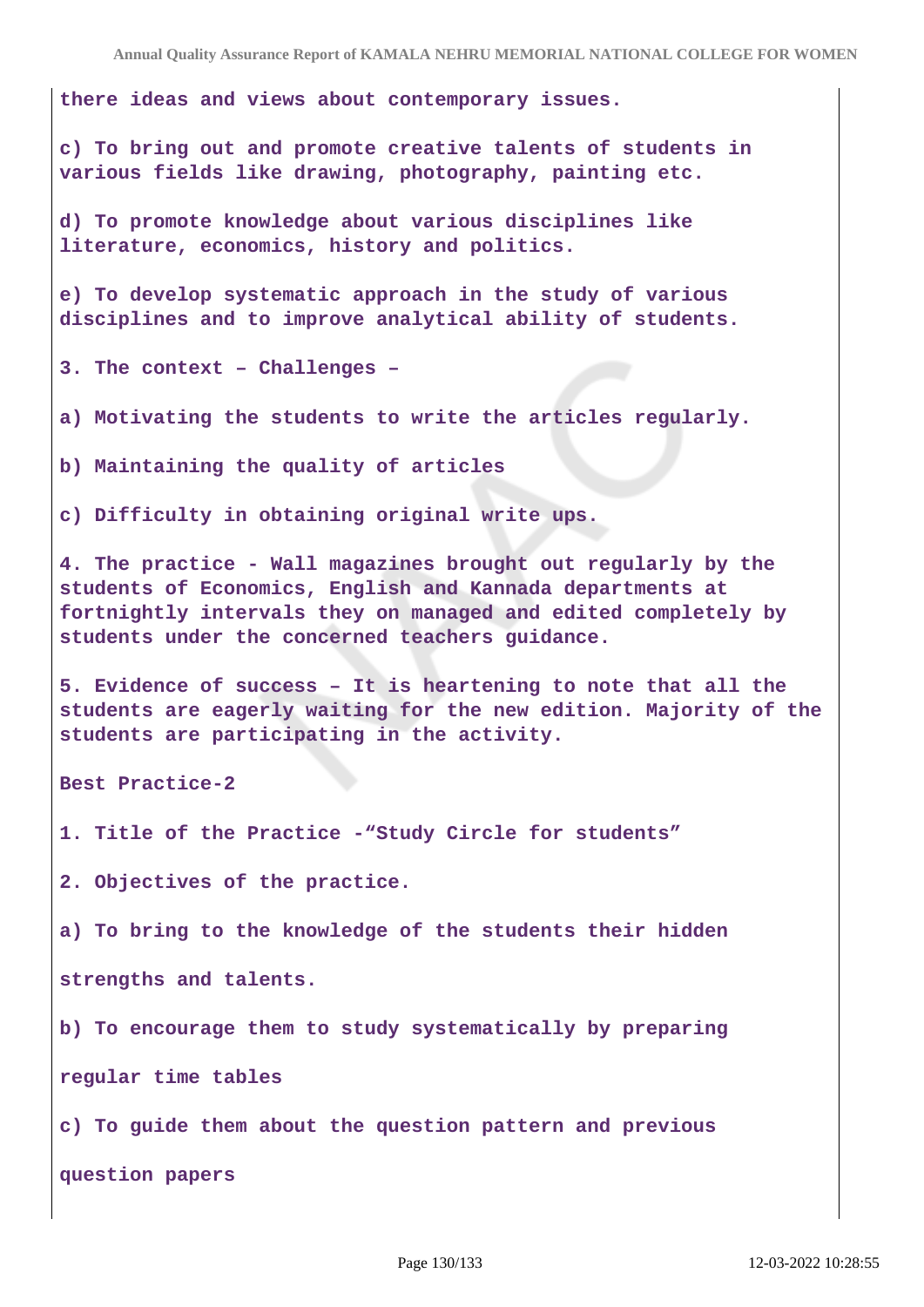there ideas and views about contemporary issues.

c) To bring out and promote creative talents of students in various fields like drawing, photography, painting etc.

d) To promote knowledge about various disciplines like literature, economics, history and politics.

e) To develop systematic approach in the study of various disciplines and to improve analytical ability of students.

3. The context – Challenges –

a) Motivating the students to write the articles regularly.

b) Maintaining the quality of articles

c) Difficulty in obtaining original write ups.

4. The practice - Wall magazines brought out regularly by the students of Economics, English and Kannada departments at fortnightly intervals they on managed and edited completely by students under the concerned teachers guidance.

5. Evidence of success – It is heartening to note that all the students are eagerly waiting for the new edition. Majority of the students are participating in the activity.

Best Practice-2

1. Title of the Practice -“Study Circle for students”

2. Objectives of the practice.

a) To bring to the knowledge of the students their hidden

strengths and talents.

b) To encourage them to study systematically by preparing

regular time tables

c) To guide them about the question pattern and previous

question papers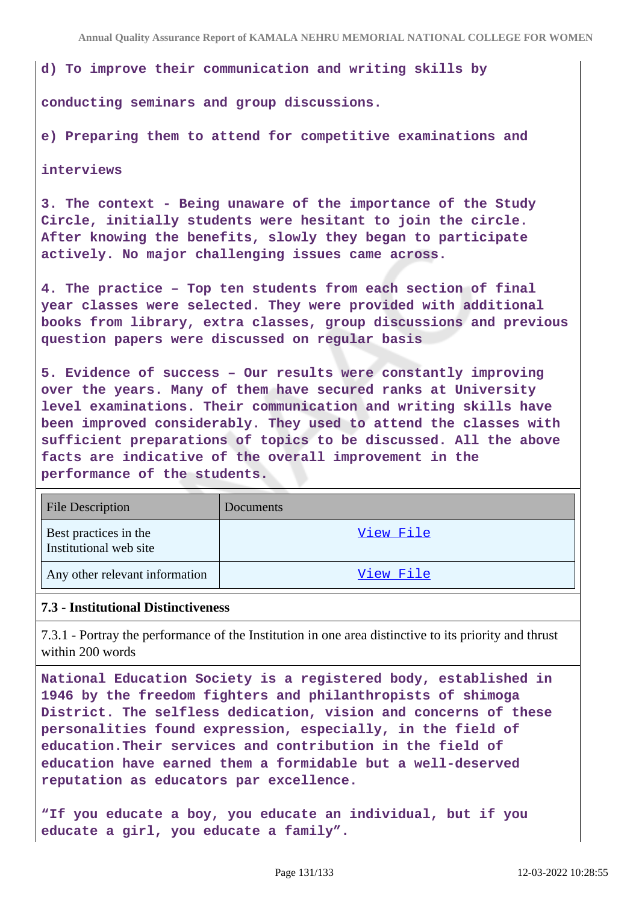**d) To improve their communication and writing skills by**

**conducting seminars and group discussions.**

**e) Preparing them to attend for competitive examinations and**

**interviews**

**3. The context - Being unaware of the importance of the Study Circle, initially students were hesitant to join the circle. After knowing the benefits, slowly they began to participate actively. No major challenging issues came across.**

**4. The practice – Top ten students from each section of final year classes were selected. They were provided with additional books from library, extra classes, group discussions and previous question papers were discussed on regular basis**

**5. Evidence of success – Our results were constantly improving over the years. Many of them have secured ranks at University level examinations. Their communication and writing skills have been improved considerably. They used to attend the classes with sufficient preparations of topics to be discussed. All the above facts are indicative of the overall improvement in the performance of the students.**

| File Description | Documents |
|---|---|
| Best practices in the Institutional web site | View File |
| Any other relevant information | View File |

### 7.3 - Institutional Distinctiveness

7.3.1 - Portray the performance of the Institution in one area distinctive to its priority and thrust within 200 words

**National Education Society is a registered body, established in 1946 by the freedom fighters and philanthropists of shimoga District. The selfless dedication, vision and concerns of these personalities found expression, especially, in the field of education.Their services and contribution in the field of education have earned them a formidable but a well-deserved reputation as educators par excellence.**

**"If you educate a boy, you educate an individual, but if you educate a girl, you educate a family".**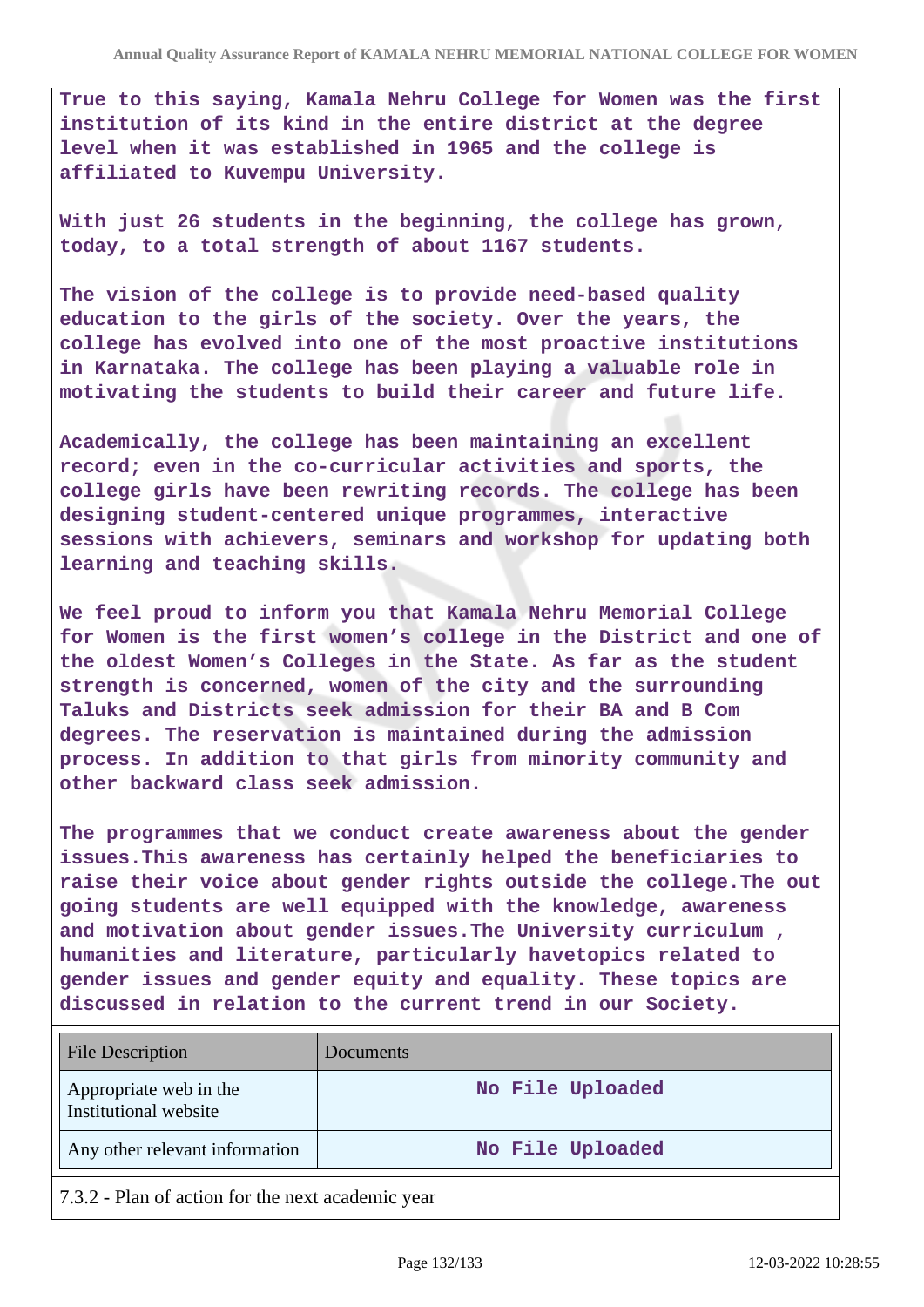True to this saying, Kamala Nehru College for Women was the first institution of its kind in the entire district at the degree level when it was established in 1965 and the college is affiliated to Kuvempu University.

With just 26 students in the beginning, the college has grown, today, to a total strength of about 1167 students.

The vision of the college is to provide need-based quality education to the girls of the society. Over the years, the college has evolved into one of the most proactive institutions in Karnataka. The college has been playing a valuable role in motivating the students to build their career and future life.

Academically, the college has been maintaining an excellent record; even in the co-curricular activities and sports, the college girls have been rewriting records. The college has been designing student-centered unique programmes, interactive sessions with achievers, seminars and workshop for updating both learning and teaching skills.

We feel proud to inform you that Kamala Nehru Memorial College for Women is the first women's college in the District and one of the oldest Women's Colleges in the State. As far as the student strength is concerned, women of the city and the surrounding Taluks and Districts seek admission for their BA and B Com degrees. The reservation is maintained during the admission process. In addition to that girls from minority community and other backward class seek admission.

The programmes that we conduct create awareness about the gender issues.This awareness has certainly helped the beneficiaries to raise their voice about gender rights outside the college.The out going students are well equipped with the knowledge, awareness and motivation about gender issues.The University curriculum , humanities and literature, particularly havetopics related to gender issues and gender equity and equality. These topics are discussed in relation to the current trend in our Society.

| File Description | Documents |
|---|---|
| Appropriate web in the Institutional website | No File Uploaded |
| Any other relevant information | No File Uploaded |

7.3.2 - Plan of action for the next academic year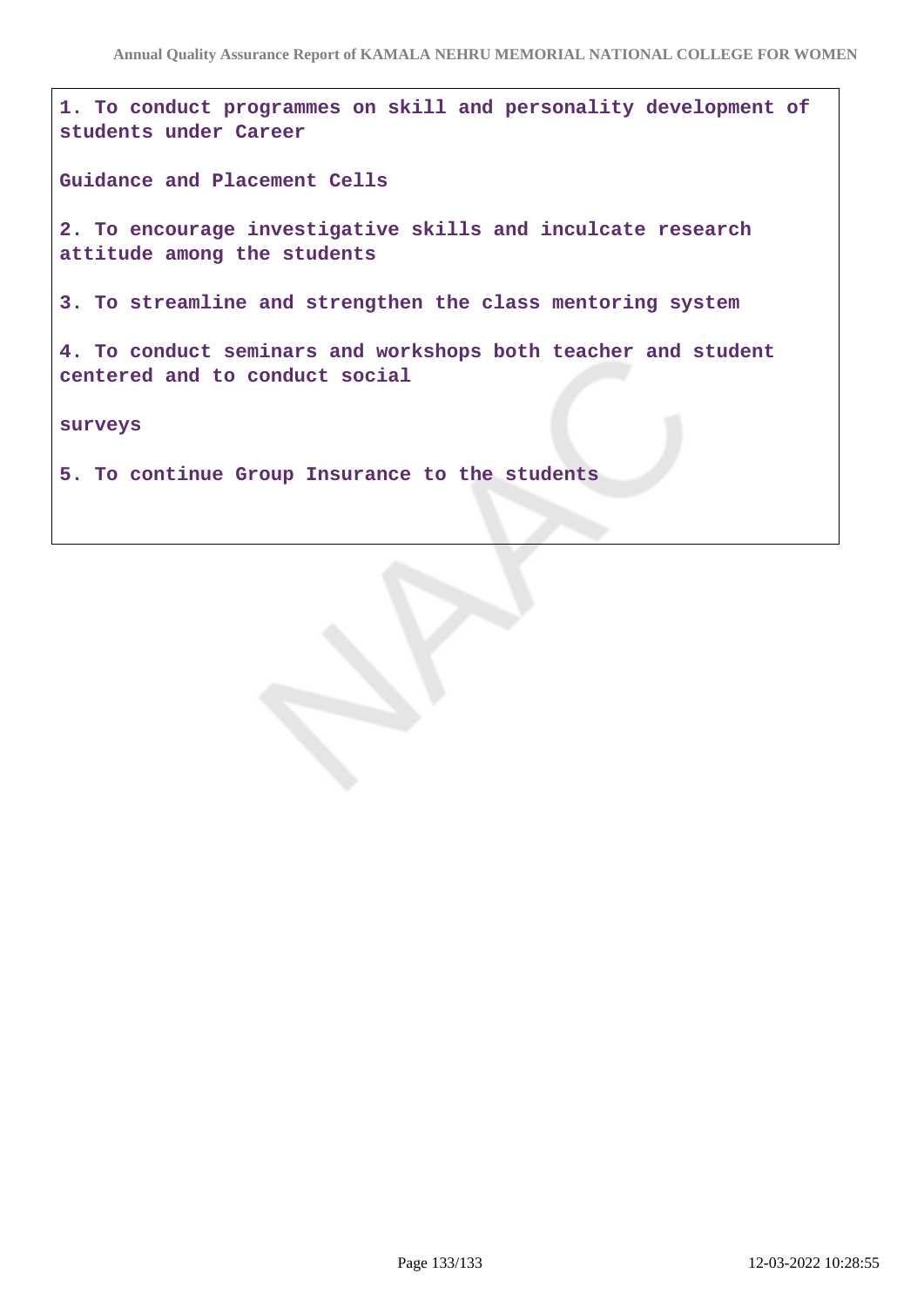1. To conduct programmes on skill and personality development of students under Career

Guidance and Placement Cells

2. To encourage investigative skills and inculcate research attitude among the students

3. To streamline and strengthen the class mentoring system

4. To conduct seminars and workshops both teacher and student centered and to conduct social

surveys

5. To continue Group Insurance to the students